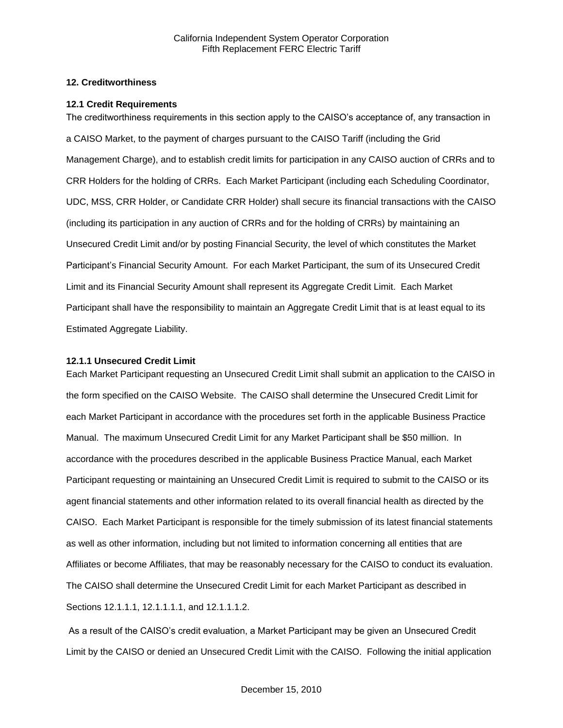## 12. Creditworthiness

### 12.1 Credit Requirements

The creditworthiness requirements in this section apply to the CAISO's acceptance of, any transaction in a CAISO Market, to the payment of charges pursuant to the CAISO Tariff (including the Grid Management Charge), and to establish credit limits for participation in any CAISO auction of CRRs and to CRR Holders for the holding of CRRs. Each Market Participant (including each Scheduling Coordinator, UDC, MSS, CRR Holder, or Candidate CRR Holder) shall secure its financial transactions with the CAISO (including its participation in any auction of CRRs and for the holding of CRRs) by maintaining an Unsecured Credit Limit and/or by posting Financial Security, the level of which constitutes the Market Participant's Financial Security Amount. For each Market Participant, the sum of its Unsecured Credit Limit and its Financial Security Amount shall represent its Aggregate Credit Limit. Each Market Participant shall have the responsibility to maintain an Aggregate Credit Limit that is at least equal to its Estimated Aggregate Liability.

#### 12.1.1 Unsecured Credit Limit

Each Market Participant requesting an Unsecured Credit Limit shall submit an application to the CAISO in the form specified on the CAISO Website. The CAISO shall determine the Unsecured Credit Limit for each Market Participant in accordance with the procedures set forth in the applicable Business Practice Manual. The maximum Unsecured Credit Limit for any Market Participant shall be $50 million. In accordance with the procedures described in the applicable Business Practice Manual, each Market Participant requesting or maintaining an Unsecured Credit Limit is required to submit to the CAISO or its agent financial statements and other information related to its overall financial health as directed by the CAISO. Each Market Participant is responsible for the timely submission of its latest financial statements as well as other information, including but not limited to information concerning all entities that are Affiliates or become Affiliates, that may be reasonably necessary for the CAISO to conduct its evaluation. The CAISO shall determine the Unsecured Credit Limit for each Market Participant as described in Sections 12.1.1.1, 12.1.1.1.1, and 12.1.1.1.2.

As a result of the CAISO's credit evaluation, a Market Participant may be given an Unsecured Credit Limit by the CAISO or denied an Unsecured Credit Limit with the CAISO. Following the initial application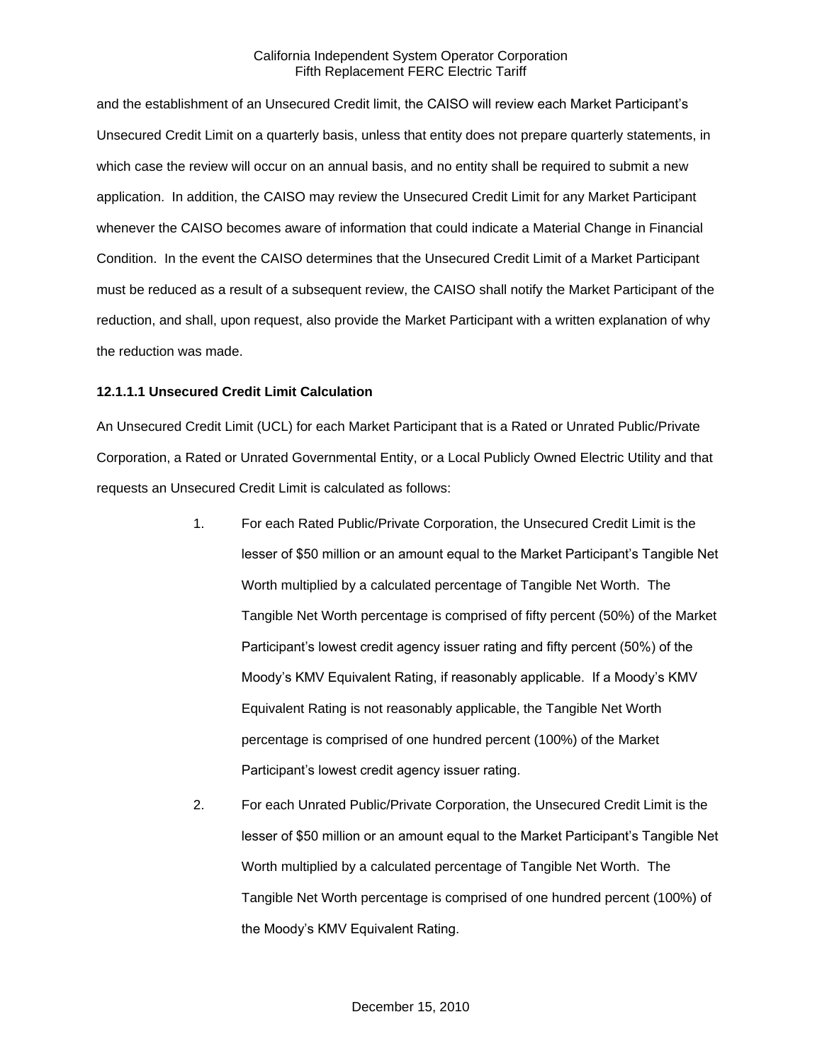and the establishment of an Unsecured Credit limit, the CAISO will review each Market Participant's Unsecured Credit Limit on a quarterly basis, unless that entity does not prepare quarterly statements, in which case the review will occur on an annual basis, and no entity shall be required to submit a new application. In addition, the CAISO may review the Unsecured Credit Limit for any Market Participant whenever the CAISO becomes aware of information that could indicate a Material Change in Financial Condition. In the event the CAISO determines that the Unsecured Credit Limit of a Market Participant must be reduced as a result of a subsequent review, the CAISO shall notify the Market Participant of the reduction, and shall, upon request, also provide the Market Participant with a written explanation of why the reduction was made.

**12.1.1.1 Unsecured Credit Limit Calculation**

An Unsecured Credit Limit (UCL) for each Market Participant that is a Rated or Unrated Public/Private Corporation, a Rated or Unrated Governmental Entity, or a Local Publicly Owned Electric Utility and that requests an Unsecured Credit Limit is calculated as follows:

1. For each Rated Public/Private Corporation, the Unsecured Credit Limit is the lesser of $50 million or an amount equal to the Market Participant's Tangible Net Worth multiplied by a calculated percentage of Tangible Net Worth. The Tangible Net Worth percentage is comprised of fifty percent (50%) of the Market Participant's lowest credit agency issuer rating and fifty percent (50%) of the Moody's KMV Equivalent Rating, if reasonably applicable. If a Moody's KMV Equivalent Rating is not reasonably applicable, the Tangible Net Worth percentage is comprised of one hundred percent (100%) of the Market Participant's lowest credit agency issuer rating.

2. For each Unrated Public/Private Corporation, the Unsecured Credit Limit is the lesser of $50 million or an amount equal to the Market Participant's Tangible Net Worth multiplied by a calculated percentage of Tangible Net Worth. The Tangible Net Worth percentage is comprised of one hundred percent (100%) of the Moody's KMV Equivalent Rating.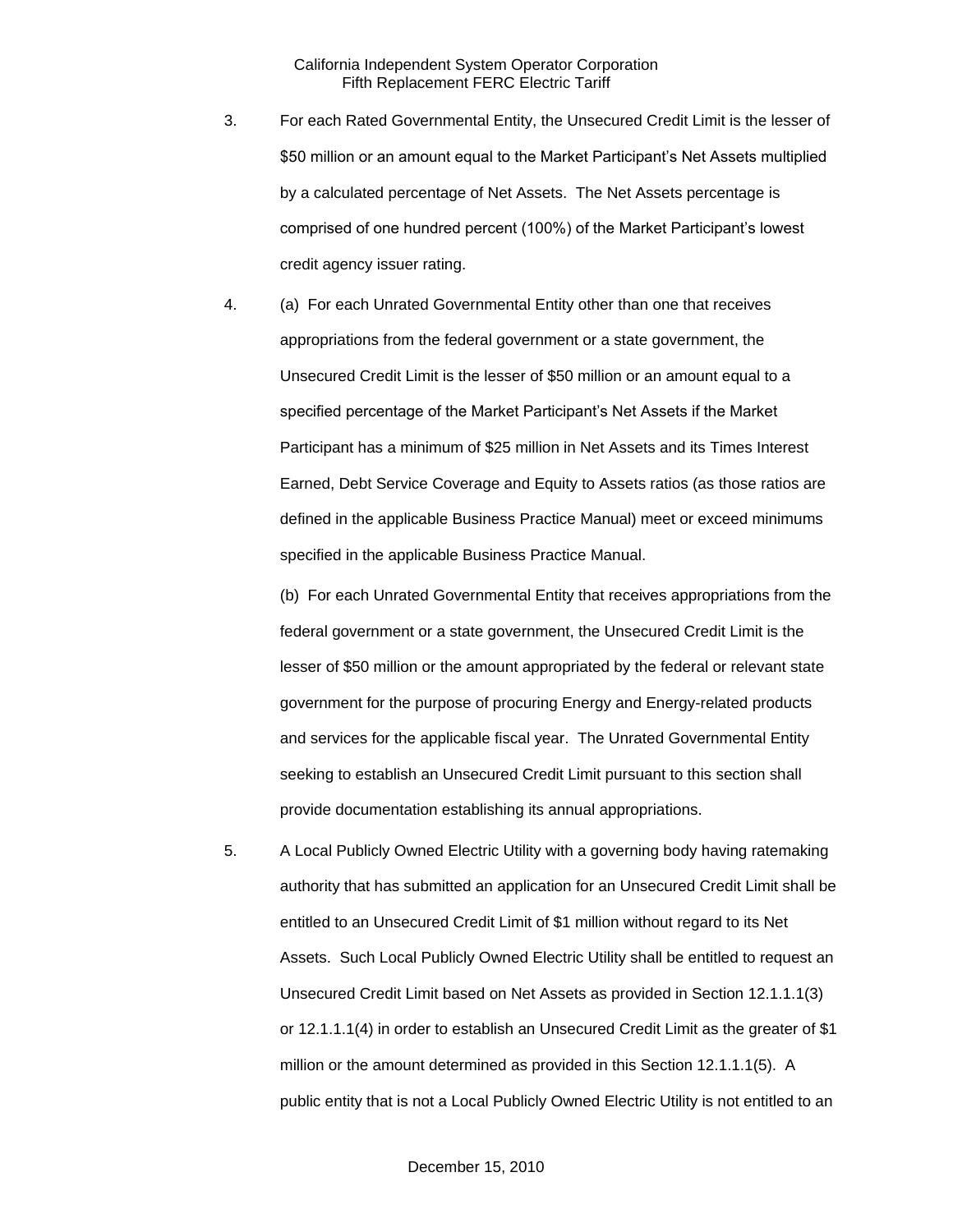3. For each Rated Governmental Entity, the Unsecured Credit Limit is the lesser of \$50 million or an amount equal to the Market Participant's Net Assets multiplied by a calculated percentage of Net Assets. The Net Assets percentage is comprised of one hundred percent (100%) of the Market Participant's lowest credit agency issuer rating.

4. (a) For each Unrated Governmental Entity other than one that receives appropriations from the federal government or a state government, the Unsecured Credit Limit is the lesser of \$50 million or an amount equal to a specified percentage of the Market Participant's Net Assets if the Market Participant has a minimum of \$25 million in Net Assets and its Times Interest Earned, Debt Service Coverage and Equity to Assets ratios (as those ratios are defined in the applicable Business Practice Manual) meet or exceed minimums specified in the applicable Business Practice Manual.

   (b) For each Unrated Governmental Entity that receives appropriations from the federal government or a state government, the Unsecured Credit Limit is the lesser of \$50 million or the amount appropriated by the federal or relevant state government for the purpose of procuring Energy and Energy-related products and services for the applicable fiscal year. The Unrated Governmental Entity seeking to establish an Unsecured Credit Limit pursuant to this section shall provide documentation establishing its annual appropriations.

5. A Local Publicly Owned Electric Utility with a governing body having ratemaking authority that has submitted an application for an Unsecured Credit Limit shall be entitled to an Unsecured Credit Limit of \$1 million without regard to its Net Assets. Such Local Publicly Owned Electric Utility shall be entitled to request an Unsecured Credit Limit based on Net Assets as provided in Section 12.1.1.1(3) or 12.1.1.1(4) in order to establish an Unsecured Credit Limit as the greater of \$1 million or the amount determined as provided in this Section 12.1.1.1(5). A public entity that is not a Local Publicly Owned Electric Utility is not entitled to an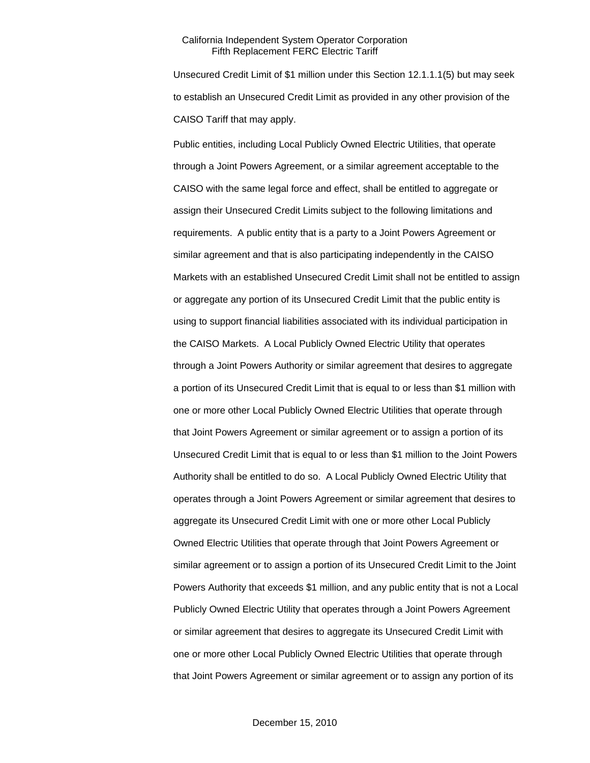Unsecured Credit Limit of $1 million under this Section 12.1.1.1(5) but may seek to establish an Unsecured Credit Limit as provided in any other provision of the CAISO Tariff that may apply.

Public entities, including Local Publicly Owned Electric Utilities, that operate through a Joint Powers Agreement, or a similar agreement acceptable to the CAISO with the same legal force and effect, shall be entitled to aggregate or assign their Unsecured Credit Limits subject to the following limitations and requirements. A public entity that is a party to a Joint Powers Agreement or similar agreement and that is also participating independently in the CAISO Markets with an established Unsecured Credit Limit shall not be entitled to assign or aggregate any portion of its Unsecured Credit Limit that the public entity is using to support financial liabilities associated with its individual participation in the CAISO Markets. A Local Publicly Owned Electric Utility that operates through a Joint Powers Authority or similar agreement that desires to aggregate a portion of its Unsecured Credit Limit that is equal to or less than $1 million with one or more other Local Publicly Owned Electric Utilities that operate through that Joint Powers Agreement or similar agreement or to assign a portion of its Unsecured Credit Limit that is equal to or less than $1 million to the Joint Powers Authority shall be entitled to do so. A Local Publicly Owned Electric Utility that operates through a Joint Powers Agreement or similar agreement that desires to aggregate its Unsecured Credit Limit with one or more other Local Publicly Owned Electric Utilities that operate through that Joint Powers Agreement or similar agreement or to assign a portion of its Unsecured Credit Limit to the Joint Powers Authority that exceeds $1 million, and any public entity that is not a Local Publicly Owned Electric Utility that operates through a Joint Powers Agreement or similar agreement that desires to aggregate its Unsecured Credit Limit with one or more other Local Publicly Owned Electric Utilities that operate through that Joint Powers Agreement or similar agreement or to assign any portion of its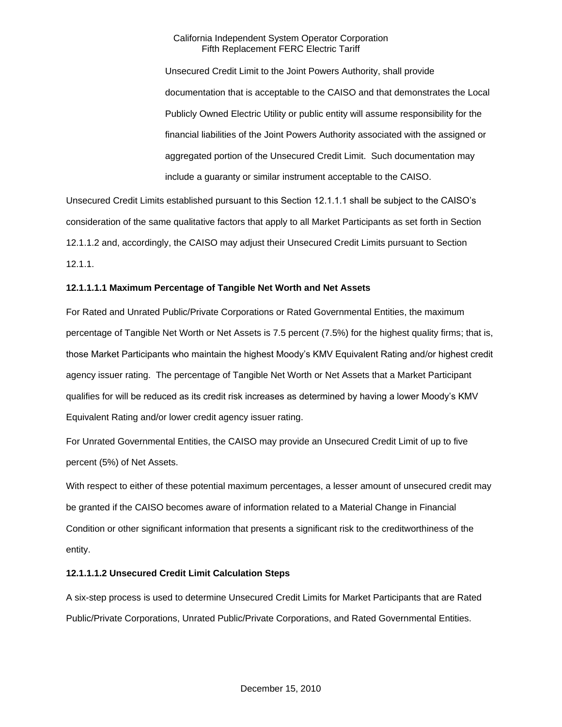Unsecured Credit Limit to the Joint Powers Authority, shall provide documentation that is acceptable to the CAISO and that demonstrates the Local Publicly Owned Electric Utility or public entity will assume responsibility for the financial liabilities of the Joint Powers Authority associated with the assigned or aggregated portion of the Unsecured Credit Limit. Such documentation may include a guaranty or similar instrument acceptable to the CAISO.

Unsecured Credit Limits established pursuant to this Section 12.1.1.1 shall be subject to the CAISO's consideration of the same qualitative factors that apply to all Market Participants as set forth in Section 12.1.1.2 and, accordingly, the CAISO may adjust their Unsecured Credit Limits pursuant to Section 12.1.1.

**12.1.1.1.1 Maximum Percentage of Tangible Net Worth and Net Assets**

For Rated and Unrated Public/Private Corporations or Rated Governmental Entities, the maximum percentage of Tangible Net Worth or Net Assets is 7.5 percent (7.5%) for the highest quality firms; that is, those Market Participants who maintain the highest Moody's KMV Equivalent Rating and/or highest credit agency issuer rating. The percentage of Tangible Net Worth or Net Assets that a Market Participant qualifies for will be reduced as its credit risk increases as determined by having a lower Moody's KMV Equivalent Rating and/or lower credit agency issuer rating.

For Unrated Governmental Entities, the CAISO may provide an Unsecured Credit Limit of up to five percent (5%) of Net Assets.

With respect to either of these potential maximum percentages, a lesser amount of unsecured credit may be granted if the CAISO becomes aware of information related to a Material Change in Financial Condition or other significant information that presents a significant risk to the creditworthiness of the entity.

**12.1.1.1.2 Unsecured Credit Limit Calculation Steps**

A six-step process is used to determine Unsecured Credit Limits for Market Participants that are Rated Public/Private Corporations, Unrated Public/Private Corporations, and Rated Governmental Entities.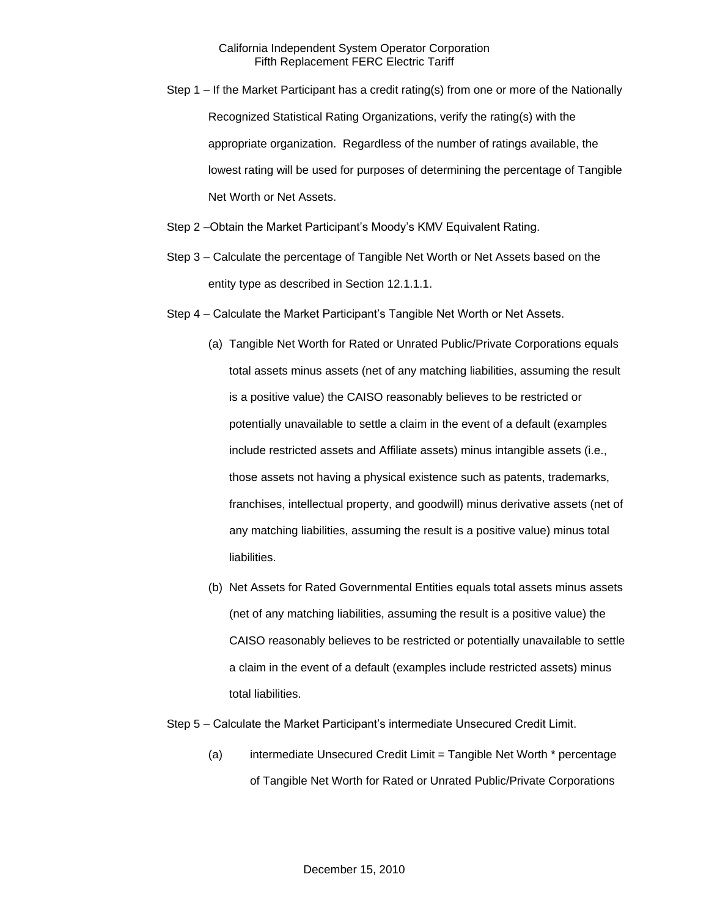Step 1 – If the Market Participant has a credit rating(s) from one or more of the Nationally Recognized Statistical Rating Organizations, verify the rating(s) with the appropriate organization. Regardless of the number of ratings available, the lowest rating will be used for purposes of determining the percentage of Tangible Net Worth or Net Assets.

Step 2 –Obtain the Market Participant's Moody's KMV Equivalent Rating.

Step 3 – Calculate the percentage of Tangible Net Worth or Net Assets based on the entity type as described in Section 12.1.1.1.

Step 4 – Calculate the Market Participant's Tangible Net Worth or Net Assets.

(a) Tangible Net Worth for Rated or Unrated Public/Private Corporations equals total assets minus assets (net of any matching liabilities, assuming the result is a positive value) the CAISO reasonably believes to be restricted or potentially unavailable to settle a claim in the event of a default (examples include restricted assets and Affiliate assets) minus intangible assets (i.e., those assets not having a physical existence such as patents, trademarks, franchises, intellectual property, and goodwill) minus derivative assets (net of any matching liabilities, assuming the result is a positive value) minus total liabilities.

(b) Net Assets for Rated Governmental Entities equals total assets minus assets (net of any matching liabilities, assuming the result is a positive value) the CAISO reasonably believes to be restricted or potentially unavailable to settle a claim in the event of a default (examples include restricted assets) minus total liabilities.

Step 5 – Calculate the Market Participant's intermediate Unsecured Credit Limit.

(a) intermediate Unsecured Credit Limit = Tangible Net Worth * percentage of Tangible Net Worth for Rated or Unrated Public/Private Corporations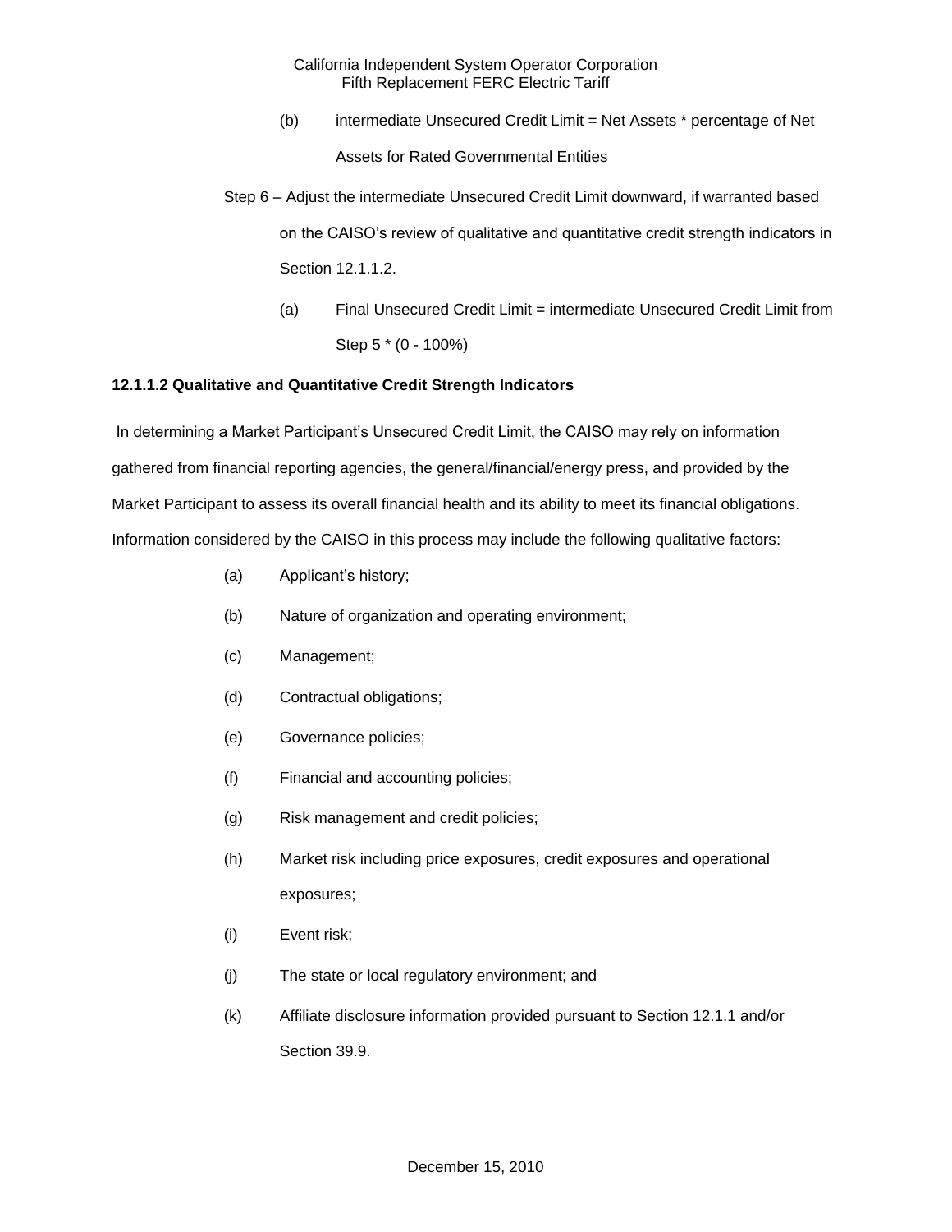(b) intermediate Unsecured Credit Limit = Net Assets * percentage of Net Assets for Rated Governmental Entities

Step 6 – Adjust the intermediate Unsecured Credit Limit downward, if warranted based on the CAISO's review of qualitative and quantitative credit strength indicators in Section 12.1.1.2.

(a) Final Unsecured Credit Limit = intermediate Unsecured Credit Limit from Step 5 * (0 - 100%)

**12.1.1.2 Qualitative and Quantitative Credit Strength Indicators**

In determining a Market Participant's Unsecured Credit Limit, the CAISO may rely on information gathered from financial reporting agencies, the general/financial/energy press, and provided by the Market Participant to assess its overall financial health and its ability to meet its financial obligations. Information considered by the CAISO in this process may include the following qualitative factors:

(a) Applicant's history;

(b) Nature of organization and operating environment;

(c) Management;

(d) Contractual obligations;

(e) Governance policies;

(f) Financial and accounting policies;

(g) Risk management and credit policies;

(h) Market risk including price exposures, credit exposures and operational exposures;

(i) Event risk;

(j) The state or local regulatory environment; and

(k) Affiliate disclosure information provided pursuant to Section 12.1.1 and/or Section 39.9.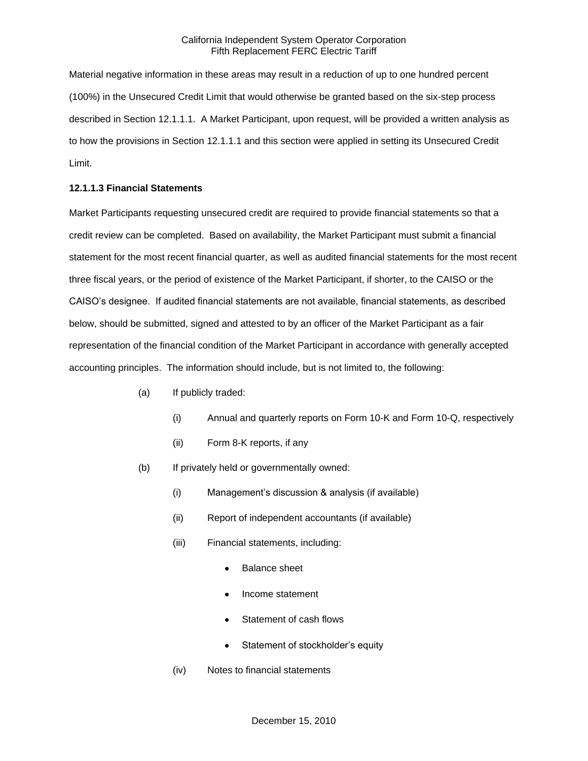Material negative information in these areas may result in a reduction of up to one hundred percent (100%) in the Unsecured Credit Limit that would otherwise be granted based on the six-step process described in Section 12.1.1.1. A Market Participant, upon request, will be provided a written analysis as to how the provisions in Section 12.1.1.1 and this section were applied in setting its Unsecured Credit Limit.

**12.1.1.3 Financial Statements**

Market Participants requesting unsecured credit are required to provide financial statements so that a credit review can be completed. Based on availability, the Market Participant must submit a financial statement for the most recent financial quarter, as well as audited financial statements for the most recent three fiscal years, or the period of existence of the Market Participant, if shorter, to the CAISO or the CAISO's designee. If audited financial statements are not available, financial statements, as described below, should be submitted, signed and attested to by an officer of the Market Participant as a fair representation of the financial condition of the Market Participant in accordance with generally accepted accounting principles. The information should include, but is not limited to, the following:

(a) If publicly traded:

  (i) Annual and quarterly reports on Form 10-K and Form 10-Q, respectively

  (ii) Form 8-K reports, if any

(b) If privately held or governmentally owned:

  (i) Management's discussion & analysis (if available)

  (ii) Report of independent accountants (if available)

  (iii) Financial statements, including:

  - Balance sheet
  - Income statement
  - Statement of cash flows
  - Statement of stockholder's equity

  (iv) Notes to financial statements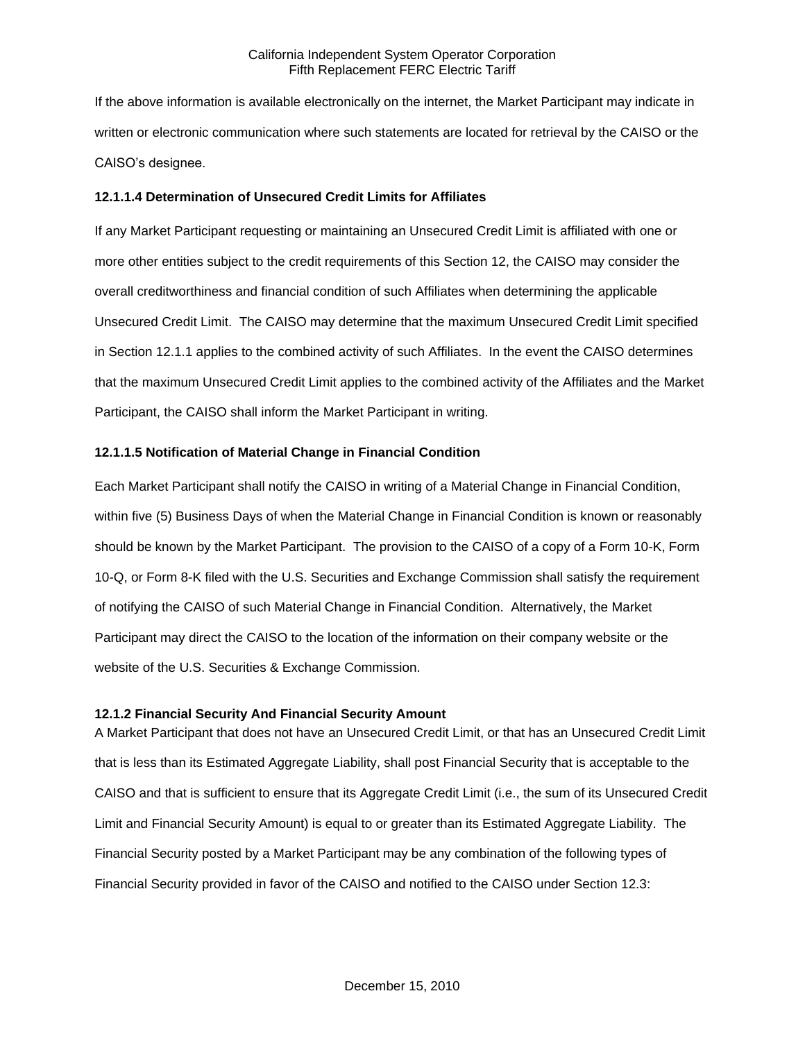If the above information is available electronically on the internet, the Market Participant may indicate in written or electronic communication where such statements are located for retrieval by the CAISO or the CAISO's designee.

#### 12.1.1.4 Determination of Unsecured Credit Limits for Affiliates

If any Market Participant requesting or maintaining an Unsecured Credit Limit is affiliated with one or more other entities subject to the credit requirements of this Section 12, the CAISO may consider the overall creditworthiness and financial condition of such Affiliates when determining the applicable Unsecured Credit Limit. The CAISO may determine that the maximum Unsecured Credit Limit specified in Section 12.1.1 applies to the combined activity of such Affiliates. In the event the CAISO determines that the maximum Unsecured Credit Limit applies to the combined activity of the Affiliates and the Market Participant, the CAISO shall inform the Market Participant in writing.

#### 12.1.1.5 Notification of Material Change in Financial Condition

Each Market Participant shall notify the CAISO in writing of a Material Change in Financial Condition, within five (5) Business Days of when the Material Change in Financial Condition is known or reasonably should be known by the Market Participant. The provision to the CAISO of a copy of a Form 10-K, Form 10-Q, or Form 8-K filed with the U.S. Securities and Exchange Commission shall satisfy the requirement of notifying the CAISO of such Material Change in Financial Condition. Alternatively, the Market Participant may direct the CAISO to the location of the information on their company website or the website of the U.S. Securities & Exchange Commission.

### 12.1.2 Financial Security And Financial Security Amount

A Market Participant that does not have an Unsecured Credit Limit, or that has an Unsecured Credit Limit that is less than its Estimated Aggregate Liability, shall post Financial Security that is acceptable to the CAISO and that is sufficient to ensure that its Aggregate Credit Limit (i.e., the sum of its Unsecured Credit Limit and Financial Security Amount) is equal to or greater than its Estimated Aggregate Liability. The Financial Security posted by a Market Participant may be any combination of the following types of Financial Security provided in favor of the CAISO and notified to the CAISO under Section 12.3: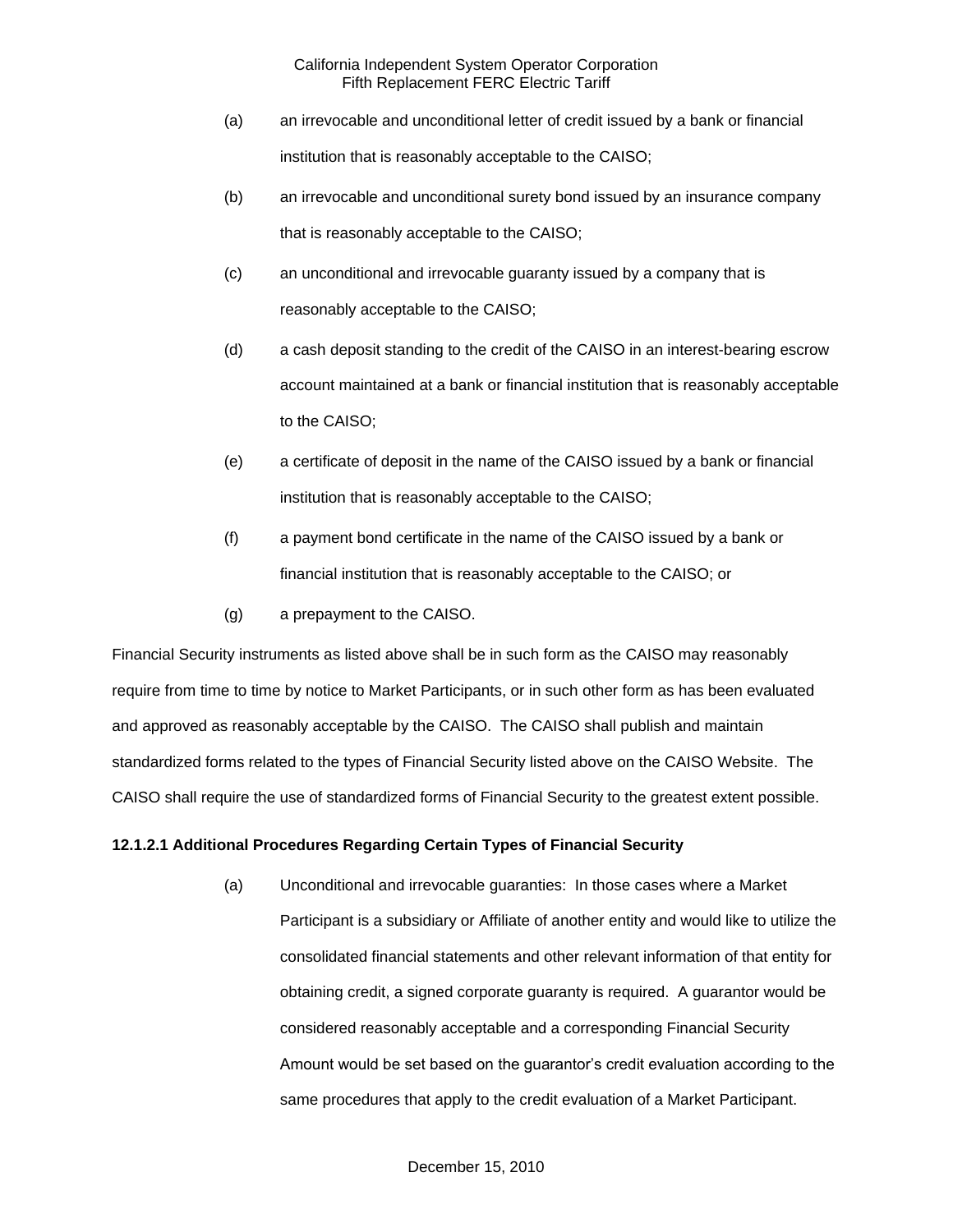(a) an irrevocable and unconditional letter of credit issued by a bank or financial institution that is reasonably acceptable to the CAISO;

(b) an irrevocable and unconditional surety bond issued by an insurance company that is reasonably acceptable to the CAISO;

(c) an unconditional and irrevocable guaranty issued by a company that is reasonably acceptable to the CAISO;

(d) a cash deposit standing to the credit of the CAISO in an interest-bearing escrow account maintained at a bank or financial institution that is reasonably acceptable to the CAISO;

(e) a certificate of deposit in the name of the CAISO issued by a bank or financial institution that is reasonably acceptable to the CAISO;

(f) a payment bond certificate in the name of the CAISO issued by a bank or financial institution that is reasonably acceptable to the CAISO; or

(g) a prepayment to the CAISO.

Financial Security instruments as listed above shall be in such form as the CAISO may reasonably require from time to time by notice to Market Participants, or in such other form as has been evaluated and approved as reasonably acceptable by the CAISO. The CAISO shall publish and maintain standardized forms related to the types of Financial Security listed above on the CAISO Website. The CAISO shall require the use of standardized forms of Financial Security to the greatest extent possible.

**12.1.2.1 Additional Procedures Regarding Certain Types of Financial Security**

(a) Unconditional and irrevocable guaranties: In those cases where a Market Participant is a subsidiary or Affiliate of another entity and would like to utilize the consolidated financial statements and other relevant information of that entity for obtaining credit, a signed corporate guaranty is required. A guarantor would be considered reasonably acceptable and a corresponding Financial Security Amount would be set based on the guarantor's credit evaluation according to the same procedures that apply to the credit evaluation of a Market Participant.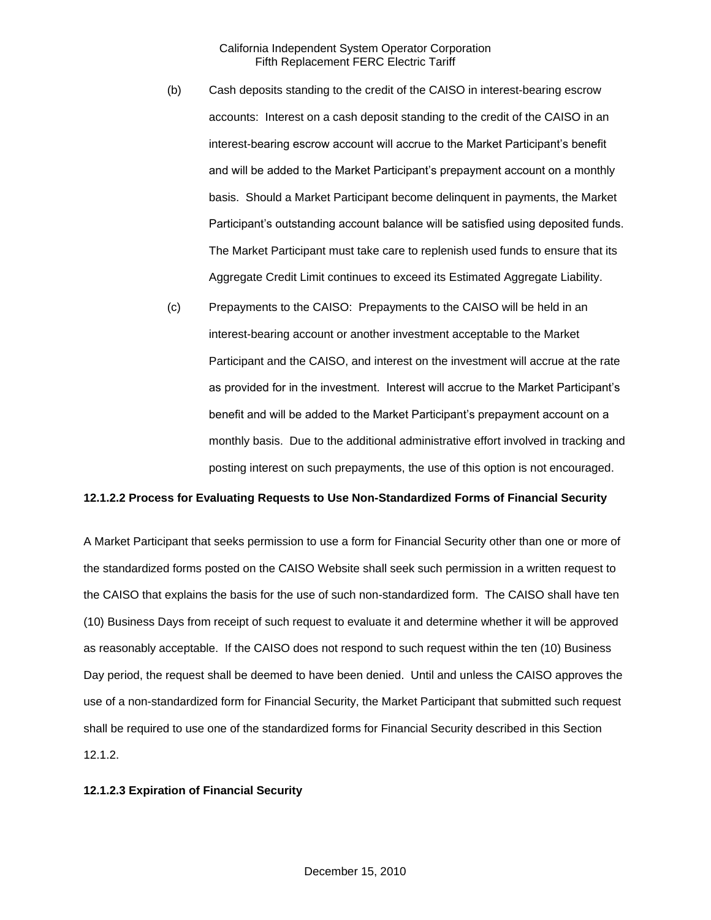(b) Cash deposits standing to the credit of the CAISO in interest-bearing escrow accounts: Interest on a cash deposit standing to the credit of the CAISO in an interest-bearing escrow account will accrue to the Market Participant's benefit and will be added to the Market Participant's prepayment account on a monthly basis. Should a Market Participant become delinquent in payments, the Market Participant's outstanding account balance will be satisfied using deposited funds. The Market Participant must take care to replenish used funds to ensure that its Aggregate Credit Limit continues to exceed its Estimated Aggregate Liability.

(c) Prepayments to the CAISO: Prepayments to the CAISO will be held in an interest-bearing account or another investment acceptable to the Market Participant and the CAISO, and interest on the investment will accrue at the rate as provided for in the investment. Interest will accrue to the Market Participant's benefit and will be added to the Market Participant's prepayment account on a monthly basis. Due to the additional administrative effort involved in tracking and posting interest on such prepayments, the use of this option is not encouraged.

**12.1.2.2 Process for Evaluating Requests to Use Non-Standardized Forms of Financial Security**

A Market Participant that seeks permission to use a form for Financial Security other than one or more of the standardized forms posted on the CAISO Website shall seek such permission in a written request to the CAISO that explains the basis for the use of such non-standardized form. The CAISO shall have ten (10) Business Days from receipt of such request to evaluate it and determine whether it will be approved as reasonably acceptable. If the CAISO does not respond to such request within the ten (10) Business Day period, the request shall be deemed to have been denied. Until and unless the CAISO approves the use of a non-standardized form for Financial Security, the Market Participant that submitted such request shall be required to use one of the standardized forms for Financial Security described in this Section 12.1.2.

**12.1.2.3 Expiration of Financial Security**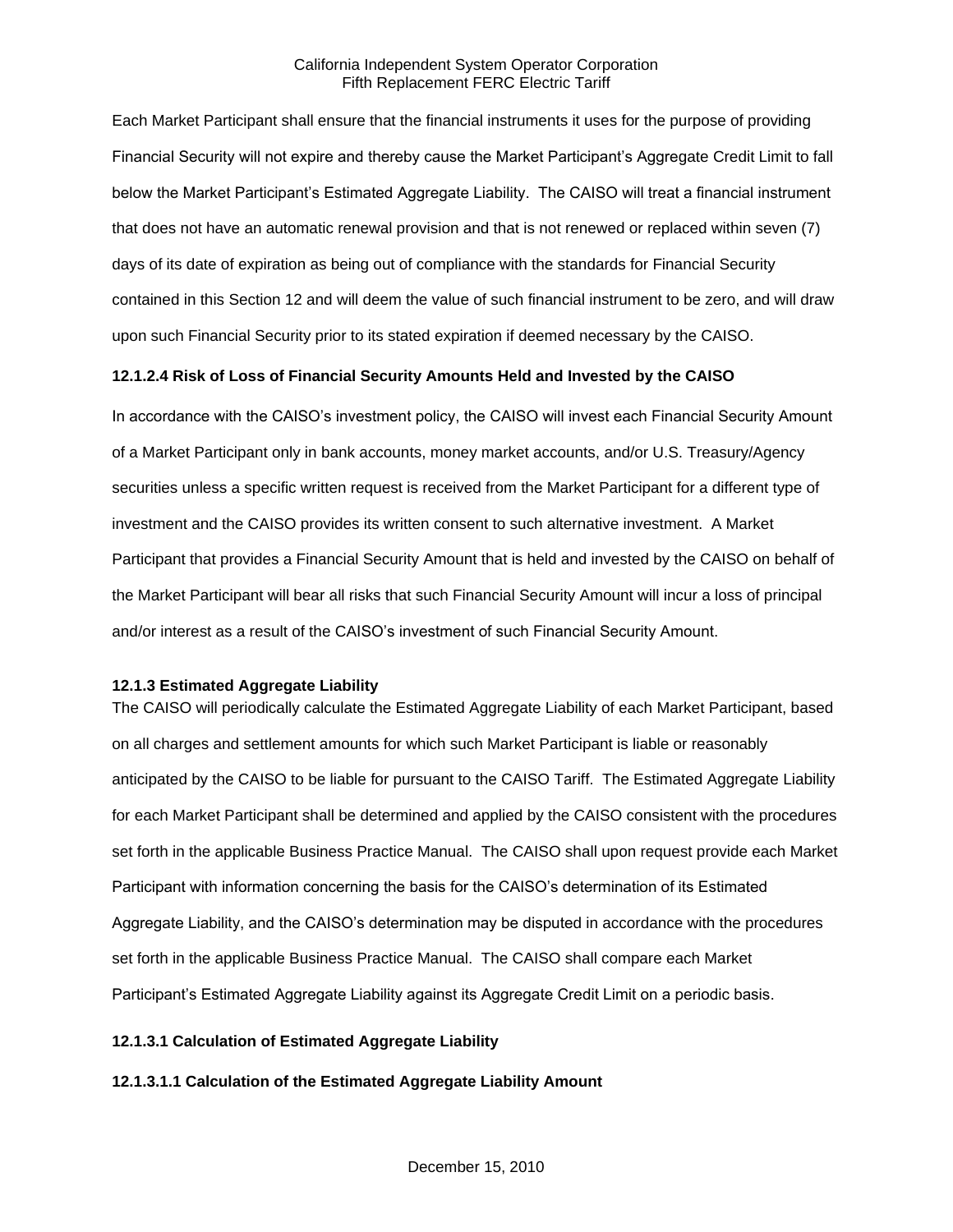Each Market Participant shall ensure that the financial instruments it uses for the purpose of providing Financial Security will not expire and thereby cause the Market Participant's Aggregate Credit Limit to fall below the Market Participant's Estimated Aggregate Liability. The CAISO will treat a financial instrument that does not have an automatic renewal provision and that is not renewed or replaced within seven (7) days of its date of expiration as being out of compliance with the standards for Financial Security contained in this Section 12 and will deem the value of such financial instrument to be zero, and will draw upon such Financial Security prior to its stated expiration if deemed necessary by the CAISO.

**12.1.2.4 Risk of Loss of Financial Security Amounts Held and Invested by the CAISO**

In accordance with the CAISO's investment policy, the CAISO will invest each Financial Security Amount of a Market Participant only in bank accounts, money market accounts, and/or U.S. Treasury/Agency securities unless a specific written request is received from the Market Participant for a different type of investment and the CAISO provides its written consent to such alternative investment. A Market Participant that provides a Financial Security Amount that is held and invested by the CAISO on behalf of the Market Participant will bear all risks that such Financial Security Amount will incur a loss of principal and/or interest as a result of the CAISO's investment of such Financial Security Amount.

**12.1.3 Estimated Aggregate Liability**

The CAISO will periodically calculate the Estimated Aggregate Liability of each Market Participant, based on all charges and settlement amounts for which such Market Participant is liable or reasonably anticipated by the CAISO to be liable for pursuant to the CAISO Tariff. The Estimated Aggregate Liability for each Market Participant shall be determined and applied by the CAISO consistent with the procedures set forth in the applicable Business Practice Manual. The CAISO shall upon request provide each Market Participant with information concerning the basis for the CAISO's determination of its Estimated Aggregate Liability, and the CAISO's determination may be disputed in accordance with the procedures set forth in the applicable Business Practice Manual. The CAISO shall compare each Market Participant's Estimated Aggregate Liability against its Aggregate Credit Limit on a periodic basis.

**12.1.3.1 Calculation of Estimated Aggregate Liability**

**12.1.3.1.1 Calculation of the Estimated Aggregate Liability Amount**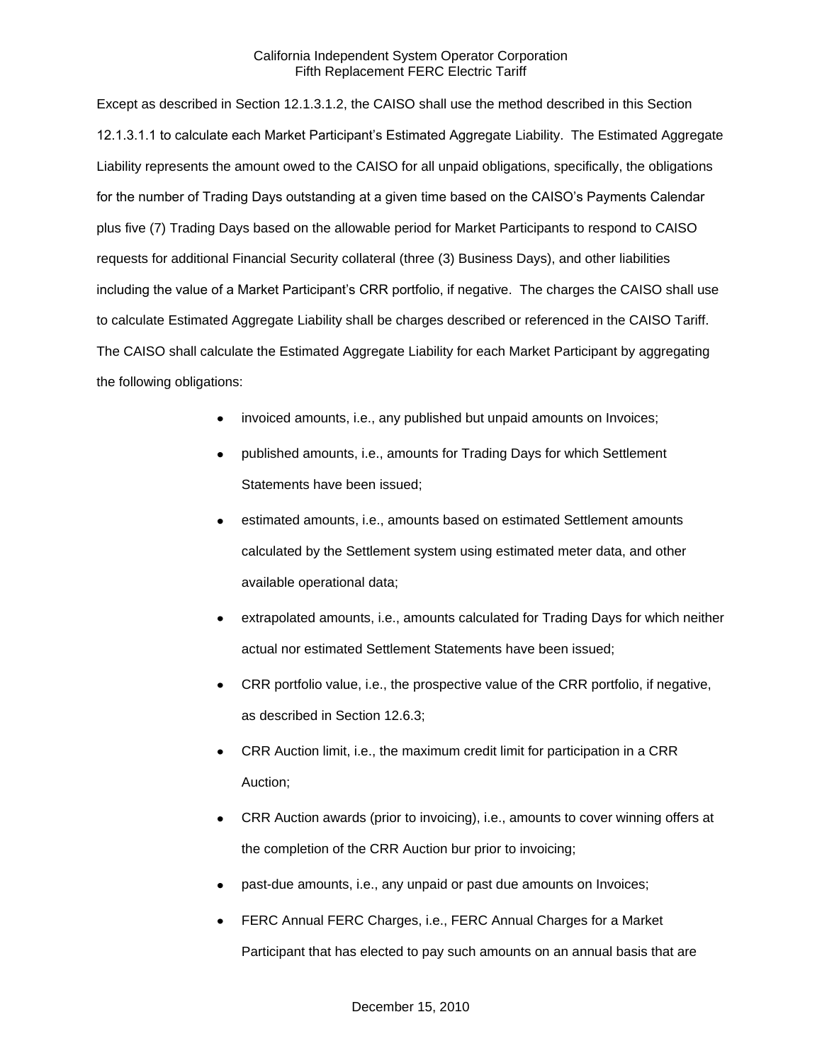Except as described in Section 12.1.3.1.2, the CAISO shall use the method described in this Section 12.1.3.1.1 to calculate each Market Participant's Estimated Aggregate Liability. The Estimated Aggregate Liability represents the amount owed to the CAISO for all unpaid obligations, specifically, the obligations for the number of Trading Days outstanding at a given time based on the CAISO's Payments Calendar plus five (7) Trading Days based on the allowable period for Market Participants to respond to CAISO requests for additional Financial Security collateral (three (3) Business Days), and other liabilities including the value of a Market Participant's CRR portfolio, if negative. The charges the CAISO shall use to calculate Estimated Aggregate Liability shall be charges described or referenced in the CAISO Tariff. The CAISO shall calculate the Estimated Aggregate Liability for each Market Participant by aggregating the following obligations:

- invoiced amounts, i.e., any published but unpaid amounts on Invoices;
- published amounts, i.e., amounts for Trading Days for which Settlement Statements have been issued;
- estimated amounts, i.e., amounts based on estimated Settlement amounts calculated by the Settlement system using estimated meter data, and other available operational data;
- extrapolated amounts, i.e., amounts calculated for Trading Days for which neither actual nor estimated Settlement Statements have been issued;
- CRR portfolio value, i.e., the prospective value of the CRR portfolio, if negative, as described in Section 12.6.3;
- CRR Auction limit, i.e., the maximum credit limit for participation in a CRR Auction;
- CRR Auction awards (prior to invoicing), i.e., amounts to cover winning offers at the completion of the CRR Auction bur prior to invoicing;
- past-due amounts, i.e., any unpaid or past due amounts on Invoices;
- FERC Annual FERC Charges, i.e., FERC Annual Charges for a Market Participant that has elected to pay such amounts on an annual basis that are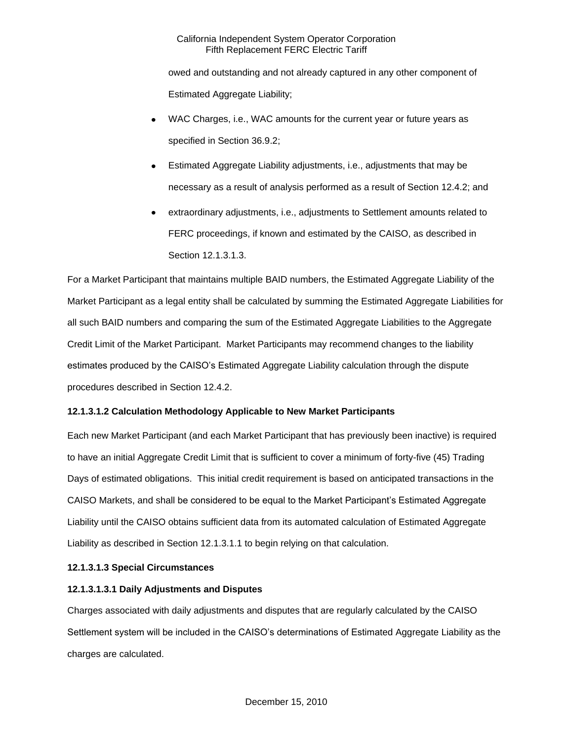owed and outstanding and not already captured in any other component of Estimated Aggregate Liability;

- WAC Charges, i.e., WAC amounts for the current year or future years as specified in Section 36.9.2;
- Estimated Aggregate Liability adjustments, i.e., adjustments that may be necessary as a result of analysis performed as a result of Section 12.4.2; and
- extraordinary adjustments, i.e., adjustments to Settlement amounts related to FERC proceedings, if known and estimated by the CAISO, as described in Section 12.1.3.1.3.

For a Market Participant that maintains multiple BAID numbers, the Estimated Aggregate Liability of the Market Participant as a legal entity shall be calculated by summing the Estimated Aggregate Liabilities for all such BAID numbers and comparing the sum of the Estimated Aggregate Liabilities to the Aggregate Credit Limit of the Market Participant. Market Participants may recommend changes to the liability estimates produced by the CAISO's Estimated Aggregate Liability calculation through the dispute procedures described in Section 12.4.2.

**12.1.3.1.2 Calculation Methodology Applicable to New Market Participants**

Each new Market Participant (and each Market Participant that has previously been inactive) is required to have an initial Aggregate Credit Limit that is sufficient to cover a minimum of forty-five (45) Trading Days of estimated obligations. This initial credit requirement is based on anticipated transactions in the CAISO Markets, and shall be considered to be equal to the Market Participant's Estimated Aggregate Liability until the CAISO obtains sufficient data from its automated calculation of Estimated Aggregate Liability as described in Section 12.1.3.1.1 to begin relying on that calculation.

**12.1.3.1.3 Special Circumstances**

**12.1.3.1.3.1 Daily Adjustments and Disputes**

Charges associated with daily adjustments and disputes that are regularly calculated by the CAISO Settlement system will be included in the CAISO's determinations of Estimated Aggregate Liability as the charges are calculated.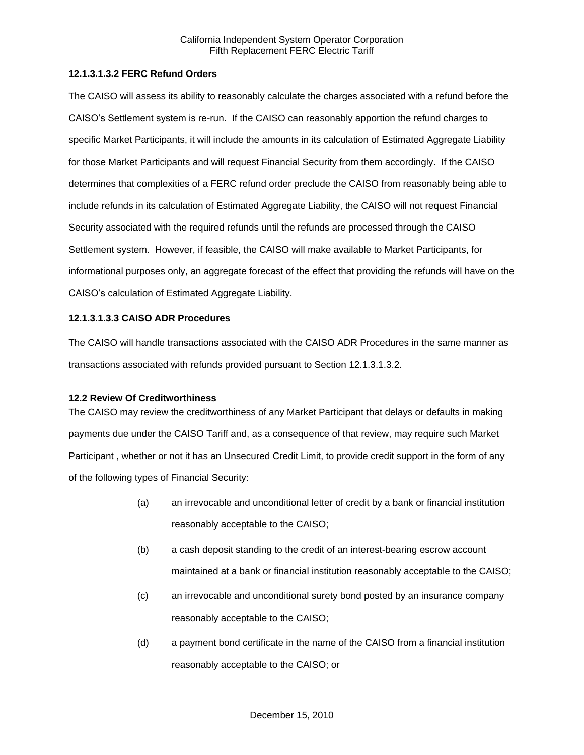**12.1.3.1.3.2 FERC Refund Orders**

The CAISO will assess its ability to reasonably calculate the charges associated with a refund before the CAISO's Settlement system is re-run. If the CAISO can reasonably apportion the refund charges to specific Market Participants, it will include the amounts in its calculation of Estimated Aggregate Liability for those Market Participants and will request Financial Security from them accordingly. If the CAISO determines that complexities of a FERC refund order preclude the CAISO from reasonably being able to include refunds in its calculation of Estimated Aggregate Liability, the CAISO will not request Financial Security associated with the required refunds until the refunds are processed through the CAISO Settlement system. However, if feasible, the CAISO will make available to Market Participants, for informational purposes only, an aggregate forecast of the effect that providing the refunds will have on the CAISO's calculation of Estimated Aggregate Liability.

**12.1.3.1.3.3 CAISO ADR Procedures**

The CAISO will handle transactions associated with the CAISO ADR Procedures in the same manner as transactions associated with refunds provided pursuant to Section 12.1.3.1.3.2.

**12.2 Review Of Creditworthiness**

The CAISO may review the creditworthiness of any Market Participant that delays or defaults in making payments due under the CAISO Tariff and, as a consequence of that review, may require such Market Participant , whether or not it has an Unsecured Credit Limit, to provide credit support in the form of any of the following types of Financial Security:

(a) an irrevocable and unconditional letter of credit by a bank or financial institution reasonably acceptable to the CAISO;

(b) a cash deposit standing to the credit of an interest-bearing escrow account maintained at a bank or financial institution reasonably acceptable to the CAISO;

(c) an irrevocable and unconditional surety bond posted by an insurance company reasonably acceptable to the CAISO;

(d) a payment bond certificate in the name of the CAISO from a financial institution reasonably acceptable to the CAISO; or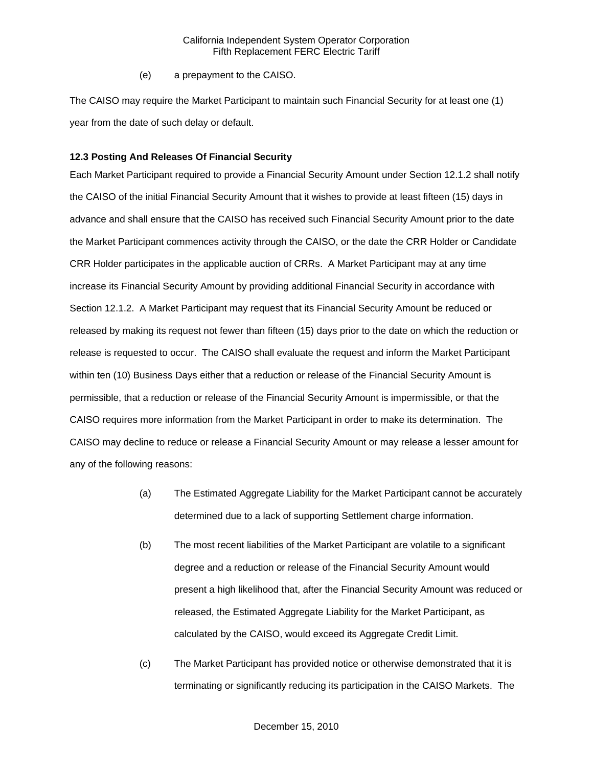(e) a prepayment to the CAISO.

The CAISO may require the Market Participant to maintain such Financial Security for at least one (1) year from the date of such delay or default.

### 12.3 Posting And Releases Of Financial Security

Each Market Participant required to provide a Financial Security Amount under Section 12.1.2 shall notify the CAISO of the initial Financial Security Amount that it wishes to provide at least fifteen (15) days in advance and shall ensure that the CAISO has received such Financial Security Amount prior to the date the Market Participant commences activity through the CAISO, or the date the CRR Holder or Candidate CRR Holder participates in the applicable auction of CRRs. A Market Participant may at any time increase its Financial Security Amount by providing additional Financial Security in accordance with Section 12.1.2. A Market Participant may request that its Financial Security Amount be reduced or released by making its request not fewer than fifteen (15) days prior to the date on which the reduction or release is requested to occur. The CAISO shall evaluate the request and inform the Market Participant within ten (10) Business Days either that a reduction or release of the Financial Security Amount is permissible, that a reduction or release of the Financial Security Amount is impermissible, or that the CAISO requires more information from the Market Participant in order to make its determination. The CAISO may decline to reduce or release a Financial Security Amount or may release a lesser amount for any of the following reasons:

(a) The Estimated Aggregate Liability for the Market Participant cannot be accurately determined due to a lack of supporting Settlement charge information.

(b) The most recent liabilities of the Market Participant are volatile to a significant degree and a reduction or release of the Financial Security Amount would present a high likelihood that, after the Financial Security Amount was reduced or released, the Estimated Aggregate Liability for the Market Participant, as calculated by the CAISO, would exceed its Aggregate Credit Limit.

(c) The Market Participant has provided notice or otherwise demonstrated that it is terminating or significantly reducing its participation in the CAISO Markets. The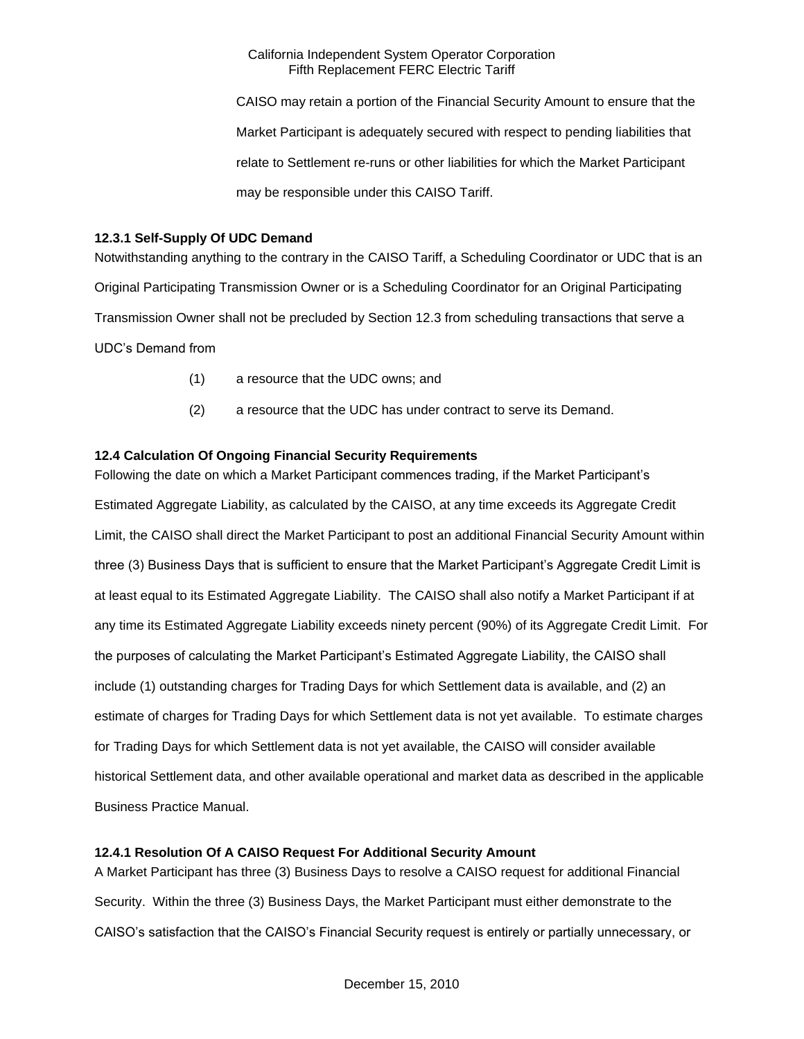CAISO may retain a portion of the Financial Security Amount to ensure that the Market Participant is adequately secured with respect to pending liabilities that relate to Settlement re-runs or other liabilities for which the Market Participant may be responsible under this CAISO Tariff.

### 12.3.1 Self-Supply Of UDC Demand

Notwithstanding anything to the contrary in the CAISO Tariff, a Scheduling Coordinator or UDC that is an Original Participating Transmission Owner or is a Scheduling Coordinator for an Original Participating Transmission Owner shall not be precluded by Section 12.3 from scheduling transactions that serve a UDC's Demand from

(1) a resource that the UDC owns; and

(2) a resource that the UDC has under contract to serve its Demand.

### 12.4 Calculation Of Ongoing Financial Security Requirements

Following the date on which a Market Participant commences trading, if the Market Participant's Estimated Aggregate Liability, as calculated by the CAISO, at any time exceeds its Aggregate Credit Limit, the CAISO shall direct the Market Participant to post an additional Financial Security Amount within three (3) Business Days that is sufficient to ensure that the Market Participant's Aggregate Credit Limit is at least equal to its Estimated Aggregate Liability. The CAISO shall also notify a Market Participant if at any time its Estimated Aggregate Liability exceeds ninety percent (90%) of its Aggregate Credit Limit. For the purposes of calculating the Market Participant's Estimated Aggregate Liability, the CAISO shall include (1) outstanding charges for Trading Days for which Settlement data is available, and (2) an estimate of charges for Trading Days for which Settlement data is not yet available. To estimate charges for Trading Days for which Settlement data is not yet available, the CAISO will consider available historical Settlement data, and other available operational and market data as described in the applicable Business Practice Manual.

### 12.4.1 Resolution Of A CAISO Request For Additional Security Amount

A Market Participant has three (3) Business Days to resolve a CAISO request for additional Financial Security. Within the three (3) Business Days, the Market Participant must either demonstrate to the CAISO's satisfaction that the CAISO's Financial Security request is entirely or partially unnecessary, or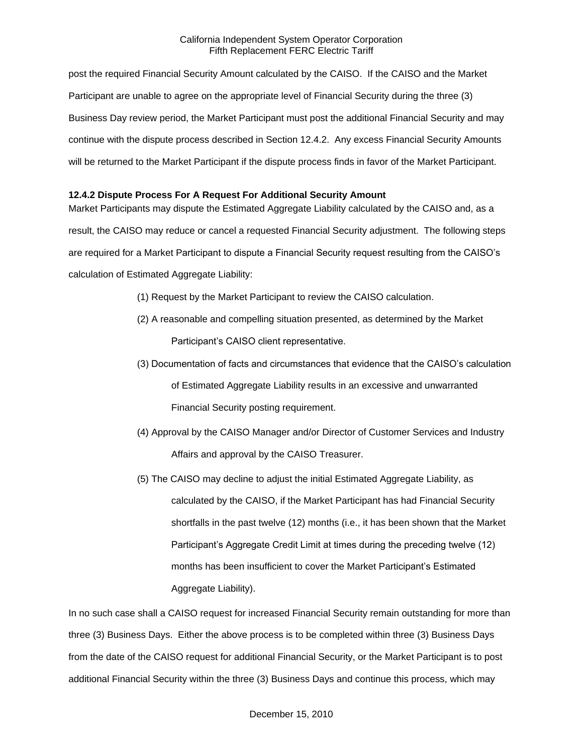post the required Financial Security Amount calculated by the CAISO. If the CAISO and the Market Participant are unable to agree on the appropriate level of Financial Security during the three (3) Business Day review period, the Market Participant must post the additional Financial Security and may continue with the dispute process described in Section 12.4.2. Any excess Financial Security Amounts will be returned to the Market Participant if the dispute process finds in favor of the Market Participant.

**12.4.2 Dispute Process For A Request For Additional Security Amount**

Market Participants may dispute the Estimated Aggregate Liability calculated by the CAISO and, as a result, the CAISO may reduce or cancel a requested Financial Security adjustment. The following steps are required for a Market Participant to dispute a Financial Security request resulting from the CAISO's calculation of Estimated Aggregate Liability:

(1) Request by the Market Participant to review the CAISO calculation.

(2) A reasonable and compelling situation presented, as determined by the Market Participant's CAISO client representative.

(3) Documentation of facts and circumstances that evidence that the CAISO's calculation of Estimated Aggregate Liability results in an excessive and unwarranted Financial Security posting requirement.

(4) Approval by the CAISO Manager and/or Director of Customer Services and Industry Affairs and approval by the CAISO Treasurer.

(5) The CAISO may decline to adjust the initial Estimated Aggregate Liability, as calculated by the CAISO, if the Market Participant has had Financial Security shortfalls in the past twelve (12) months (i.e., it has been shown that the Market Participant's Aggregate Credit Limit at times during the preceding twelve (12) months has been insufficient to cover the Market Participant's Estimated Aggregate Liability).

In no such case shall a CAISO request for increased Financial Security remain outstanding for more than three (3) Business Days. Either the above process is to be completed within three (3) Business Days from the date of the CAISO request for additional Financial Security, or the Market Participant is to post additional Financial Security within the three (3) Business Days and continue this process, which may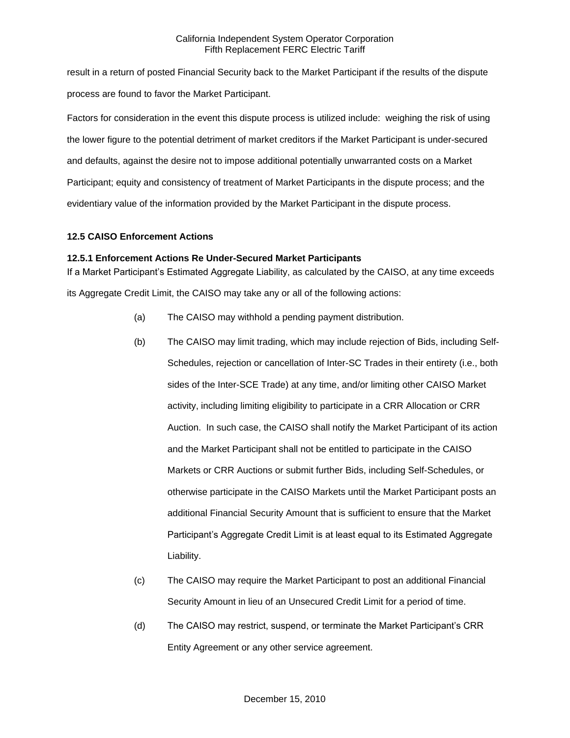result in a return of posted Financial Security back to the Market Participant if the results of the dispute process are found to favor the Market Participant.

Factors for consideration in the event this dispute process is utilized include: weighing the risk of using the lower figure to the potential detriment of market creditors if the Market Participant is under-secured and defaults, against the desire not to impose additional potentially unwarranted costs on a Market Participant; equity and consistency of treatment of Market Participants in the dispute process; and the evidentiary value of the information provided by the Market Participant in the dispute process.

### 12.5 CAISO Enforcement Actions

#### 12.5.1 Enforcement Actions Re Under-Secured Market Participants

If a Market Participant's Estimated Aggregate Liability, as calculated by the CAISO, at any time exceeds its Aggregate Credit Limit, the CAISO may take any or all of the following actions:

(a) The CAISO may withhold a pending payment distribution.

(b) The CAISO may limit trading, which may include rejection of Bids, including Self-Schedules, rejection or cancellation of Inter-SC Trades in their entirety (i.e., both sides of the Inter-SCE Trade) at any time, and/or limiting other CAISO Market activity, including limiting eligibility to participate in a CRR Allocation or CRR Auction. In such case, the CAISO shall notify the Market Participant of its action and the Market Participant shall not be entitled to participate in the CAISO Markets or CRR Auctions or submit further Bids, including Self-Schedules, or otherwise participate in the CAISO Markets until the Market Participant posts an additional Financial Security Amount that is sufficient to ensure that the Market Participant's Aggregate Credit Limit is at least equal to its Estimated Aggregate Liability.

(c) The CAISO may require the Market Participant to post an additional Financial Security Amount in lieu of an Unsecured Credit Limit for a period of time.

(d) The CAISO may restrict, suspend, or terminate the Market Participant's CRR Entity Agreement or any other service agreement.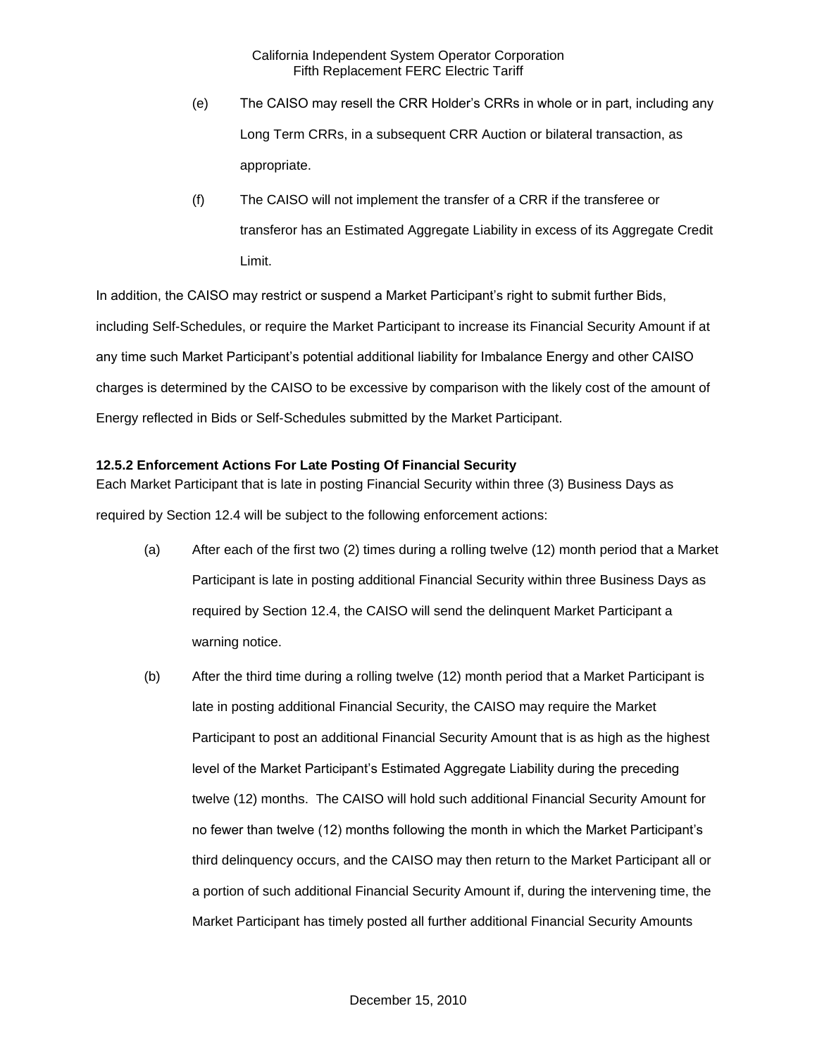(e) The CAISO may resell the CRR Holder's CRRs in whole or in part, including any Long Term CRRs, in a subsequent CRR Auction or bilateral transaction, as appropriate.

(f) The CAISO will not implement the transfer of a CRR if the transferee or transferor has an Estimated Aggregate Liability in excess of its Aggregate Credit Limit.

In addition, the CAISO may restrict or suspend a Market Participant's right to submit further Bids, including Self-Schedules, or require the Market Participant to increase its Financial Security Amount if at any time such Market Participant's potential additional liability for Imbalance Energy and other CAISO charges is determined by the CAISO to be excessive by comparison with the likely cost of the amount of Energy reflected in Bids or Self-Schedules submitted by the Market Participant.

**12.5.2 Enforcement Actions For Late Posting Of Financial Security**

Each Market Participant that is late in posting Financial Security within three (3) Business Days as required by Section 12.4 will be subject to the following enforcement actions:

(a) After each of the first two (2) times during a rolling twelve (12) month period that a Market Participant is late in posting additional Financial Security within three Business Days as required by Section 12.4, the CAISO will send the delinquent Market Participant a warning notice.

(b) After the third time during a rolling twelve (12) month period that a Market Participant is late in posting additional Financial Security, the CAISO may require the Market Participant to post an additional Financial Security Amount that is as high as the highest level of the Market Participant's Estimated Aggregate Liability during the preceding twelve (12) months. The CAISO will hold such additional Financial Security Amount for no fewer than twelve (12) months following the month in which the Market Participant's third delinquency occurs, and the CAISO may then return to the Market Participant all or a portion of such additional Financial Security Amount if, during the intervening time, the Market Participant has timely posted all further additional Financial Security Amounts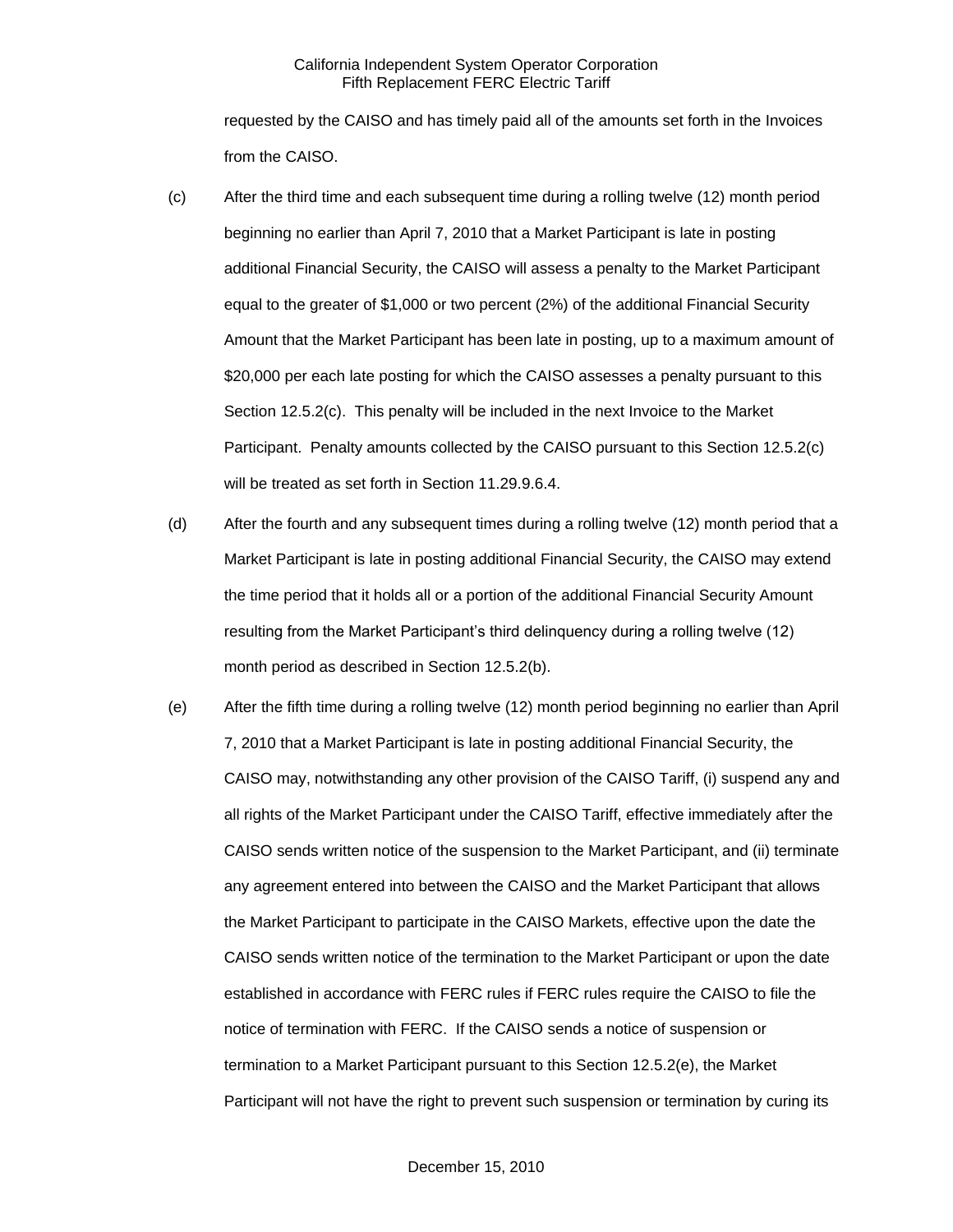requested by the CAISO and has timely paid all of the amounts set forth in the Invoices from the CAISO.

(c) After the third time and each subsequent time during a rolling twelve (12) month period beginning no earlier than April 7, 2010 that a Market Participant is late in posting additional Financial Security, the CAISO will assess a penalty to the Market Participant equal to the greater of $1,000 or two percent (2%) of the additional Financial Security Amount that the Market Participant has been late in posting, up to a maximum amount of $20,000 per each late posting for which the CAISO assesses a penalty pursuant to this Section 12.5.2(c). This penalty will be included in the next Invoice to the Market Participant. Penalty amounts collected by the CAISO pursuant to this Section 12.5.2(c) will be treated as set forth in Section 11.29.9.6.4.

(d) After the fourth and any subsequent times during a rolling twelve (12) month period that a Market Participant is late in posting additional Financial Security, the CAISO may extend the time period that it holds all or a portion of the additional Financial Security Amount resulting from the Market Participant's third delinquency during a rolling twelve (12) month period as described in Section 12.5.2(b).

(e) After the fifth time during a rolling twelve (12) month period beginning no earlier than April 7, 2010 that a Market Participant is late in posting additional Financial Security, the CAISO may, notwithstanding any other provision of the CAISO Tariff, (i) suspend any and all rights of the Market Participant under the CAISO Tariff, effective immediately after the CAISO sends written notice of the suspension to the Market Participant, and (ii) terminate any agreement entered into between the CAISO and the Market Participant that allows the Market Participant to participate in the CAISO Markets, effective upon the date the CAISO sends written notice of the termination to the Market Participant or upon the date established in accordance with FERC rules if FERC rules require the CAISO to file the notice of termination with FERC. If the CAISO sends a notice of suspension or termination to a Market Participant pursuant to this Section 12.5.2(e), the Market Participant will not have the right to prevent such suspension or termination by curing its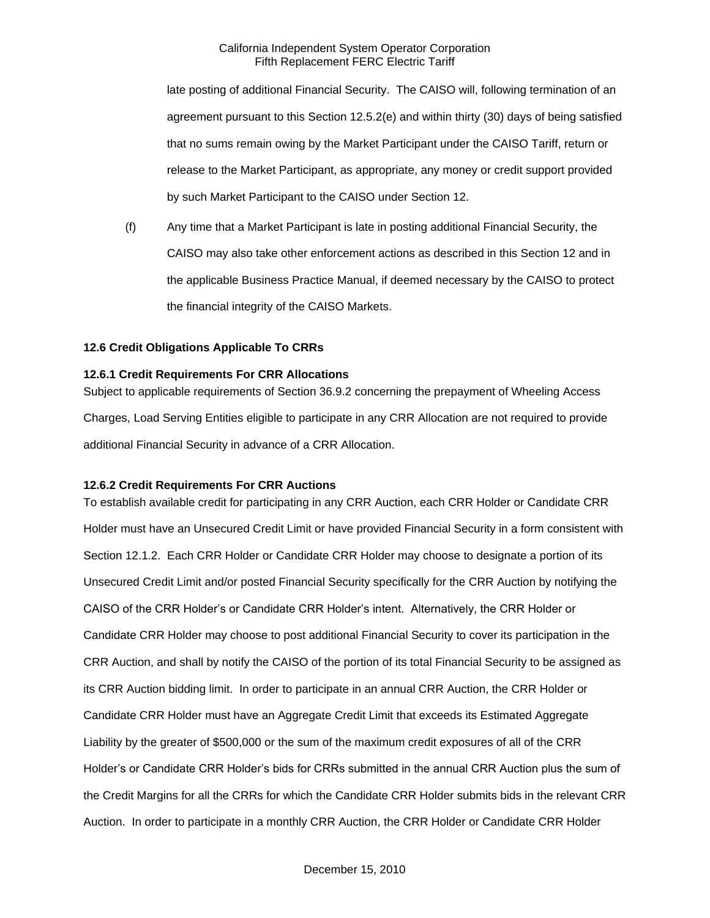late posting of additional Financial Security. The CAISO will, following termination of an agreement pursuant to this Section 12.5.2(e) and within thirty (30) days of being satisfied that no sums remain owing by the Market Participant under the CAISO Tariff, return or release to the Market Participant, as appropriate, any money or credit support provided by such Market Participant to the CAISO under Section 12.

(f) Any time that a Market Participant is late in posting additional Financial Security, the CAISO may also take other enforcement actions as described in this Section 12 and in the applicable Business Practice Manual, if deemed necessary by the CAISO to protect the financial integrity of the CAISO Markets.

### 12.6 Credit Obligations Applicable To CRRs

#### 12.6.1 Credit Requirements For CRR Allocations

Subject to applicable requirements of Section 36.9.2 concerning the prepayment of Wheeling Access Charges, Load Serving Entities eligible to participate in any CRR Allocation are not required to provide additional Financial Security in advance of a CRR Allocation.

#### 12.6.2 Credit Requirements For CRR Auctions

To establish available credit for participating in any CRR Auction, each CRR Holder or Candidate CRR Holder must have an Unsecured Credit Limit or have provided Financial Security in a form consistent with Section 12.1.2. Each CRR Holder or Candidate CRR Holder may choose to designate a portion of its Unsecured Credit Limit and/or posted Financial Security specifically for the CRR Auction by notifying the CAISO of the CRR Holder's or Candidate CRR Holder's intent. Alternatively, the CRR Holder or Candidate CRR Holder may choose to post additional Financial Security to cover its participation in the CRR Auction, and shall by notify the CAISO of the portion of its total Financial Security to be assigned as its CRR Auction bidding limit. In order to participate in an annual CRR Auction, the CRR Holder or Candidate CRR Holder must have an Aggregate Credit Limit that exceeds its Estimated Aggregate Liability by the greater of $500,000 or the sum of the maximum credit exposures of all of the CRR Holder's or Candidate CRR Holder's bids for CRRs submitted in the annual CRR Auction plus the sum of the Credit Margins for all the CRRs for which the Candidate CRR Holder submits bids in the relevant CRR Auction. In order to participate in a monthly CRR Auction, the CRR Holder or Candidate CRR Holder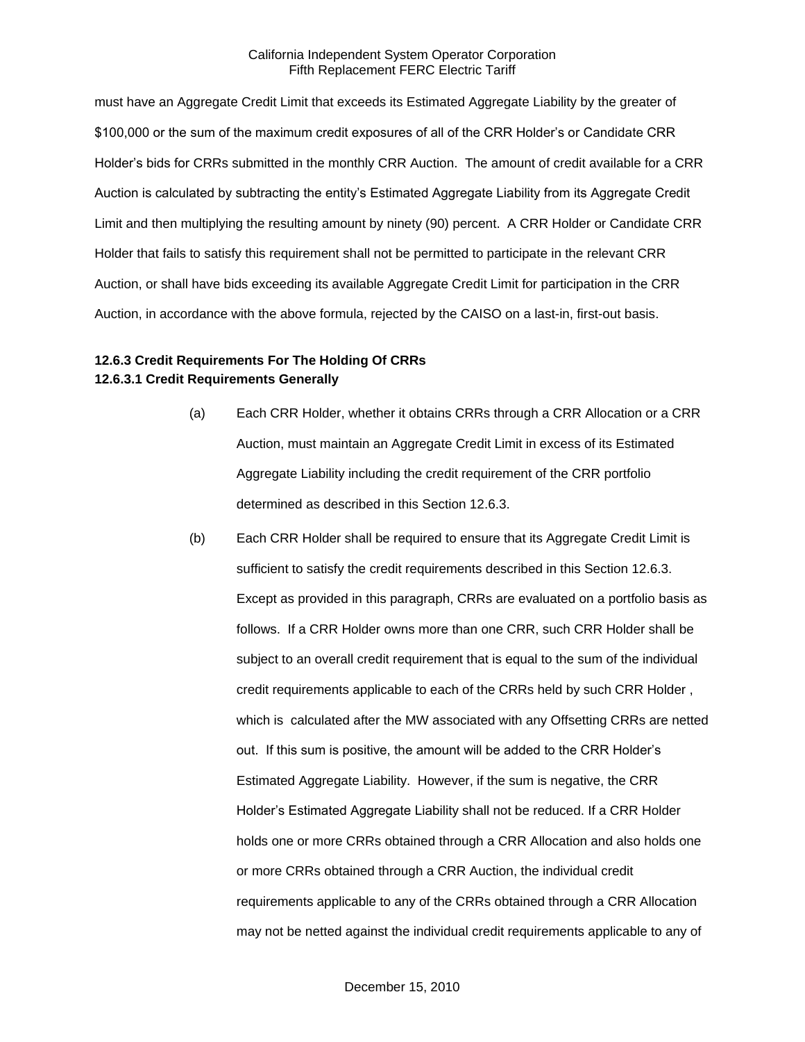must have an Aggregate Credit Limit that exceeds its Estimated Aggregate Liability by the greater of $100,000 or the sum of the maximum credit exposures of all of the CRR Holder's or Candidate CRR Holder's bids for CRRs submitted in the monthly CRR Auction. The amount of credit available for a CRR Auction is calculated by subtracting the entity's Estimated Aggregate Liability from its Aggregate Credit Limit and then multiplying the resulting amount by ninety (90) percent. A CRR Holder or Candidate CRR Holder that fails to satisfy this requirement shall not be permitted to participate in the relevant CRR Auction, or shall have bids exceeding its available Aggregate Credit Limit for participation in the CRR Auction, in accordance with the above formula, rejected by the CAISO on a last-in, first-out basis.

**12.6.3 Credit Requirements For The Holding Of CRRs**

**12.6.3.1 Credit Requirements Generally**

(a) Each CRR Holder, whether it obtains CRRs through a CRR Allocation or a CRR Auction, must maintain an Aggregate Credit Limit in excess of its Estimated Aggregate Liability including the credit requirement of the CRR portfolio determined as described in this Section 12.6.3.

(b) Each CRR Holder shall be required to ensure that its Aggregate Credit Limit is sufficient to satisfy the credit requirements described in this Section 12.6.3. Except as provided in this paragraph, CRRs are evaluated on a portfolio basis as follows. If a CRR Holder owns more than one CRR, such CRR Holder shall be subject to an overall credit requirement that is equal to the sum of the individual credit requirements applicable to each of the CRRs held by such CRR Holder , which is calculated after the MW associated with any Offsetting CRRs are netted out. If this sum is positive, the amount will be added to the CRR Holder's Estimated Aggregate Liability. However, if the sum is negative, the CRR Holder's Estimated Aggregate Liability shall not be reduced. If a CRR Holder holds one or more CRRs obtained through a CRR Allocation and also holds one or more CRRs obtained through a CRR Auction, the individual credit requirements applicable to any of the CRRs obtained through a CRR Allocation may not be netted against the individual credit requirements applicable to any of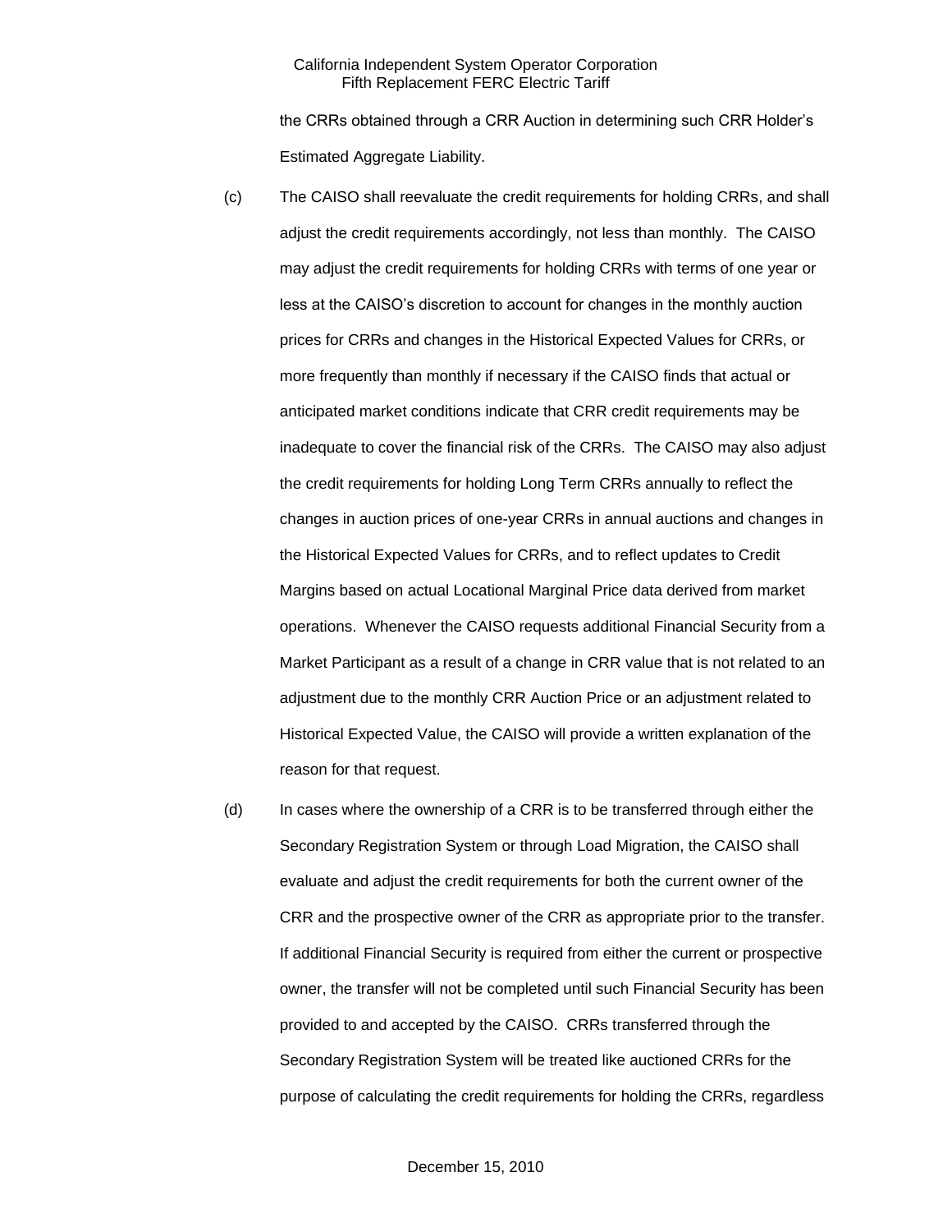the CRRs obtained through a CRR Auction in determining such CRR Holder's Estimated Aggregate Liability.

(c) The CAISO shall reevaluate the credit requirements for holding CRRs, and shall adjust the credit requirements accordingly, not less than monthly. The CAISO may adjust the credit requirements for holding CRRs with terms of one year or less at the CAISO's discretion to account for changes in the monthly auction prices for CRRs and changes in the Historical Expected Values for CRRs, or more frequently than monthly if necessary if the CAISO finds that actual or anticipated market conditions indicate that CRR credit requirements may be inadequate to cover the financial risk of the CRRs. The CAISO may also adjust the credit requirements for holding Long Term CRRs annually to reflect the changes in auction prices of one-year CRRs in annual auctions and changes in the Historical Expected Values for CRRs, and to reflect updates to Credit Margins based on actual Locational Marginal Price data derived from market operations. Whenever the CAISO requests additional Financial Security from a Market Participant as a result of a change in CRR value that is not related to an adjustment due to the monthly CRR Auction Price or an adjustment related to Historical Expected Value, the CAISO will provide a written explanation of the reason for that request.

(d) In cases where the ownership of a CRR is to be transferred through either the Secondary Registration System or through Load Migration, the CAISO shall evaluate and adjust the credit requirements for both the current owner of the CRR and the prospective owner of the CRR as appropriate prior to the transfer. If additional Financial Security is required from either the current or prospective owner, the transfer will not be completed until such Financial Security has been provided to and accepted by the CAISO. CRRs transferred through the Secondary Registration System will be treated like auctioned CRRs for the purpose of calculating the credit requirements for holding the CRRs, regardless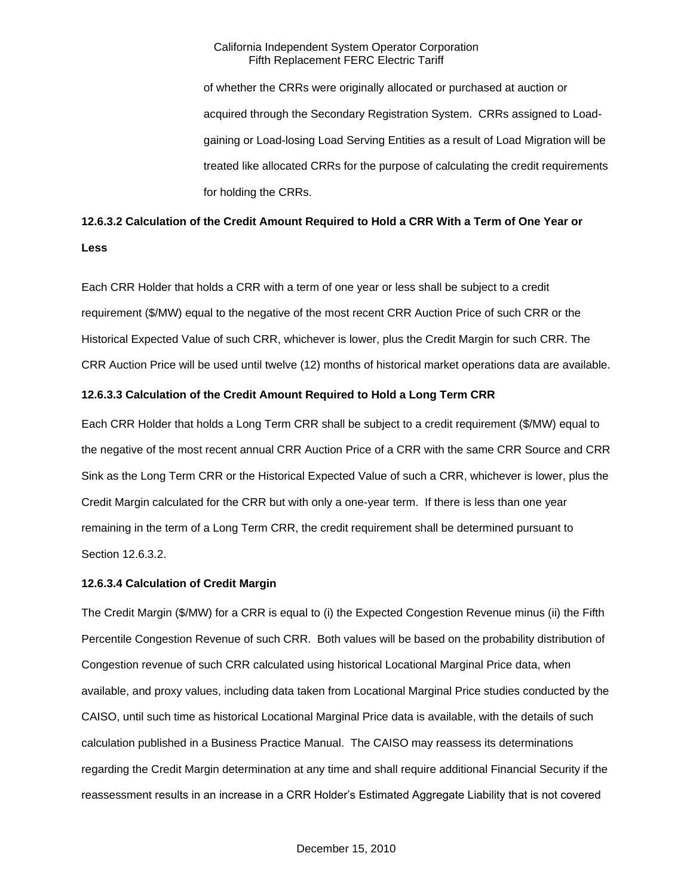of whether the CRRs were originally allocated or purchased at auction or acquired through the Secondary Registration System. CRRs assigned to Load-gaining or Load-losing Load Serving Entities as a result of Load Migration will be treated like allocated CRRs for the purpose of calculating the credit requirements for holding the CRRs.

**12.6.3.2 Calculation of the Credit Amount Required to Hold a CRR With a Term of One Year or Less**

Each CRR Holder that holds a CRR with a term of one year or less shall be subject to a credit requirement ($/MW) equal to the negative of the most recent CRR Auction Price of such CRR or the Historical Expected Value of such CRR, whichever is lower, plus the Credit Margin for such CRR. The CRR Auction Price will be used until twelve (12) months of historical market operations data are available.

**12.6.3.3 Calculation of the Credit Amount Required to Hold a Long Term CRR**

Each CRR Holder that holds a Long Term CRR shall be subject to a credit requirement ($/MW) equal to the negative of the most recent annual CRR Auction Price of a CRR with the same CRR Source and CRR Sink as the Long Term CRR or the Historical Expected Value of such a CRR, whichever is lower, plus the Credit Margin calculated for the CRR but with only a one-year term. If there is less than one year remaining in the term of a Long Term CRR, the credit requirement shall be determined pursuant to Section 12.6.3.2.

**12.6.3.4 Calculation of Credit Margin**

The Credit Margin ($/MW) for a CRR is equal to (i) the Expected Congestion Revenue minus (ii) the Fifth Percentile Congestion Revenue of such CRR. Both values will be based on the probability distribution of Congestion revenue of such CRR calculated using historical Locational Marginal Price data, when available, and proxy values, including data taken from Locational Marginal Price studies conducted by the CAISO, until such time as historical Locational Marginal Price data is available, with the details of such calculation published in a Business Practice Manual. The CAISO may reassess its determinations regarding the Credit Margin determination at any time and shall require additional Financial Security if the reassessment results in an increase in a CRR Holder's Estimated Aggregate Liability that is not covered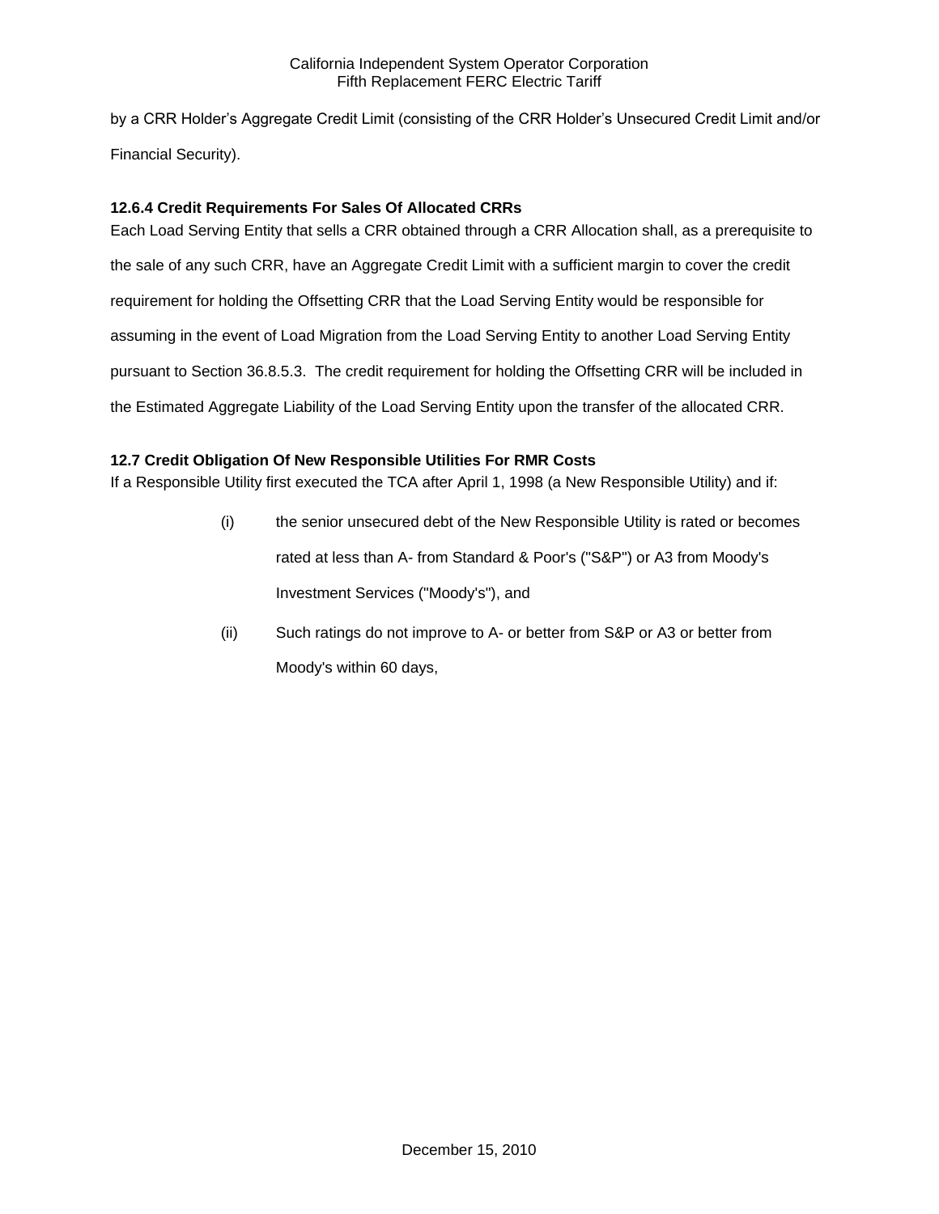by a CRR Holder's Aggregate Credit Limit (consisting of the CRR Holder's Unsecured Credit Limit and/or Financial Security).

### 12.6.4 Credit Requirements For Sales Of Allocated CRRs

Each Load Serving Entity that sells a CRR obtained through a CRR Allocation shall, as a prerequisite to the sale of any such CRR, have an Aggregate Credit Limit with a sufficient margin to cover the credit requirement for holding the Offsetting CRR that the Load Serving Entity would be responsible for assuming in the event of Load Migration from the Load Serving Entity to another Load Serving Entity pursuant to Section 36.8.5.3. The credit requirement for holding the Offsetting CRR will be included in the Estimated Aggregate Liability of the Load Serving Entity upon the transfer of the allocated CRR.

## 12.7 Credit Obligation Of New Responsible Utilities For RMR Costs

If a Responsible Utility first executed the TCA after April 1, 1998 (a New Responsible Utility) and if:

(i) the senior unsecured debt of the New Responsible Utility is rated or becomes rated at less than A- from Standard & Poor's ("S&P") or A3 from Moody's Investment Services ("Moody's"), and

(ii) Such ratings do not improve to A- or better from S&P or A3 or better from Moody's within 60 days,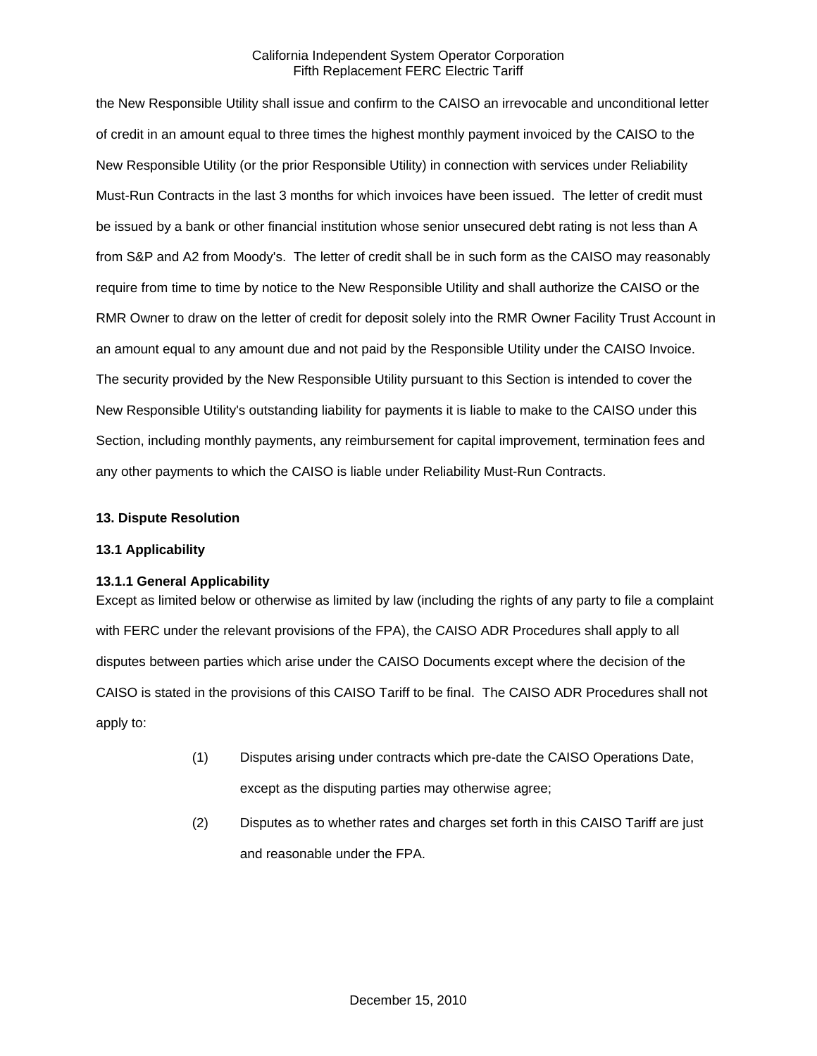the New Responsible Utility shall issue and confirm to the CAISO an irrevocable and unconditional letter of credit in an amount equal to three times the highest monthly payment invoiced by the CAISO to the New Responsible Utility (or the prior Responsible Utility) in connection with services under Reliability Must-Run Contracts in the last 3 months for which invoices have been issued. The letter of credit must be issued by a bank or other financial institution whose senior unsecured debt rating is not less than A from S&P and A2 from Moody's. The letter of credit shall be in such form as the CAISO may reasonably require from time to time by notice to the New Responsible Utility and shall authorize the CAISO or the RMR Owner to draw on the letter of credit for deposit solely into the RMR Owner Facility Trust Account in an amount equal to any amount due and not paid by the Responsible Utility under the CAISO Invoice. The security provided by the New Responsible Utility pursuant to this Section is intended to cover the New Responsible Utility's outstanding liability for payments it is liable to make to the CAISO under this Section, including monthly payments, any reimbursement for capital improvement, termination fees and any other payments to which the CAISO is liable under Reliability Must-Run Contracts.

## 13. Dispute Resolution

### 13.1 Applicability

#### 13.1.1 General Applicability

Except as limited below or otherwise as limited by law (including the rights of any party to file a complaint with FERC under the relevant provisions of the FPA), the CAISO ADR Procedures shall apply to all disputes between parties which arise under the CAISO Documents except where the decision of the CAISO is stated in the provisions of this CAISO Tariff to be final. The CAISO ADR Procedures shall not apply to:

(1) Disputes arising under contracts which pre-date the CAISO Operations Date, except as the disputing parties may otherwise agree;

(2) Disputes as to whether rates and charges set forth in this CAISO Tariff are just and reasonable under the FPA.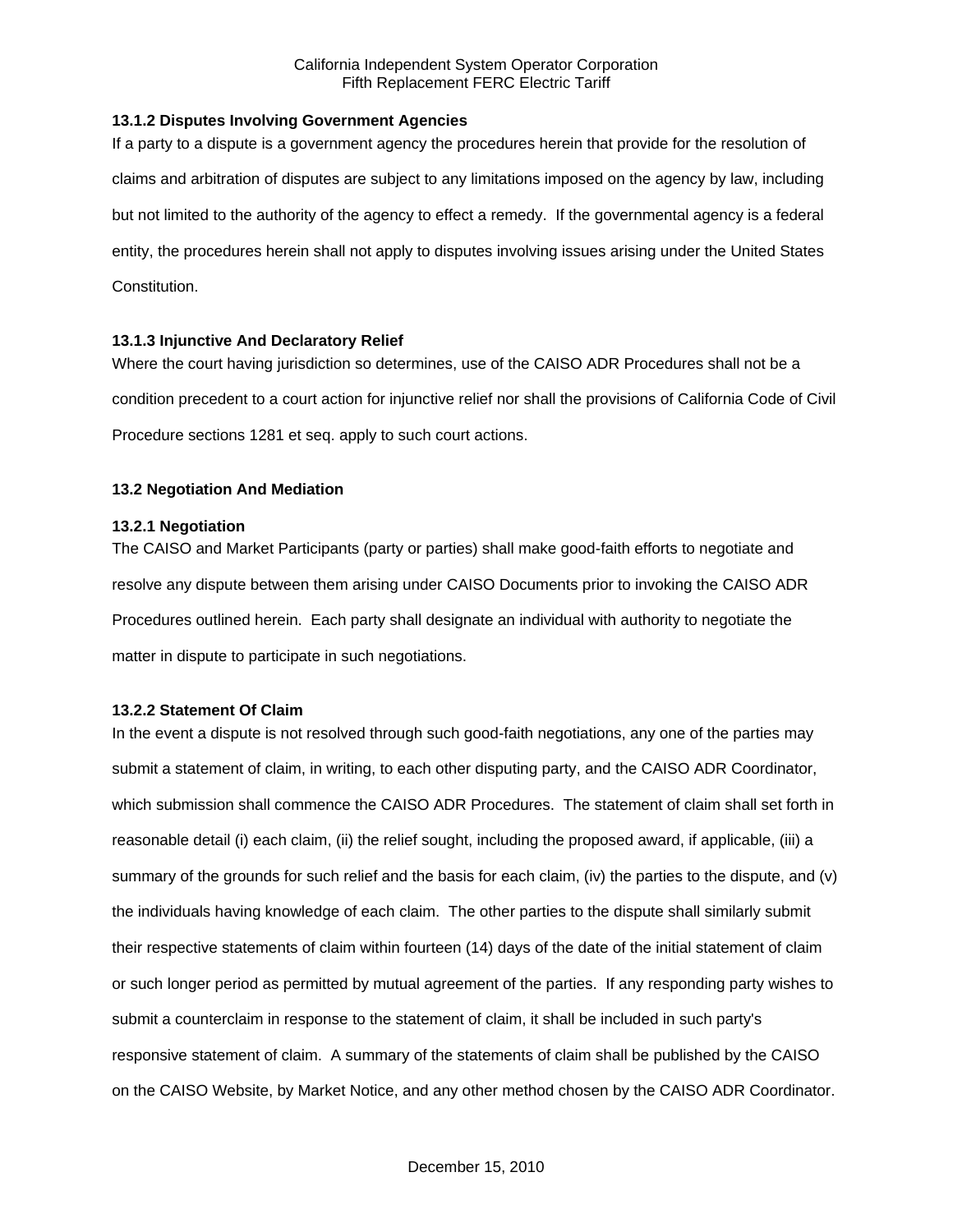### 13.1.2 Disputes Involving Government Agencies

If a party to a dispute is a government agency the procedures herein that provide for the resolution of claims and arbitration of disputes are subject to any limitations imposed on the agency by law, including but not limited to the authority of the agency to effect a remedy. If the governmental agency is a federal entity, the procedures herein shall not apply to disputes involving issues arising under the United States Constitution.

### 13.1.3 Injunctive And Declaratory Relief

Where the court having jurisdiction so determines, use of the CAISO ADR Procedures shall not be a condition precedent to a court action for injunctive relief nor shall the provisions of California Code of Civil Procedure sections 1281 et seq. apply to such court actions.

## 13.2 Negotiation And Mediation

### 13.2.1 Negotiation

The CAISO and Market Participants (party or parties) shall make good-faith efforts to negotiate and resolve any dispute between them arising under CAISO Documents prior to invoking the CAISO ADR Procedures outlined herein. Each party shall designate an individual with authority to negotiate the matter in dispute to participate in such negotiations.

### 13.2.2 Statement Of Claim

In the event a dispute is not resolved through such good-faith negotiations, any one of the parties may submit a statement of claim, in writing, to each other disputing party, and the CAISO ADR Coordinator, which submission shall commence the CAISO ADR Procedures. The statement of claim shall set forth in reasonable detail (i) each claim, (ii) the relief sought, including the proposed award, if applicable, (iii) a summary of the grounds for such relief and the basis for each claim, (iv) the parties to the dispute, and (v) the individuals having knowledge of each claim. The other parties to the dispute shall similarly submit their respective statements of claim within fourteen (14) days of the date of the initial statement of claim or such longer period as permitted by mutual agreement of the parties. If any responding party wishes to submit a counterclaim in response to the statement of claim, it shall be included in such party's responsive statement of claim. A summary of the statements of claim shall be published by the CAISO on the CAISO Website, by Market Notice, and any other method chosen by the CAISO ADR Coordinator.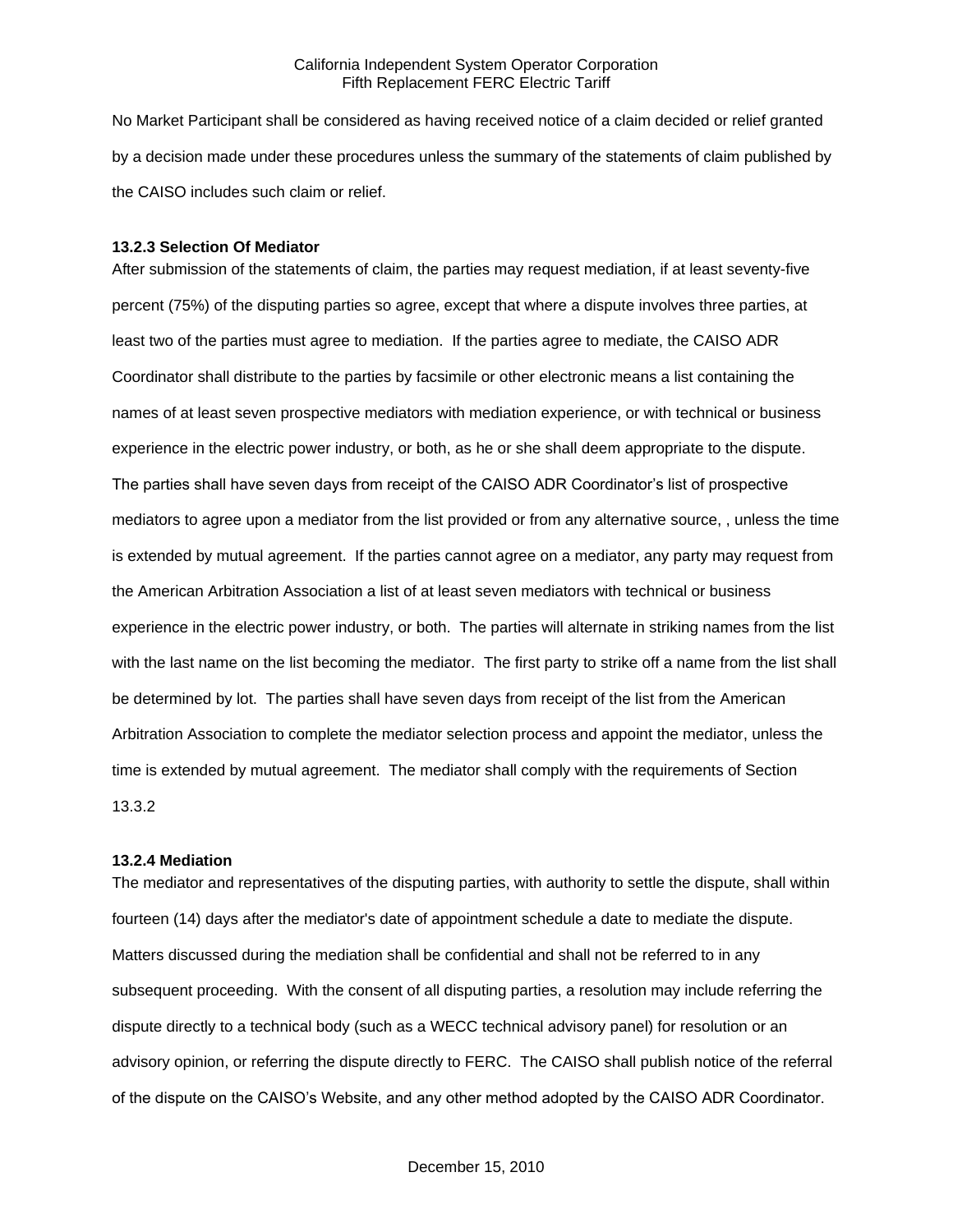No Market Participant shall be considered as having received notice of a claim decided or relief granted by a decision made under these procedures unless the summary of the statements of claim published by the CAISO includes such claim or relief.

**13.2.3 Selection Of Mediator**

After submission of the statements of claim, the parties may request mediation, if at least seventy-five percent (75%) of the disputing parties so agree, except that where a dispute involves three parties, at least two of the parties must agree to mediation. If the parties agree to mediate, the CAISO ADR Coordinator shall distribute to the parties by facsimile or other electronic means a list containing the names of at least seven prospective mediators with mediation experience, or with technical or business experience in the electric power industry, or both, as he or she shall deem appropriate to the dispute. The parties shall have seven days from receipt of the CAISO ADR Coordinator's list of prospective mediators to agree upon a mediator from the list provided or from any alternative source, , unless the time is extended by mutual agreement. If the parties cannot agree on a mediator, any party may request from the American Arbitration Association a list of at least seven mediators with technical or business experience in the electric power industry, or both. The parties will alternate in striking names from the list with the last name on the list becoming the mediator. The first party to strike off a name from the list shall be determined by lot. The parties shall have seven days from receipt of the list from the American Arbitration Association to complete the mediator selection process and appoint the mediator, unless the time is extended by mutual agreement. The mediator shall comply with the requirements of Section 13.3.2

**13.2.4 Mediation**

The mediator and representatives of the disputing parties, with authority to settle the dispute, shall within fourteen (14) days after the mediator's date of appointment schedule a date to mediate the dispute. Matters discussed during the mediation shall be confidential and shall not be referred to in any subsequent proceeding. With the consent of all disputing parties, a resolution may include referring the dispute directly to a technical body (such as a WECC technical advisory panel) for resolution or an advisory opinion, or referring the dispute directly to FERC. The CAISO shall publish notice of the referral of the dispute on the CAISO's Website, and any other method adopted by the CAISO ADR Coordinator.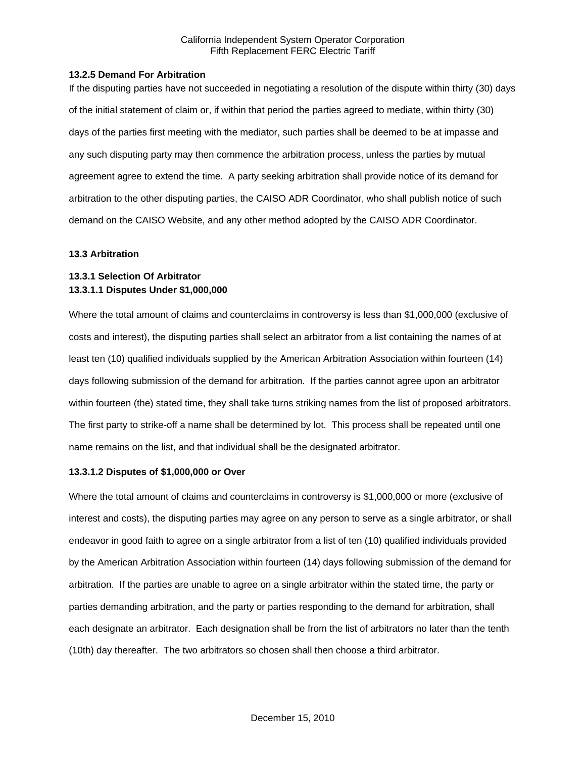**13.2.5 Demand For Arbitration**

If the disputing parties have not succeeded in negotiating a resolution of the dispute within thirty (30) days of the initial statement of claim or, if within that period the parties agreed to mediate, within thirty (30) days of the parties first meeting with the mediator, such parties shall be deemed to be at impasse and any such disputing party may then commence the arbitration process, unless the parties by mutual agreement agree to extend the time. A party seeking arbitration shall provide notice of its demand for arbitration to the other disputing parties, the CAISO ADR Coordinator, who shall publish notice of such demand on the CAISO Website, and any other method adopted by the CAISO ADR Coordinator.

**13.3 Arbitration**

**13.3.1 Selection Of Arbitrator**

**13.3.1.1 Disputes Under $1,000,000**

Where the total amount of claims and counterclaims in controversy is less than $1,000,000 (exclusive of costs and interest), the disputing parties shall select an arbitrator from a list containing the names of at least ten (10) qualified individuals supplied by the American Arbitration Association within fourteen (14) days following submission of the demand for arbitration. If the parties cannot agree upon an arbitrator within fourteen (the) stated time, they shall take turns striking names from the list of proposed arbitrators. The first party to strike-off a name shall be determined by lot. This process shall be repeated until one name remains on the list, and that individual shall be the designated arbitrator.

**13.3.1.2 Disputes of $1,000,000 or Over**

Where the total amount of claims and counterclaims in controversy is $1,000,000 or more (exclusive of interest and costs), the disputing parties may agree on any person to serve as a single arbitrator, or shall endeavor in good faith to agree on a single arbitrator from a list of ten (10) qualified individuals provided by the American Arbitration Association within fourteen (14) days following submission of the demand for arbitration. If the parties are unable to agree on a single arbitrator within the stated time, the party or parties demanding arbitration, and the party or parties responding to the demand for arbitration, shall each designate an arbitrator. Each designation shall be from the list of arbitrators no later than the tenth (10th) day thereafter. The two arbitrators so chosen shall then choose a third arbitrator.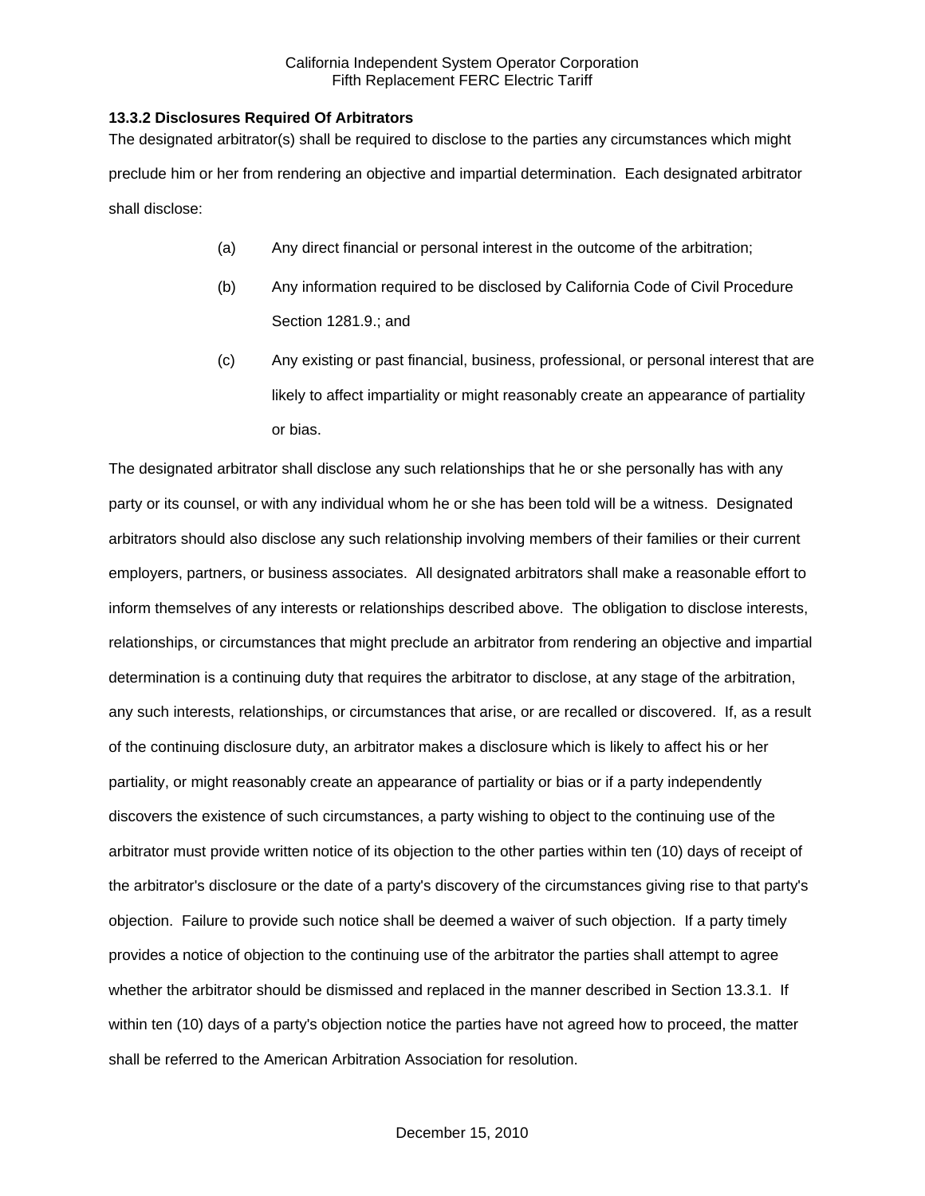### 13.3.2 Disclosures Required Of Arbitrators

The designated arbitrator(s) shall be required to disclose to the parties any circumstances which might preclude him or her from rendering an objective and impartial determination. Each designated arbitrator shall disclose:

(a) Any direct financial or personal interest in the outcome of the arbitration;

(b) Any information required to be disclosed by California Code of Civil Procedure Section 1281.9.; and

(c) Any existing or past financial, business, professional, or personal interest that are likely to affect impartiality or might reasonably create an appearance of partiality or bias.

The designated arbitrator shall disclose any such relationships that he or she personally has with any party or its counsel, or with any individual whom he or she has been told will be a witness. Designated arbitrators should also disclose any such relationship involving members of their families or their current employers, partners, or business associates. All designated arbitrators shall make a reasonable effort to inform themselves of any interests or relationships described above. The obligation to disclose interests, relationships, or circumstances that might preclude an arbitrator from rendering an objective and impartial determination is a continuing duty that requires the arbitrator to disclose, at any stage of the arbitration, any such interests, relationships, or circumstances that arise, or are recalled or discovered. If, as a result of the continuing disclosure duty, an arbitrator makes a disclosure which is likely to affect his or her partiality, or might reasonably create an appearance of partiality or bias or if a party independently discovers the existence of such circumstances, a party wishing to object to the continuing use of the arbitrator must provide written notice of its objection to the other parties within ten (10) days of receipt of the arbitrator's disclosure or the date of a party's discovery of the circumstances giving rise to that party's objection. Failure to provide such notice shall be deemed a waiver of such objection. If a party timely provides a notice of objection to the continuing use of the arbitrator the parties shall attempt to agree whether the arbitrator should be dismissed and replaced in the manner described in Section 13.3.1. If within ten (10) days of a party's objection notice the parties have not agreed how to proceed, the matter shall be referred to the American Arbitration Association for resolution.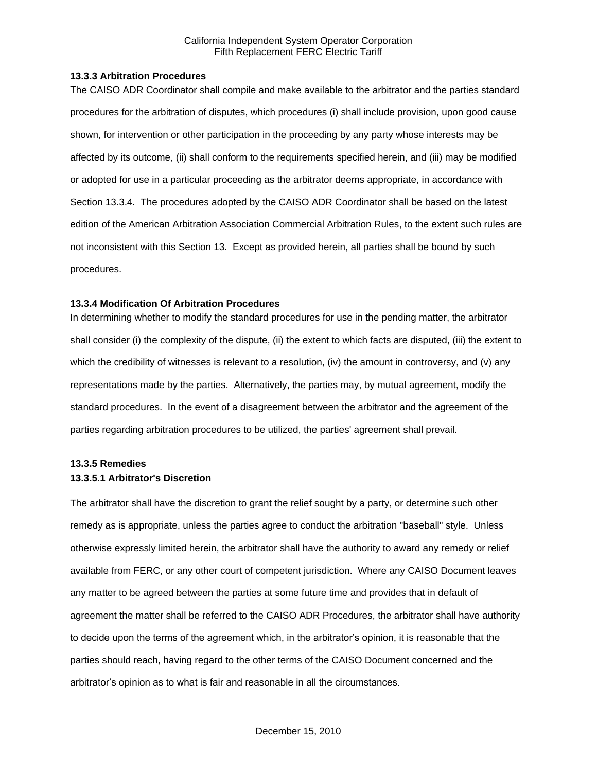#### 13.3.3 Arbitration Procedures

The CAISO ADR Coordinator shall compile and make available to the arbitrator and the parties standard procedures for the arbitration of disputes, which procedures (i) shall include provision, upon good cause shown, for intervention or other participation in the proceeding by any party whose interests may be affected by its outcome, (ii) shall conform to the requirements specified herein, and (iii) may be modified or adopted for use in a particular proceeding as the arbitrator deems appropriate, in accordance with Section 13.3.4. The procedures adopted by the CAISO ADR Coordinator shall be based on the latest edition of the American Arbitration Association Commercial Arbitration Rules, to the extent such rules are not inconsistent with this Section 13. Except as provided herein, all parties shall be bound by such procedures.

#### 13.3.4 Modification Of Arbitration Procedures

In determining whether to modify the standard procedures for use in the pending matter, the arbitrator shall consider (i) the complexity of the dispute, (ii) the extent to which facts are disputed, (iii) the extent to which the credibility of witnesses is relevant to a resolution, (iv) the amount in controversy, and (v) any representations made by the parties. Alternatively, the parties may, by mutual agreement, modify the standard procedures. In the event of a disagreement between the arbitrator and the agreement of the parties regarding arbitration procedures to be utilized, the parties' agreement shall prevail.

#### 13.3.5 Remedies

##### 13.3.5.1 Arbitrator's Discretion

The arbitrator shall have the discretion to grant the relief sought by a party, or determine such other remedy as is appropriate, unless the parties agree to conduct the arbitration "baseball" style. Unless otherwise expressly limited herein, the arbitrator shall have the authority to award any remedy or relief available from FERC, or any other court of competent jurisdiction. Where any CAISO Document leaves any matter to be agreed between the parties at some future time and provides that in default of agreement the matter shall be referred to the CAISO ADR Procedures, the arbitrator shall have authority to decide upon the terms of the agreement which, in the arbitrator's opinion, it is reasonable that the parties should reach, having regard to the other terms of the CAISO Document concerned and the arbitrator's opinion as to what is fair and reasonable in all the circumstances.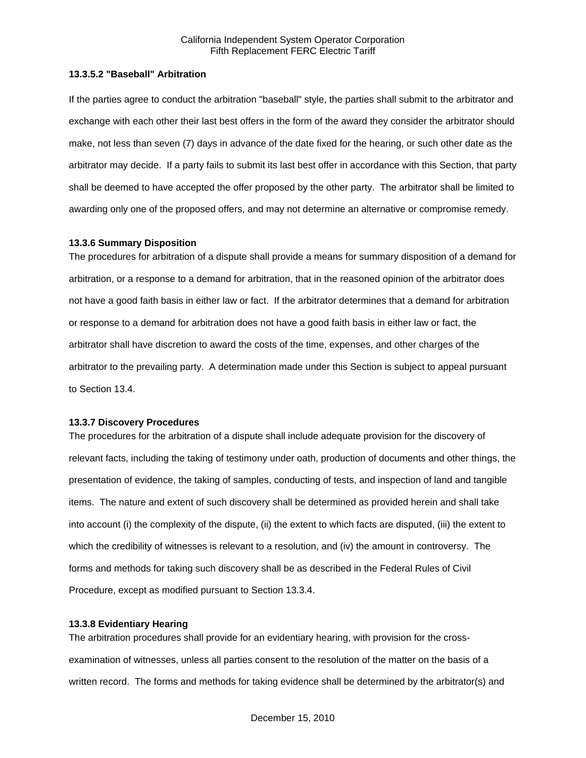#### 13.3.5.2 "Baseball" Arbitration

If the parties agree to conduct the arbitration "baseball" style, the parties shall submit to the arbitrator and exchange with each other their last best offers in the form of the award they consider the arbitrator should make, not less than seven (7) days in advance of the date fixed for the hearing, or such other date as the arbitrator may decide. If a party fails to submit its last best offer in accordance with this Section, that party shall be deemed to have accepted the offer proposed by the other party. The arbitrator shall be limited to awarding only one of the proposed offers, and may not determine an alternative or compromise remedy.

### 13.3.6 Summary Disposition

The procedures for arbitration of a dispute shall provide a means for summary disposition of a demand for arbitration, or a response to a demand for arbitration, that in the reasoned opinion of the arbitrator does not have a good faith basis in either law or fact. If the arbitrator determines that a demand for arbitration or response to a demand for arbitration does not have a good faith basis in either law or fact, the arbitrator shall have discretion to award the costs of the time, expenses, and other charges of the arbitrator to the prevailing party. A determination made under this Section is subject to appeal pursuant to Section 13.4.

### 13.3.7 Discovery Procedures

The procedures for the arbitration of a dispute shall include adequate provision for the discovery of relevant facts, including the taking of testimony under oath, production of documents and other things, the presentation of evidence, the taking of samples, conducting of tests, and inspection of land and tangible items. The nature and extent of such discovery shall be determined as provided herein and shall take into account (i) the complexity of the dispute, (ii) the extent to which facts are disputed, (iii) the extent to which the credibility of witnesses is relevant to a resolution, and (iv) the amount in controversy. The forms and methods for taking such discovery shall be as described in the Federal Rules of Civil Procedure, except as modified pursuant to Section 13.3.4.

### 13.3.8 Evidentiary Hearing

The arbitration procedures shall provide for an evidentiary hearing, with provision for the cross-examination of witnesses, unless all parties consent to the resolution of the matter on the basis of a written record. The forms and methods for taking evidence shall be determined by the arbitrator(s) and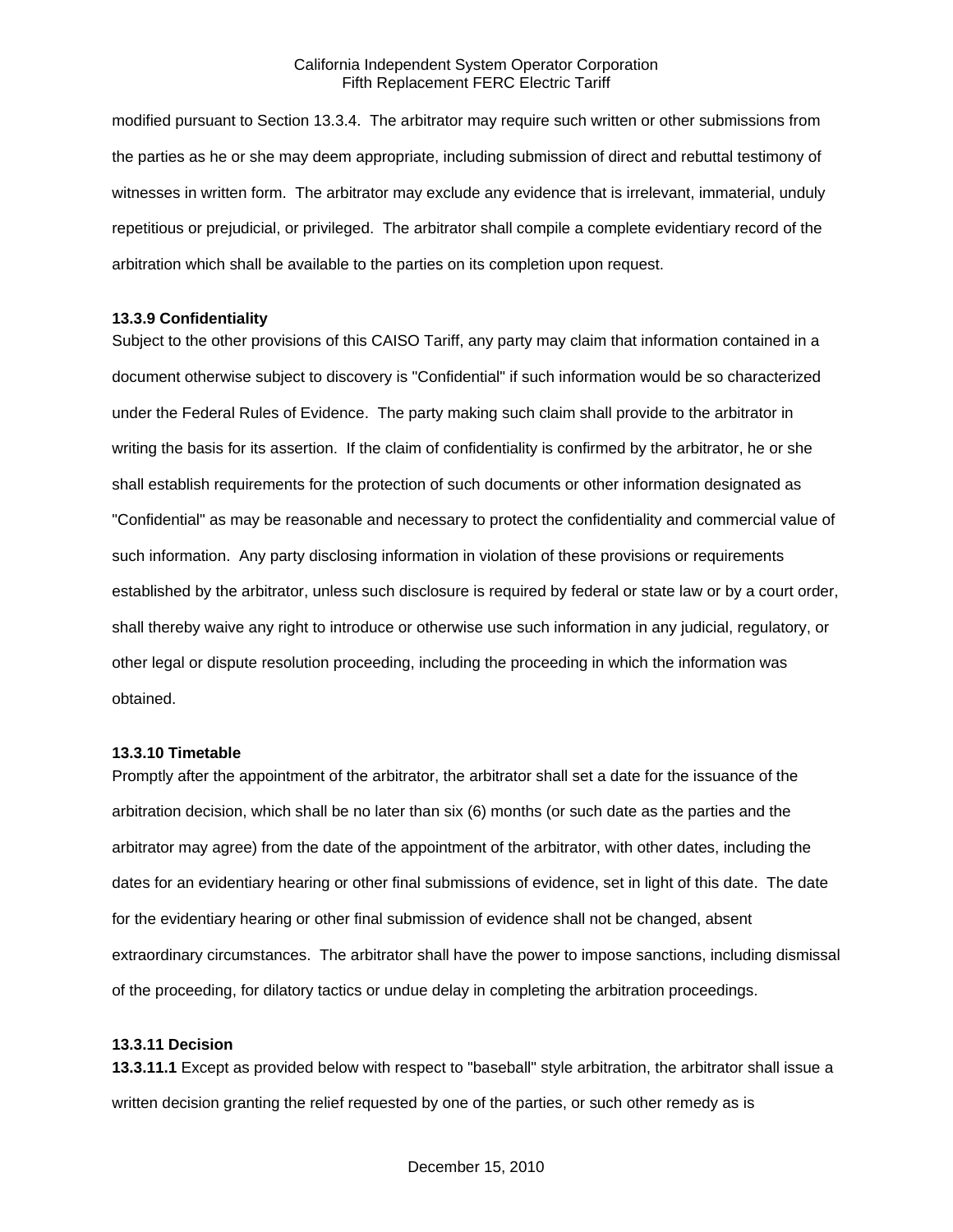modified pursuant to Section 13.3.4. The arbitrator may require such written or other submissions from the parties as he or she may deem appropriate, including submission of direct and rebuttal testimony of witnesses in written form. The arbitrator may exclude any evidence that is irrelevant, immaterial, unduly repetitious or prejudicial, or privileged. The arbitrator shall compile a complete evidentiary record of the arbitration which shall be available to the parties on its completion upon request.

**13.3.9 Confidentiality**

Subject to the other provisions of this CAISO Tariff, any party may claim that information contained in a document otherwise subject to discovery is "Confidential" if such information would be so characterized under the Federal Rules of Evidence. The party making such claim shall provide to the arbitrator in writing the basis for its assertion. If the claim of confidentiality is confirmed by the arbitrator, he or she shall establish requirements for the protection of such documents or other information designated as "Confidential" as may be reasonable and necessary to protect the confidentiality and commercial value of such information. Any party disclosing information in violation of these provisions or requirements established by the arbitrator, unless such disclosure is required by federal or state law or by a court order, shall thereby waive any right to introduce or otherwise use such information in any judicial, regulatory, or other legal or dispute resolution proceeding, including the proceeding in which the information was obtained.

**13.3.10 Timetable**

Promptly after the appointment of the arbitrator, the arbitrator shall set a date for the issuance of the arbitration decision, which shall be no later than six (6) months (or such date as the parties and the arbitrator may agree) from the date of the appointment of the arbitrator, with other dates, including the dates for an evidentiary hearing or other final submissions of evidence, set in light of this date. The date for the evidentiary hearing or other final submission of evidence shall not be changed, absent extraordinary circumstances. The arbitrator shall have the power to impose sanctions, including dismissal of the proceeding, for dilatory tactics or undue delay in completing the arbitration proceedings.

**13.3.11 Decision**

**13.3.11.1** Except as provided below with respect to "baseball" style arbitration, the arbitrator shall issue a written decision granting the relief requested by one of the parties, or such other remedy as is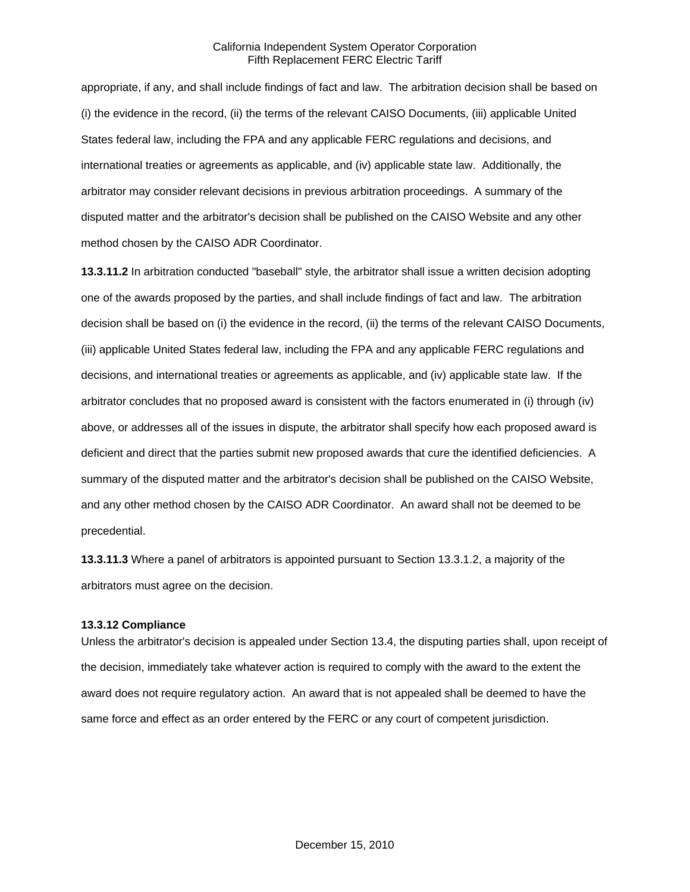appropriate, if any, and shall include findings of fact and law. The arbitration decision shall be based on (i) the evidence in the record, (ii) the terms of the relevant CAISO Documents, (iii) applicable United States federal law, including the FPA and any applicable FERC regulations and decisions, and international treaties or agreements as applicable, and (iv) applicable state law. Additionally, the arbitrator may consider relevant decisions in previous arbitration proceedings. A summary of the disputed matter and the arbitrator's decision shall be published on the CAISO Website and any other method chosen by the CAISO ADR Coordinator.

**13.3.11.2** In arbitration conducted "baseball" style, the arbitrator shall issue a written decision adopting one of the awards proposed by the parties, and shall include findings of fact and law. The arbitration decision shall be based on (i) the evidence in the record, (ii) the terms of the relevant CAISO Documents, (iii) applicable United States federal law, including the FPA and any applicable FERC regulations and decisions, and international treaties or agreements as applicable, and (iv) applicable state law. If the arbitrator concludes that no proposed award is consistent with the factors enumerated in (i) through (iv) above, or addresses all of the issues in dispute, the arbitrator shall specify how each proposed award is deficient and direct that the parties submit new proposed awards that cure the identified deficiencies. A summary of the disputed matter and the arbitrator's decision shall be published on the CAISO Website, and any other method chosen by the CAISO ADR Coordinator. An award shall not be deemed to be precedential.

**13.3.11.3** Where a panel of arbitrators is appointed pursuant to Section 13.3.1.2, a majority of the arbitrators must agree on the decision.

**13.3.12 Compliance**

Unless the arbitrator's decision is appealed under Section 13.4, the disputing parties shall, upon receipt of the decision, immediately take whatever action is required to comply with the award to the extent the award does not require regulatory action. An award that is not appealed shall be deemed to have the same force and effect as an order entered by the FERC or any court of competent jurisdiction.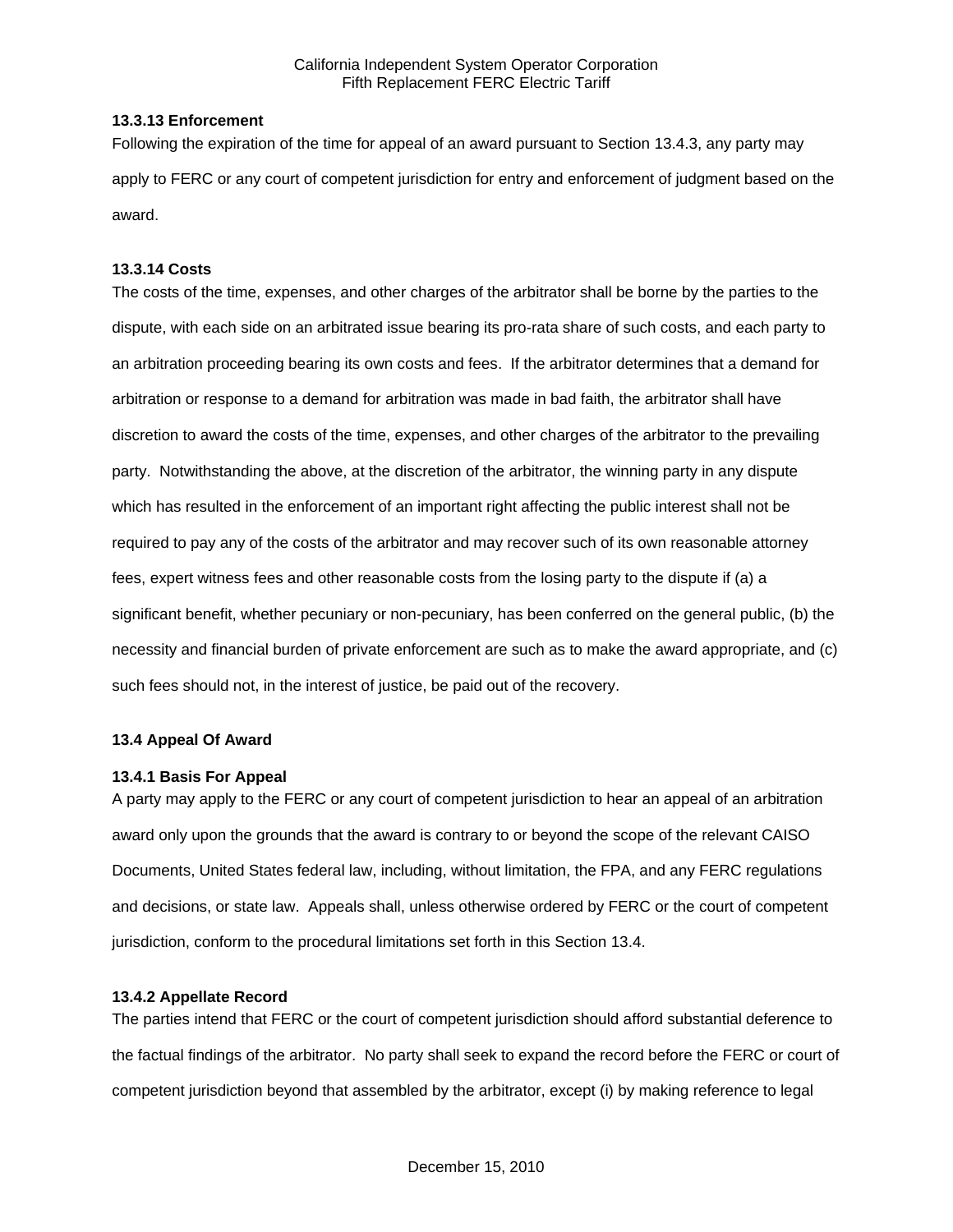**13.3.13 Enforcement**

Following the expiration of the time for appeal of an award pursuant to Section 13.4.3, any party may apply to FERC or any court of competent jurisdiction for entry and enforcement of judgment based on the award.

**13.3.14 Costs**

The costs of the time, expenses, and other charges of the arbitrator shall be borne by the parties to the dispute, with each side on an arbitrated issue bearing its pro-rata share of such costs, and each party to an arbitration proceeding bearing its own costs and fees. If the arbitrator determines that a demand for arbitration or response to a demand for arbitration was made in bad faith, the arbitrator shall have discretion to award the costs of the time, expenses, and other charges of the arbitrator to the prevailing party. Notwithstanding the above, at the discretion of the arbitrator, the winning party in any dispute which has resulted in the enforcement of an important right affecting the public interest shall not be required to pay any of the costs of the arbitrator and may recover such of its own reasonable attorney fees, expert witness fees and other reasonable costs from the losing party to the dispute if (a) a significant benefit, whether pecuniary or non-pecuniary, has been conferred on the general public, (b) the necessity and financial burden of private enforcement are such as to make the award appropriate, and (c) such fees should not, in the interest of justice, be paid out of the recovery.

**13.4 Appeal Of Award**

**13.4.1 Basis For Appeal**

A party may apply to the FERC or any court of competent jurisdiction to hear an appeal of an arbitration award only upon the grounds that the award is contrary to or beyond the scope of the relevant CAISO Documents, United States federal law, including, without limitation, the FPA, and any FERC regulations and decisions, or state law. Appeals shall, unless otherwise ordered by FERC or the court of competent jurisdiction, conform to the procedural limitations set forth in this Section 13.4.

**13.4.2 Appellate Record**

The parties intend that FERC or the court of competent jurisdiction should afford substantial deference to the factual findings of the arbitrator. No party shall seek to expand the record before the FERC or court of competent jurisdiction beyond that assembled by the arbitrator, except (i) by making reference to legal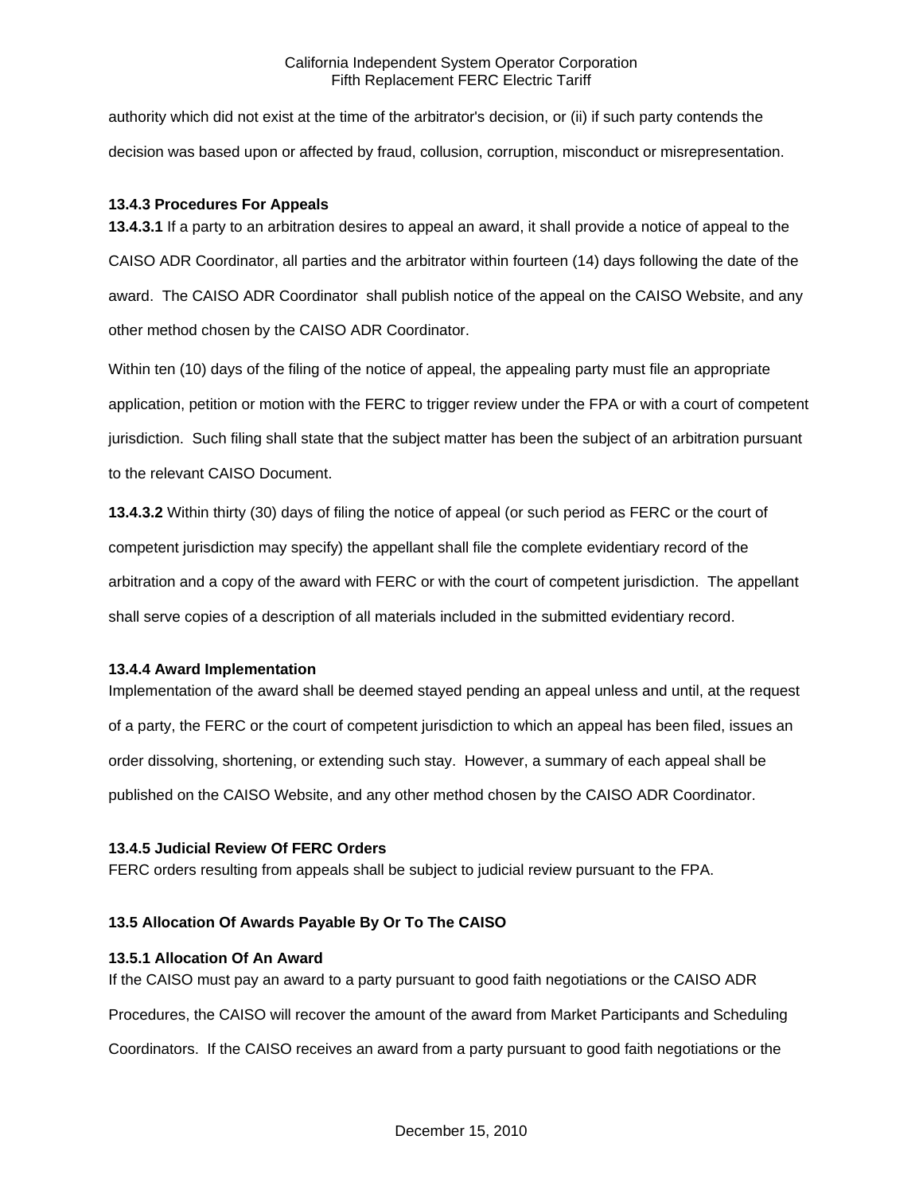authority which did not exist at the time of the arbitrator's decision, or (ii) if such party contends the decision was based upon or affected by fraud, collusion, corruption, misconduct or misrepresentation.

**13.4.3 Procedures For Appeals**

**13.4.3.1** If a party to an arbitration desires to appeal an award, it shall provide a notice of appeal to the CAISO ADR Coordinator, all parties and the arbitrator within fourteen (14) days following the date of the award. The CAISO ADR Coordinator shall publish notice of the appeal on the CAISO Website, and any other method chosen by the CAISO ADR Coordinator.

Within ten (10) days of the filing of the notice of appeal, the appealing party must file an appropriate application, petition or motion with the FERC to trigger review under the FPA or with a court of competent jurisdiction. Such filing shall state that the subject matter has been the subject of an arbitration pursuant to the relevant CAISO Document.

**13.4.3.2** Within thirty (30) days of filing the notice of appeal (or such period as FERC or the court of competent jurisdiction may specify) the appellant shall file the complete evidentiary record of the arbitration and a copy of the award with FERC or with the court of competent jurisdiction. The appellant shall serve copies of a description of all materials included in the submitted evidentiary record.

**13.4.4 Award Implementation**

Implementation of the award shall be deemed stayed pending an appeal unless and until, at the request of a party, the FERC or the court of competent jurisdiction to which an appeal has been filed, issues an order dissolving, shortening, or extending such stay. However, a summary of each appeal shall be published on the CAISO Website, and any other method chosen by the CAISO ADR Coordinator.

**13.4.5 Judicial Review Of FERC Orders**

FERC orders resulting from appeals shall be subject to judicial review pursuant to the FPA.

**13.5 Allocation Of Awards Payable By Or To The CAISO**

**13.5.1 Allocation Of An Award**

If the CAISO must pay an award to a party pursuant to good faith negotiations or the CAISO ADR Procedures, the CAISO will recover the amount of the award from Market Participants and Scheduling Coordinators. If the CAISO receives an award from a party pursuant to good faith negotiations or the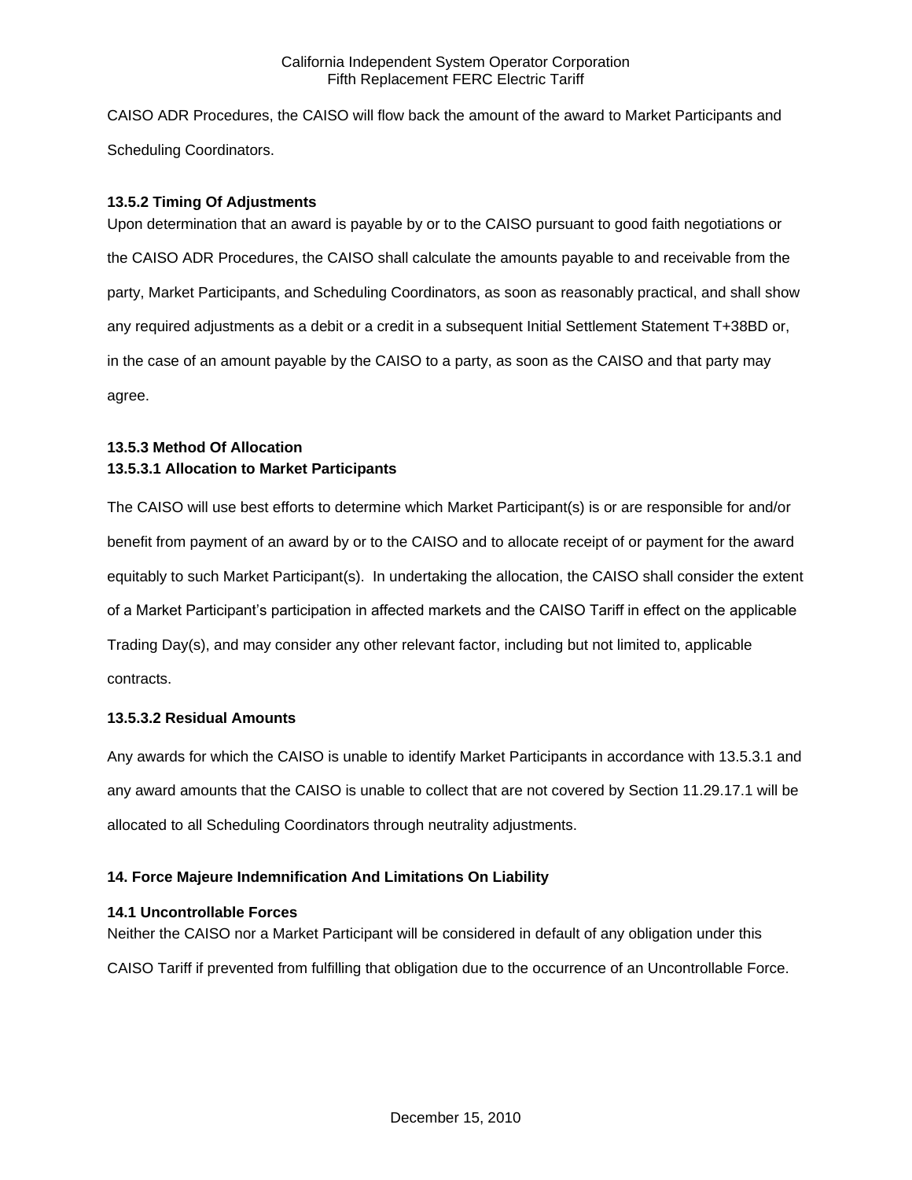CAISO ADR Procedures, the CAISO will flow back the amount of the award to Market Participants and Scheduling Coordinators.

**13.5.2 Timing Of Adjustments**

Upon determination that an award is payable by or to the CAISO pursuant to good faith negotiations or the CAISO ADR Procedures, the CAISO shall calculate the amounts payable to and receivable from the party, Market Participants, and Scheduling Coordinators, as soon as reasonably practical, and shall show any required adjustments as a debit or a credit in a subsequent Initial Settlement Statement T+38BD or, in the case of an amount payable by the CAISO to a party, as soon as the CAISO and that party may agree.

**13.5.3 Method Of Allocation**

**13.5.3.1 Allocation to Market Participants**

The CAISO will use best efforts to determine which Market Participant(s) is or are responsible for and/or benefit from payment of an award by or to the CAISO and to allocate receipt of or payment for the award equitably to such Market Participant(s). In undertaking the allocation, the CAISO shall consider the extent of a Market Participant's participation in affected markets and the CAISO Tariff in effect on the applicable Trading Day(s), and may consider any other relevant factor, including but not limited to, applicable contracts.

**13.5.3.2 Residual Amounts**

Any awards for which the CAISO is unable to identify Market Participants in accordance with 13.5.3.1 and any award amounts that the CAISO is unable to collect that are not covered by Section 11.29.17.1 will be allocated to all Scheduling Coordinators through neutrality adjustments.

**14. Force Majeure Indemnification And Limitations On Liability**

**14.1 Uncontrollable Forces**

Neither the CAISO nor a Market Participant will be considered in default of any obligation under this CAISO Tariff if prevented from fulfilling that obligation due to the occurrence of an Uncontrollable Force.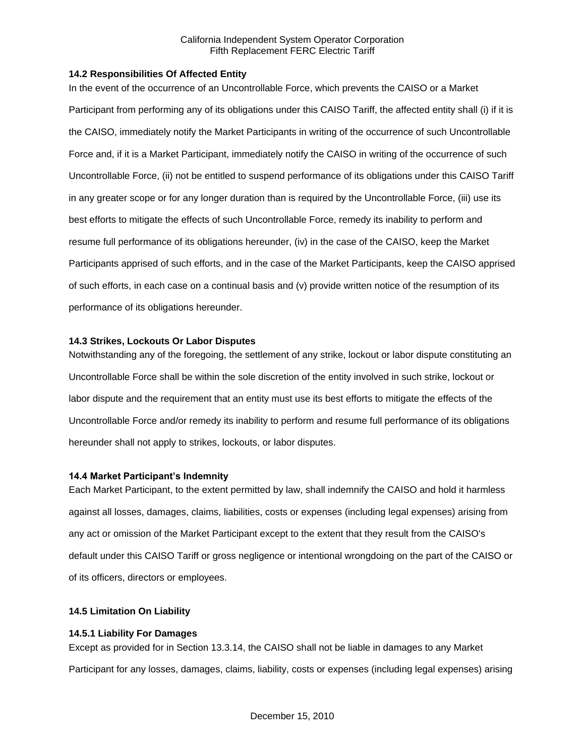### 14.2 Responsibilities Of Affected Entity

In the event of the occurrence of an Uncontrollable Force, which prevents the CAISO or a Market Participant from performing any of its obligations under this CAISO Tariff, the affected entity shall (i) if it is the CAISO, immediately notify the Market Participants in writing of the occurrence of such Uncontrollable Force and, if it is a Market Participant, immediately notify the CAISO in writing of the occurrence of such Uncontrollable Force, (ii) not be entitled to suspend performance of its obligations under this CAISO Tariff in any greater scope or for any longer duration than is required by the Uncontrollable Force, (iii) use its best efforts to mitigate the effects of such Uncontrollable Force, remedy its inability to perform and resume full performance of its obligations hereunder, (iv) in the case of the CAISO, keep the Market Participants apprised of such efforts, and in the case of the Market Participants, keep the CAISO apprised of such efforts, in each case on a continual basis and (v) provide written notice of the resumption of its performance of its obligations hereunder.

### 14.3 Strikes, Lockouts Or Labor Disputes

Notwithstanding any of the foregoing, the settlement of any strike, lockout or labor dispute constituting an Uncontrollable Force shall be within the sole discretion of the entity involved in such strike, lockout or labor dispute and the requirement that an entity must use its best efforts to mitigate the effects of the Uncontrollable Force and/or remedy its inability to perform and resume full performance of its obligations hereunder shall not apply to strikes, lockouts, or labor disputes.

### 14.4 Market Participant's Indemnity

Each Market Participant, to the extent permitted by law, shall indemnify the CAISO and hold it harmless against all losses, damages, claims, liabilities, costs or expenses (including legal expenses) arising from any act or omission of the Market Participant except to the extent that they result from the CAISO's default under this CAISO Tariff or gross negligence or intentional wrongdoing on the part of the CAISO or of its officers, directors or employees.

### 14.5 Limitation On Liability

#### 14.5.1 Liability For Damages

Except as provided for in Section 13.3.14, the CAISO shall not be liable in damages to any Market Participant for any losses, damages, claims, liability, costs or expenses (including legal expenses) arising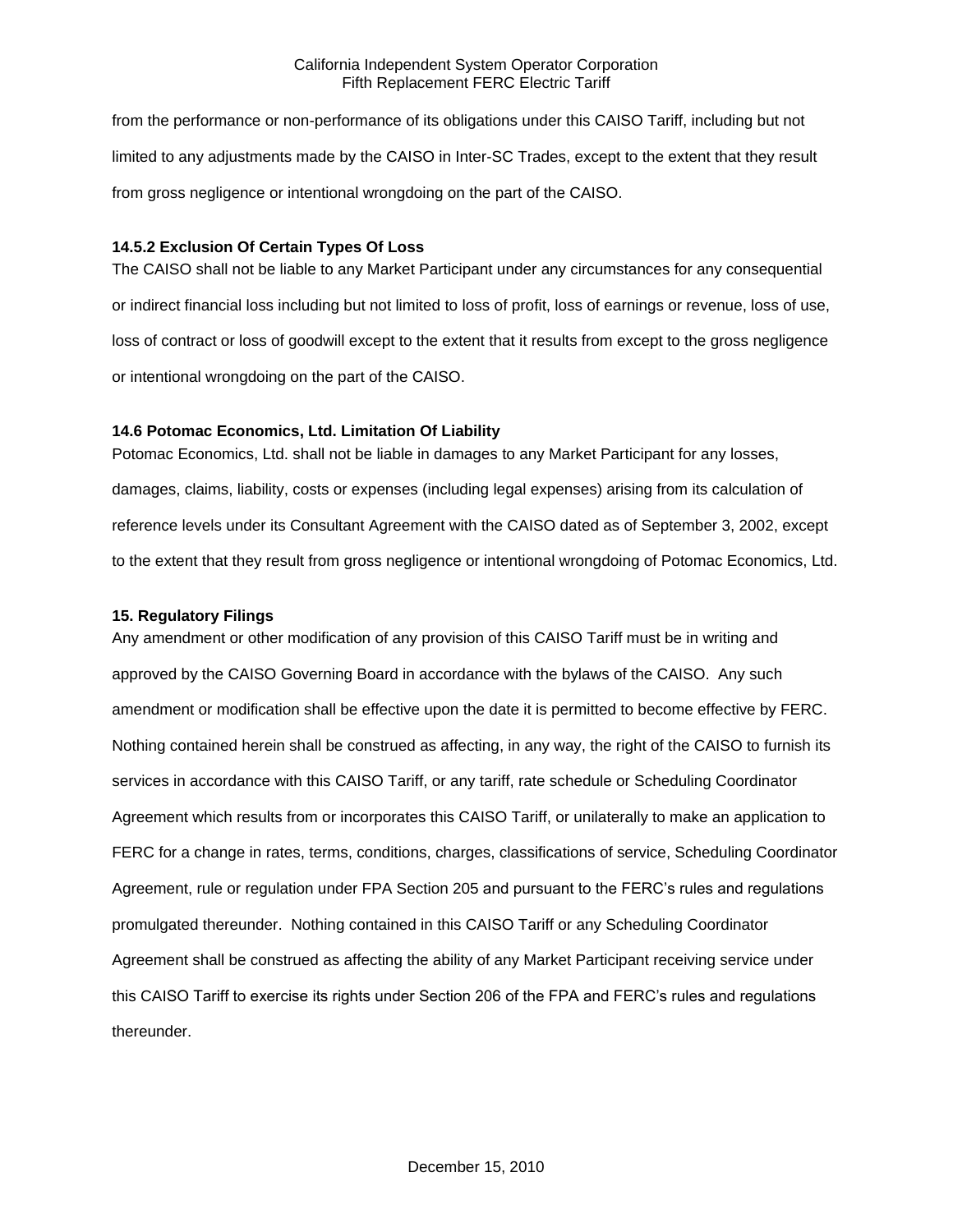from the performance or non-performance of its obligations under this CAISO Tariff, including but not limited to any adjustments made by the CAISO in Inter-SC Trades, except to the extent that they result from gross negligence or intentional wrongdoing on the part of the CAISO.

### 14.5.2 Exclusion Of Certain Types Of Loss

The CAISO shall not be liable to any Market Participant under any circumstances for any consequential or indirect financial loss including but not limited to loss of profit, loss of earnings or revenue, loss of use, loss of contract or loss of goodwill except to the extent that it results from except to the gross negligence or intentional wrongdoing on the part of the CAISO.

### 14.6 Potomac Economics, Ltd. Limitation Of Liability

Potomac Economics, Ltd. shall not be liable in damages to any Market Participant for any losses, damages, claims, liability, costs or expenses (including legal expenses) arising from its calculation of reference levels under its Consultant Agreement with the CAISO dated as of September 3, 2002, except to the extent that they result from gross negligence or intentional wrongdoing of Potomac Economics, Ltd.

## 15. Regulatory Filings

Any amendment or other modification of any provision of this CAISO Tariff must be in writing and approved by the CAISO Governing Board in accordance with the bylaws of the CAISO. Any such amendment or modification shall be effective upon the date it is permitted to become effective by FERC. Nothing contained herein shall be construed as affecting, in any way, the right of the CAISO to furnish its services in accordance with this CAISO Tariff, or any tariff, rate schedule or Scheduling Coordinator Agreement which results from or incorporates this CAISO Tariff, or unilaterally to make an application to FERC for a change in rates, terms, conditions, charges, classifications of service, Scheduling Coordinator Agreement, rule or regulation under FPA Section 205 and pursuant to the FERC's rules and regulations promulgated thereunder. Nothing contained in this CAISO Tariff or any Scheduling Coordinator Agreement shall be construed as affecting the ability of any Market Participant receiving service under this CAISO Tariff to exercise its rights under Section 206 of the FPA and FERC's rules and regulations thereunder.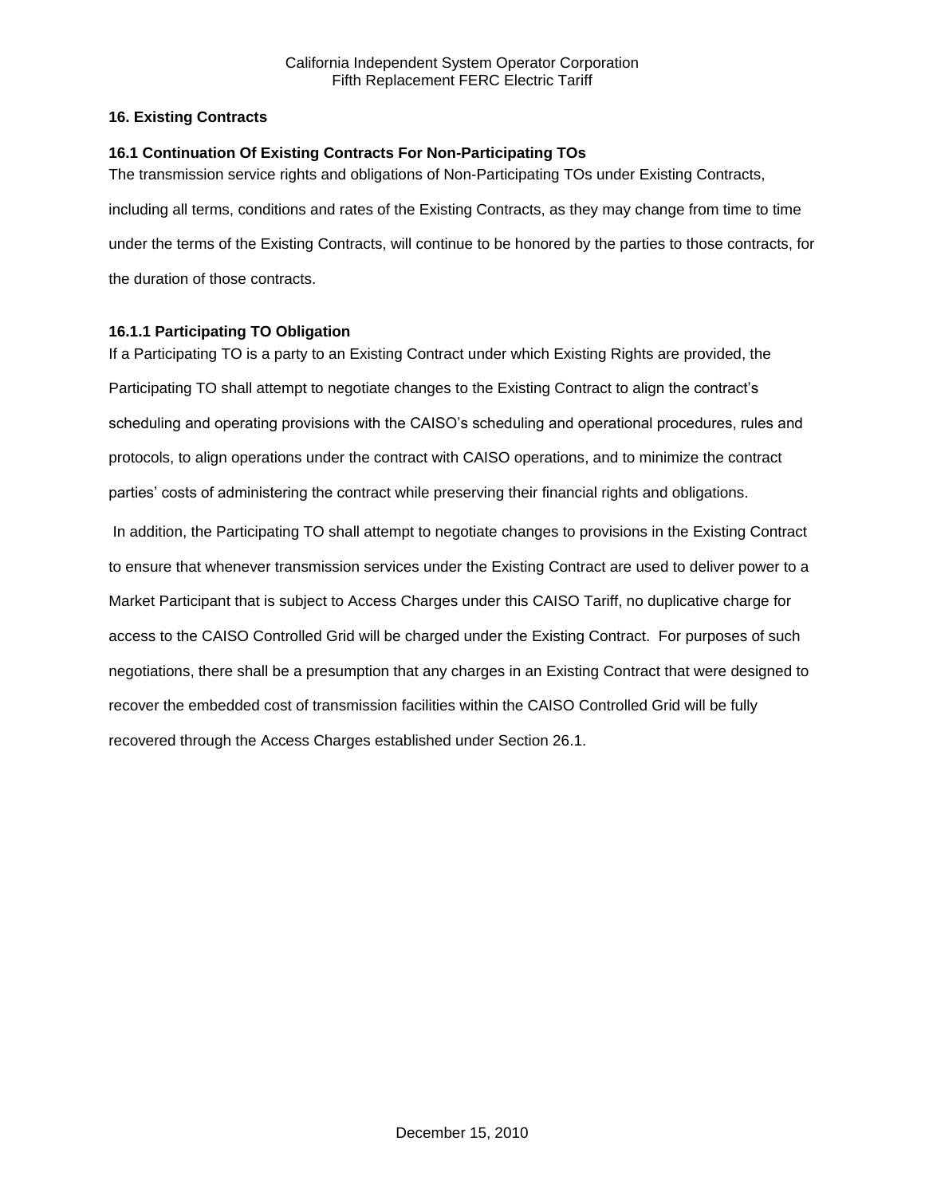## 16. Existing Contracts

### 16.1 Continuation Of Existing Contracts For Non-Participating TOs

The transmission service rights and obligations of Non-Participating TOs under Existing Contracts, including all terms, conditions and rates of the Existing Contracts, as they may change from time to time under the terms of the Existing Contracts, will continue to be honored by the parties to those contracts, for the duration of those contracts.

#### 16.1.1 Participating TO Obligation

If a Participating TO is a party to an Existing Contract under which Existing Rights are provided, the Participating TO shall attempt to negotiate changes to the Existing Contract to align the contract's scheduling and operating provisions with the CAISO's scheduling and operational procedures, rules and protocols, to align operations under the contract with CAISO operations, and to minimize the contract parties' costs of administering the contract while preserving their financial rights and obligations.

In addition, the Participating TO shall attempt to negotiate changes to provisions in the Existing Contract to ensure that whenever transmission services under the Existing Contract are used to deliver power to a Market Participant that is subject to Access Charges under this CAISO Tariff, no duplicative charge for access to the CAISO Controlled Grid will be charged under the Existing Contract. For purposes of such negotiations, there shall be a presumption that any charges in an Existing Contract that were designed to recover the embedded cost of transmission facilities within the CAISO Controlled Grid will be fully recovered through the Access Charges established under Section 26.1.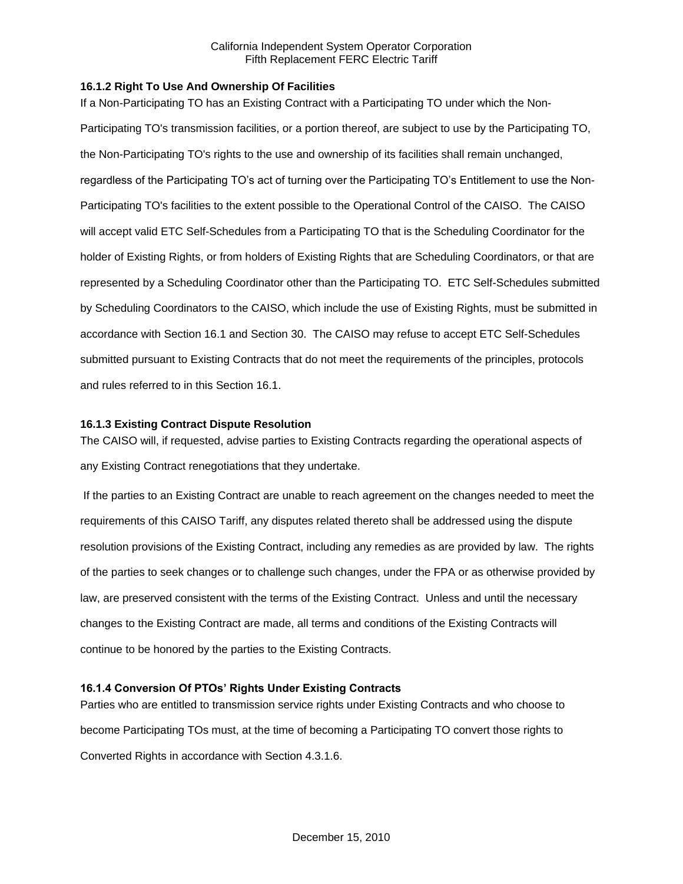### 16.1.2 Right To Use And Ownership Of Facilities

If a Non-Participating TO has an Existing Contract with a Participating TO under which the Non-Participating TO's transmission facilities, or a portion thereof, are subject to use by the Participating TO, the Non-Participating TO's rights to the use and ownership of its facilities shall remain unchanged, regardless of the Participating TO's act of turning over the Participating TO's Entitlement to use the Non-Participating TO's facilities to the extent possible to the Operational Control of the CAISO. The CAISO will accept valid ETC Self-Schedules from a Participating TO that is the Scheduling Coordinator for the holder of Existing Rights, or from holders of Existing Rights that are Scheduling Coordinators, or that are represented by a Scheduling Coordinator other than the Participating TO. ETC Self-Schedules submitted by Scheduling Coordinators to the CAISO, which include the use of Existing Rights, must be submitted in accordance with Section 16.1 and Section 30. The CAISO may refuse to accept ETC Self-Schedules submitted pursuant to Existing Contracts that do not meet the requirements of the principles, protocols and rules referred to in this Section 16.1.

### 16.1.3 Existing Contract Dispute Resolution

The CAISO will, if requested, advise parties to Existing Contracts regarding the operational aspects of any Existing Contract renegotiations that they undertake.

If the parties to an Existing Contract are unable to reach agreement on the changes needed to meet the requirements of this CAISO Tariff, any disputes related thereto shall be addressed using the dispute resolution provisions of the Existing Contract, including any remedies as are provided by law. The rights of the parties to seek changes or to challenge such changes, under the FPA or as otherwise provided by law, are preserved consistent with the terms of the Existing Contract. Unless and until the necessary changes to the Existing Contract are made, all terms and conditions of the Existing Contracts will continue to be honored by the parties to the Existing Contracts.

### 16.1.4 Conversion Of PTOs' Rights Under Existing Contracts

Parties who are entitled to transmission service rights under Existing Contracts and who choose to become Participating TOs must, at the time of becoming a Participating TO convert those rights to Converted Rights in accordance with Section 4.3.1.6.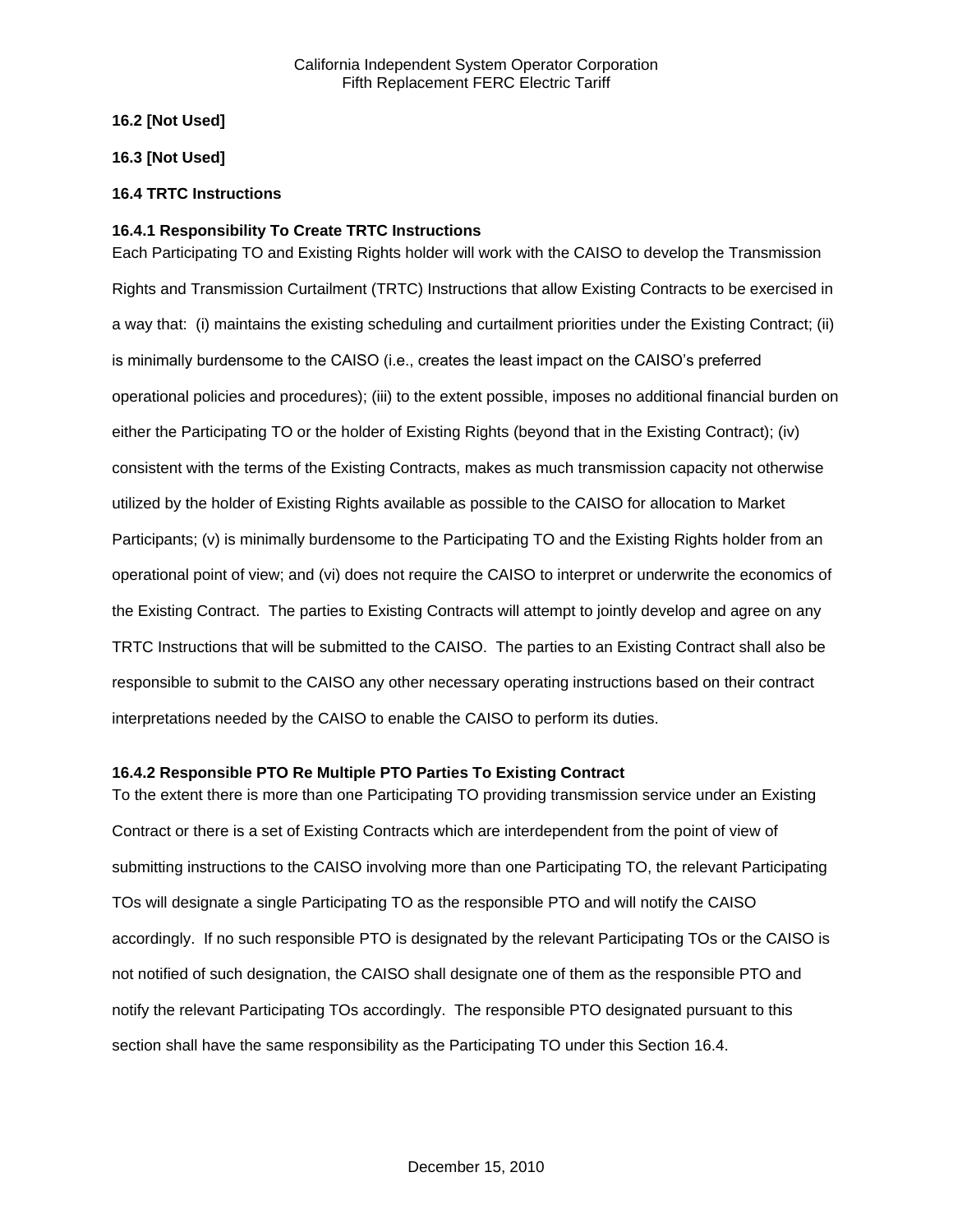**16.2 [Not Used]**

**16.3 [Not Used]**

**16.4 TRTC Instructions**

**16.4.1 Responsibility To Create TRTC Instructions**

Each Participating TO and Existing Rights holder will work with the CAISO to develop the Transmission Rights and Transmission Curtailment (TRTC) Instructions that allow Existing Contracts to be exercised in a way that: (i) maintains the existing scheduling and curtailment priorities under the Existing Contract; (ii) is minimally burdensome to the CAISO (i.e., creates the least impact on the CAISO's preferred operational policies and procedures); (iii) to the extent possible, imposes no additional financial burden on either the Participating TO or the holder of Existing Rights (beyond that in the Existing Contract); (iv) consistent with the terms of the Existing Contracts, makes as much transmission capacity not otherwise utilized by the holder of Existing Rights available as possible to the CAISO for allocation to Market Participants; (v) is minimally burdensome to the Participating TO and the Existing Rights holder from an operational point of view; and (vi) does not require the CAISO to interpret or underwrite the economics of the Existing Contract. The parties to Existing Contracts will attempt to jointly develop and agree on any TRTC Instructions that will be submitted to the CAISO. The parties to an Existing Contract shall also be responsible to submit to the CAISO any other necessary operating instructions based on their contract interpretations needed by the CAISO to enable the CAISO to perform its duties.

**16.4.2 Responsible PTO Re Multiple PTO Parties To Existing Contract**

To the extent there is more than one Participating TO providing transmission service under an Existing Contract or there is a set of Existing Contracts which are interdependent from the point of view of submitting instructions to the CAISO involving more than one Participating TO, the relevant Participating TOs will designate a single Participating TO as the responsible PTO and will notify the CAISO accordingly. If no such responsible PTO is designated by the relevant Participating TOs or the CAISO is not notified of such designation, the CAISO shall designate one of them as the responsible PTO and notify the relevant Participating TOs accordingly. The responsible PTO designated pursuant to this section shall have the same responsibility as the Participating TO under this Section 16.4.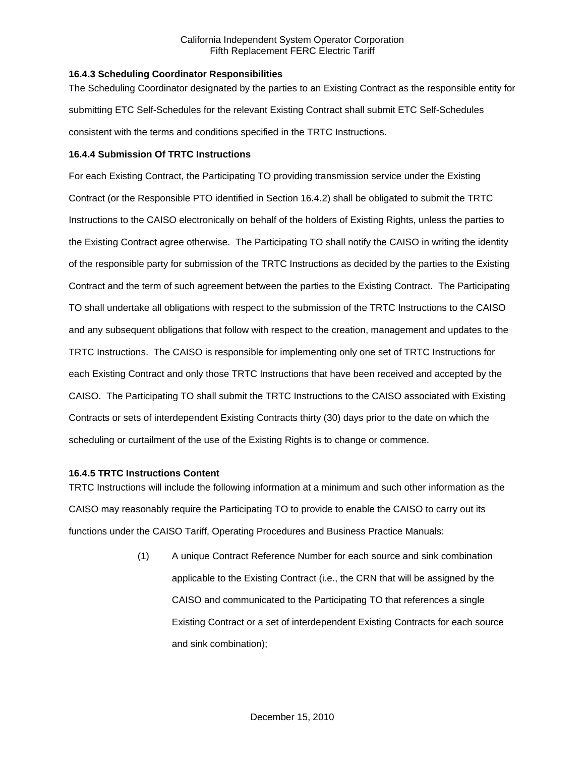**16.4.3 Scheduling Coordinator Responsibilities**

The Scheduling Coordinator designated by the parties to an Existing Contract as the responsible entity for submitting ETC Self-Schedules for the relevant Existing Contract shall submit ETC Self-Schedules consistent with the terms and conditions specified in the TRTC Instructions.

**16.4.4 Submission Of TRTC Instructions**

For each Existing Contract, the Participating TO providing transmission service under the Existing Contract (or the Responsible PTO identified in Section 16.4.2) shall be obligated to submit the TRTC Instructions to the CAISO electronically on behalf of the holders of Existing Rights, unless the parties to the Existing Contract agree otherwise. The Participating TO shall notify the CAISO in writing the identity of the responsible party for submission of the TRTC Instructions as decided by the parties to the Existing Contract and the term of such agreement between the parties to the Existing Contract. The Participating TO shall undertake all obligations with respect to the submission of the TRTC Instructions to the CAISO and any subsequent obligations that follow with respect to the creation, management and updates to the TRTC Instructions. The CAISO is responsible for implementing only one set of TRTC Instructions for each Existing Contract and only those TRTC Instructions that have been received and accepted by the CAISO. The Participating TO shall submit the TRTC Instructions to the CAISO associated with Existing Contracts or sets of interdependent Existing Contracts thirty (30) days prior to the date on which the scheduling or curtailment of the use of the Existing Rights is to change or commence.

**16.4.5 TRTC Instructions Content**

TRTC Instructions will include the following information at a minimum and such other information as the CAISO may reasonably require the Participating TO to provide to enable the CAISO to carry out its functions under the CAISO Tariff, Operating Procedures and Business Practice Manuals:

(1) A unique Contract Reference Number for each source and sink combination applicable to the Existing Contract (i.e., the CRN that will be assigned by the CAISO and communicated to the Participating TO that references a single Existing Contract or a set of interdependent Existing Contracts for each source and sink combination);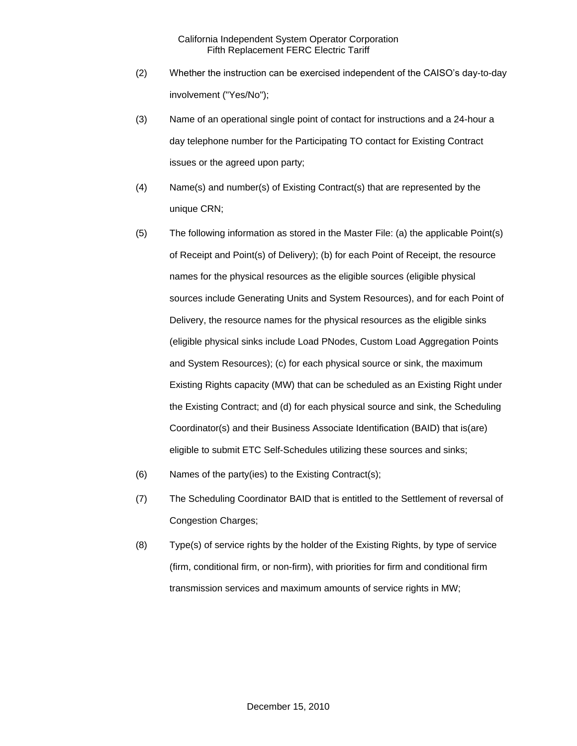(2) Whether the instruction can be exercised independent of the CAISO's day-to-day involvement ("Yes/No");

(3) Name of an operational single point of contact for instructions and a 24-hour a day telephone number for the Participating TO contact for Existing Contract issues or the agreed upon party;

(4) Name(s) and number(s) of Existing Contract(s) that are represented by the unique CRN;

(5) The following information as stored in the Master File: (a) the applicable Point(s) of Receipt and Point(s) of Delivery); (b) for each Point of Receipt, the resource names for the physical resources as the eligible sources (eligible physical sources include Generating Units and System Resources), and for each Point of Delivery, the resource names for the physical resources as the eligible sinks (eligible physical sinks include Load PNodes, Custom Load Aggregation Points and System Resources); (c) for each physical source or sink, the maximum Existing Rights capacity (MW) that can be scheduled as an Existing Right under the Existing Contract; and (d) for each physical source and sink, the Scheduling Coordinator(s) and their Business Associate Identification (BAID) that is(are) eligible to submit ETC Self-Schedules utilizing these sources and sinks;

(6) Names of the party(ies) to the Existing Contract(s);

(7) The Scheduling Coordinator BAID that is entitled to the Settlement of reversal of Congestion Charges;

(8) Type(s) of service rights by the holder of the Existing Rights, by type of service (firm, conditional firm, or non-firm), with priorities for firm and conditional firm transmission services and maximum amounts of service rights in MW;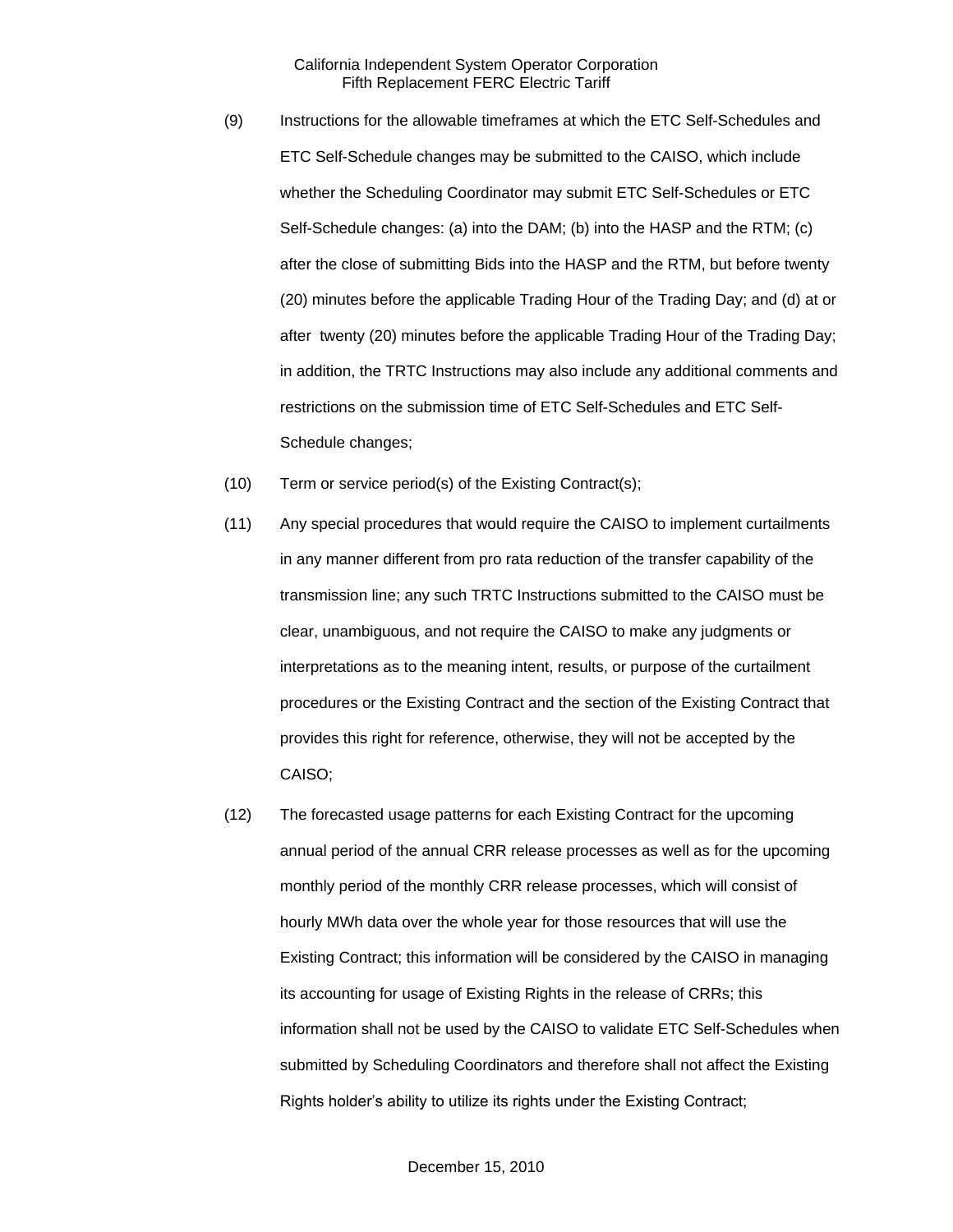(9) Instructions for the allowable timeframes at which the ETC Self-Schedules and ETC Self-Schedule changes may be submitted to the CAISO, which include whether the Scheduling Coordinator may submit ETC Self-Schedules or ETC Self-Schedule changes: (a) into the DAM; (b) into the HASP and the RTM; (c) after the close of submitting Bids into the HASP and the RTM, but before twenty (20) minutes before the applicable Trading Hour of the Trading Day; and (d) at or after twenty (20) minutes before the applicable Trading Hour of the Trading Day; in addition, the TRTC Instructions may also include any additional comments and restrictions on the submission time of ETC Self-Schedules and ETC Self-Schedule changes;

(10) Term or service period(s) of the Existing Contract(s);

(11) Any special procedures that would require the CAISO to implement curtailments in any manner different from pro rata reduction of the transfer capability of the transmission line; any such TRTC Instructions submitted to the CAISO must be clear, unambiguous, and not require the CAISO to make any judgments or interpretations as to the meaning intent, results, or purpose of the curtailment procedures or the Existing Contract and the section of the Existing Contract that provides this right for reference, otherwise, they will not be accepted by the CAISO;

(12) The forecasted usage patterns for each Existing Contract for the upcoming annual period of the annual CRR release processes as well as for the upcoming monthly period of the monthly CRR release processes, which will consist of hourly MWh data over the whole year for those resources that will use the Existing Contract; this information will be considered by the CAISO in managing its accounting for usage of Existing Rights in the release of CRRs; this information shall not be used by the CAISO to validate ETC Self-Schedules when submitted by Scheduling Coordinators and therefore shall not affect the Existing Rights holder's ability to utilize its rights under the Existing Contract;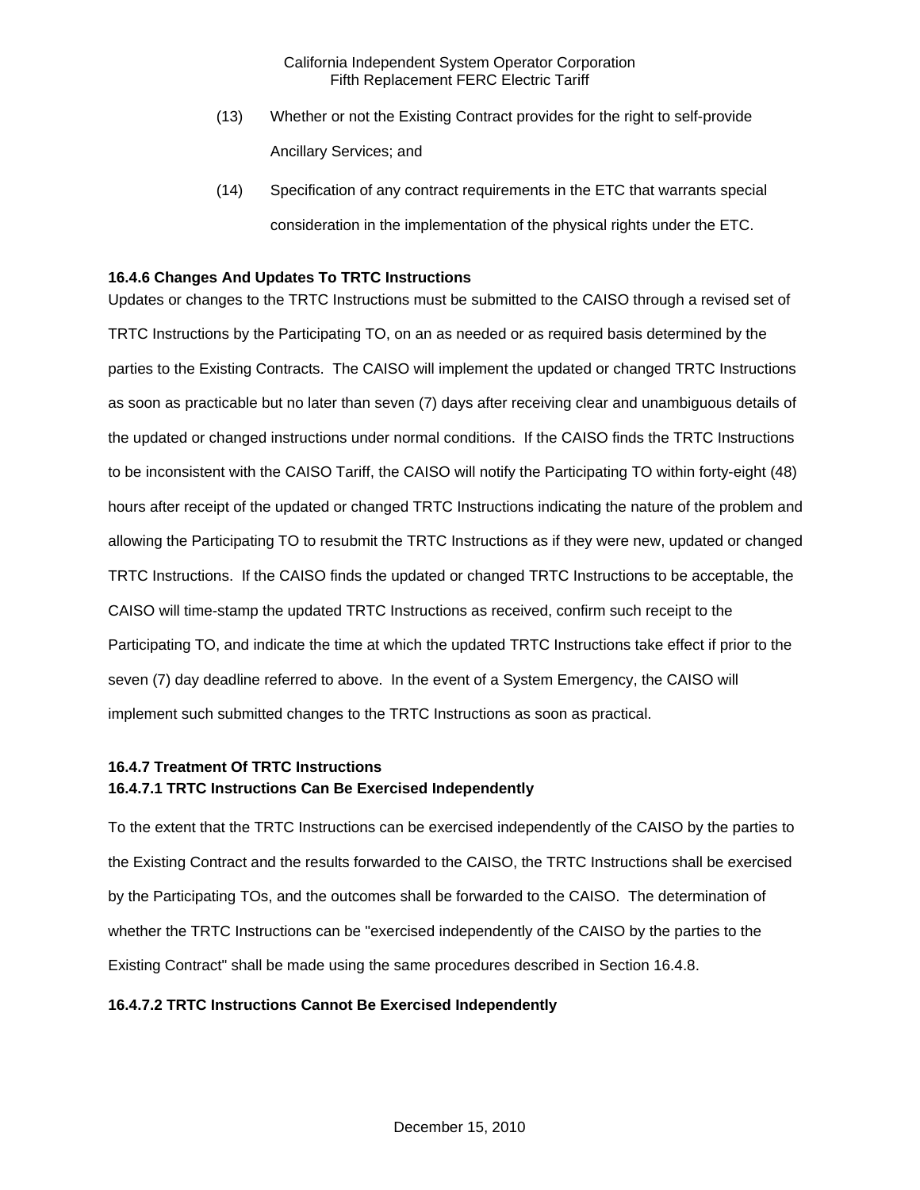(13) Whether or not the Existing Contract provides for the right to self-provide Ancillary Services; and

(14) Specification of any contract requirements in the ETC that warrants special consideration in the implementation of the physical rights under the ETC.

**16.4.6 Changes And Updates To TRTC Instructions**

Updates or changes to the TRTC Instructions must be submitted to the CAISO through a revised set of TRTC Instructions by the Participating TO, on an as needed or as required basis determined by the parties to the Existing Contracts. The CAISO will implement the updated or changed TRTC Instructions as soon as practicable but no later than seven (7) days after receiving clear and unambiguous details of the updated or changed instructions under normal conditions. If the CAISO finds the TRTC Instructions to be inconsistent with the CAISO Tariff, the CAISO will notify the Participating TO within forty-eight (48) hours after receipt of the updated or changed TRTC Instructions indicating the nature of the problem and allowing the Participating TO to resubmit the TRTC Instructions as if they were new, updated or changed TRTC Instructions. If the CAISO finds the updated or changed TRTC Instructions to be acceptable, the CAISO will time-stamp the updated TRTC Instructions as received, confirm such receipt to the Participating TO, and indicate the time at which the updated TRTC Instructions take effect if prior to the seven (7) day deadline referred to above. In the event of a System Emergency, the CAISO will implement such submitted changes to the TRTC Instructions as soon as practical.

**16.4.7 Treatment Of TRTC Instructions**

**16.4.7.1 TRTC Instructions Can Be Exercised Independently**

To the extent that the TRTC Instructions can be exercised independently of the CAISO by the parties to the Existing Contract and the results forwarded to the CAISO, the TRTC Instructions shall be exercised by the Participating TOs, and the outcomes shall be forwarded to the CAISO. The determination of whether the TRTC Instructions can be "exercised independently of the CAISO by the parties to the Existing Contract" shall be made using the same procedures described in Section 16.4.8.

**16.4.7.2 TRTC Instructions Cannot Be Exercised Independently**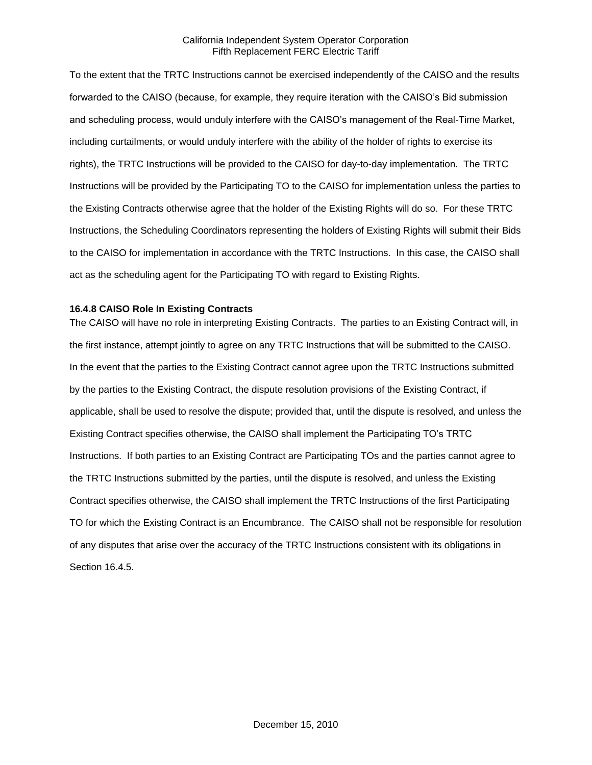To the extent that the TRTC Instructions cannot be exercised independently of the CAISO and the results forwarded to the CAISO (because, for example, they require iteration with the CAISO's Bid submission and scheduling process, would unduly interfere with the CAISO's management of the Real-Time Market, including curtailments, or would unduly interfere with the ability of the holder of rights to exercise its rights), the TRTC Instructions will be provided to the CAISO for day-to-day implementation. The TRTC Instructions will be provided by the Participating TO to the CAISO for implementation unless the parties to the Existing Contracts otherwise agree that the holder of the Existing Rights will do so. For these TRTC Instructions, the Scheduling Coordinators representing the holders of Existing Rights will submit their Bids to the CAISO for implementation in accordance with the TRTC Instructions. In this case, the CAISO shall act as the scheduling agent for the Participating TO with regard to Existing Rights.

### 16.4.8 CAISO Role In Existing Contracts

The CAISO will have no role in interpreting Existing Contracts. The parties to an Existing Contract will, in the first instance, attempt jointly to agree on any TRTC Instructions that will be submitted to the CAISO. In the event that the parties to the Existing Contract cannot agree upon the TRTC Instructions submitted by the parties to the Existing Contract, the dispute resolution provisions of the Existing Contract, if applicable, shall be used to resolve the dispute; provided that, until the dispute is resolved, and unless the Existing Contract specifies otherwise, the CAISO shall implement the Participating TO's TRTC Instructions. If both parties to an Existing Contract are Participating TOs and the parties cannot agree to the TRTC Instructions submitted by the parties, until the dispute is resolved, and unless the Existing Contract specifies otherwise, the CAISO shall implement the TRTC Instructions of the first Participating TO for which the Existing Contract is an Encumbrance. The CAISO shall not be responsible for resolution of any disputes that arise over the accuracy of the TRTC Instructions consistent with its obligations in Section 16.4.5.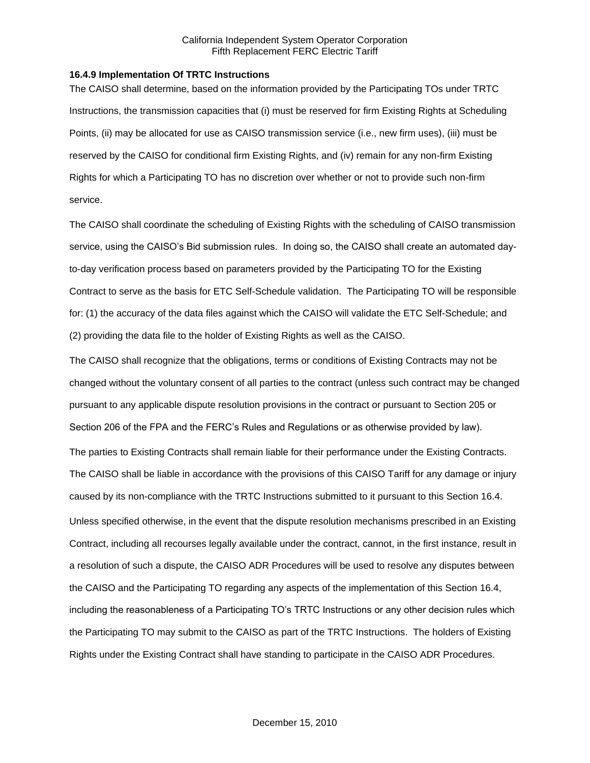### 16.4.9 Implementation Of TRTC Instructions

The CAISO shall determine, based on the information provided by the Participating TOs under TRTC Instructions, the transmission capacities that (i) must be reserved for firm Existing Rights at Scheduling Points, (ii) may be allocated for use as CAISO transmission service (i.e., new firm uses), (iii) must be reserved by the CAISO for conditional firm Existing Rights, and (iv) remain for any non-firm Existing Rights for which a Participating TO has no discretion over whether or not to provide such non-firm service.

The CAISO shall coordinate the scheduling of Existing Rights with the scheduling of CAISO transmission service, using the CAISO's Bid submission rules. In doing so, the CAISO shall create an automated day-to-day verification process based on parameters provided by the Participating TO for the Existing Contract to serve as the basis for ETC Self-Schedule validation. The Participating TO will be responsible for: (1) the accuracy of the data files against which the CAISO will validate the ETC Self-Schedule; and (2) providing the data file to the holder of Existing Rights as well as the CAISO.

The CAISO shall recognize that the obligations, terms or conditions of Existing Contracts may not be changed without the voluntary consent of all parties to the contract (unless such contract may be changed pursuant to any applicable dispute resolution provisions in the contract or pursuant to Section 205 or Section 206 of the FPA and the FERC's Rules and Regulations or as otherwise provided by law).

The parties to Existing Contracts shall remain liable for their performance under the Existing Contracts. The CAISO shall be liable in accordance with the provisions of this CAISO Tariff for any damage or injury caused by its non-compliance with the TRTC Instructions submitted to it pursuant to this Section 16.4.

Unless specified otherwise, in the event that the dispute resolution mechanisms prescribed in an Existing Contract, including all recourses legally available under the contract, cannot, in the first instance, result in a resolution of such a dispute, the CAISO ADR Procedures will be used to resolve any disputes between the CAISO and the Participating TO regarding any aspects of the implementation of this Section 16.4, including the reasonableness of a Participating TO's TRTC Instructions or any other decision rules which the Participating TO may submit to the CAISO as part of the TRTC Instructions. The holders of Existing Rights under the Existing Contract shall have standing to participate in the CAISO ADR Procedures.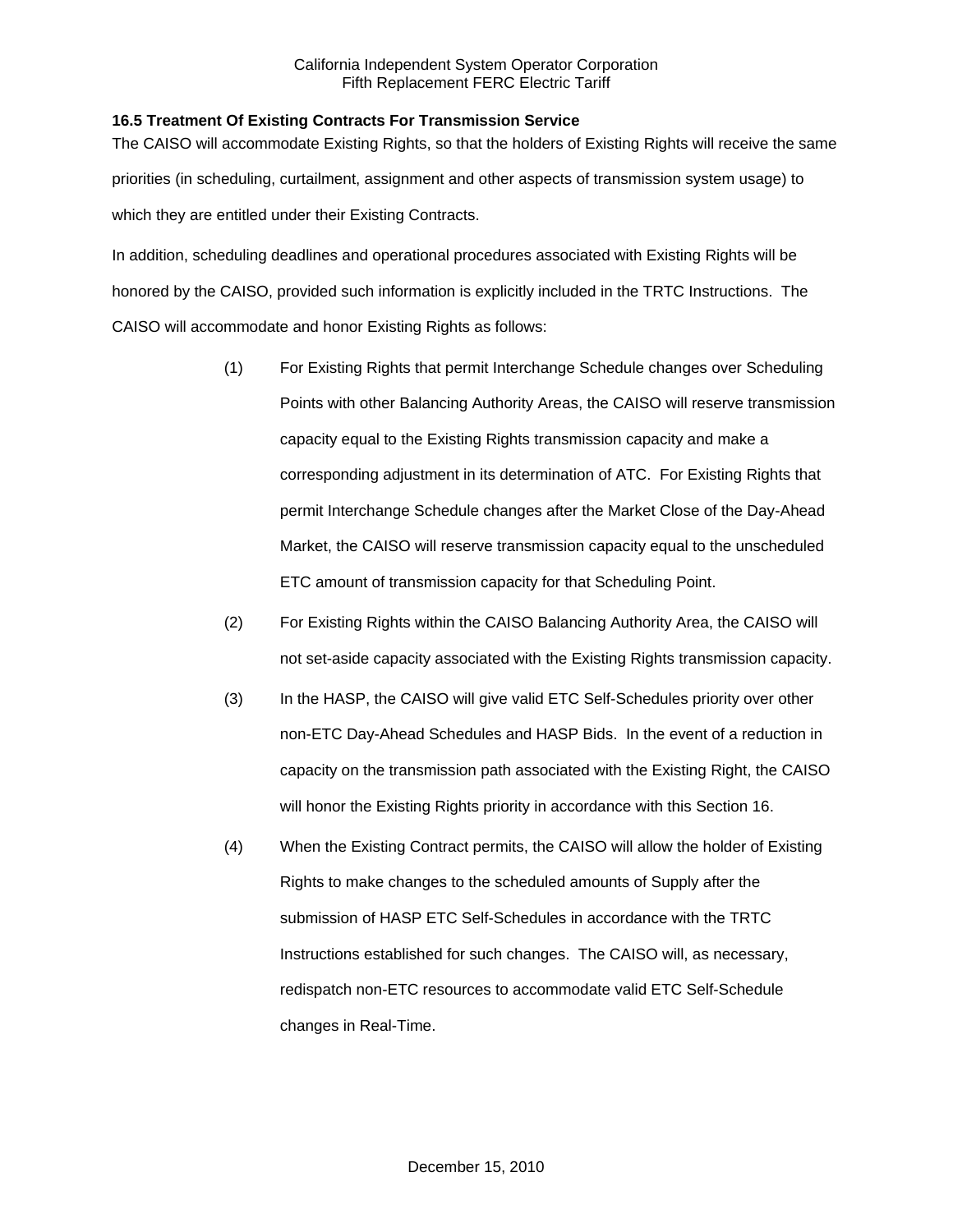### 16.5 Treatment Of Existing Contracts For Transmission Service

The CAISO will accommodate Existing Rights, so that the holders of Existing Rights will receive the same priorities (in scheduling, curtailment, assignment and other aspects of transmission system usage) to which they are entitled under their Existing Contracts.

In addition, scheduling deadlines and operational procedures associated with Existing Rights will be honored by the CAISO, provided such information is explicitly included in the TRTC Instructions. The CAISO will accommodate and honor Existing Rights as follows:

(1) For Existing Rights that permit Interchange Schedule changes over Scheduling Points with other Balancing Authority Areas, the CAISO will reserve transmission capacity equal to the Existing Rights transmission capacity and make a corresponding adjustment in its determination of ATC. For Existing Rights that permit Interchange Schedule changes after the Market Close of the Day-Ahead Market, the CAISO will reserve transmission capacity equal to the unscheduled ETC amount of transmission capacity for that Scheduling Point.

(2) For Existing Rights within the CAISO Balancing Authority Area, the CAISO will not set-aside capacity associated with the Existing Rights transmission capacity.

(3) In the HASP, the CAISO will give valid ETC Self-Schedules priority over other non-ETC Day-Ahead Schedules and HASP Bids. In the event of a reduction in capacity on the transmission path associated with the Existing Right, the CAISO will honor the Existing Rights priority in accordance with this Section 16.

(4) When the Existing Contract permits, the CAISO will allow the holder of Existing Rights to make changes to the scheduled amounts of Supply after the submission of HASP ETC Self-Schedules in accordance with the TRTC Instructions established for such changes. The CAISO will, as necessary, redispatch non-ETC resources to accommodate valid ETC Self-Schedule changes in Real-Time.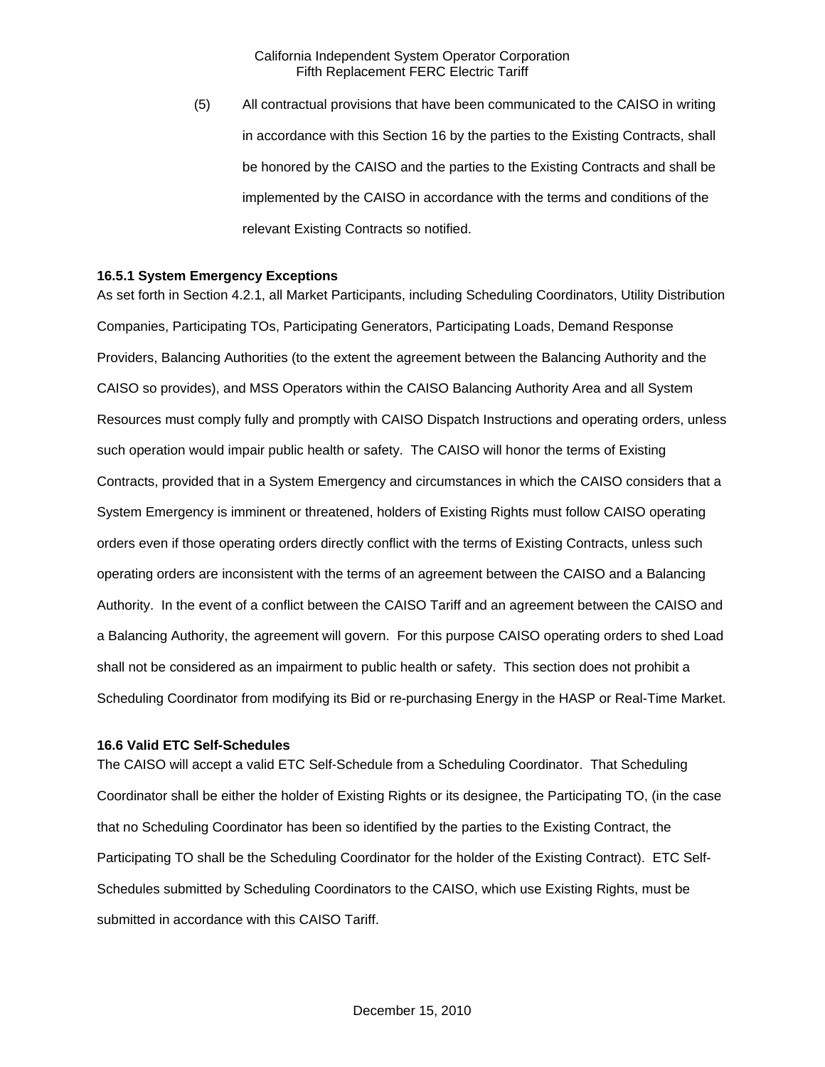(5) All contractual provisions that have been communicated to the CAISO in writing in accordance with this Section 16 by the parties to the Existing Contracts, shall be honored by the CAISO and the parties to the Existing Contracts and shall be implemented by the CAISO in accordance with the terms and conditions of the relevant Existing Contracts so notified.

**16.5.1 System Emergency Exceptions**

As set forth in Section 4.2.1, all Market Participants, including Scheduling Coordinators, Utility Distribution Companies, Participating TOs, Participating Generators, Participating Loads, Demand Response Providers, Balancing Authorities (to the extent the agreement between the Balancing Authority and the CAISO so provides), and MSS Operators within the CAISO Balancing Authority Area and all System Resources must comply fully and promptly with CAISO Dispatch Instructions and operating orders, unless such operation would impair public health or safety. The CAISO will honor the terms of Existing Contracts, provided that in a System Emergency and circumstances in which the CAISO considers that a System Emergency is imminent or threatened, holders of Existing Rights must follow CAISO operating orders even if those operating orders directly conflict with the terms of Existing Contracts, unless such operating orders are inconsistent with the terms of an agreement between the CAISO and a Balancing Authority. In the event of a conflict between the CAISO Tariff and an agreement between the CAISO and a Balancing Authority, the agreement will govern. For this purpose CAISO operating orders to shed Load shall not be considered as an impairment to public health or safety. This section does not prohibit a Scheduling Coordinator from modifying its Bid or re-purchasing Energy in the HASP or Real-Time Market.

**16.6 Valid ETC Self-Schedules**

The CAISO will accept a valid ETC Self-Schedule from a Scheduling Coordinator. That Scheduling Coordinator shall be either the holder of Existing Rights or its designee, the Participating TO, (in the case that no Scheduling Coordinator has been so identified by the parties to the Existing Contract, the Participating TO shall be the Scheduling Coordinator for the holder of the Existing Contract). ETC Self-Schedules submitted by Scheduling Coordinators to the CAISO, which use Existing Rights, must be submitted in accordance with this CAISO Tariff.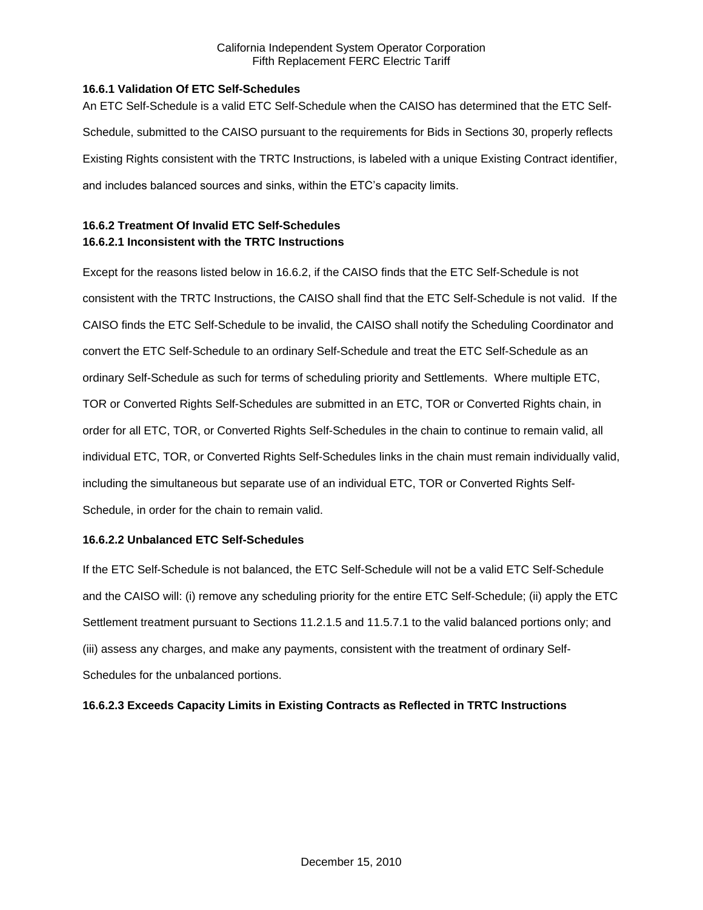**16.6.1 Validation Of ETC Self-Schedules**

An ETC Self-Schedule is a valid ETC Self-Schedule when the CAISO has determined that the ETC Self-Schedule, submitted to the CAISO pursuant to the requirements for Bids in Sections 30, properly reflects Existing Rights consistent with the TRTC Instructions, is labeled with a unique Existing Contract identifier, and includes balanced sources and sinks, within the ETC's capacity limits.

**16.6.2 Treatment Of Invalid ETC Self-Schedules**

**16.6.2.1 Inconsistent with the TRTC Instructions**

Except for the reasons listed below in 16.6.2, if the CAISO finds that the ETC Self-Schedule is not consistent with the TRTC Instructions, the CAISO shall find that the ETC Self-Schedule is not valid. If the CAISO finds the ETC Self-Schedule to be invalid, the CAISO shall notify the Scheduling Coordinator and convert the ETC Self-Schedule to an ordinary Self-Schedule and treat the ETC Self-Schedule as an ordinary Self-Schedule as such for terms of scheduling priority and Settlements. Where multiple ETC, TOR or Converted Rights Self-Schedules are submitted in an ETC, TOR or Converted Rights chain, in order for all ETC, TOR, or Converted Rights Self-Schedules in the chain to continue to remain valid, all individual ETC, TOR, or Converted Rights Self-Schedules links in the chain must remain individually valid, including the simultaneous but separate use of an individual ETC, TOR or Converted Rights Self-Schedule, in order for the chain to remain valid.

**16.6.2.2 Unbalanced ETC Self-Schedules**

If the ETC Self-Schedule is not balanced, the ETC Self-Schedule will not be a valid ETC Self-Schedule and the CAISO will: (i) remove any scheduling priority for the entire ETC Self-Schedule; (ii) apply the ETC Settlement treatment pursuant to Sections 11.2.1.5 and 11.5.7.1 to the valid balanced portions only; and (iii) assess any charges, and make any payments, consistent with the treatment of ordinary Self-Schedules for the unbalanced portions.

**16.6.2.3 Exceeds Capacity Limits in Existing Contracts as Reflected in TRTC Instructions**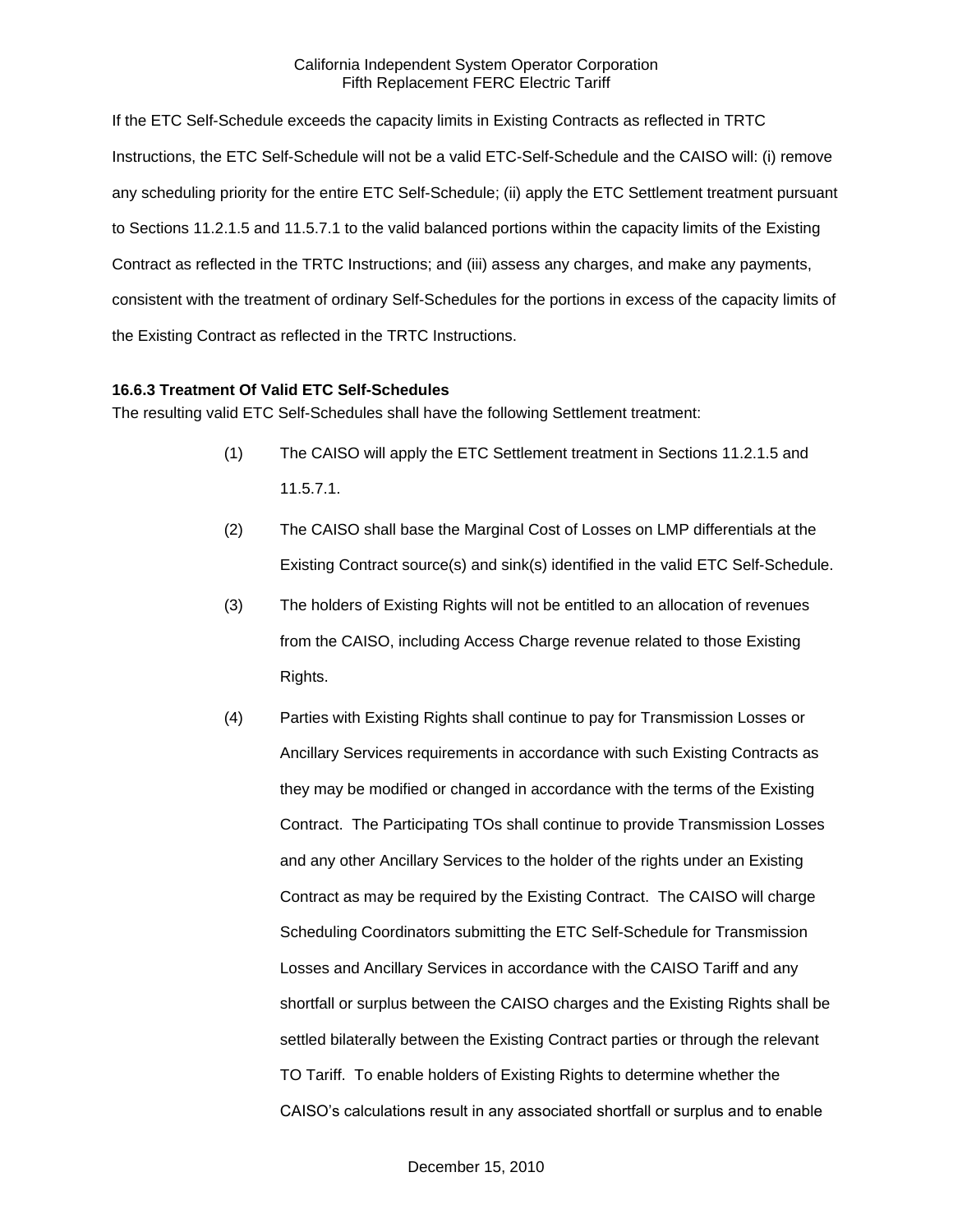If the ETC Self-Schedule exceeds the capacity limits in Existing Contracts as reflected in TRTC Instructions, the ETC Self-Schedule will not be a valid ETC-Self-Schedule and the CAISO will: (i) remove any scheduling priority for the entire ETC Self-Schedule; (ii) apply the ETC Settlement treatment pursuant to Sections 11.2.1.5 and 11.5.7.1 to the valid balanced portions within the capacity limits of the Existing Contract as reflected in the TRTC Instructions; and (iii) assess any charges, and make any payments, consistent with the treatment of ordinary Self-Schedules for the portions in excess of the capacity limits of the Existing Contract as reflected in the TRTC Instructions.

### 16.6.3 Treatment Of Valid ETC Self-Schedules

The resulting valid ETC Self-Schedules shall have the following Settlement treatment:

(1) The CAISO will apply the ETC Settlement treatment in Sections 11.2.1.5 and 11.5.7.1.

(2) The CAISO shall base the Marginal Cost of Losses on LMP differentials at the Existing Contract source(s) and sink(s) identified in the valid ETC Self-Schedule.

(3) The holders of Existing Rights will not be entitled to an allocation of revenues from the CAISO, including Access Charge revenue related to those Existing Rights.

(4) Parties with Existing Rights shall continue to pay for Transmission Losses or Ancillary Services requirements in accordance with such Existing Contracts as they may be modified or changed in accordance with the terms of the Existing Contract. The Participating TOs shall continue to provide Transmission Losses and any other Ancillary Services to the holder of the rights under an Existing Contract as may be required by the Existing Contract. The CAISO will charge Scheduling Coordinators submitting the ETC Self-Schedule for Transmission Losses and Ancillary Services in accordance with the CAISO Tariff and any shortfall or surplus between the CAISO charges and the Existing Rights shall be settled bilaterally between the Existing Contract parties or through the relevant TO Tariff. To enable holders of Existing Rights to determine whether the CAISO's calculations result in any associated shortfall or surplus and to enable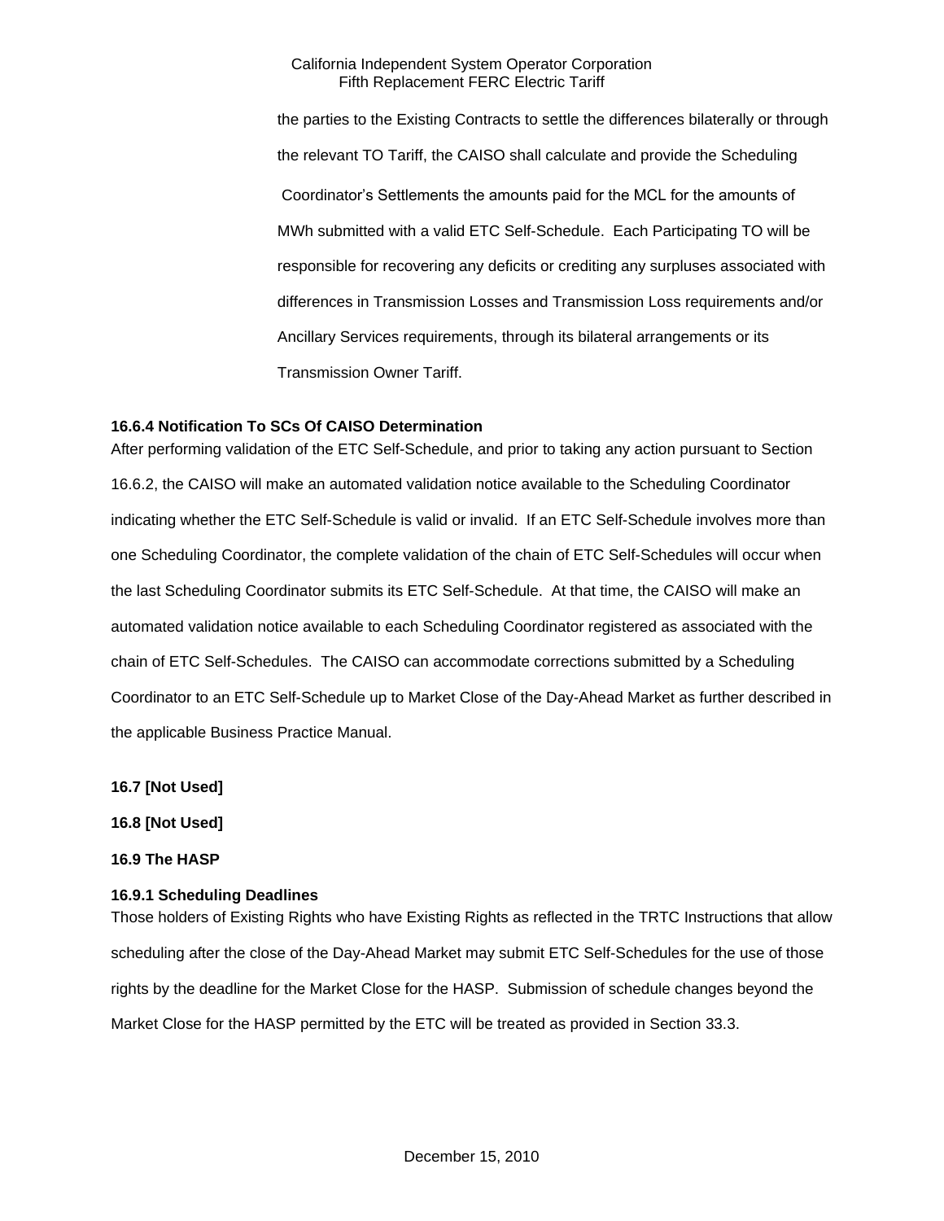the parties to the Existing Contracts to settle the differences bilaterally or through the relevant TO Tariff, the CAISO shall calculate and provide the Scheduling Coordinator's Settlements the amounts paid for the MCL for the amounts of MWh submitted with a valid ETC Self-Schedule. Each Participating TO will be responsible for recovering any deficits or crediting any surpluses associated with differences in Transmission Losses and Transmission Loss requirements and/or Ancillary Services requirements, through its bilateral arrangements or its Transmission Owner Tariff.

**16.6.4 Notification To SCs Of CAISO Determination**

After performing validation of the ETC Self-Schedule, and prior to taking any action pursuant to Section 16.6.2, the CAISO will make an automated validation notice available to the Scheduling Coordinator indicating whether the ETC Self-Schedule is valid or invalid. If an ETC Self-Schedule involves more than one Scheduling Coordinator, the complete validation of the chain of ETC Self-Schedules will occur when the last Scheduling Coordinator submits its ETC Self-Schedule. At that time, the CAISO will make an automated validation notice available to each Scheduling Coordinator registered as associated with the chain of ETC Self-Schedules. The CAISO can accommodate corrections submitted by a Scheduling Coordinator to an ETC Self-Schedule up to Market Close of the Day-Ahead Market as further described in the applicable Business Practice Manual.

**16.7 [Not Used]**

**16.8 [Not Used]**

**16.9 The HASP**

**16.9.1 Scheduling Deadlines**

Those holders of Existing Rights who have Existing Rights as reflected in the TRTC Instructions that allow scheduling after the close of the Day-Ahead Market may submit ETC Self-Schedules for the use of those rights by the deadline for the Market Close for the HASP. Submission of schedule changes beyond the Market Close for the HASP permitted by the ETC will be treated as provided in Section 33.3.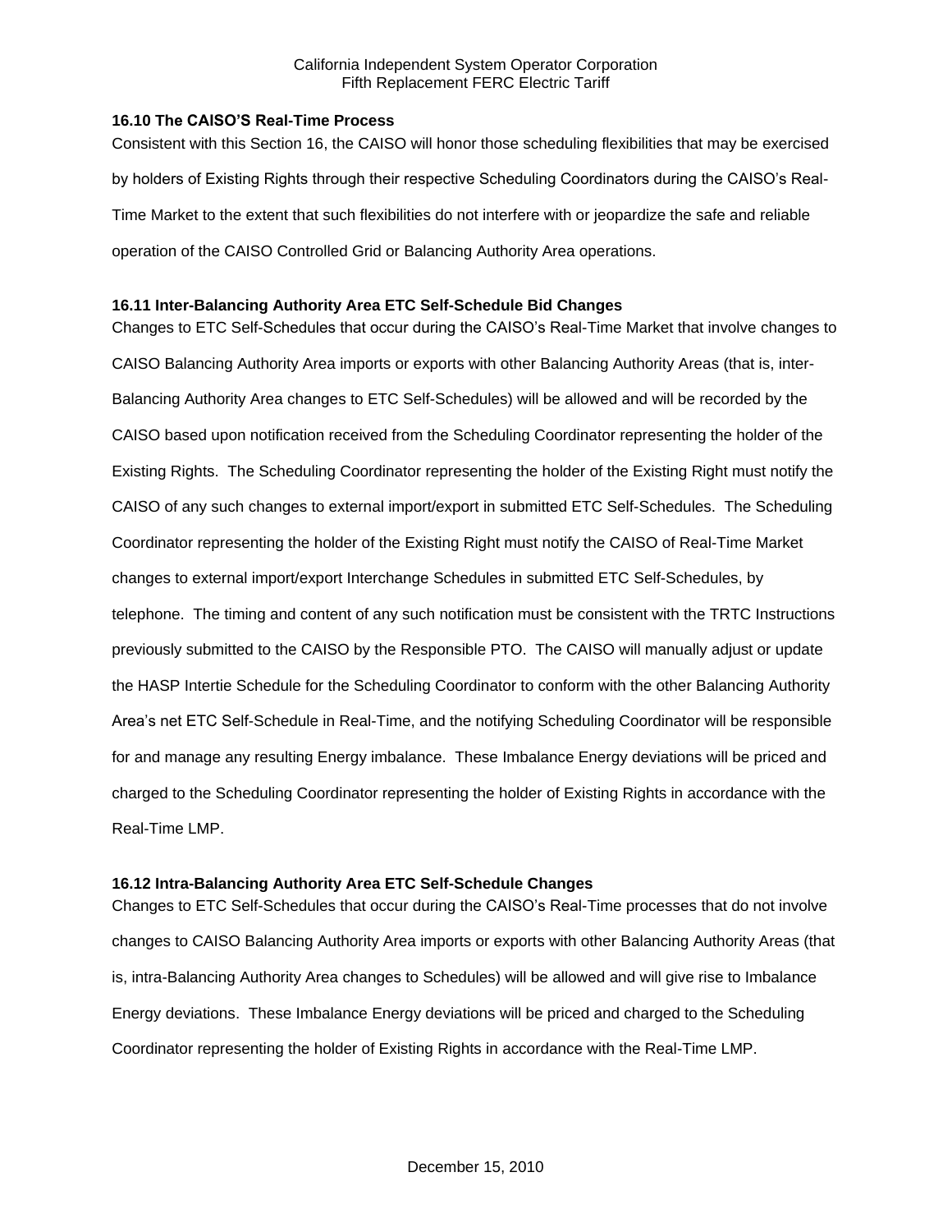### 16.10 The CAISO'S Real-Time Process

Consistent with this Section 16, the CAISO will honor those scheduling flexibilities that may be exercised by holders of Existing Rights through their respective Scheduling Coordinators during the CAISO's Real-Time Market to the extent that such flexibilities do not interfere with or jeopardize the safe and reliable operation of the CAISO Controlled Grid or Balancing Authority Area operations.

### 16.11 Inter-Balancing Authority Area ETC Self-Schedule Bid Changes

Changes to ETC Self-Schedules that occur during the CAISO's Real-Time Market that involve changes to CAISO Balancing Authority Area imports or exports with other Balancing Authority Areas (that is, inter-Balancing Authority Area changes to ETC Self-Schedules) will be allowed and will be recorded by the CAISO based upon notification received from the Scheduling Coordinator representing the holder of the Existing Rights. The Scheduling Coordinator representing the holder of the Existing Right must notify the CAISO of any such changes to external import/export in submitted ETC Self-Schedules. The Scheduling Coordinator representing the holder of the Existing Right must notify the CAISO of Real-Time Market changes to external import/export Interchange Schedules in submitted ETC Self-Schedules, by telephone. The timing and content of any such notification must be consistent with the TRTC Instructions previously submitted to the CAISO by the Responsible PTO. The CAISO will manually adjust or update the HASP Intertie Schedule for the Scheduling Coordinator to conform with the other Balancing Authority Area's net ETC Self-Schedule in Real-Time, and the notifying Scheduling Coordinator will be responsible for and manage any resulting Energy imbalance. These Imbalance Energy deviations will be priced and charged to the Scheduling Coordinator representing the holder of Existing Rights in accordance with the Real-Time LMP.

### 16.12 Intra-Balancing Authority Area ETC Self-Schedule Changes

Changes to ETC Self-Schedules that occur during the CAISO's Real-Time processes that do not involve changes to CAISO Balancing Authority Area imports or exports with other Balancing Authority Areas (that is, intra-Balancing Authority Area changes to Schedules) will be allowed and will give rise to Imbalance Energy deviations. These Imbalance Energy deviations will be priced and charged to the Scheduling Coordinator representing the holder of Existing Rights in accordance with the Real-Time LMP.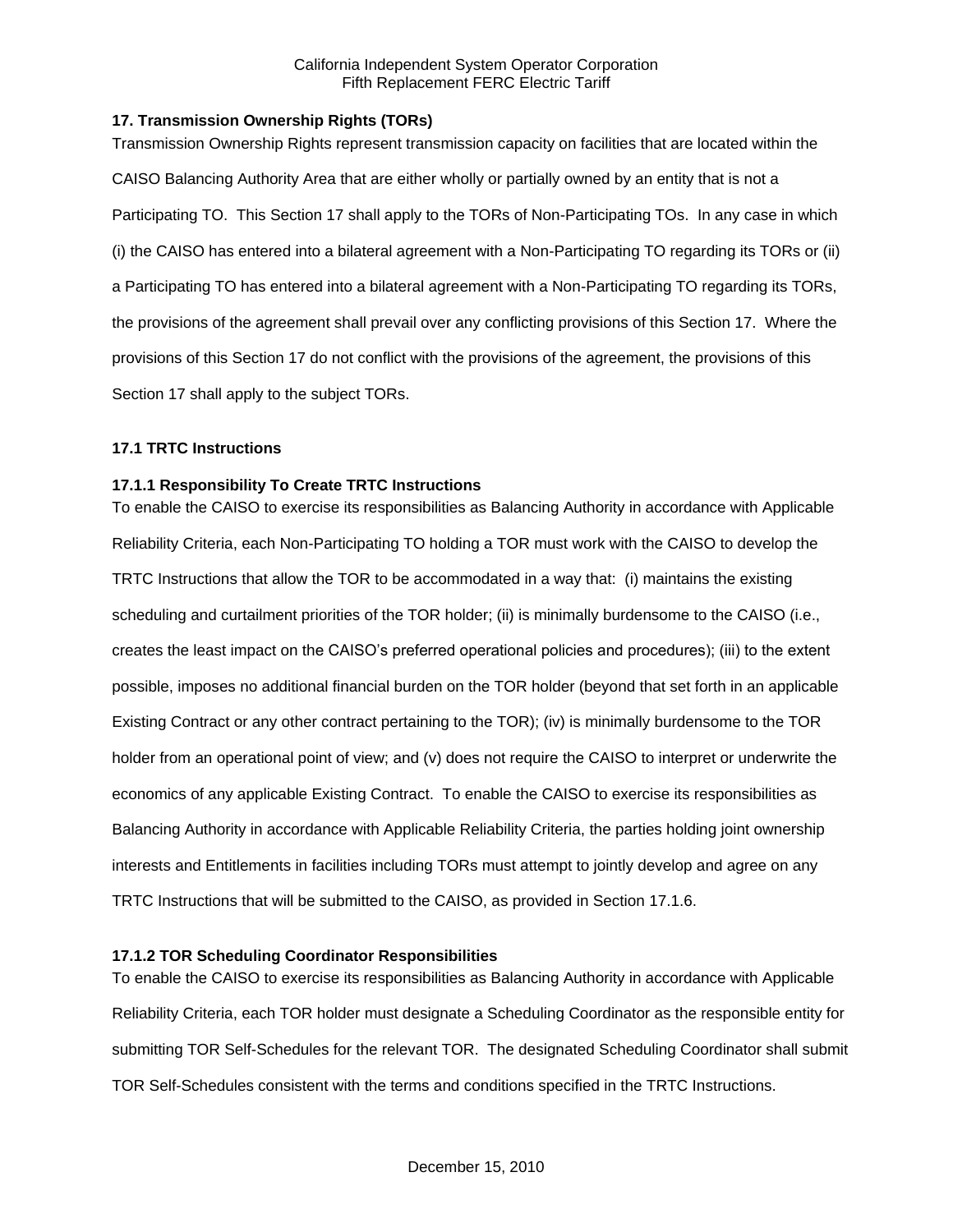## 17. Transmission Ownership Rights (TORs)

Transmission Ownership Rights represent transmission capacity on facilities that are located within the CAISO Balancing Authority Area that are either wholly or partially owned by an entity that is not a Participating TO. This Section 17 shall apply to the TORs of Non-Participating TOs. In any case in which (i) the CAISO has entered into a bilateral agreement with a Non-Participating TO regarding its TORs or (ii) a Participating TO has entered into a bilateral agreement with a Non-Participating TO regarding its TORs, the provisions of the agreement shall prevail over any conflicting provisions of this Section 17. Where the provisions of this Section 17 do not conflict with the provisions of the agreement, the provisions of this Section 17 shall apply to the subject TORs.

### 17.1 TRTC Instructions

#### 17.1.1 Responsibility To Create TRTC Instructions

To enable the CAISO to exercise its responsibilities as Balancing Authority in accordance with Applicable Reliability Criteria, each Non-Participating TO holding a TOR must work with the CAISO to develop the TRTC Instructions that allow the TOR to be accommodated in a way that: (i) maintains the existing scheduling and curtailment priorities of the TOR holder; (ii) is minimally burdensome to the CAISO (i.e., creates the least impact on the CAISO's preferred operational policies and procedures); (iii) to the extent possible, imposes no additional financial burden on the TOR holder (beyond that set forth in an applicable Existing Contract or any other contract pertaining to the TOR); (iv) is minimally burdensome to the TOR holder from an operational point of view; and (v) does not require the CAISO to interpret or underwrite the economics of any applicable Existing Contract. To enable the CAISO to exercise its responsibilities as Balancing Authority in accordance with Applicable Reliability Criteria, the parties holding joint ownership interests and Entitlements in facilities including TORs must attempt to jointly develop and agree on any TRTC Instructions that will be submitted to the CAISO, as provided in Section 17.1.6.

#### 17.1.2 TOR Scheduling Coordinator Responsibilities

To enable the CAISO to exercise its responsibilities as Balancing Authority in accordance with Applicable Reliability Criteria, each TOR holder must designate a Scheduling Coordinator as the responsible entity for submitting TOR Self-Schedules for the relevant TOR. The designated Scheduling Coordinator shall submit TOR Self-Schedules consistent with the terms and conditions specified in the TRTC Instructions.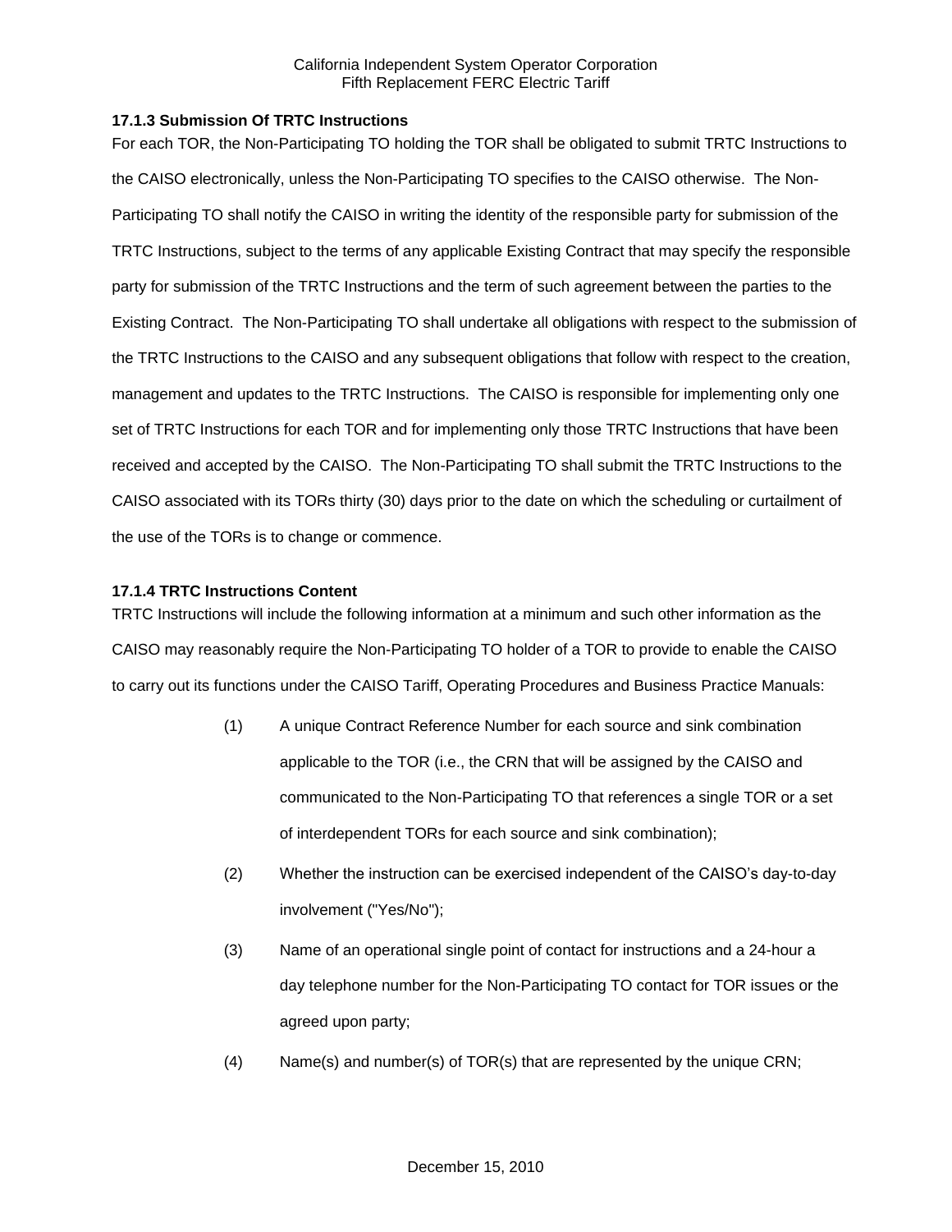### 17.1.3 Submission Of TRTC Instructions

For each TOR, the Non-Participating TO holding the TOR shall be obligated to submit TRTC Instructions to the CAISO electronically, unless the Non-Participating TO specifies to the CAISO otherwise. The Non-Participating TO shall notify the CAISO in writing the identity of the responsible party for submission of the TRTC Instructions, subject to the terms of any applicable Existing Contract that may specify the responsible party for submission of the TRTC Instructions and the term of such agreement between the parties to the Existing Contract. The Non-Participating TO shall undertake all obligations with respect to the submission of the TRTC Instructions to the CAISO and any subsequent obligations that follow with respect to the creation, management and updates to the TRTC Instructions. The CAISO is responsible for implementing only one set of TRTC Instructions for each TOR and for implementing only those TRTC Instructions that have been received and accepted by the CAISO. The Non-Participating TO shall submit the TRTC Instructions to the CAISO associated with its TORs thirty (30) days prior to the date on which the scheduling or curtailment of the use of the TORs is to change or commence.

### 17.1.4 TRTC Instructions Content

TRTC Instructions will include the following information at a minimum and such other information as the CAISO may reasonably require the Non-Participating TO holder of a TOR to provide to enable the CAISO to carry out its functions under the CAISO Tariff, Operating Procedures and Business Practice Manuals:

(1) A unique Contract Reference Number for each source and sink combination applicable to the TOR (i.e., the CRN that will be assigned by the CAISO and communicated to the Non-Participating TO that references a single TOR or a set of interdependent TORs for each source and sink combination);

(2) Whether the instruction can be exercised independent of the CAISO's day-to-day involvement ("Yes/No");

(3) Name of an operational single point of contact for instructions and a 24-hour a day telephone number for the Non-Participating TO contact for TOR issues or the agreed upon party;

(4) Name(s) and number(s) of TOR(s) that are represented by the unique CRN;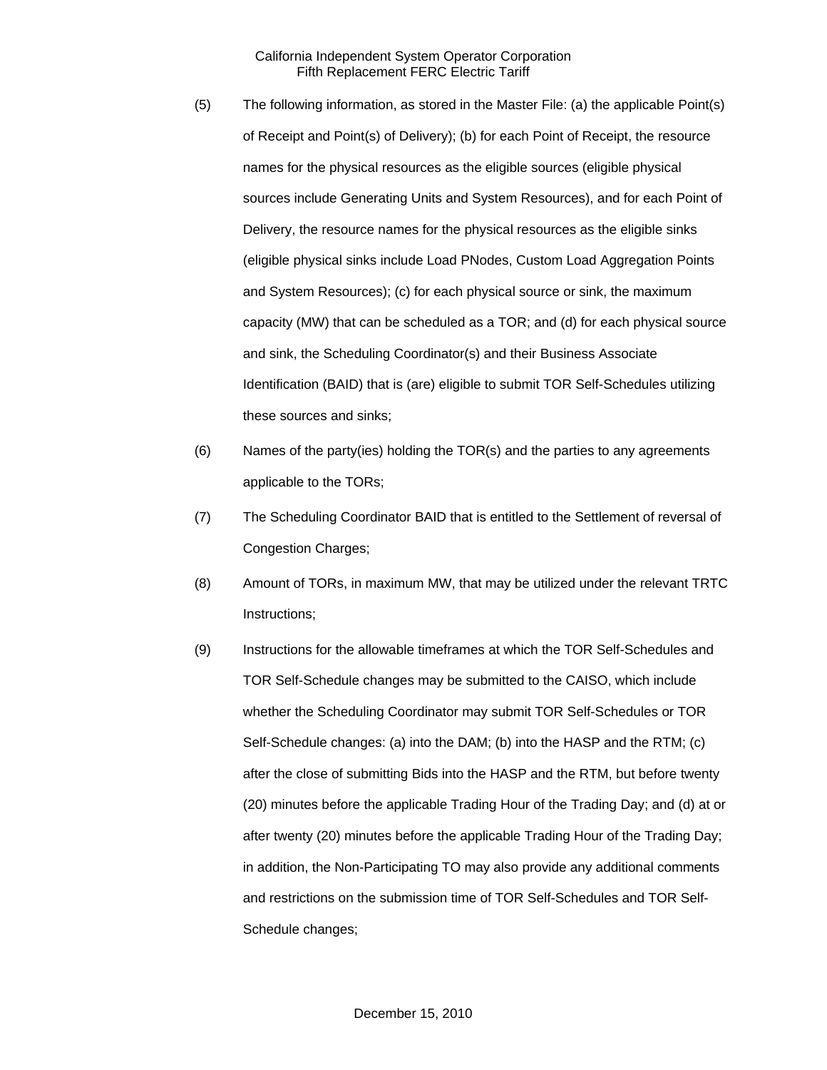(5) The following information, as stored in the Master File: (a) the applicable Point(s) of Receipt and Point(s) of Delivery); (b) for each Point of Receipt, the resource names for the physical resources as the eligible sources (eligible physical sources include Generating Units and System Resources), and for each Point of Delivery, the resource names for the physical resources as the eligible sinks (eligible physical sinks include Load PNodes, Custom Load Aggregation Points and System Resources); (c) for each physical source or sink, the maximum capacity (MW) that can be scheduled as a TOR; and (d) for each physical source and sink, the Scheduling Coordinator(s) and their Business Associate Identification (BAID) that is (are) eligible to submit TOR Self-Schedules utilizing these sources and sinks;

(6) Names of the party(ies) holding the TOR(s) and the parties to any agreements applicable to the TORs;

(7) The Scheduling Coordinator BAID that is entitled to the Settlement of reversal of Congestion Charges;

(8) Amount of TORs, in maximum MW, that may be utilized under the relevant TRTC Instructions;

(9) Instructions for the allowable timeframes at which the TOR Self-Schedules and TOR Self-Schedule changes may be submitted to the CAISO, which include whether the Scheduling Coordinator may submit TOR Self-Schedules or TOR Self-Schedule changes: (a) into the DAM; (b) into the HASP and the RTM; (c) after the close of submitting Bids into the HASP and the RTM, but before twenty (20) minutes before the applicable Trading Hour of the Trading Day; and (d) at or after twenty (20) minutes before the applicable Trading Hour of the Trading Day; in addition, the Non-Participating TO may also provide any additional comments and restrictions on the submission time of TOR Self-Schedules and TOR Self-Schedule changes;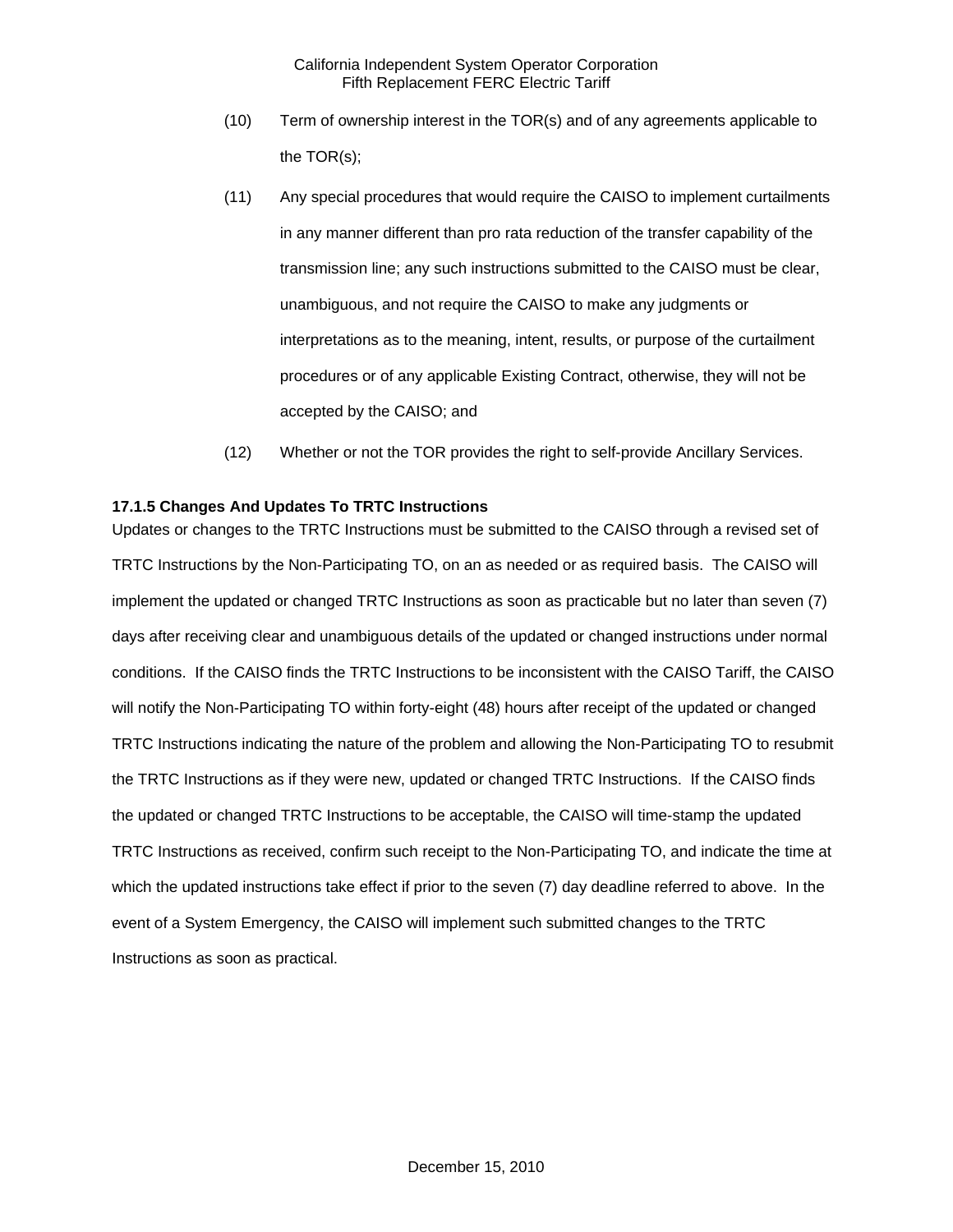(10) Term of ownership interest in the TOR(s) and of any agreements applicable to the TOR(s);

(11) Any special procedures that would require the CAISO to implement curtailments in any manner different than pro rata reduction of the transfer capability of the transmission line; any such instructions submitted to the CAISO must be clear, unambiguous, and not require the CAISO to make any judgments or interpretations as to the meaning, intent, results, or purpose of the curtailment procedures or of any applicable Existing Contract, otherwise, they will not be accepted by the CAISO; and

(12) Whether or not the TOR provides the right to self-provide Ancillary Services.

**17.1.5 Changes And Updates To TRTC Instructions**

Updates or changes to the TRTC Instructions must be submitted to the CAISO through a revised set of TRTC Instructions by the Non-Participating TO, on an as needed or as required basis. The CAISO will implement the updated or changed TRTC Instructions as soon as practicable but no later than seven (7) days after receiving clear and unambiguous details of the updated or changed instructions under normal conditions. If the CAISO finds the TRTC Instructions to be inconsistent with the CAISO Tariff, the CAISO will notify the Non-Participating TO within forty-eight (48) hours after receipt of the updated or changed TRTC Instructions indicating the nature of the problem and allowing the Non-Participating TO to resubmit the TRTC Instructions as if they were new, updated or changed TRTC Instructions. If the CAISO finds the updated or changed TRTC Instructions to be acceptable, the CAISO will time-stamp the updated TRTC Instructions as received, confirm such receipt to the Non-Participating TO, and indicate the time at which the updated instructions take effect if prior to the seven (7) day deadline referred to above. In the event of a System Emergency, the CAISO will implement such submitted changes to the TRTC Instructions as soon as practical.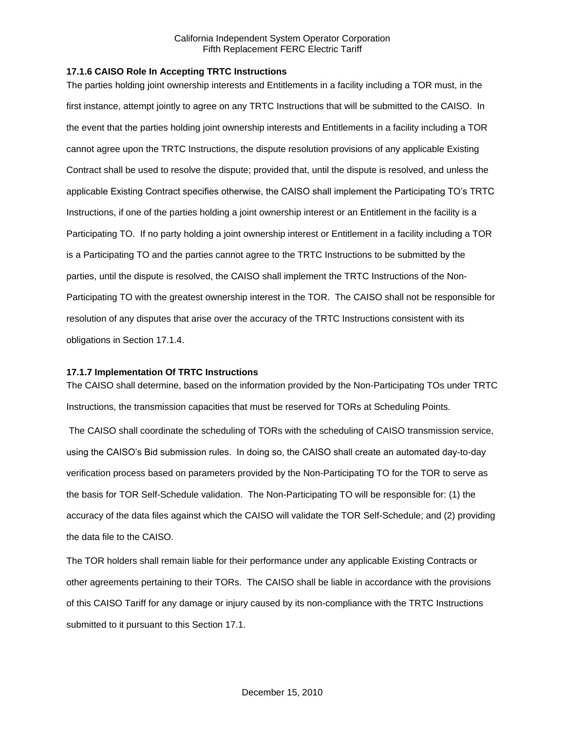### 17.1.6 CAISO Role In Accepting TRTC Instructions

The parties holding joint ownership interests and Entitlements in a facility including a TOR must, in the first instance, attempt jointly to agree on any TRTC Instructions that will be submitted to the CAISO. In the event that the parties holding joint ownership interests and Entitlements in a facility including a TOR cannot agree upon the TRTC Instructions, the dispute resolution provisions of any applicable Existing Contract shall be used to resolve the dispute; provided that, until the dispute is resolved, and unless the applicable Existing Contract specifies otherwise, the CAISO shall implement the Participating TO's TRTC Instructions, if one of the parties holding a joint ownership interest or an Entitlement in the facility is a Participating TO. If no party holding a joint ownership interest or Entitlement in a facility including a TOR is a Participating TO and the parties cannot agree to the TRTC Instructions to be submitted by the parties, until the dispute is resolved, the CAISO shall implement the TRTC Instructions of the Non-Participating TO with the greatest ownership interest in the TOR. The CAISO shall not be responsible for resolution of any disputes that arise over the accuracy of the TRTC Instructions consistent with its obligations in Section 17.1.4.

### 17.1.7 Implementation Of TRTC Instructions

The CAISO shall determine, based on the information provided by the Non-Participating TOs under TRTC Instructions, the transmission capacities that must be reserved for TORs at Scheduling Points.

The CAISO shall coordinate the scheduling of TORs with the scheduling of CAISO transmission service, using the CAISO's Bid submission rules. In doing so, the CAISO shall create an automated day-to-day verification process based on parameters provided by the Non-Participating TO for the TOR to serve as the basis for TOR Self-Schedule validation. The Non-Participating TO will be responsible for: (1) the accuracy of the data files against which the CAISO will validate the TOR Self-Schedule; and (2) providing the data file to the CAISO.

The TOR holders shall remain liable for their performance under any applicable Existing Contracts or other agreements pertaining to their TORs. The CAISO shall be liable in accordance with the provisions of this CAISO Tariff for any damage or injury caused by its non-compliance with the TRTC Instructions submitted to it pursuant to this Section 17.1.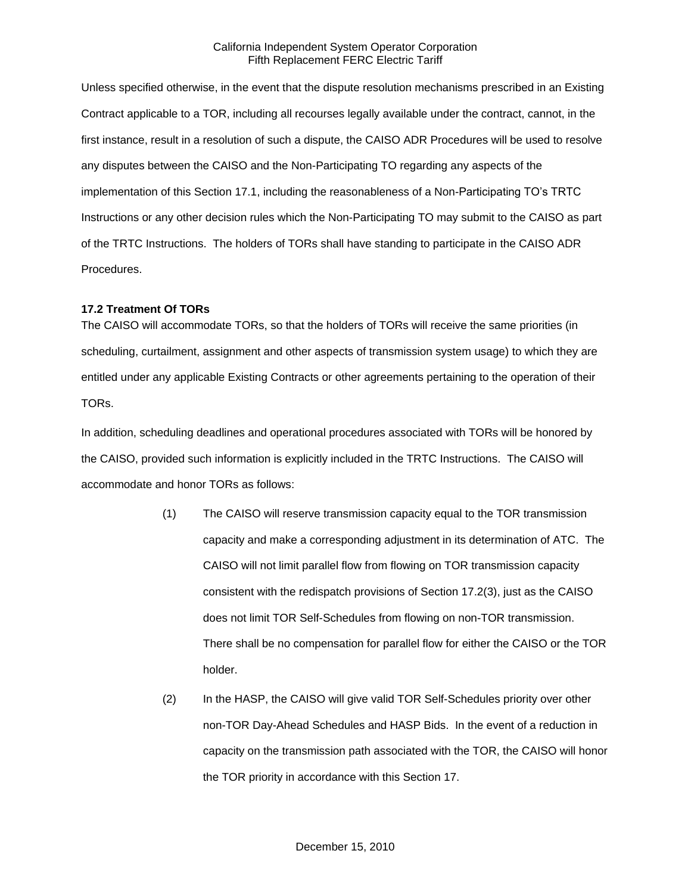Unless specified otherwise, in the event that the dispute resolution mechanisms prescribed in an Existing Contract applicable to a TOR, including all recourses legally available under the contract, cannot, in the first instance, result in a resolution of such a dispute, the CAISO ADR Procedures will be used to resolve any disputes between the CAISO and the Non-Participating TO regarding any aspects of the implementation of this Section 17.1, including the reasonableness of a Non-Participating TO's TRTC Instructions or any other decision rules which the Non-Participating TO may submit to the CAISO as part of the TRTC Instructions. The holders of TORs shall have standing to participate in the CAISO ADR Procedures.

### 17.2 Treatment Of TORs

The CAISO will accommodate TORs, so that the holders of TORs will receive the same priorities (in scheduling, curtailment, assignment and other aspects of transmission system usage) to which they are entitled under any applicable Existing Contracts or other agreements pertaining to the operation of their TORs.

In addition, scheduling deadlines and operational procedures associated with TORs will be honored by the CAISO, provided such information is explicitly included in the TRTC Instructions. The CAISO will accommodate and honor TORs as follows:

(1) The CAISO will reserve transmission capacity equal to the TOR transmission capacity and make a corresponding adjustment in its determination of ATC. The CAISO will not limit parallel flow from flowing on TOR transmission capacity consistent with the redispatch provisions of Section 17.2(3), just as the CAISO does not limit TOR Self-Schedules from flowing on non-TOR transmission. There shall be no compensation for parallel flow for either the CAISO or the TOR holder.

(2) In the HASP, the CAISO will give valid TOR Self-Schedules priority over other non-TOR Day-Ahead Schedules and HASP Bids. In the event of a reduction in capacity on the transmission path associated with the TOR, the CAISO will honor the TOR priority in accordance with this Section 17.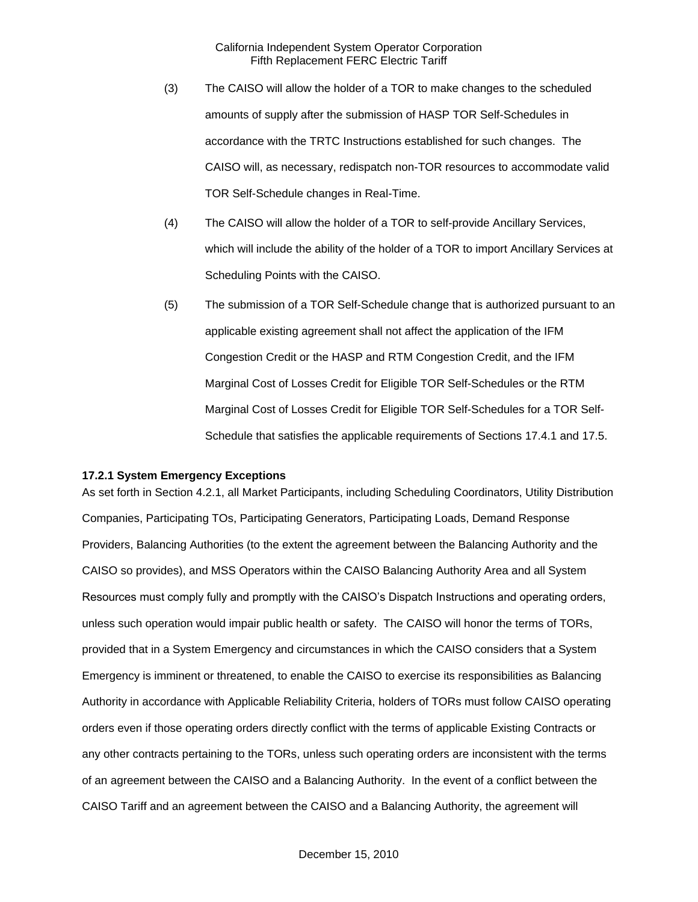(3) The CAISO will allow the holder of a TOR to make changes to the scheduled amounts of supply after the submission of HASP TOR Self-Schedules in accordance with the TRTC Instructions established for such changes. The CAISO will, as necessary, redispatch non-TOR resources to accommodate valid TOR Self-Schedule changes in Real-Time.

(4) The CAISO will allow the holder of a TOR to self-provide Ancillary Services, which will include the ability of the holder of a TOR to import Ancillary Services at Scheduling Points with the CAISO.

(5) The submission of a TOR Self-Schedule change that is authorized pursuant to an applicable existing agreement shall not affect the application of the IFM Congestion Credit or the HASP and RTM Congestion Credit, and the IFM Marginal Cost of Losses Credit for Eligible TOR Self-Schedules or the RTM Marginal Cost of Losses Credit for Eligible TOR Self-Schedules for a TOR Self-Schedule that satisfies the applicable requirements of Sections 17.4.1 and 17.5.

**17.2.1 System Emergency Exceptions**

As set forth in Section 4.2.1, all Market Participants, including Scheduling Coordinators, Utility Distribution Companies, Participating TOs, Participating Generators, Participating Loads, Demand Response Providers, Balancing Authorities (to the extent the agreement between the Balancing Authority and the CAISO so provides), and MSS Operators within the CAISO Balancing Authority Area and all System Resources must comply fully and promptly with the CAISO's Dispatch Instructions and operating orders, unless such operation would impair public health or safety. The CAISO will honor the terms of TORs, provided that in a System Emergency and circumstances in which the CAISO considers that a System Emergency is imminent or threatened, to enable the CAISO to exercise its responsibilities as Balancing Authority in accordance with Applicable Reliability Criteria, holders of TORs must follow CAISO operating orders even if those operating orders directly conflict with the terms of applicable Existing Contracts or any other contracts pertaining to the TORs, unless such operating orders are inconsistent with the terms of an agreement between the CAISO and a Balancing Authority. In the event of a conflict between the CAISO Tariff and an agreement between the CAISO and a Balancing Authority, the agreement will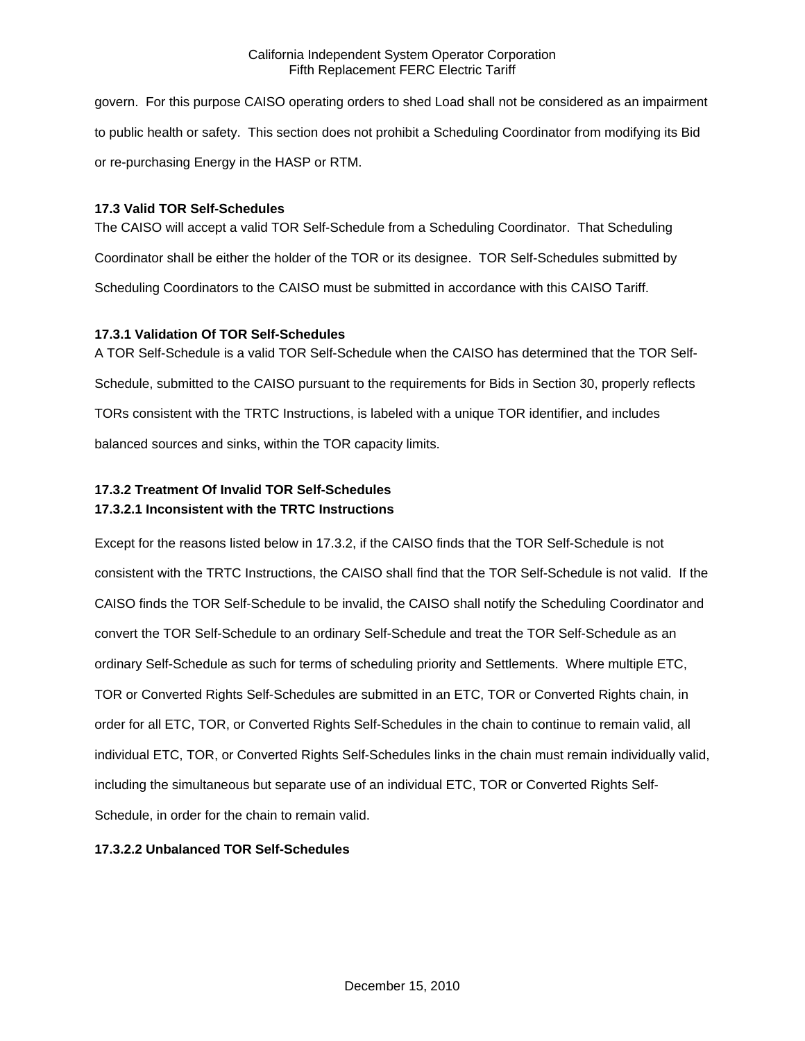govern. For this purpose CAISO operating orders to shed Load shall not be considered as an impairment to public health or safety. This section does not prohibit a Scheduling Coordinator from modifying its Bid or re-purchasing Energy in the HASP or RTM.

**17.3 Valid TOR Self-Schedules**

The CAISO will accept a valid TOR Self-Schedule from a Scheduling Coordinator. That Scheduling Coordinator shall be either the holder of the TOR or its designee. TOR Self-Schedules submitted by Scheduling Coordinators to the CAISO must be submitted in accordance with this CAISO Tariff.

**17.3.1 Validation Of TOR Self-Schedules**

A TOR Self-Schedule is a valid TOR Self-Schedule when the CAISO has determined that the TOR Self-Schedule, submitted to the CAISO pursuant to the requirements for Bids in Section 30, properly reflects TORs consistent with the TRTC Instructions, is labeled with a unique TOR identifier, and includes balanced sources and sinks, within the TOR capacity limits.

**17.3.2 Treatment Of Invalid TOR Self-Schedules**

**17.3.2.1 Inconsistent with the TRTC Instructions**

Except for the reasons listed below in 17.3.2, if the CAISO finds that the TOR Self-Schedule is not consistent with the TRTC Instructions, the CAISO shall find that the TOR Self-Schedule is not valid. If the CAISO finds the TOR Self-Schedule to be invalid, the CAISO shall notify the Scheduling Coordinator and convert the TOR Self-Schedule to an ordinary Self-Schedule and treat the TOR Self-Schedule as an ordinary Self-Schedule as such for terms of scheduling priority and Settlements. Where multiple ETC, TOR or Converted Rights Self-Schedules are submitted in an ETC, TOR or Converted Rights chain, in order for all ETC, TOR, or Converted Rights Self-Schedules in the chain to continue to remain valid, all individual ETC, TOR, or Converted Rights Self-Schedules links in the chain must remain individually valid, including the simultaneous but separate use of an individual ETC, TOR or Converted Rights Self-Schedule, in order for the chain to remain valid.

**17.3.2.2 Unbalanced TOR Self-Schedules**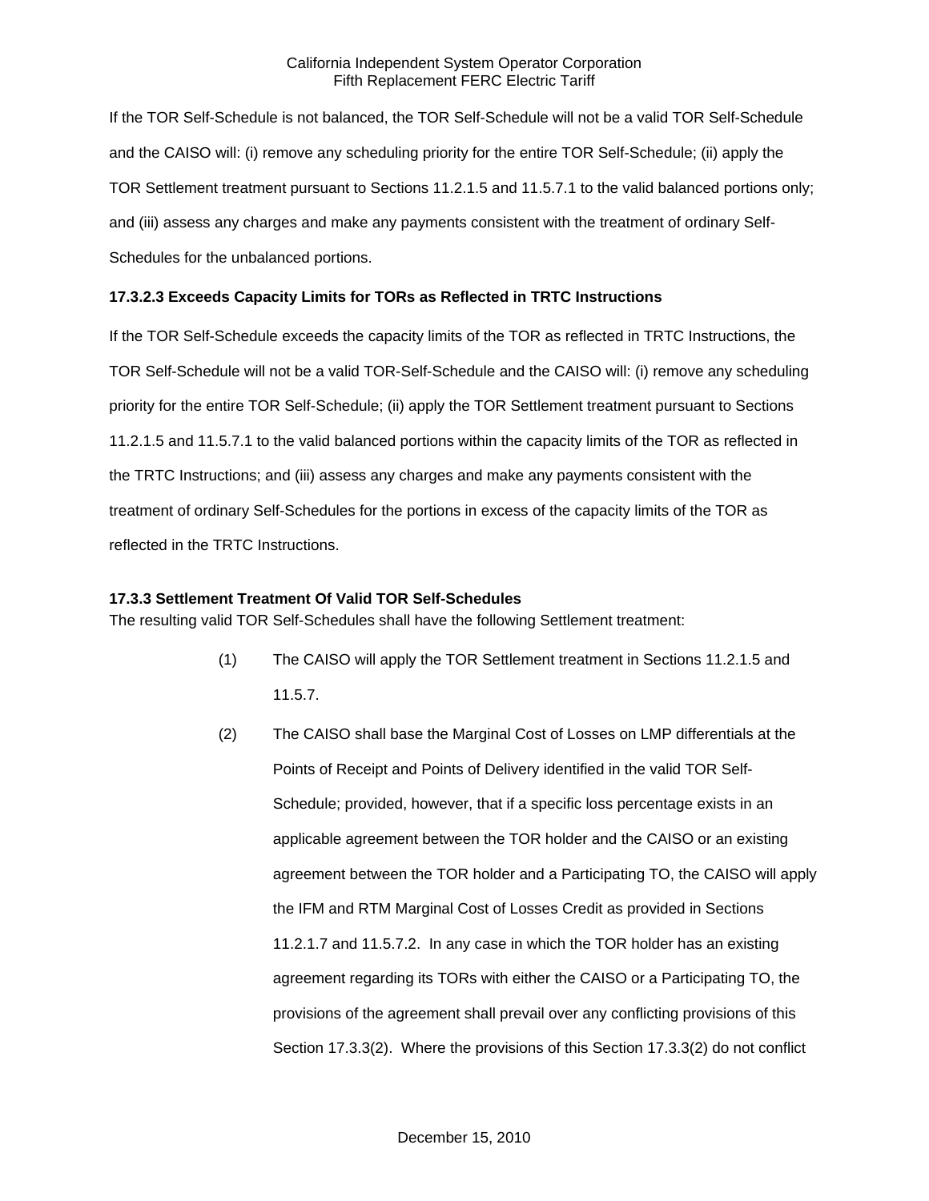If the TOR Self-Schedule is not balanced, the TOR Self-Schedule will not be a valid TOR Self-Schedule and the CAISO will: (i) remove any scheduling priority for the entire TOR Self-Schedule; (ii) apply the TOR Settlement treatment pursuant to Sections 11.2.1.5 and 11.5.7.1 to the valid balanced portions only; and (iii) assess any charges and make any payments consistent with the treatment of ordinary Self-Schedules for the unbalanced portions.

**17.3.2.3 Exceeds Capacity Limits for TORs as Reflected in TRTC Instructions**

If the TOR Self-Schedule exceeds the capacity limits of the TOR as reflected in TRTC Instructions, the TOR Self-Schedule will not be a valid TOR-Self-Schedule and the CAISO will: (i) remove any scheduling priority for the entire TOR Self-Schedule; (ii) apply the TOR Settlement treatment pursuant to Sections 11.2.1.5 and 11.5.7.1 to the valid balanced portions within the capacity limits of the TOR as reflected in the TRTC Instructions; and (iii) assess any charges and make any payments consistent with the treatment of ordinary Self-Schedules for the portions in excess of the capacity limits of the TOR as reflected in the TRTC Instructions.

**17.3.3 Settlement Treatment Of Valid TOR Self-Schedules**

The resulting valid TOR Self-Schedules shall have the following Settlement treatment:

(1) The CAISO will apply the TOR Settlement treatment in Sections 11.2.1.5 and 11.5.7.

(2) The CAISO shall base the Marginal Cost of Losses on LMP differentials at the Points of Receipt and Points of Delivery identified in the valid TOR Self-Schedule; provided, however, that if a specific loss percentage exists in an applicable agreement between the TOR holder and the CAISO or an existing agreement between the TOR holder and a Participating TO, the CAISO will apply the IFM and RTM Marginal Cost of Losses Credit as provided in Sections 11.2.1.7 and 11.5.7.2. In any case in which the TOR holder has an existing agreement regarding its TORs with either the CAISO or a Participating TO, the provisions of the agreement shall prevail over any conflicting provisions of this Section 17.3.3(2). Where the provisions of this Section 17.3.3(2) do not conflict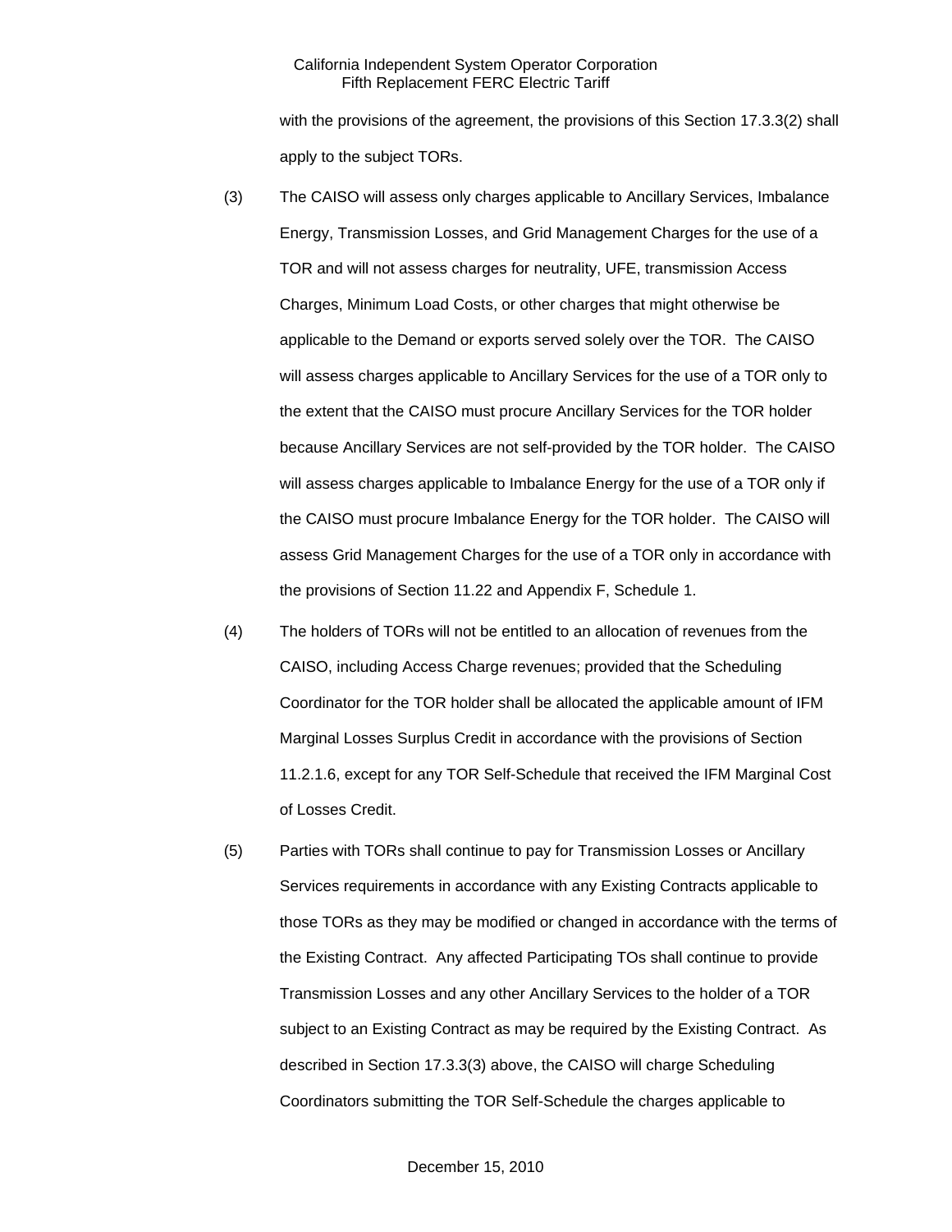with the provisions of the agreement, the provisions of this Section 17.3.3(2) shall apply to the subject TORs.

(3) The CAISO will assess only charges applicable to Ancillary Services, Imbalance Energy, Transmission Losses, and Grid Management Charges for the use of a TOR and will not assess charges for neutrality, UFE, transmission Access Charges, Minimum Load Costs, or other charges that might otherwise be applicable to the Demand or exports served solely over the TOR. The CAISO will assess charges applicable to Ancillary Services for the use of a TOR only to the extent that the CAISO must procure Ancillary Services for the TOR holder because Ancillary Services are not self-provided by the TOR holder. The CAISO will assess charges applicable to Imbalance Energy for the use of a TOR only if the CAISO must procure Imbalance Energy for the TOR holder. The CAISO will assess Grid Management Charges for the use of a TOR only in accordance with the provisions of Section 11.22 and Appendix F, Schedule 1.

(4) The holders of TORs will not be entitled to an allocation of revenues from the CAISO, including Access Charge revenues; provided that the Scheduling Coordinator for the TOR holder shall be allocated the applicable amount of IFM Marginal Losses Surplus Credit in accordance with the provisions of Section 11.2.1.6, except for any TOR Self-Schedule that received the IFM Marginal Cost of Losses Credit.

(5) Parties with TORs shall continue to pay for Transmission Losses or Ancillary Services requirements in accordance with any Existing Contracts applicable to those TORs as they may be modified or changed in accordance with the terms of the Existing Contract. Any affected Participating TOs shall continue to provide Transmission Losses and any other Ancillary Services to the holder of a TOR subject to an Existing Contract as may be required by the Existing Contract. As described in Section 17.3.3(3) above, the CAISO will charge Scheduling Coordinators submitting the TOR Self-Schedule the charges applicable to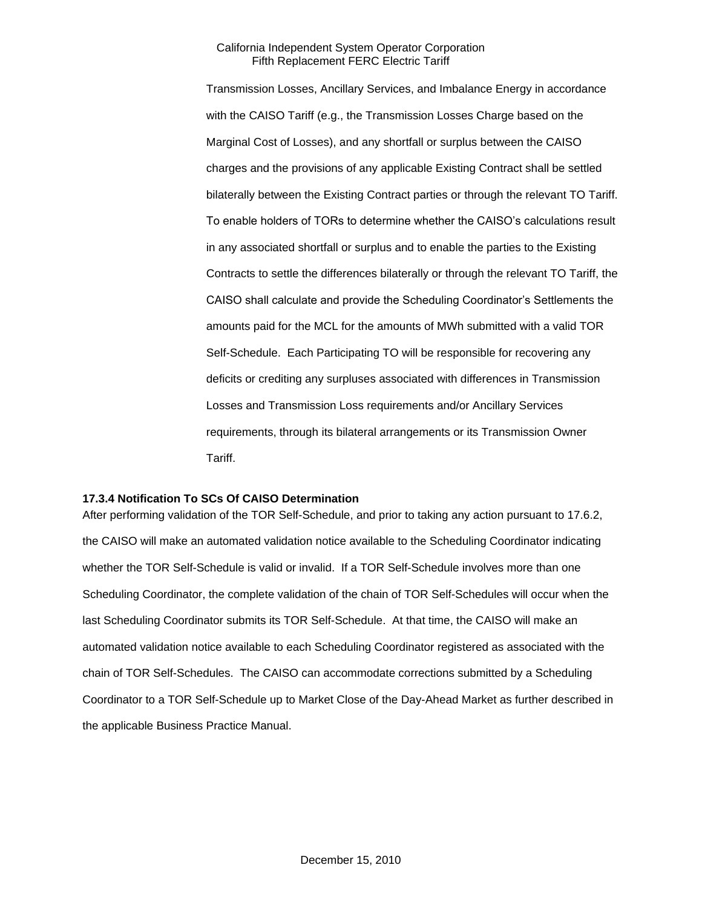Transmission Losses, Ancillary Services, and Imbalance Energy in accordance with the CAISO Tariff (e.g., the Transmission Losses Charge based on the Marginal Cost of Losses), and any shortfall or surplus between the CAISO charges and the provisions of any applicable Existing Contract shall be settled bilaterally between the Existing Contract parties or through the relevant TO Tariff. To enable holders of TORs to determine whether the CAISO's calculations result in any associated shortfall or surplus and to enable the parties to the Existing Contracts to settle the differences bilaterally or through the relevant TO Tariff, the CAISO shall calculate and provide the Scheduling Coordinator's Settlements the amounts paid for the MCL for the amounts of MWh submitted with a valid TOR Self-Schedule. Each Participating TO will be responsible for recovering any deficits or crediting any surpluses associated with differences in Transmission Losses and Transmission Loss requirements and/or Ancillary Services requirements, through its bilateral arrangements or its Transmission Owner Tariff.

**17.3.4 Notification To SCs Of CAISO Determination**

After performing validation of the TOR Self-Schedule, and prior to taking any action pursuant to 17.6.2, the CAISO will make an automated validation notice available to the Scheduling Coordinator indicating whether the TOR Self-Schedule is valid or invalid. If a TOR Self-Schedule involves more than one Scheduling Coordinator, the complete validation of the chain of TOR Self-Schedules will occur when the last Scheduling Coordinator submits its TOR Self-Schedule. At that time, the CAISO will make an automated validation notice available to each Scheduling Coordinator registered as associated with the chain of TOR Self-Schedules. The CAISO can accommodate corrections submitted by a Scheduling Coordinator to a TOR Self-Schedule up to Market Close of the Day-Ahead Market as further described in the applicable Business Practice Manual.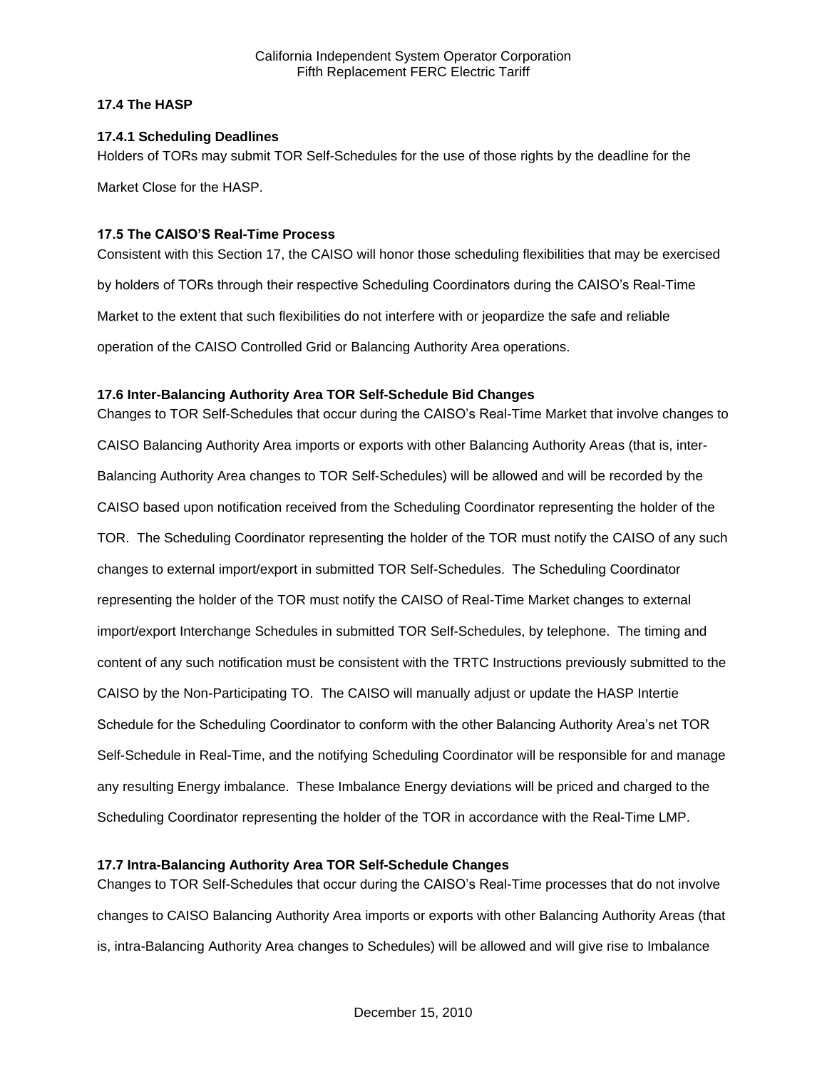### 17.4 The HASP

#### 17.4.1 Scheduling Deadlines

Holders of TORs may submit TOR Self-Schedules for the use of those rights by the deadline for the Market Close for the HASP.

### 17.5 The CAISO'S Real-Time Process

Consistent with this Section 17, the CAISO will honor those scheduling flexibilities that may be exercised by holders of TORs through their respective Scheduling Coordinators during the CAISO's Real-Time Market to the extent that such flexibilities do not interfere with or jeopardize the safe and reliable operation of the CAISO Controlled Grid or Balancing Authority Area operations.

### 17.6 Inter-Balancing Authority Area TOR Self-Schedule Bid Changes

Changes to TOR Self-Schedules that occur during the CAISO's Real-Time Market that involve changes to CAISO Balancing Authority Area imports or exports with other Balancing Authority Areas (that is, inter-Balancing Authority Area changes to TOR Self-Schedules) will be allowed and will be recorded by the CAISO based upon notification received from the Scheduling Coordinator representing the holder of the TOR. The Scheduling Coordinator representing the holder of the TOR must notify the CAISO of any such changes to external import/export in submitted TOR Self-Schedules. The Scheduling Coordinator representing the holder of the TOR must notify the CAISO of Real-Time Market changes to external import/export Interchange Schedules in submitted TOR Self-Schedules, by telephone. The timing and content of any such notification must be consistent with the TRTC Instructions previously submitted to the CAISO by the Non-Participating TO. The CAISO will manually adjust or update the HASP Intertie Schedule for the Scheduling Coordinator to conform with the other Balancing Authority Area's net TOR Self-Schedule in Real-Time, and the notifying Scheduling Coordinator will be responsible for and manage any resulting Energy imbalance. These Imbalance Energy deviations will be priced and charged to the Scheduling Coordinator representing the holder of the TOR in accordance with the Real-Time LMP.

### 17.7 Intra-Balancing Authority Area TOR Self-Schedule Changes

Changes to TOR Self-Schedules that occur during the CAISO's Real-Time processes that do not involve changes to CAISO Balancing Authority Area imports or exports with other Balancing Authority Areas (that is, intra-Balancing Authority Area changes to Schedules) will be allowed and will give rise to Imbalance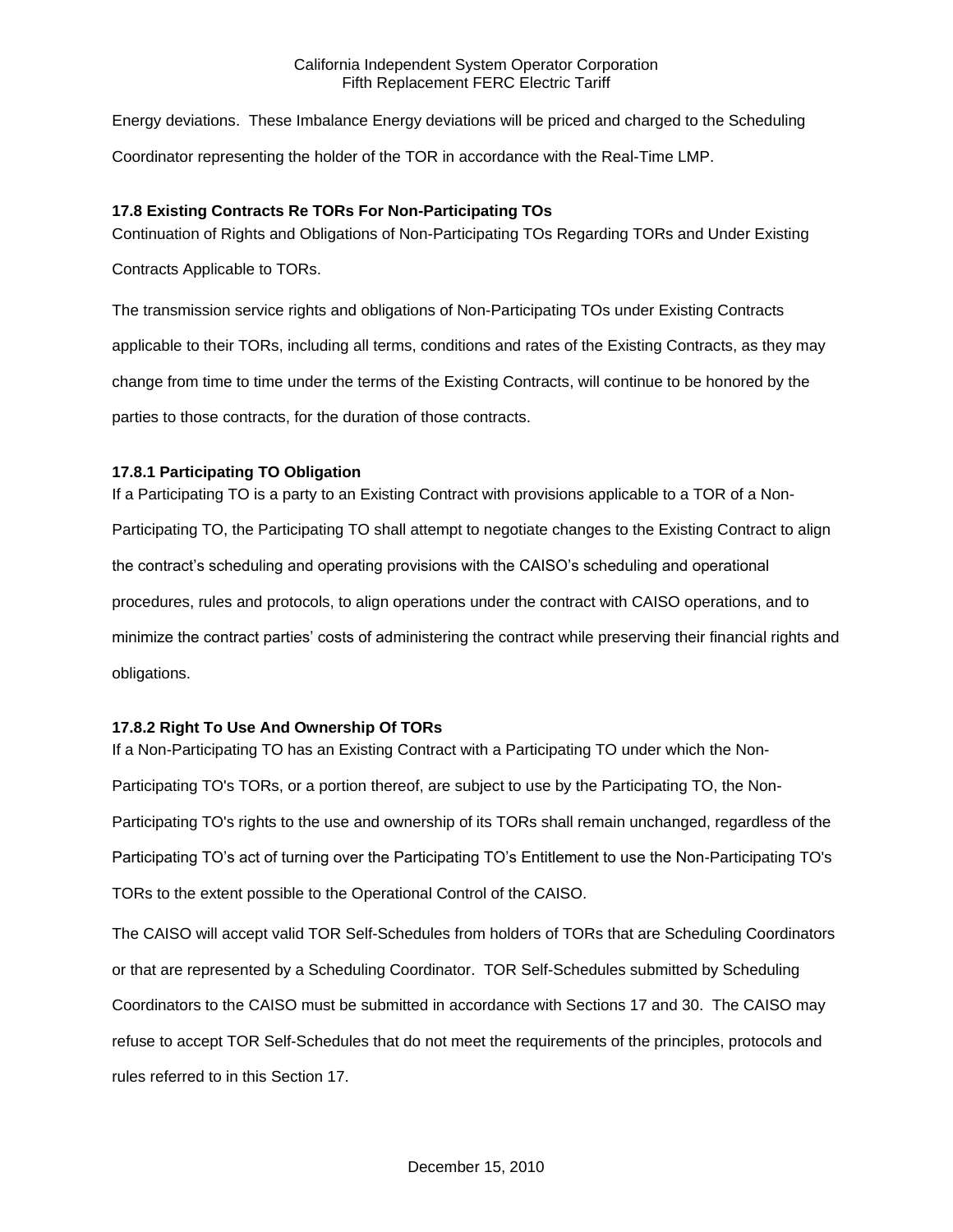Energy deviations. These Imbalance Energy deviations will be priced and charged to the Scheduling Coordinator representing the holder of the TOR in accordance with the Real-Time LMP.

### 17.8 Existing Contracts Re TORs For Non-Participating TOs

Continuation of Rights and Obligations of Non-Participating TOs Regarding TORs and Under Existing Contracts Applicable to TORs.

The transmission service rights and obligations of Non-Participating TOs under Existing Contracts applicable to their TORs, including all terms, conditions and rates of the Existing Contracts, as they may change from time to time under the terms of the Existing Contracts, will continue to be honored by the parties to those contracts, for the duration of those contracts.

#### 17.8.1 Participating TO Obligation

If a Participating TO is a party to an Existing Contract with provisions applicable to a TOR of a Non-Participating TO, the Participating TO shall attempt to negotiate changes to the Existing Contract to align the contract's scheduling and operating provisions with the CAISO's scheduling and operational procedures, rules and protocols, to align operations under the contract with CAISO operations, and to minimize the contract parties' costs of administering the contract while preserving their financial rights and obligations.

#### 17.8.2 Right To Use And Ownership Of TORs

If a Non-Participating TO has an Existing Contract with a Participating TO under which the Non-Participating TO's TORs, or a portion thereof, are subject to use by the Participating TO, the Non-Participating TO's rights to the use and ownership of its TORs shall remain unchanged, regardless of the Participating TO's act of turning over the Participating TO's Entitlement to use the Non-Participating TO's TORs to the extent possible to the Operational Control of the CAISO.

The CAISO will accept valid TOR Self-Schedules from holders of TORs that are Scheduling Coordinators or that are represented by a Scheduling Coordinator. TOR Self-Schedules submitted by Scheduling Coordinators to the CAISO must be submitted in accordance with Sections 17 and 30. The CAISO may refuse to accept TOR Self-Schedules that do not meet the requirements of the principles, protocols and rules referred to in this Section 17.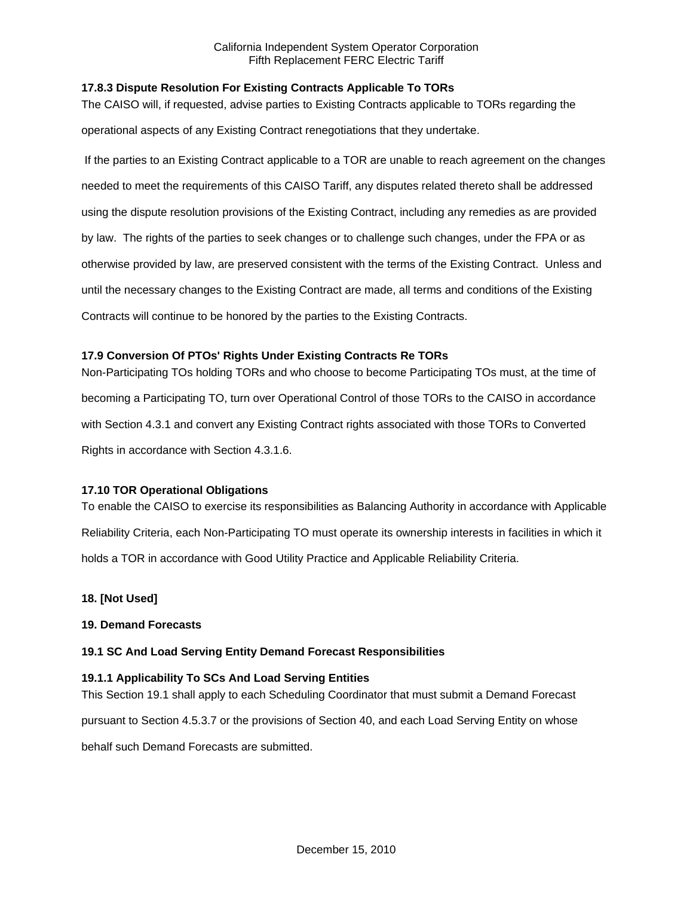**17.8.3 Dispute Resolution For Existing Contracts Applicable To TORs**

The CAISO will, if requested, advise parties to Existing Contracts applicable to TORs regarding the operational aspects of any Existing Contract renegotiations that they undertake.

If the parties to an Existing Contract applicable to a TOR are unable to reach agreement on the changes needed to meet the requirements of this CAISO Tariff, any disputes related thereto shall be addressed using the dispute resolution provisions of the Existing Contract, including any remedies as are provided by law. The rights of the parties to seek changes or to challenge such changes, under the FPA or as otherwise provided by law, are preserved consistent with the terms of the Existing Contract. Unless and until the necessary changes to the Existing Contract are made, all terms and conditions of the Existing Contracts will continue to be honored by the parties to the Existing Contracts.

**17.9 Conversion Of PTOs' Rights Under Existing Contracts Re TORs**

Non-Participating TOs holding TORs and who choose to become Participating TOs must, at the time of becoming a Participating TO, turn over Operational Control of those TORs to the CAISO in accordance with Section 4.3.1 and convert any Existing Contract rights associated with those TORs to Converted Rights in accordance with Section 4.3.1.6.

**17.10 TOR Operational Obligations**

To enable the CAISO to exercise its responsibilities as Balancing Authority in accordance with Applicable Reliability Criteria, each Non-Participating TO must operate its ownership interests in facilities in which it holds a TOR in accordance with Good Utility Practice and Applicable Reliability Criteria.

**18. [Not Used]**

**19. Demand Forecasts**

**19.1 SC And Load Serving Entity Demand Forecast Responsibilities**

**19.1.1 Applicability To SCs And Load Serving Entities**

This Section 19.1 shall apply to each Scheduling Coordinator that must submit a Demand Forecast pursuant to Section 4.5.3.7 or the provisions of Section 40, and each Load Serving Entity on whose behalf such Demand Forecasts are submitted.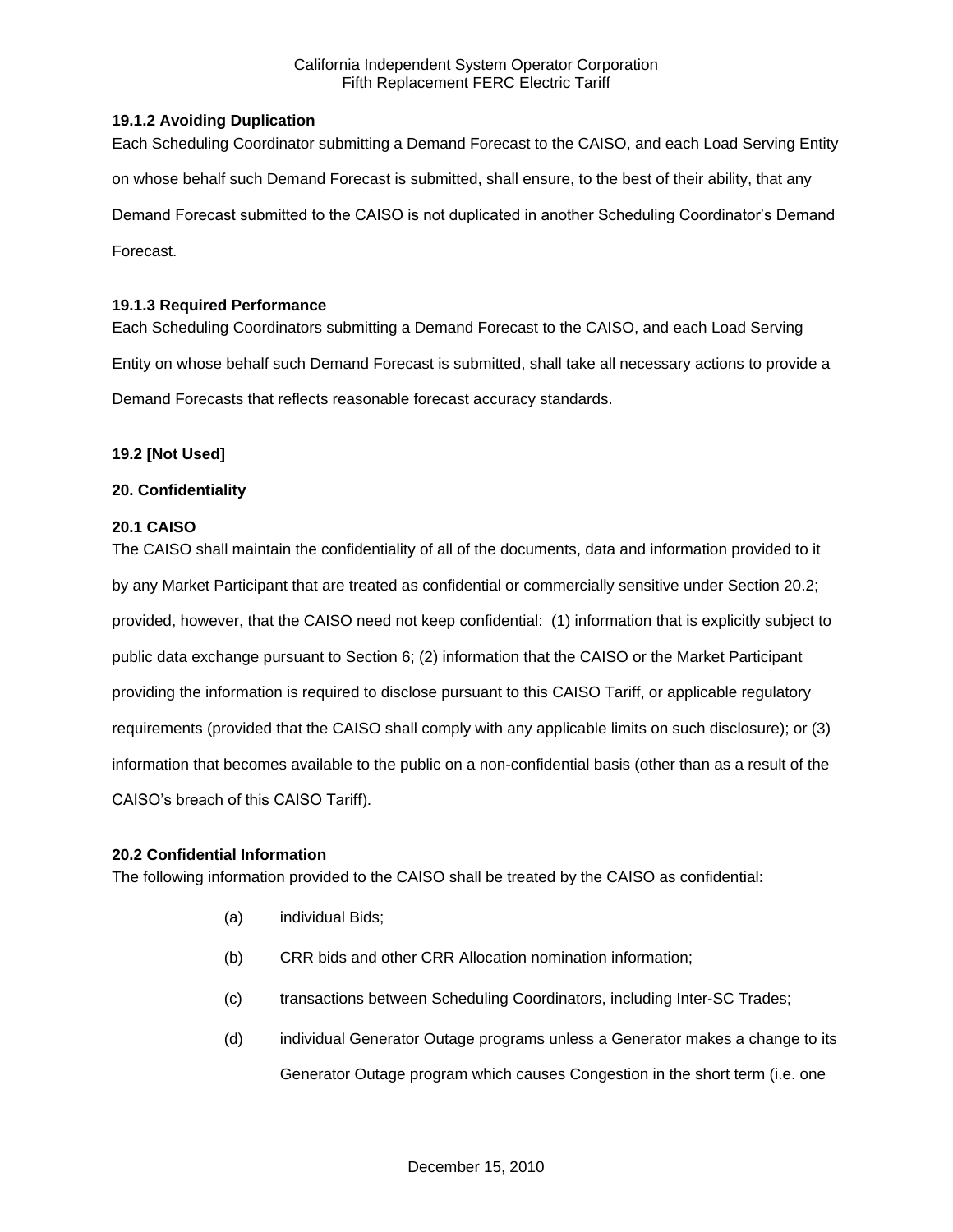**19.1.2 Avoiding Duplication**

Each Scheduling Coordinator submitting a Demand Forecast to the CAISO, and each Load Serving Entity on whose behalf such Demand Forecast is submitted, shall ensure, to the best of their ability, that any Demand Forecast submitted to the CAISO is not duplicated in another Scheduling Coordinator's Demand Forecast.

**19.1.3 Required Performance**

Each Scheduling Coordinators submitting a Demand Forecast to the CAISO, and each Load Serving Entity on whose behalf such Demand Forecast is submitted, shall take all necessary actions to provide a Demand Forecasts that reflects reasonable forecast accuracy standards.

**19.2 [Not Used]**

**20. Confidentiality**

**20.1 CAISO**

The CAISO shall maintain the confidentiality of all of the documents, data and information provided to it by any Market Participant that are treated as confidential or commercially sensitive under Section 20.2; provided, however, that the CAISO need not keep confidential: (1) information that is explicitly subject to public data exchange pursuant to Section 6; (2) information that the CAISO or the Market Participant providing the information is required to disclose pursuant to this CAISO Tariff, or applicable regulatory requirements (provided that the CAISO shall comply with any applicable limits on such disclosure); or (3) information that becomes available to the public on a non-confidential basis (other than as a result of the CAISO's breach of this CAISO Tariff).

**20.2 Confidential Information**

The following information provided to the CAISO shall be treated by the CAISO as confidential:

(a) individual Bids;

(b) CRR bids and other CRR Allocation nomination information;

(c) transactions between Scheduling Coordinators, including Inter-SC Trades;

(d) individual Generator Outage programs unless a Generator makes a change to its Generator Outage program which causes Congestion in the short term (i.e. one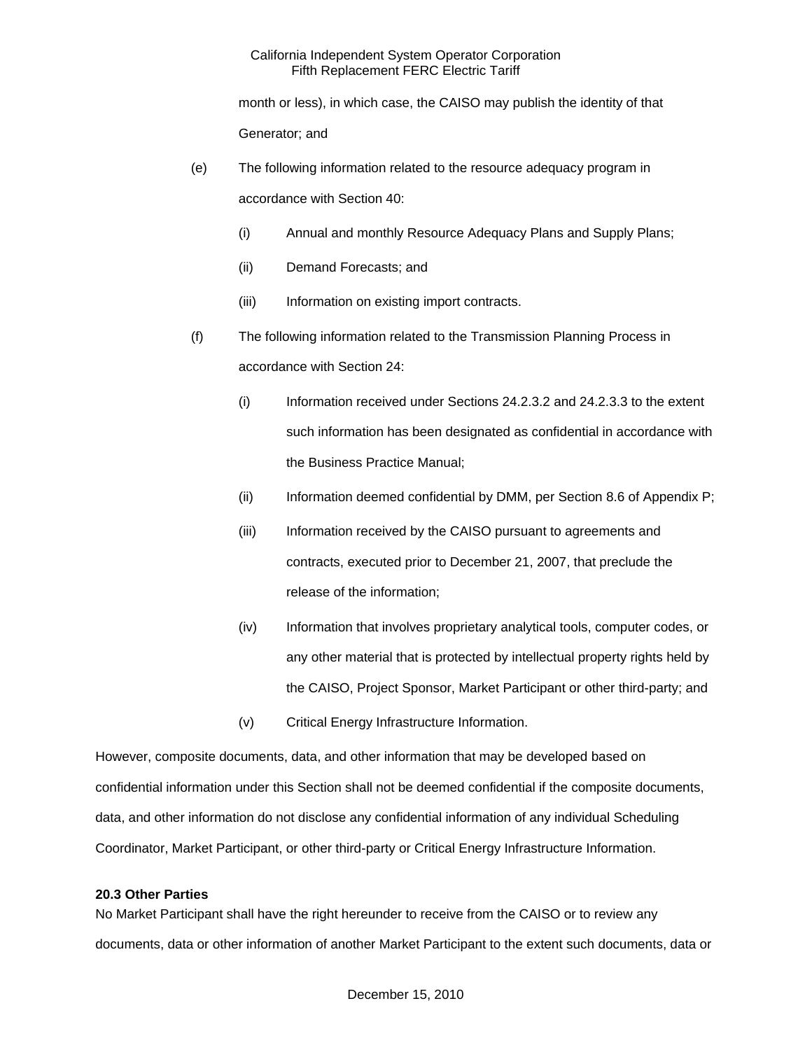month or less), in which case, the CAISO may publish the identity of that Generator; and

(e) The following information related to the resource adequacy program in accordance with Section 40:

(i) Annual and monthly Resource Adequacy Plans and Supply Plans;

(ii) Demand Forecasts; and

(iii) Information on existing import contracts.

(f) The following information related to the Transmission Planning Process in accordance with Section 24:

(i) Information received under Sections 24.2.3.2 and 24.2.3.3 to the extent such information has been designated as confidential in accordance with the Business Practice Manual;

(ii) Information deemed confidential by DMM, per Section 8.6 of Appendix P;

(iii) Information received by the CAISO pursuant to agreements and contracts, executed prior to December 21, 2007, that preclude the release of the information;

(iv) Information that involves proprietary analytical tools, computer codes, or any other material that is protected by intellectual property rights held by the CAISO, Project Sponsor, Market Participant or other third-party; and

(v) Critical Energy Infrastructure Information.

However, composite documents, data, and other information that may be developed based on confidential information under this Section shall not be deemed confidential if the composite documents, data, and other information do not disclose any confidential information of any individual Scheduling Coordinator, Market Participant, or other third-party or Critical Energy Infrastructure Information.

**20.3 Other Parties**

No Market Participant shall have the right hereunder to receive from the CAISO or to review any documents, data or other information of another Market Participant to the extent such documents, data or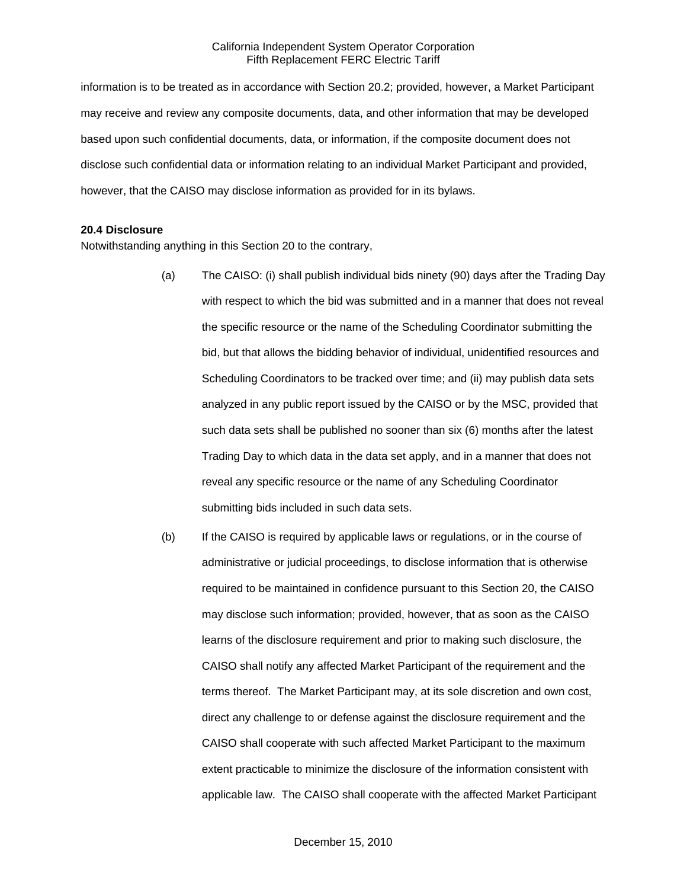information is to be treated as in accordance with Section 20.2; provided, however, a Market Participant may receive and review any composite documents, data, and other information that may be developed based upon such confidential documents, data, or information, if the composite document does not disclose such confidential data or information relating to an individual Market Participant and provided, however, that the CAISO may disclose information as provided for in its bylaws.

**20.4 Disclosure**

Notwithstanding anything in this Section 20 to the contrary,

(a) The CAISO: (i) shall publish individual bids ninety (90) days after the Trading Day with respect to which the bid was submitted and in a manner that does not reveal the specific resource or the name of the Scheduling Coordinator submitting the bid, but that allows the bidding behavior of individual, unidentified resources and Scheduling Coordinators to be tracked over time; and (ii) may publish data sets analyzed in any public report issued by the CAISO or by the MSC, provided that such data sets shall be published no sooner than six (6) months after the latest Trading Day to which data in the data set apply, and in a manner that does not reveal any specific resource or the name of any Scheduling Coordinator submitting bids included in such data sets.

(b) If the CAISO is required by applicable laws or regulations, or in the course of administrative or judicial proceedings, to disclose information that is otherwise required to be maintained in confidence pursuant to this Section 20, the CAISO may disclose such information; provided, however, that as soon as the CAISO learns of the disclosure requirement and prior to making such disclosure, the CAISO shall notify any affected Market Participant of the requirement and the terms thereof. The Market Participant may, at its sole discretion and own cost, direct any challenge to or defense against the disclosure requirement and the CAISO shall cooperate with such affected Market Participant to the maximum extent practicable to minimize the disclosure of the information consistent with applicable law. The CAISO shall cooperate with the affected Market Participant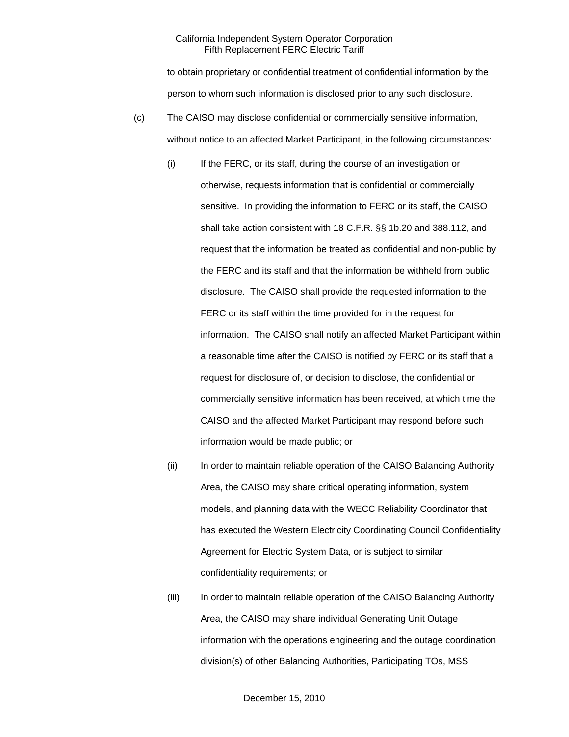to obtain proprietary or confidential treatment of confidential information by the person to whom such information is disclosed prior to any such disclosure.

(c) The CAISO may disclose confidential or commercially sensitive information, without notice to an affected Market Participant, in the following circumstances:

(i) If the FERC, or its staff, during the course of an investigation or otherwise, requests information that is confidential or commercially sensitive. In providing the information to FERC or its staff, the CAISO shall take action consistent with 18 C.F.R. §§ 1b.20 and 388.112, and request that the information be treated as confidential and non-public by the FERC and its staff and that the information be withheld from public disclosure. The CAISO shall provide the requested information to the FERC or its staff within the time provided for in the request for information. The CAISO shall notify an affected Market Participant within a reasonable time after the CAISO is notified by FERC or its staff that a request for disclosure of, or decision to disclose, the confidential or commercially sensitive information has been received, at which time the CAISO and the affected Market Participant may respond before such information would be made public; or

(ii) In order to maintain reliable operation of the CAISO Balancing Authority Area, the CAISO may share critical operating information, system models, and planning data with the WECC Reliability Coordinator that has executed the Western Electricity Coordinating Council Confidentiality Agreement for Electric System Data, or is subject to similar confidentiality requirements; or

(iii) In order to maintain reliable operation of the CAISO Balancing Authority Area, the CAISO may share individual Generating Unit Outage information with the operations engineering and the outage coordination division(s) of other Balancing Authorities, Participating TOs, MSS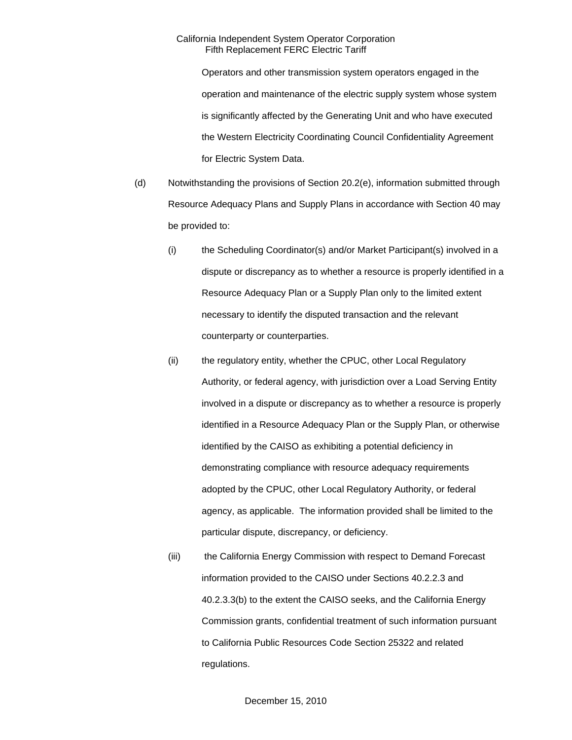Operators and other transmission system operators engaged in the operation and maintenance of the electric supply system whose system is significantly affected by the Generating Unit and who have executed the Western Electricity Coordinating Council Confidentiality Agreement for Electric System Data.

(d) Notwithstanding the provisions of Section 20.2(e), information submitted through Resource Adequacy Plans and Supply Plans in accordance with Section 40 may be provided to:

(i) the Scheduling Coordinator(s) and/or Market Participant(s) involved in a dispute or discrepancy as to whether a resource is properly identified in a Resource Adequacy Plan or a Supply Plan only to the limited extent necessary to identify the disputed transaction and the relevant counterparty or counterparties.

(ii) the regulatory entity, whether the CPUC, other Local Regulatory Authority, or federal agency, with jurisdiction over a Load Serving Entity involved in a dispute or discrepancy as to whether a resource is properly identified in a Resource Adequacy Plan or the Supply Plan, or otherwise identified by the CAISO as exhibiting a potential deficiency in demonstrating compliance with resource adequacy requirements adopted by the CPUC, other Local Regulatory Authority, or federal agency, as applicable. The information provided shall be limited to the particular dispute, discrepancy, or deficiency.

(iii) the California Energy Commission with respect to Demand Forecast information provided to the CAISO under Sections 40.2.2.3 and 40.2.3.3(b) to the extent the CAISO seeks, and the California Energy Commission grants, confidential treatment of such information pursuant to California Public Resources Code Section 25322 and related regulations.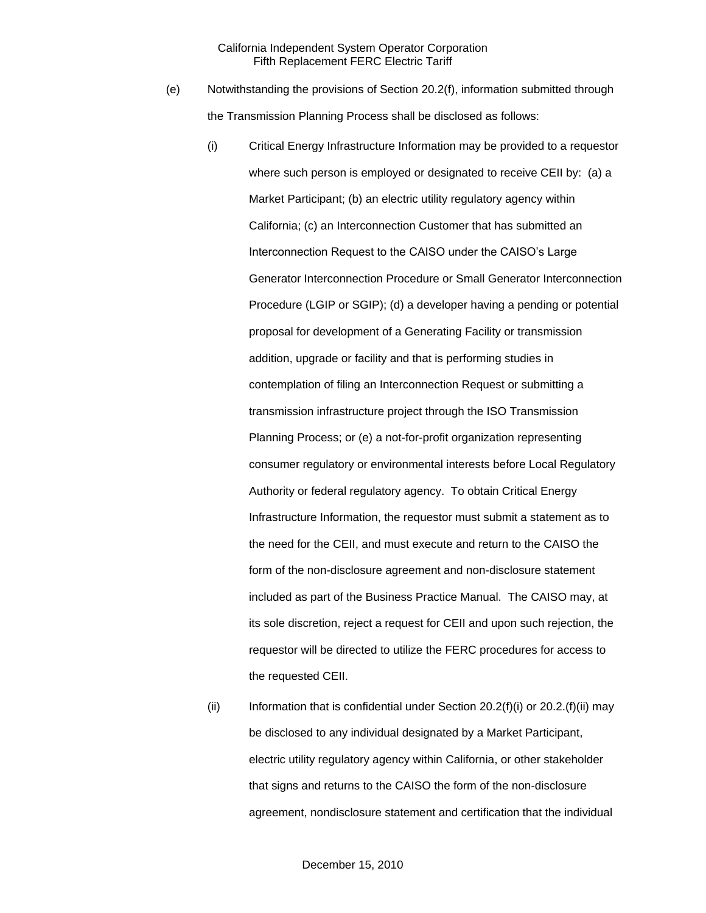(e) Notwithstanding the provisions of Section 20.2(f), information submitted through the Transmission Planning Process shall be disclosed as follows:

(i) Critical Energy Infrastructure Information may be provided to a requestor where such person is employed or designated to receive CEII by: (a) a Market Participant; (b) an electric utility regulatory agency within California; (c) an Interconnection Customer that has submitted an Interconnection Request to the CAISO under the CAISO's Large Generator Interconnection Procedure or Small Generator Interconnection Procedure (LGIP or SGIP); (d) a developer having a pending or potential proposal for development of a Generating Facility or transmission addition, upgrade or facility and that is performing studies in contemplation of filing an Interconnection Request or submitting a transmission infrastructure project through the ISO Transmission Planning Process; or (e) a not-for-profit organization representing consumer regulatory or environmental interests before Local Regulatory Authority or federal regulatory agency. To obtain Critical Energy Infrastructure Information, the requestor must submit a statement as to the need for the CEII, and must execute and return to the CAISO the form of the non-disclosure agreement and non-disclosure statement included as part of the Business Practice Manual. The CAISO may, at its sole discretion, reject a request for CEII and upon such rejection, the requestor will be directed to utilize the FERC procedures for access to the requested CEII.

(ii) Information that is confidential under Section 20.2(f)(i) or 20.2.(f)(ii) may be disclosed to any individual designated by a Market Participant, electric utility regulatory agency within California, or other stakeholder that signs and returns to the CAISO the form of the non-disclosure agreement, nondisclosure statement and certification that the individual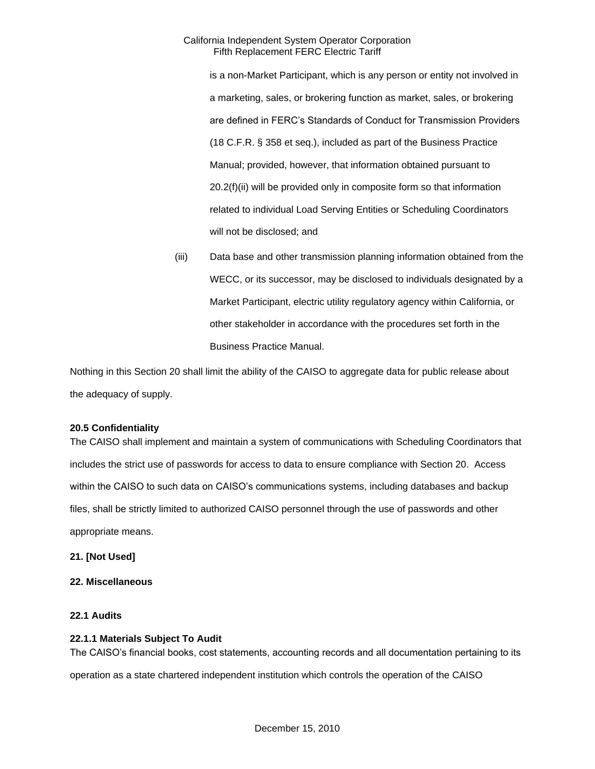is a non-Market Participant, which is any person or entity not involved in a marketing, sales, or brokering function as market, sales, or brokering are defined in FERC's Standards of Conduct for Transmission Providers (18 C.F.R. § 358 et seq.), included as part of the Business Practice Manual; provided, however, that information obtained pursuant to 20.2(f)(ii) will be provided only in composite form so that information related to individual Load Serving Entities or Scheduling Coordinators will not be disclosed; and

(iii) Data base and other transmission planning information obtained from the WECC, or its successor, may be disclosed to individuals designated by a Market Participant, electric utility regulatory agency within California, or other stakeholder in accordance with the procedures set forth in the Business Practice Manual.

Nothing in this Section 20 shall limit the ability of the CAISO to aggregate data for public release about the adequacy of supply.

### 20.5 Confidentiality

The CAISO shall implement and maintain a system of communications with Scheduling Coordinators that includes the strict use of passwords for access to data to ensure compliance with Section 20. Access within the CAISO to such data on CAISO's communications systems, including databases and backup files, shall be strictly limited to authorized CAISO personnel through the use of passwords and other appropriate means.

## 21. [Not Used]

## 22. Miscellaneous

### 22.1 Audits

#### 22.1.1 Materials Subject To Audit

The CAISO's financial books, cost statements, accounting records and all documentation pertaining to its operation as a state chartered independent institution which controls the operation of the CAISO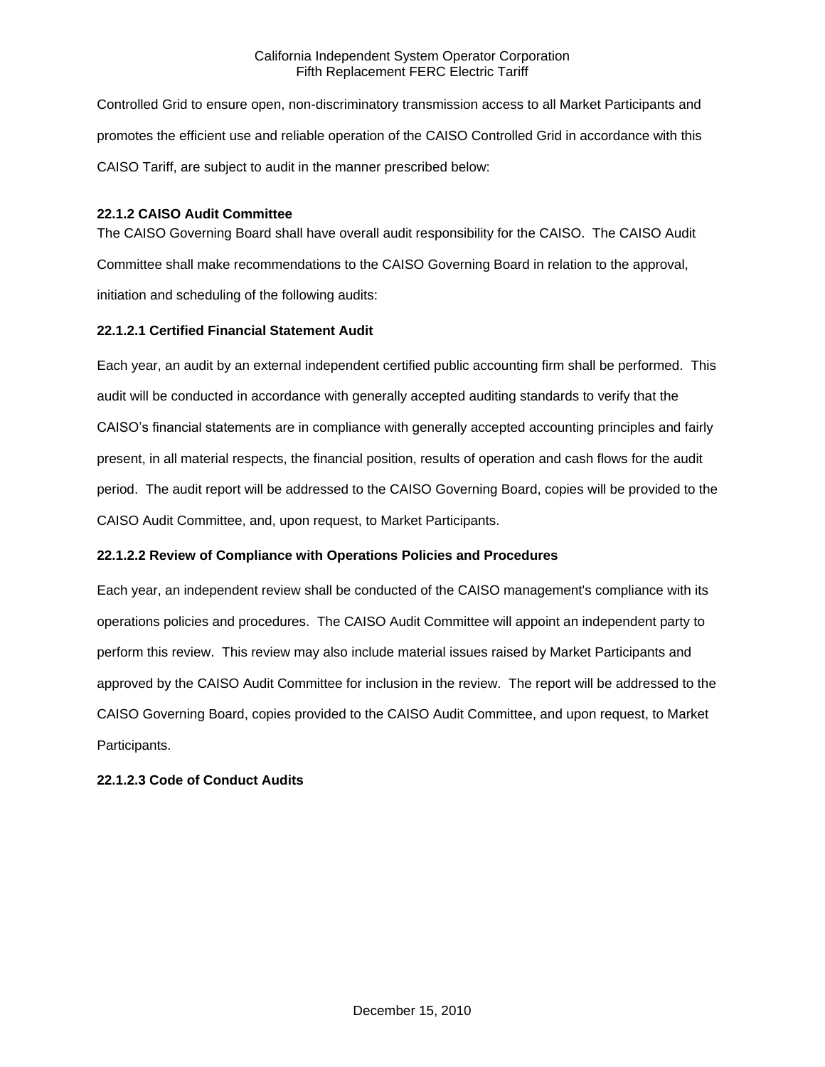Controlled Grid to ensure open, non-discriminatory transmission access to all Market Participants and promotes the efficient use and reliable operation of the CAISO Controlled Grid in accordance with this CAISO Tariff, are subject to audit in the manner prescribed below:

**22.1.2 CAISO Audit Committee**

The CAISO Governing Board shall have overall audit responsibility for the CAISO. The CAISO Audit Committee shall make recommendations to the CAISO Governing Board in relation to the approval, initiation and scheduling of the following audits:

**22.1.2.1 Certified Financial Statement Audit**

Each year, an audit by an external independent certified public accounting firm shall be performed. This audit will be conducted in accordance with generally accepted auditing standards to verify that the CAISO's financial statements are in compliance with generally accepted accounting principles and fairly present, in all material respects, the financial position, results of operation and cash flows for the audit period. The audit report will be addressed to the CAISO Governing Board, copies will be provided to the CAISO Audit Committee, and, upon request, to Market Participants.

**22.1.2.2 Review of Compliance with Operations Policies and Procedures**

Each year, an independent review shall be conducted of the CAISO management's compliance with its operations policies and procedures. The CAISO Audit Committee will appoint an independent party to perform this review. This review may also include material issues raised by Market Participants and approved by the CAISO Audit Committee for inclusion in the review. The report will be addressed to the CAISO Governing Board, copies provided to the CAISO Audit Committee, and upon request, to Market Participants.

**22.1.2.3 Code of Conduct Audits**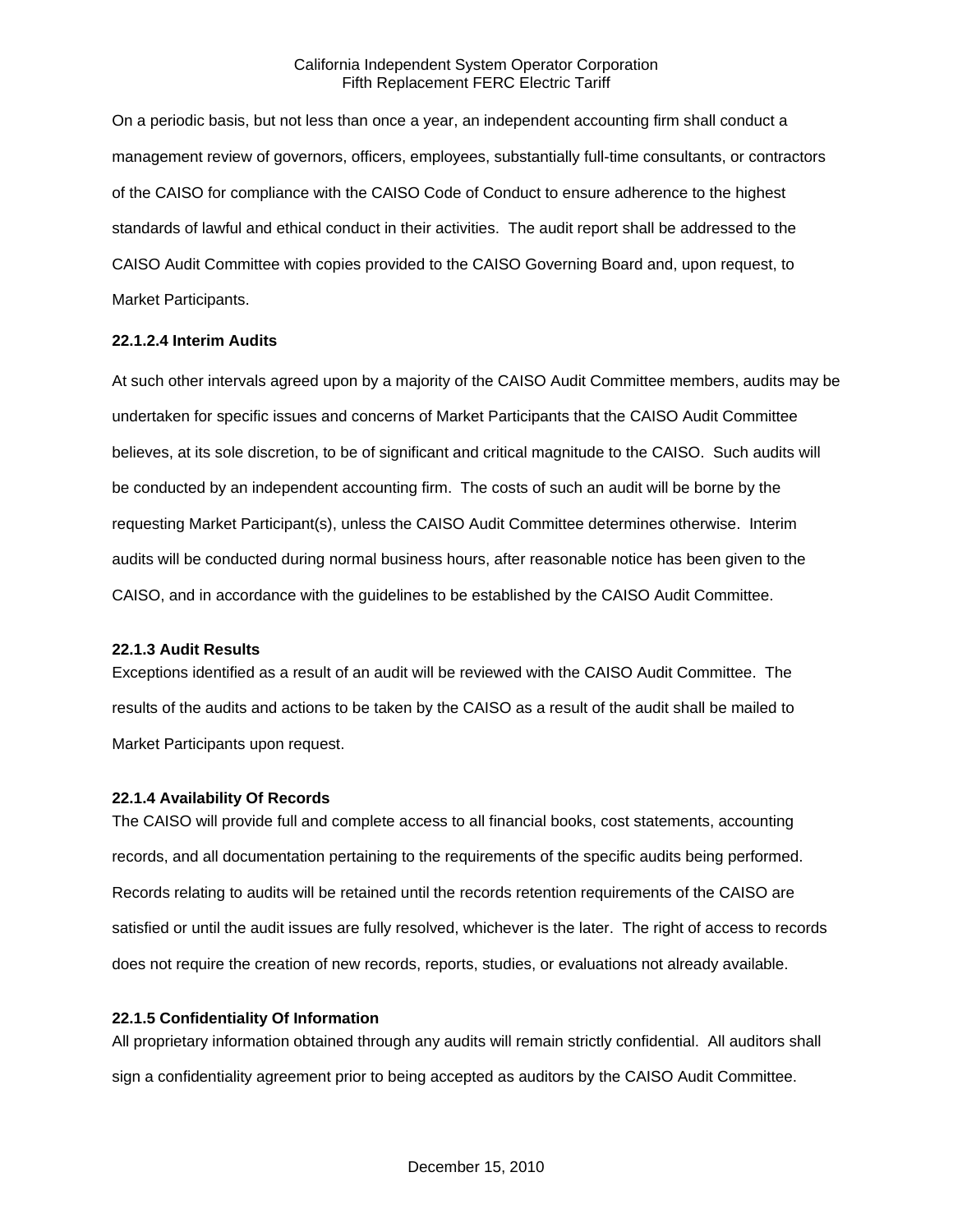On a periodic basis, but not less than once a year, an independent accounting firm shall conduct a management review of governors, officers, employees, substantially full-time consultants, or contractors of the CAISO for compliance with the CAISO Code of Conduct to ensure adherence to the highest standards of lawful and ethical conduct in their activities. The audit report shall be addressed to the CAISO Audit Committee with copies provided to the CAISO Governing Board and, upon request, to Market Participants.

**22.1.2.4 Interim Audits**

At such other intervals agreed upon by a majority of the CAISO Audit Committee members, audits may be undertaken for specific issues and concerns of Market Participants that the CAISO Audit Committee believes, at its sole discretion, to be of significant and critical magnitude to the CAISO. Such audits will be conducted by an independent accounting firm. The costs of such an audit will be borne by the requesting Market Participant(s), unless the CAISO Audit Committee determines otherwise. Interim audits will be conducted during normal business hours, after reasonable notice has been given to the CAISO, and in accordance with the guidelines to be established by the CAISO Audit Committee.

**22.1.3 Audit Results**

Exceptions identified as a result of an audit will be reviewed with the CAISO Audit Committee. The results of the audits and actions to be taken by the CAISO as a result of the audit shall be mailed to Market Participants upon request.

**22.1.4 Availability Of Records**

The CAISO will provide full and complete access to all financial books, cost statements, accounting records, and all documentation pertaining to the requirements of the specific audits being performed. Records relating to audits will be retained until the records retention requirements of the CAISO are satisfied or until the audit issues are fully resolved, whichever is the later. The right of access to records does not require the creation of new records, reports, studies, or evaluations not already available.

**22.1.5 Confidentiality Of Information**

All proprietary information obtained through any audits will remain strictly confidential. All auditors shall sign a confidentiality agreement prior to being accepted as auditors by the CAISO Audit Committee.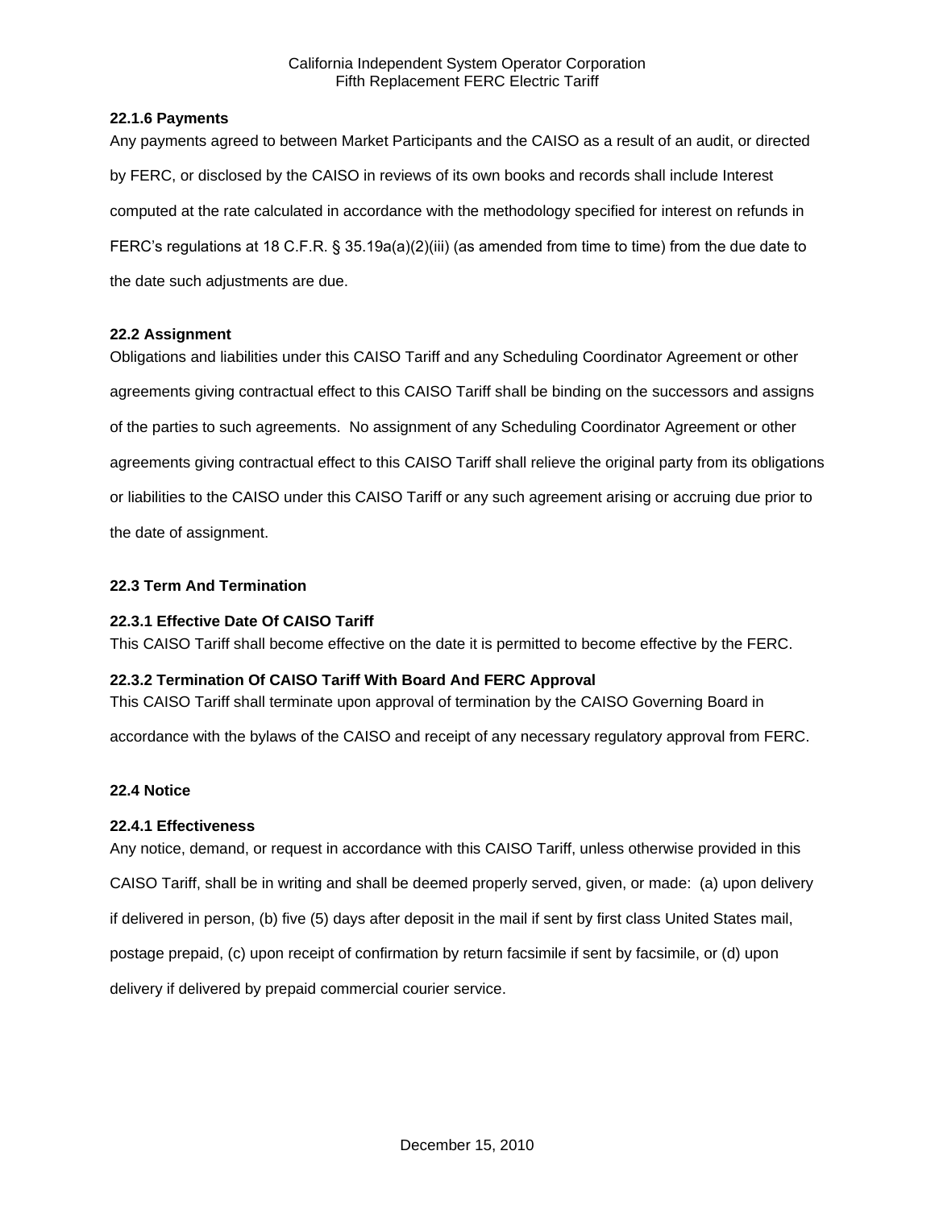#### 22.1.6 Payments

Any payments agreed to between Market Participants and the CAISO as a result of an audit, or directed by FERC, or disclosed by the CAISO in reviews of its own books and records shall include Interest computed at the rate calculated in accordance with the methodology specified for interest on refunds in FERC's regulations at 18 C.F.R. § 35.19a(a)(2)(iii) (as amended from time to time) from the due date to the date such adjustments are due.

### 22.2 Assignment

Obligations and liabilities under this CAISO Tariff and any Scheduling Coordinator Agreement or other agreements giving contractual effect to this CAISO Tariff shall be binding on the successors and assigns of the parties to such agreements. No assignment of any Scheduling Coordinator Agreement or other agreements giving contractual effect to this CAISO Tariff shall relieve the original party from its obligations or liabilities to the CAISO under this CAISO Tariff or any such agreement arising or accruing due prior to the date of assignment.

### 22.3 Term And Termination

#### 22.3.1 Effective Date Of CAISO Tariff

This CAISO Tariff shall become effective on the date it is permitted to become effective by the FERC.

#### 22.3.2 Termination Of CAISO Tariff With Board And FERC Approval

This CAISO Tariff shall terminate upon approval of termination by the CAISO Governing Board in accordance with the bylaws of the CAISO and receipt of any necessary regulatory approval from FERC.

### 22.4 Notice

#### 22.4.1 Effectiveness

Any notice, demand, or request in accordance with this CAISO Tariff, unless otherwise provided in this CAISO Tariff, shall be in writing and shall be deemed properly served, given, or made: (a) upon delivery if delivered in person, (b) five (5) days after deposit in the mail if sent by first class United States mail, postage prepaid, (c) upon receipt of confirmation by return facsimile if sent by facsimile, or (d) upon delivery if delivered by prepaid commercial courier service.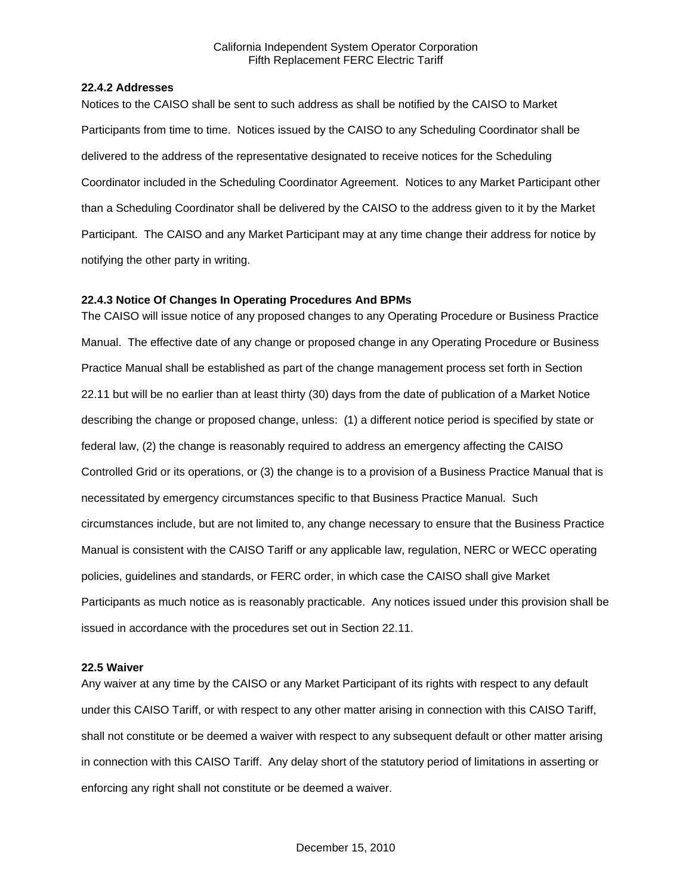### 22.4.2 Addresses

Notices to the CAISO shall be sent to such address as shall be notified by the CAISO to Market Participants from time to time. Notices issued by the CAISO to any Scheduling Coordinator shall be delivered to the address of the representative designated to receive notices for the Scheduling Coordinator included in the Scheduling Coordinator Agreement. Notices to any Market Participant other than a Scheduling Coordinator shall be delivered by the CAISO to the address given to it by the Market Participant. The CAISO and any Market Participant may at any time change their address for notice by notifying the other party in writing.

### 22.4.3 Notice Of Changes In Operating Procedures And BPMs

The CAISO will issue notice of any proposed changes to any Operating Procedure or Business Practice Manual. The effective date of any change or proposed change in any Operating Procedure or Business Practice Manual shall be established as part of the change management process set forth in Section 22.11 but will be no earlier than at least thirty (30) days from the date of publication of a Market Notice describing the change or proposed change, unless: (1) a different notice period is specified by state or federal law, (2) the change is reasonably required to address an emergency affecting the CAISO Controlled Grid or its operations, or (3) the change is to a provision of a Business Practice Manual that is necessitated by emergency circumstances specific to that Business Practice Manual. Such circumstances include, but are not limited to, any change necessary to ensure that the Business Practice Manual is consistent with the CAISO Tariff or any applicable law, regulation, NERC or WECC operating policies, guidelines and standards, or FERC order, in which case the CAISO shall give Market Participants as much notice as is reasonably practicable. Any notices issued under this provision shall be issued in accordance with the procedures set out in Section 22.11.

## 22.5 Waiver

Any waiver at any time by the CAISO or any Market Participant of its rights with respect to any default under this CAISO Tariff, or with respect to any other matter arising in connection with this CAISO Tariff, shall not constitute or be deemed a waiver with respect to any subsequent default or other matter arising in connection with this CAISO Tariff. Any delay short of the statutory period of limitations in asserting or enforcing any right shall not constitute or be deemed a waiver.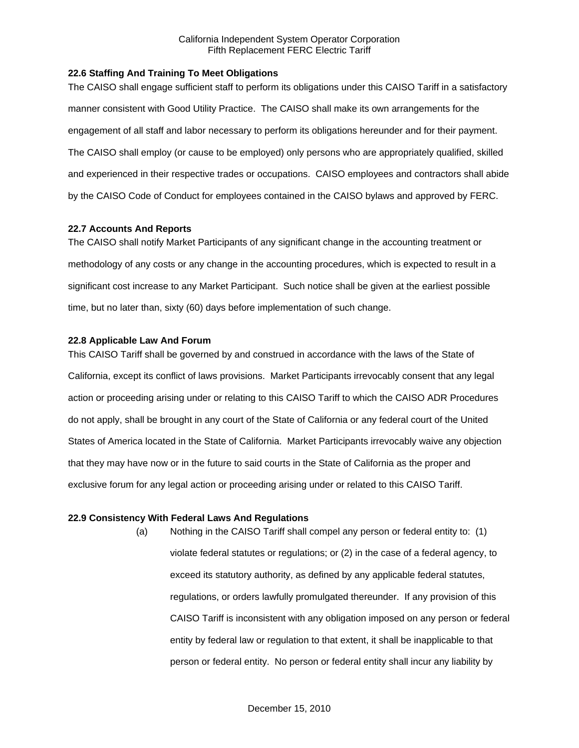### 22.6 Staffing And Training To Meet Obligations

The CAISO shall engage sufficient staff to perform its obligations under this CAISO Tariff in a satisfactory manner consistent with Good Utility Practice. The CAISO shall make its own arrangements for the engagement of all staff and labor necessary to perform its obligations hereunder and for their payment. The CAISO shall employ (or cause to be employed) only persons who are appropriately qualified, skilled and experienced in their respective trades or occupations. CAISO employees and contractors shall abide by the CAISO Code of Conduct for employees contained in the CAISO bylaws and approved by FERC.

### 22.7 Accounts And Reports

The CAISO shall notify Market Participants of any significant change in the accounting treatment or methodology of any costs or any change in the accounting procedures, which is expected to result in a significant cost increase to any Market Participant. Such notice shall be given at the earliest possible time, but no later than, sixty (60) days before implementation of such change.

### 22.8 Applicable Law And Forum

This CAISO Tariff shall be governed by and construed in accordance with the laws of the State of California, except its conflict of laws provisions. Market Participants irrevocably consent that any legal action or proceeding arising under or relating to this CAISO Tariff to which the CAISO ADR Procedures do not apply, shall be brought in any court of the State of California or any federal court of the United States of America located in the State of California. Market Participants irrevocably waive any objection that they may have now or in the future to said courts in the State of California as the proper and exclusive forum for any legal action or proceeding arising under or related to this CAISO Tariff.

### 22.9 Consistency With Federal Laws And Regulations

(a) Nothing in the CAISO Tariff shall compel any person or federal entity to: (1) violate federal statutes or regulations; or (2) in the case of a federal agency, to exceed its statutory authority, as defined by any applicable federal statutes, regulations, or orders lawfully promulgated thereunder. If any provision of this CAISO Tariff is inconsistent with any obligation imposed on any person or federal entity by federal law or regulation to that extent, it shall be inapplicable to that person or federal entity. No person or federal entity shall incur any liability by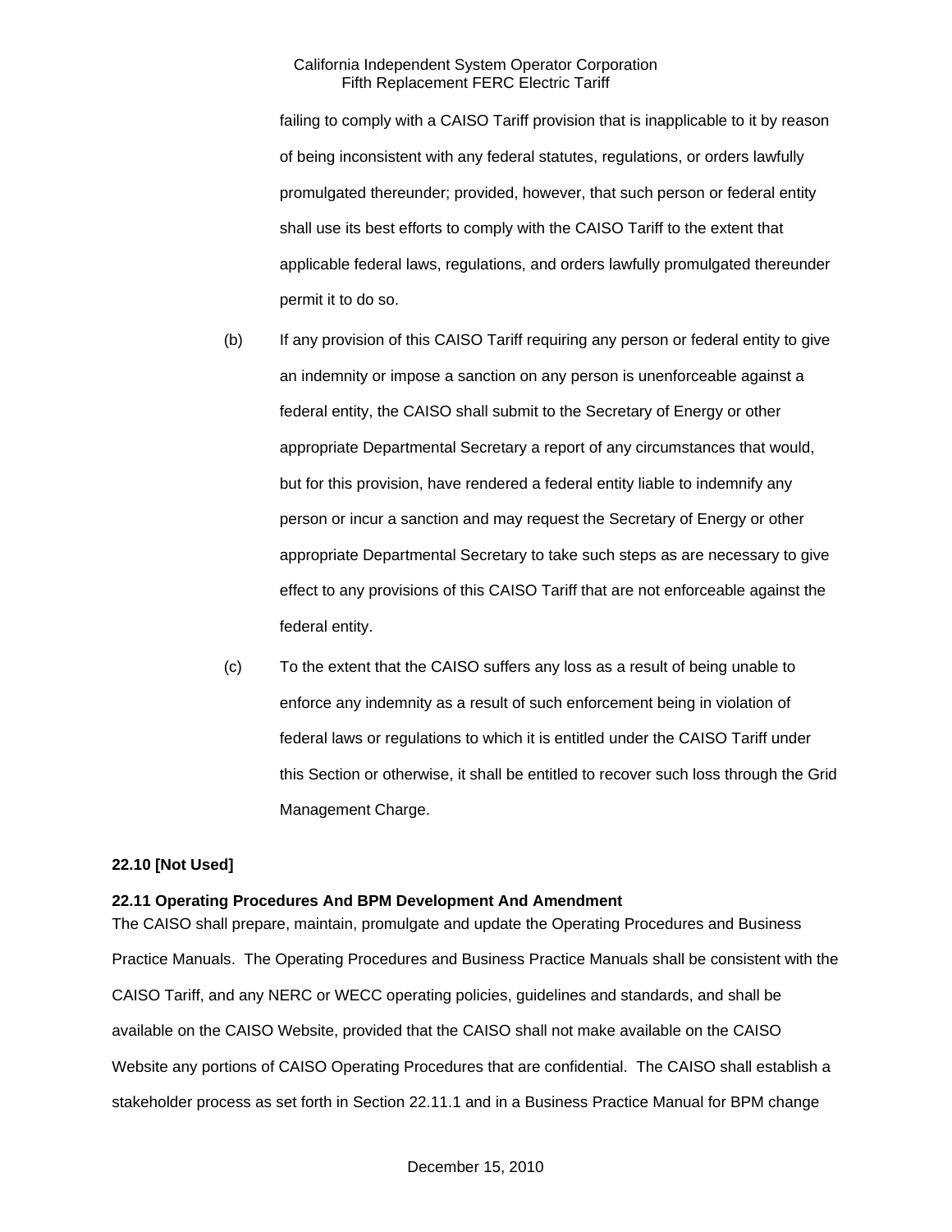failing to comply with a CAISO Tariff provision that is inapplicable to it by reason of being inconsistent with any federal statutes, regulations, or orders lawfully promulgated thereunder; provided, however, that such person or federal entity shall use its best efforts to comply with the CAISO Tariff to the extent that applicable federal laws, regulations, and orders lawfully promulgated thereunder permit it to do so.

(b) If any provision of this CAISO Tariff requiring any person or federal entity to give an indemnity or impose a sanction on any person is unenforceable against a federal entity, the CAISO shall submit to the Secretary of Energy or other appropriate Departmental Secretary a report of any circumstances that would, but for this provision, have rendered a federal entity liable to indemnify any person or incur a sanction and may request the Secretary of Energy or other appropriate Departmental Secretary to take such steps as are necessary to give effect to any provisions of this CAISO Tariff that are not enforceable against the federal entity.

(c) To the extent that the CAISO suffers any loss as a result of being unable to enforce any indemnity as a result of such enforcement being in violation of federal laws or regulations to which it is entitled under the CAISO Tariff under this Section or otherwise, it shall be entitled to recover such loss through the Grid Management Charge.

**22.10 [Not Used]**

**22.11 Operating Procedures And BPM Development And Amendment**

The CAISO shall prepare, maintain, promulgate and update the Operating Procedures and Business Practice Manuals. The Operating Procedures and Business Practice Manuals shall be consistent with the CAISO Tariff, and any NERC or WECC operating policies, guidelines and standards, and shall be available on the CAISO Website, provided that the CAISO shall not make available on the CAISO Website any portions of CAISO Operating Procedures that are confidential. The CAISO shall establish a stakeholder process as set forth in Section 22.11.1 and in a Business Practice Manual for BPM change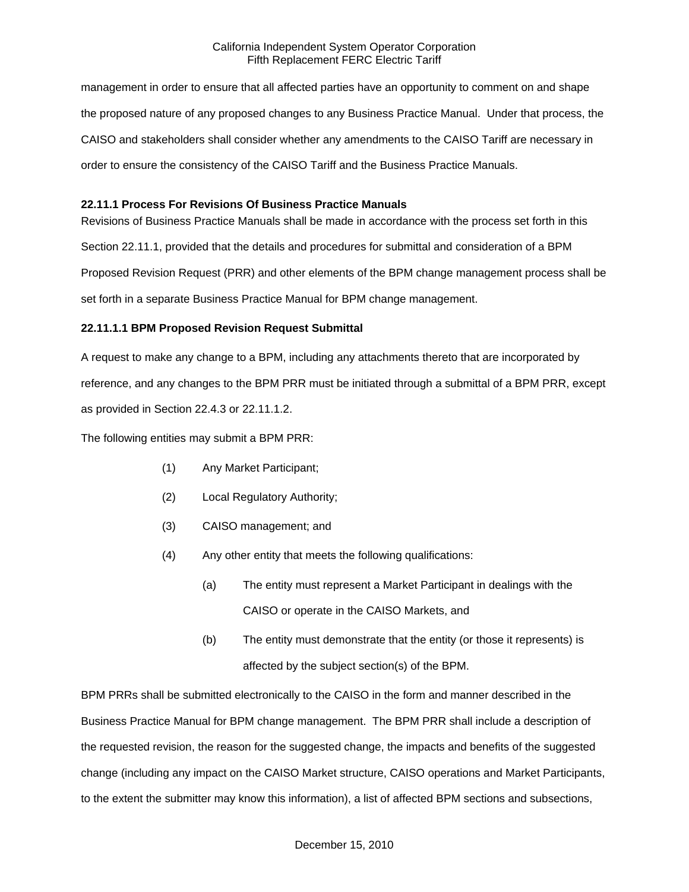management in order to ensure that all affected parties have an opportunity to comment on and shape the proposed nature of any proposed changes to any Business Practice Manual. Under that process, the CAISO and stakeholders shall consider whether any amendments to the CAISO Tariff are necessary in order to ensure the consistency of the CAISO Tariff and the Business Practice Manuals.

**22.11.1 Process For Revisions Of Business Practice Manuals**

Revisions of Business Practice Manuals shall be made in accordance with the process set forth in this Section 22.11.1, provided that the details and procedures for submittal and consideration of a BPM Proposed Revision Request (PRR) and other elements of the BPM change management process shall be set forth in a separate Business Practice Manual for BPM change management.

**22.11.1.1 BPM Proposed Revision Request Submittal**

A request to make any change to a BPM, including any attachments thereto that are incorporated by reference, and any changes to the BPM PRR must be initiated through a submittal of a BPM PRR, except as provided in Section 22.4.3 or 22.11.1.2.

The following entities may submit a BPM PRR:

(1) Any Market Participant;

(2) Local Regulatory Authority;

(3) CAISO management; and

(4) Any other entity that meets the following qualifications:

(a) The entity must represent a Market Participant in dealings with the CAISO or operate in the CAISO Markets, and

(b) The entity must demonstrate that the entity (or those it represents) is affected by the subject section(s) of the BPM.

BPM PRRs shall be submitted electronically to the CAISO in the form and manner described in the Business Practice Manual for BPM change management. The BPM PRR shall include a description of the requested revision, the reason for the suggested change, the impacts and benefits of the suggested change (including any impact on the CAISO Market structure, CAISO operations and Market Participants, to the extent the submitter may know this information), a list of affected BPM sections and subsections,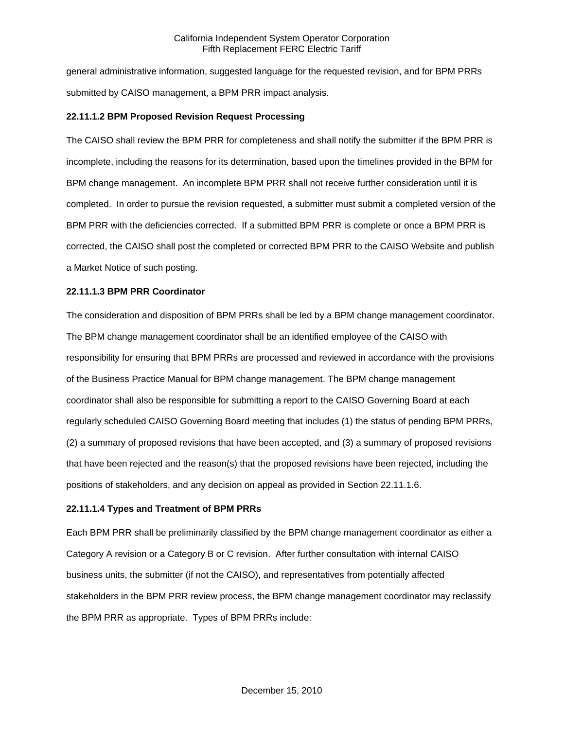general administrative information, suggested language for the requested revision, and for BPM PRRs submitted by CAISO management, a BPM PRR impact analysis.

**22.11.1.2 BPM Proposed Revision Request Processing**

The CAISO shall review the BPM PRR for completeness and shall notify the submitter if the BPM PRR is incomplete, including the reasons for its determination, based upon the timelines provided in the BPM for BPM change management. An incomplete BPM PRR shall not receive further consideration until it is completed. In order to pursue the revision requested, a submitter must submit a completed version of the BPM PRR with the deficiencies corrected. If a submitted BPM PRR is complete or once a BPM PRR is corrected, the CAISO shall post the completed or corrected BPM PRR to the CAISO Website and publish a Market Notice of such posting.

**22.11.1.3 BPM PRR Coordinator**

The consideration and disposition of BPM PRRs shall be led by a BPM change management coordinator. The BPM change management coordinator shall be an identified employee of the CAISO with responsibility for ensuring that BPM PRRs are processed and reviewed in accordance with the provisions of the Business Practice Manual for BPM change management. The BPM change management coordinator shall also be responsible for submitting a report to the CAISO Governing Board at each regularly scheduled CAISO Governing Board meeting that includes (1) the status of pending BPM PRRs, (2) a summary of proposed revisions that have been accepted, and (3) a summary of proposed revisions that have been rejected and the reason(s) that the proposed revisions have been rejected, including the positions of stakeholders, and any decision on appeal as provided in Section 22.11.1.6.

**22.11.1.4 Types and Treatment of BPM PRRs**

Each BPM PRR shall be preliminarily classified by the BPM change management coordinator as either a Category A revision or a Category B or C revision. After further consultation with internal CAISO business units, the submitter (if not the CAISO), and representatives from potentially affected stakeholders in the BPM PRR review process, the BPM change management coordinator may reclassify the BPM PRR as appropriate. Types of BPM PRRs include: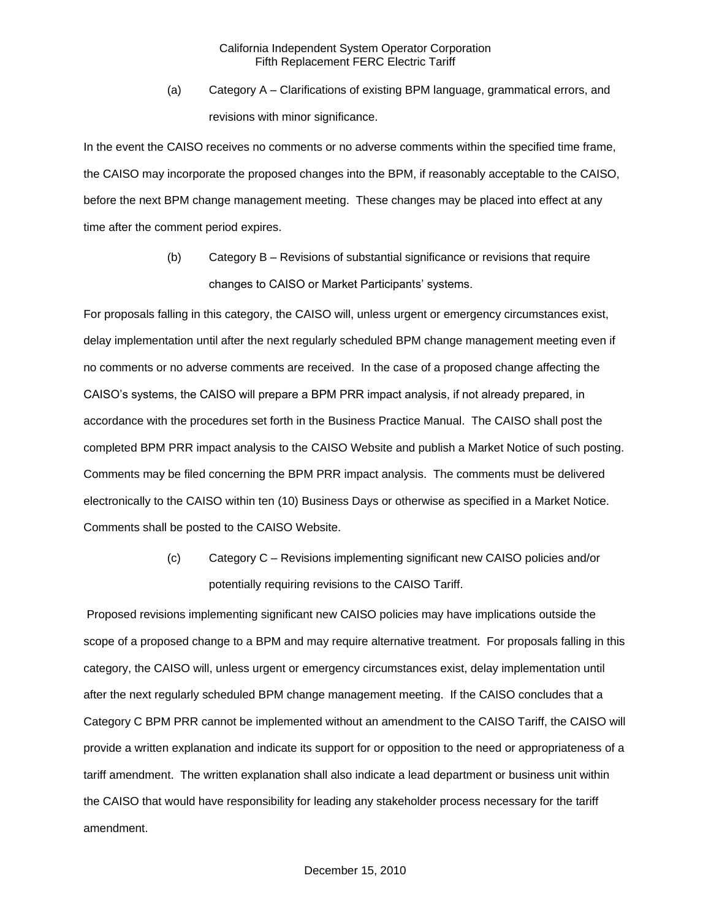(a) Category A – Clarifications of existing BPM language, grammatical errors, and revisions with minor significance.

In the event the CAISO receives no comments or no adverse comments within the specified time frame, the CAISO may incorporate the proposed changes into the BPM, if reasonably acceptable to the CAISO, before the next BPM change management meeting. These changes may be placed into effect at any time after the comment period expires.

(b) Category B – Revisions of substantial significance or revisions that require changes to CAISO or Market Participants' systems.

For proposals falling in this category, the CAISO will, unless urgent or emergency circumstances exist, delay implementation until after the next regularly scheduled BPM change management meeting even if no comments or no adverse comments are received. In the case of a proposed change affecting the CAISO's systems, the CAISO will prepare a BPM PRR impact analysis, if not already prepared, in accordance with the procedures set forth in the Business Practice Manual. The CAISO shall post the completed BPM PRR impact analysis to the CAISO Website and publish a Market Notice of such posting. Comments may be filed concerning the BPM PRR impact analysis. The comments must be delivered electronically to the CAISO within ten (10) Business Days or otherwise as specified in a Market Notice. Comments shall be posted to the CAISO Website.

(c) Category C – Revisions implementing significant new CAISO policies and/or potentially requiring revisions to the CAISO Tariff.

Proposed revisions implementing significant new CAISO policies may have implications outside the scope of a proposed change to a BPM and may require alternative treatment. For proposals falling in this category, the CAISO will, unless urgent or emergency circumstances exist, delay implementation until after the next regularly scheduled BPM change management meeting. If the CAISO concludes that a Category C BPM PRR cannot be implemented without an amendment to the CAISO Tariff, the CAISO will provide a written explanation and indicate its support for or opposition to the need or appropriateness of a tariff amendment. The written explanation shall also indicate a lead department or business unit within the CAISO that would have responsibility for leading any stakeholder process necessary for the tariff amendment.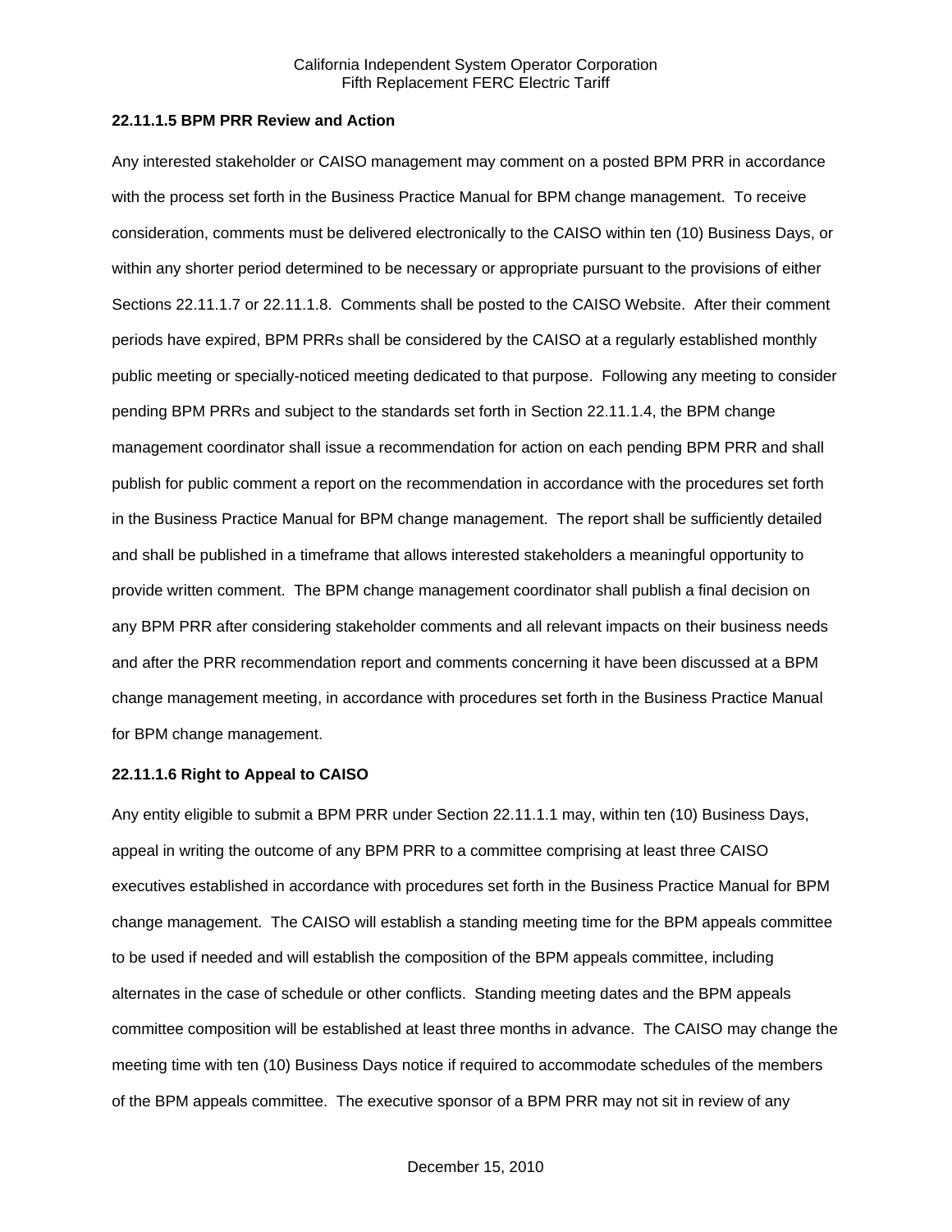**22.11.1.5 BPM PRR Review and Action**

Any interested stakeholder or CAISO management may comment on a posted BPM PRR in accordance with the process set forth in the Business Practice Manual for BPM change management. To receive consideration, comments must be delivered electronically to the CAISO within ten (10) Business Days, or within any shorter period determined to be necessary or appropriate pursuant to the provisions of either Sections 22.11.1.7 or 22.11.1.8. Comments shall be posted to the CAISO Website. After their comment periods have expired, BPM PRRs shall be considered by the CAISO at a regularly established monthly public meeting or specially-noticed meeting dedicated to that purpose. Following any meeting to consider pending BPM PRRs and subject to the standards set forth in Section 22.11.1.4, the BPM change management coordinator shall issue a recommendation for action on each pending BPM PRR and shall publish for public comment a report on the recommendation in accordance with the procedures set forth in the Business Practice Manual for BPM change management. The report shall be sufficiently detailed and shall be published in a timeframe that allows interested stakeholders a meaningful opportunity to provide written comment. The BPM change management coordinator shall publish a final decision on any BPM PRR after considering stakeholder comments and all relevant impacts on their business needs and after the PRR recommendation report and comments concerning it have been discussed at a BPM change management meeting, in accordance with procedures set forth in the Business Practice Manual for BPM change management.

**22.11.1.6 Right to Appeal to CAISO**

Any entity eligible to submit a BPM PRR under Section 22.11.1.1 may, within ten (10) Business Days, appeal in writing the outcome of any BPM PRR to a committee comprising at least three CAISO executives established in accordance with procedures set forth in the Business Practice Manual for BPM change management. The CAISO will establish a standing meeting time for the BPM appeals committee to be used if needed and will establish the composition of the BPM appeals committee, including alternates in the case of schedule or other conflicts. Standing meeting dates and the BPM appeals committee composition will be established at least three months in advance. The CAISO may change the meeting time with ten (10) Business Days notice if required to accommodate schedules of the members of the BPM appeals committee. The executive sponsor of a BPM PRR may not sit in review of any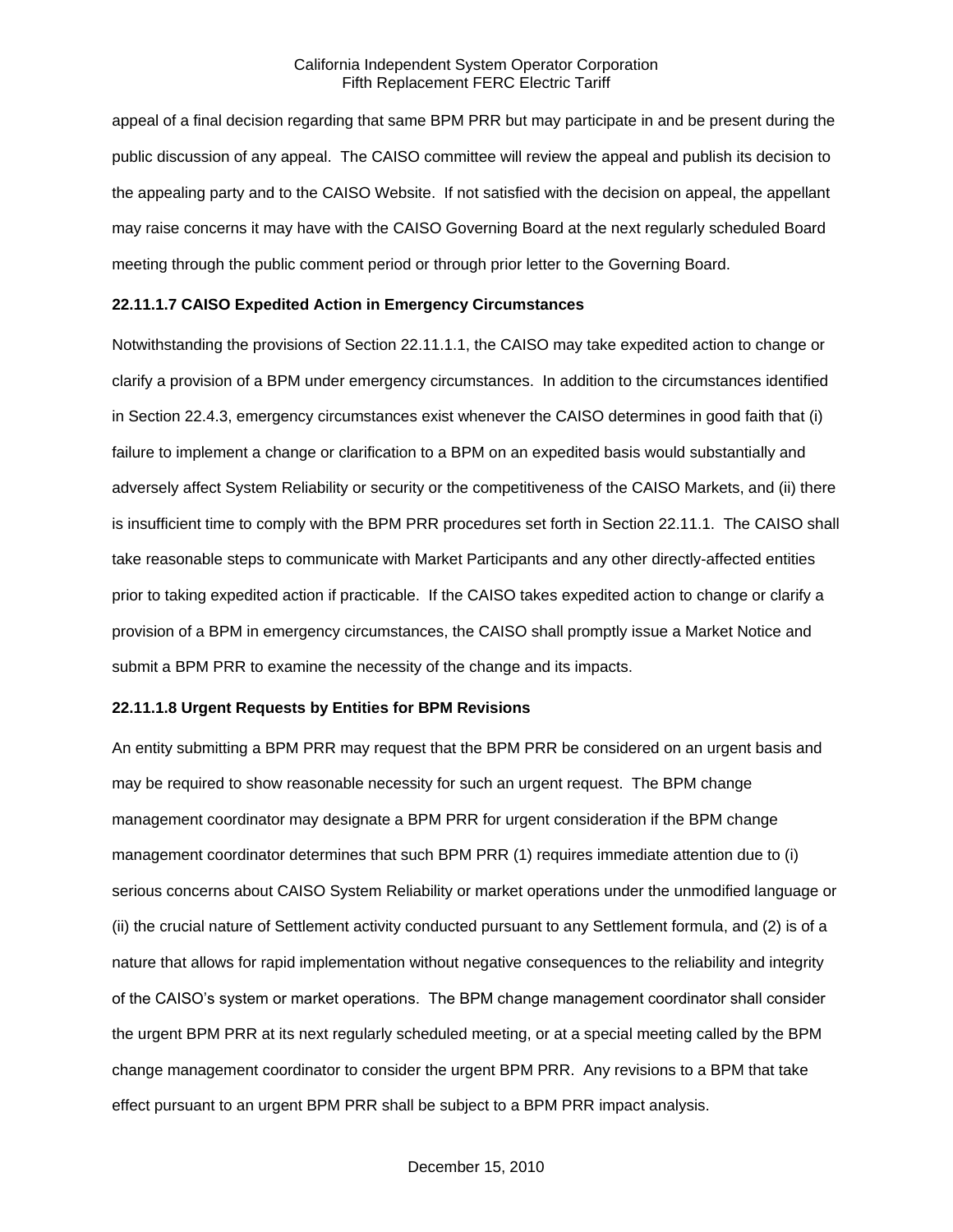appeal of a final decision regarding that same BPM PRR but may participate in and be present during the public discussion of any appeal. The CAISO committee will review the appeal and publish its decision to the appealing party and to the CAISO Website. If not satisfied with the decision on appeal, the appellant may raise concerns it may have with the CAISO Governing Board at the next regularly scheduled Board meeting through the public comment period or through prior letter to the Governing Board.

**22.11.1.7 CAISO Expedited Action in Emergency Circumstances**

Notwithstanding the provisions of Section 22.11.1.1, the CAISO may take expedited action to change or clarify a provision of a BPM under emergency circumstances. In addition to the circumstances identified in Section 22.4.3, emergency circumstances exist whenever the CAISO determines in good faith that (i) failure to implement a change or clarification to a BPM on an expedited basis would substantially and adversely affect System Reliability or security or the competitiveness of the CAISO Markets, and (ii) there is insufficient time to comply with the BPM PRR procedures set forth in Section 22.11.1. The CAISO shall take reasonable steps to communicate with Market Participants and any other directly-affected entities prior to taking expedited action if practicable. If the CAISO takes expedited action to change or clarify a provision of a BPM in emergency circumstances, the CAISO shall promptly issue a Market Notice and submit a BPM PRR to examine the necessity of the change and its impacts.

**22.11.1.8 Urgent Requests by Entities for BPM Revisions**

An entity submitting a BPM PRR may request that the BPM PRR be considered on an urgent basis and may be required to show reasonable necessity for such an urgent request. The BPM change management coordinator may designate a BPM PRR for urgent consideration if the BPM change management coordinator determines that such BPM PRR (1) requires immediate attention due to (i) serious concerns about CAISO System Reliability or market operations under the unmodified language or (ii) the crucial nature of Settlement activity conducted pursuant to any Settlement formula, and (2) is of a nature that allows for rapid implementation without negative consequences to the reliability and integrity of the CAISO's system or market operations. The BPM change management coordinator shall consider the urgent BPM PRR at its next regularly scheduled meeting, or at a special meeting called by the BPM change management coordinator to consider the urgent BPM PRR. Any revisions to a BPM that take effect pursuant to an urgent BPM PRR shall be subject to a BPM PRR impact analysis.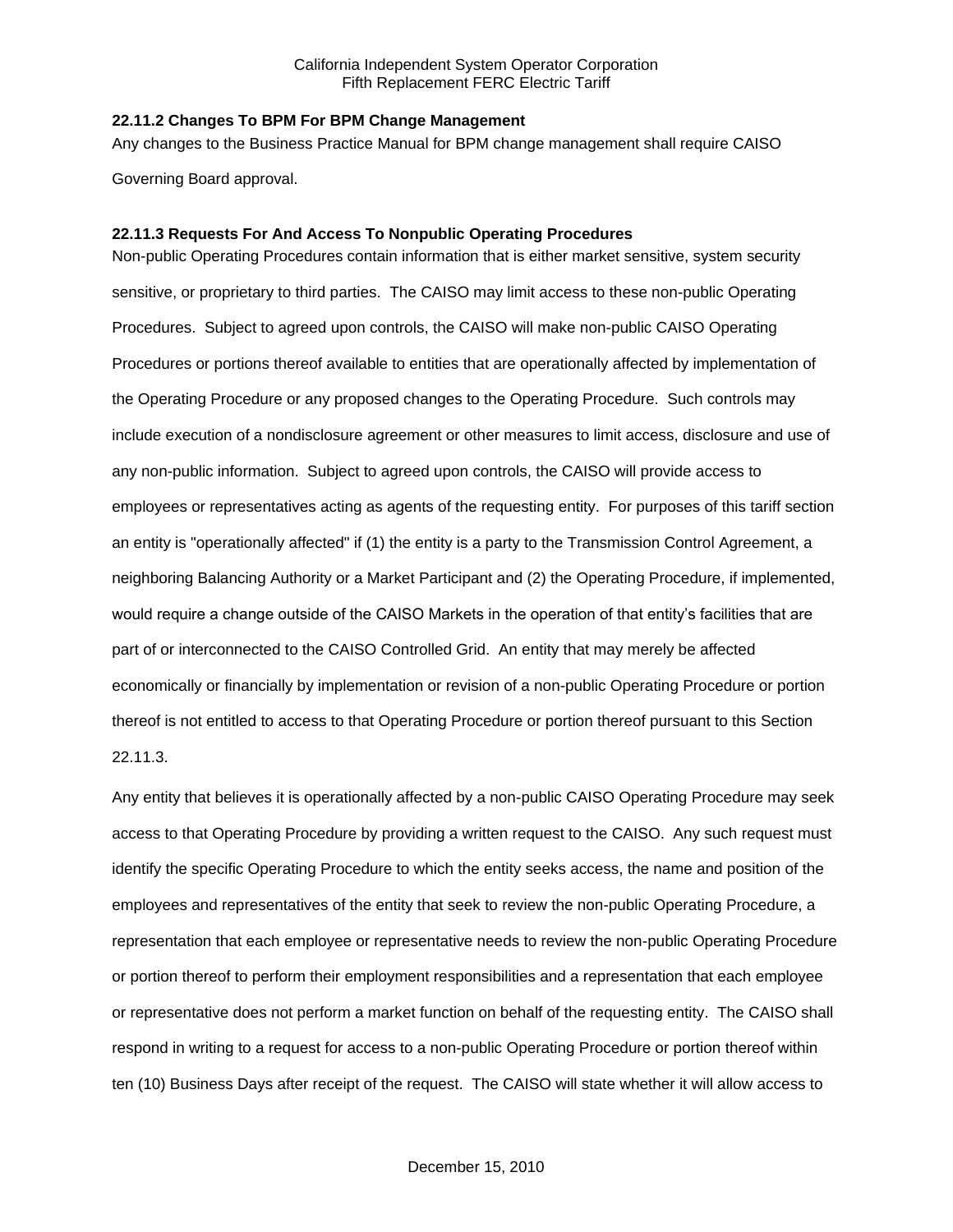**22.11.2 Changes To BPM For BPM Change Management**

Any changes to the Business Practice Manual for BPM change management shall require CAISO Governing Board approval.

**22.11.3 Requests For And Access To Nonpublic Operating Procedures**

Non-public Operating Procedures contain information that is either market sensitive, system security sensitive, or proprietary to third parties. The CAISO may limit access to these non-public Operating Procedures. Subject to agreed upon controls, the CAISO will make non-public CAISO Operating Procedures or portions thereof available to entities that are operationally affected by implementation of the Operating Procedure or any proposed changes to the Operating Procedure. Such controls may include execution of a nondisclosure agreement or other measures to limit access, disclosure and use of any non-public information. Subject to agreed upon controls, the CAISO will provide access to employees or representatives acting as agents of the requesting entity. For purposes of this tariff section an entity is "operationally affected" if (1) the entity is a party to the Transmission Control Agreement, a neighboring Balancing Authority or a Market Participant and (2) the Operating Procedure, if implemented, would require a change outside of the CAISO Markets in the operation of that entity's facilities that are part of or interconnected to the CAISO Controlled Grid. An entity that may merely be affected economically or financially by implementation or revision of a non-public Operating Procedure or portion thereof is not entitled to access to that Operating Procedure or portion thereof pursuant to this Section 22.11.3.

Any entity that believes it is operationally affected by a non-public CAISO Operating Procedure may seek access to that Operating Procedure by providing a written request to the CAISO. Any such request must identify the specific Operating Procedure to which the entity seeks access, the name and position of the employees and representatives of the entity that seek to review the non-public Operating Procedure, a representation that each employee or representative needs to review the non-public Operating Procedure or portion thereof to perform their employment responsibilities and a representation that each employee or representative does not perform a market function on behalf of the requesting entity. The CAISO shall respond in writing to a request for access to a non-public Operating Procedure or portion thereof within ten (10) Business Days after receipt of the request. The CAISO will state whether it will allow access to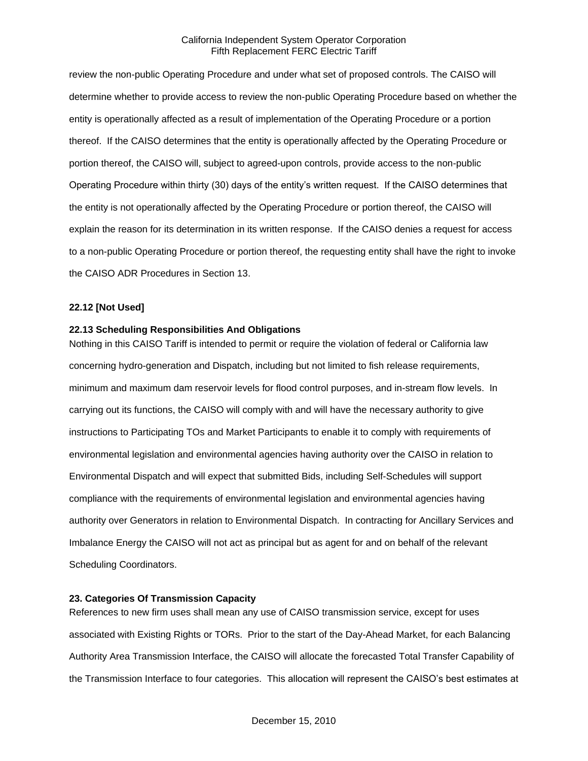review the non-public Operating Procedure and under what set of proposed controls. The CAISO will determine whether to provide access to review the non-public Operating Procedure based on whether the entity is operationally affected as a result of implementation of the Operating Procedure or a portion thereof. If the CAISO determines that the entity is operationally affected by the Operating Procedure or portion thereof, the CAISO will, subject to agreed-upon controls, provide access to the non-public Operating Procedure within thirty (30) days of the entity's written request. If the CAISO determines that the entity is not operationally affected by the Operating Procedure or portion thereof, the CAISO will explain the reason for its determination in its written response. If the CAISO denies a request for access to a non-public Operating Procedure or portion thereof, the requesting entity shall have the right to invoke the CAISO ADR Procedures in Section 13.

**22.12 [Not Used]**

**22.13 Scheduling Responsibilities And Obligations**

Nothing in this CAISO Tariff is intended to permit or require the violation of federal or California law concerning hydro-generation and Dispatch, including but not limited to fish release requirements, minimum and maximum dam reservoir levels for flood control purposes, and in-stream flow levels. In carrying out its functions, the CAISO will comply with and will have the necessary authority to give instructions to Participating TOs and Market Participants to enable it to comply with requirements of environmental legislation and environmental agencies having authority over the CAISO in relation to Environmental Dispatch and will expect that submitted Bids, including Self-Schedules will support compliance with the requirements of environmental legislation and environmental agencies having authority over Generators in relation to Environmental Dispatch. In contracting for Ancillary Services and Imbalance Energy the CAISO will not act as principal but as agent for and on behalf of the relevant Scheduling Coordinators.

**23. Categories Of Transmission Capacity**

References to new firm uses shall mean any use of CAISO transmission service, except for uses associated with Existing Rights or TORs. Prior to the start of the Day-Ahead Market, for each Balancing Authority Area Transmission Interface, the CAISO will allocate the forecasted Total Transfer Capability of the Transmission Interface to four categories. This allocation will represent the CAISO's best estimates at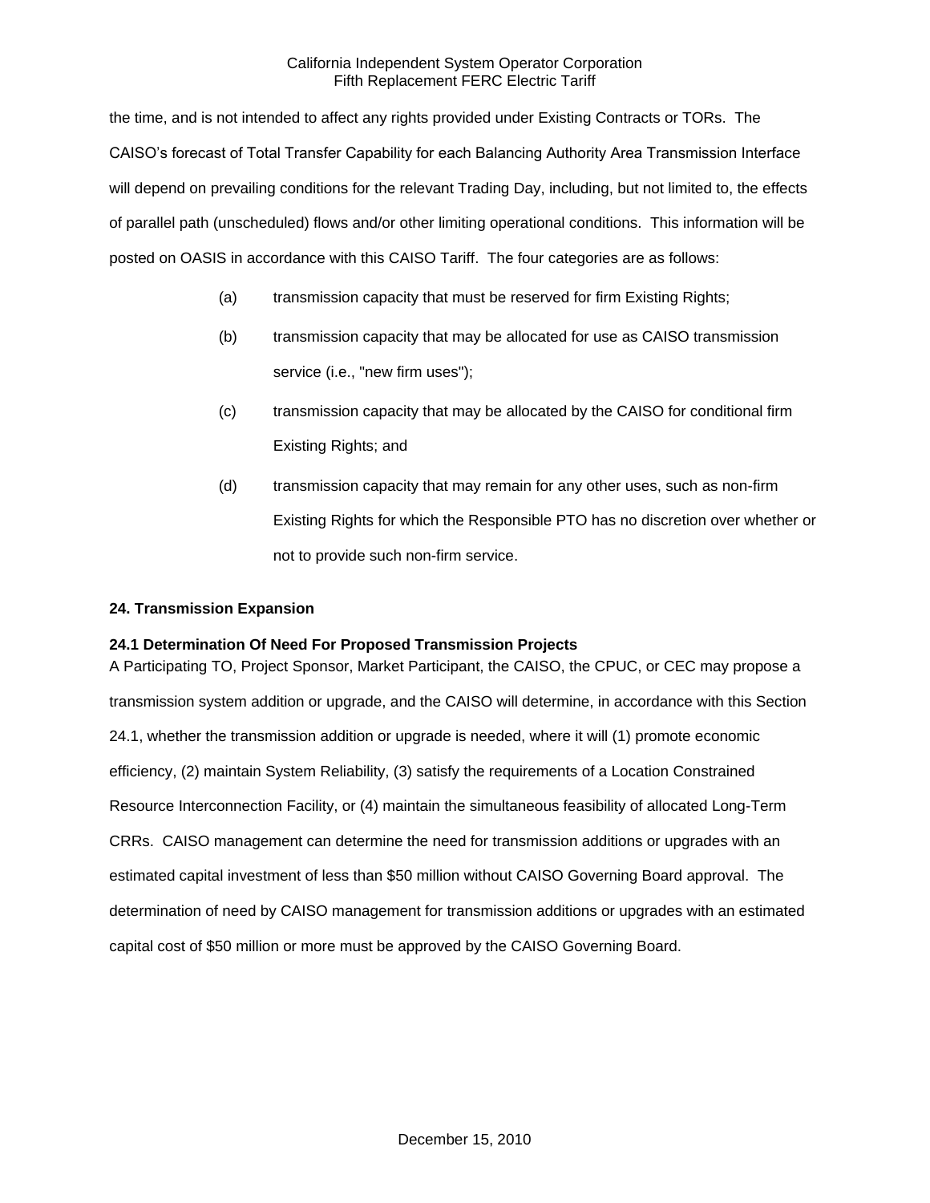the time, and is not intended to affect any rights provided under Existing Contracts or TORs. The CAISO's forecast of Total Transfer Capability for each Balancing Authority Area Transmission Interface will depend on prevailing conditions for the relevant Trading Day, including, but not limited to, the effects of parallel path (unscheduled) flows and/or other limiting operational conditions. This information will be posted on OASIS in accordance with this CAISO Tariff. The four categories are as follows:

(a) transmission capacity that must be reserved for firm Existing Rights;

(b) transmission capacity that may be allocated for use as CAISO transmission service (i.e., "new firm uses");

(c) transmission capacity that may be allocated by the CAISO for conditional firm Existing Rights; and

(d) transmission capacity that may remain for any other uses, such as non-firm Existing Rights for which the Responsible PTO has no discretion over whether or not to provide such non-firm service.

## 24. Transmission Expansion

### 24.1 Determination Of Need For Proposed Transmission Projects

A Participating TO, Project Sponsor, Market Participant, the CAISO, the CPUC, or CEC may propose a transmission system addition or upgrade, and the CAISO will determine, in accordance with this Section 24.1, whether the transmission addition or upgrade is needed, where it will (1) promote economic efficiency, (2) maintain System Reliability, (3) satisfy the requirements of a Location Constrained Resource Interconnection Facility, or (4) maintain the simultaneous feasibility of allocated Long-Term CRRs. CAISO management can determine the need for transmission additions or upgrades with an estimated capital investment of less than $50 million without CAISO Governing Board approval. The determination of need by CAISO management for transmission additions or upgrades with an estimated capital cost of $50 million or more must be approved by the CAISO Governing Board.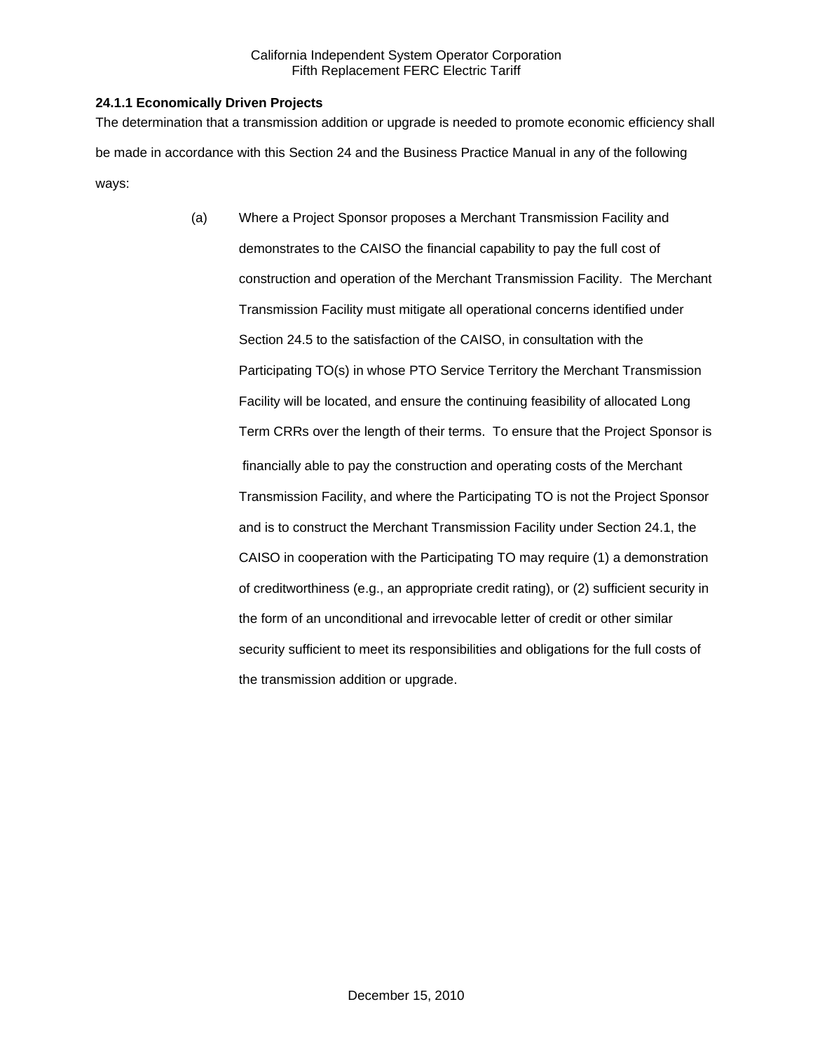### 24.1.1 Economically Driven Projects

The determination that a transmission addition or upgrade is needed to promote economic efficiency shall be made in accordance with this Section 24 and the Business Practice Manual in any of the following ways:

(a) Where a Project Sponsor proposes a Merchant Transmission Facility and demonstrates to the CAISO the financial capability to pay the full cost of construction and operation of the Merchant Transmission Facility. The Merchant Transmission Facility must mitigate all operational concerns identified under Section 24.5 to the satisfaction of the CAISO, in consultation with the Participating TO(s) in whose PTO Service Territory the Merchant Transmission Facility will be located, and ensure the continuing feasibility of allocated Long Term CRRs over the length of their terms. To ensure that the Project Sponsor is financially able to pay the construction and operating costs of the Merchant Transmission Facility, and where the Participating TO is not the Project Sponsor and is to construct the Merchant Transmission Facility under Section 24.1, the CAISO in cooperation with the Participating TO may require (1) a demonstration of creditworthiness (e.g., an appropriate credit rating), or (2) sufficient security in the form of an unconditional and irrevocable letter of credit or other similar security sufficient to meet its responsibilities and obligations for the full costs of the transmission addition or upgrade.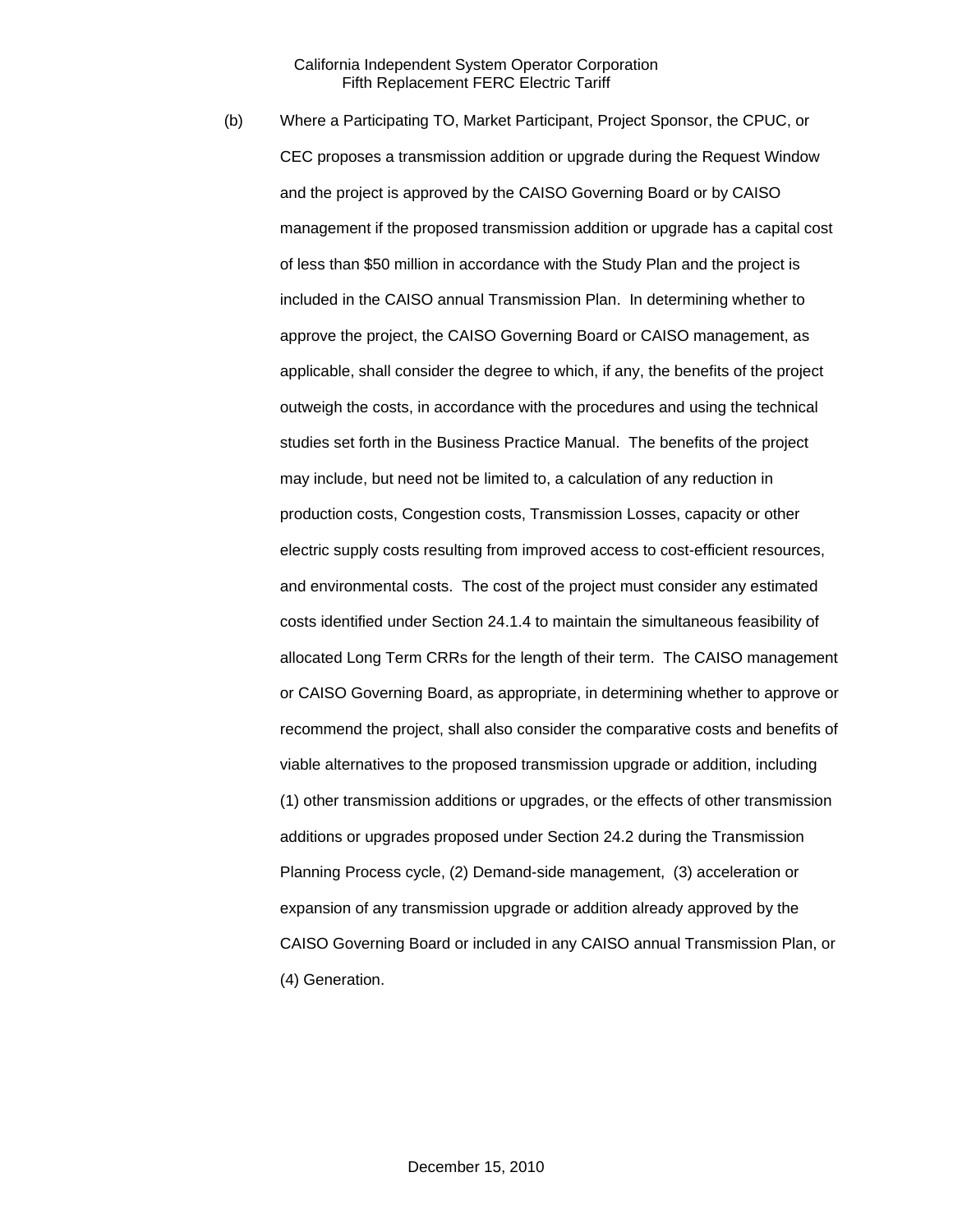(b) Where a Participating TO, Market Participant, Project Sponsor, the CPUC, or CEC proposes a transmission addition or upgrade during the Request Window and the project is approved by the CAISO Governing Board or by CAISO management if the proposed transmission addition or upgrade has a capital cost of less than $50 million in accordance with the Study Plan and the project is included in the CAISO annual Transmission Plan. In determining whether to approve the project, the CAISO Governing Board or CAISO management, as applicable, shall consider the degree to which, if any, the benefits of the project outweigh the costs, in accordance with the procedures and using the technical studies set forth in the Business Practice Manual. The benefits of the project may include, but need not be limited to, a calculation of any reduction in production costs, Congestion costs, Transmission Losses, capacity or other electric supply costs resulting from improved access to cost-efficient resources, and environmental costs. The cost of the project must consider any estimated costs identified under Section 24.1.4 to maintain the simultaneous feasibility of allocated Long Term CRRs for the length of their term. The CAISO management or CAISO Governing Board, as appropriate, in determining whether to approve or recommend the project, shall also consider the comparative costs and benefits of viable alternatives to the proposed transmission upgrade or addition, including (1) other transmission additions or upgrades, or the effects of other transmission additions or upgrades proposed under Section 24.2 during the Transmission Planning Process cycle, (2) Demand-side management, (3) acceleration or expansion of any transmission upgrade or addition already approved by the CAISO Governing Board or included in any CAISO annual Transmission Plan, or (4) Generation.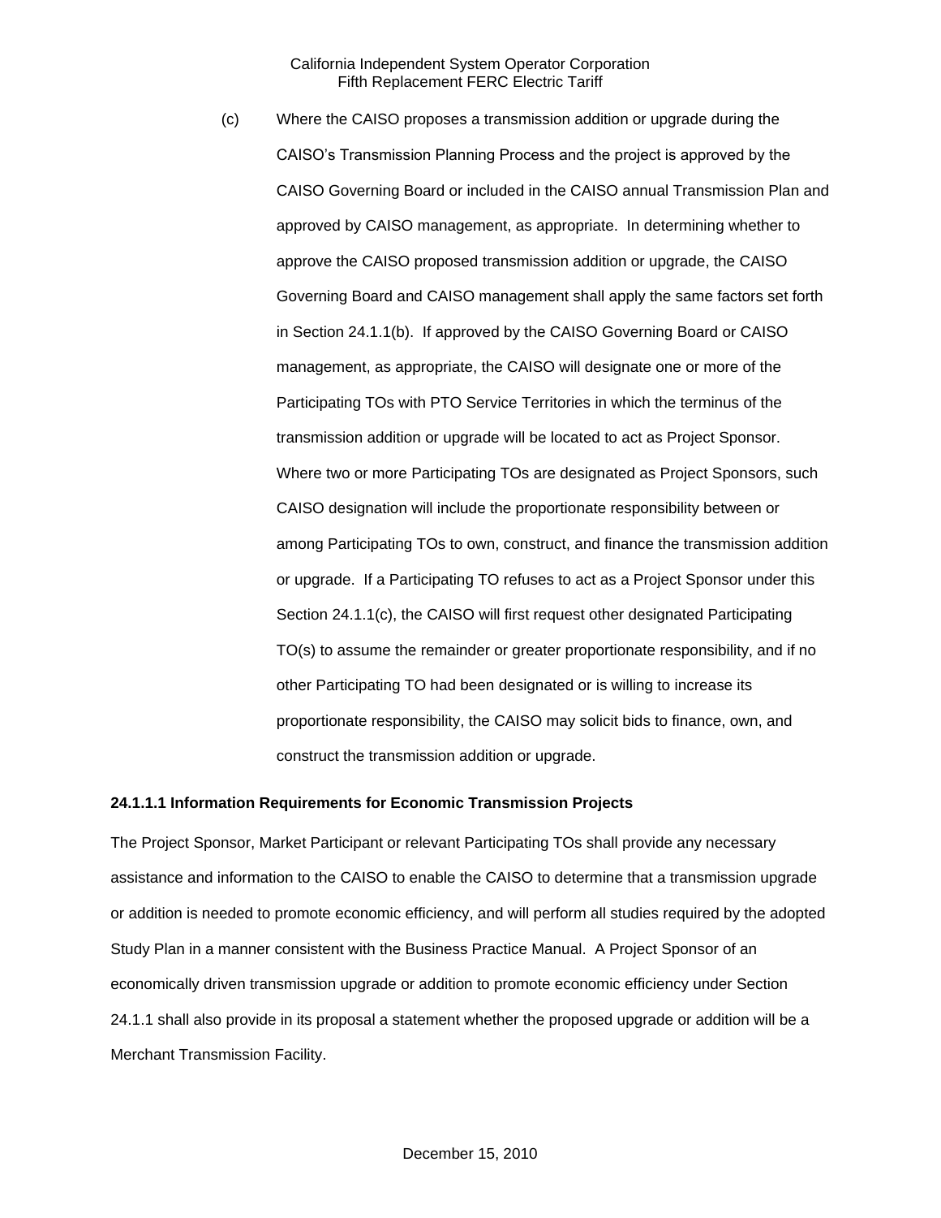(c) Where the CAISO proposes a transmission addition or upgrade during the CAISO's Transmission Planning Process and the project is approved by the CAISO Governing Board or included in the CAISO annual Transmission Plan and approved by CAISO management, as appropriate. In determining whether to approve the CAISO proposed transmission addition or upgrade, the CAISO Governing Board and CAISO management shall apply the same factors set forth in Section 24.1.1(b). If approved by the CAISO Governing Board or CAISO management, as appropriate, the CAISO will designate one or more of the Participating TOs with PTO Service Territories in which the terminus of the transmission addition or upgrade will be located to act as Project Sponsor. Where two or more Participating TOs are designated as Project Sponsors, such CAISO designation will include the proportionate responsibility between or among Participating TOs to own, construct, and finance the transmission addition or upgrade. If a Participating TO refuses to act as a Project Sponsor under this Section 24.1.1(c), the CAISO will first request other designated Participating TO(s) to assume the remainder or greater proportionate responsibility, and if no other Participating TO had been designated or is willing to increase its proportionate responsibility, the CAISO may solicit bids to finance, own, and construct the transmission addition or upgrade.

**24.1.1.1 Information Requirements for Economic Transmission Projects**

The Project Sponsor, Market Participant or relevant Participating TOs shall provide any necessary assistance and information to the CAISO to enable the CAISO to determine that a transmission upgrade or addition is needed to promote economic efficiency, and will perform all studies required by the adopted Study Plan in a manner consistent with the Business Practice Manual. A Project Sponsor of an economically driven transmission upgrade or addition to promote economic efficiency under Section 24.1.1 shall also provide in its proposal a statement whether the proposed upgrade or addition will be a Merchant Transmission Facility.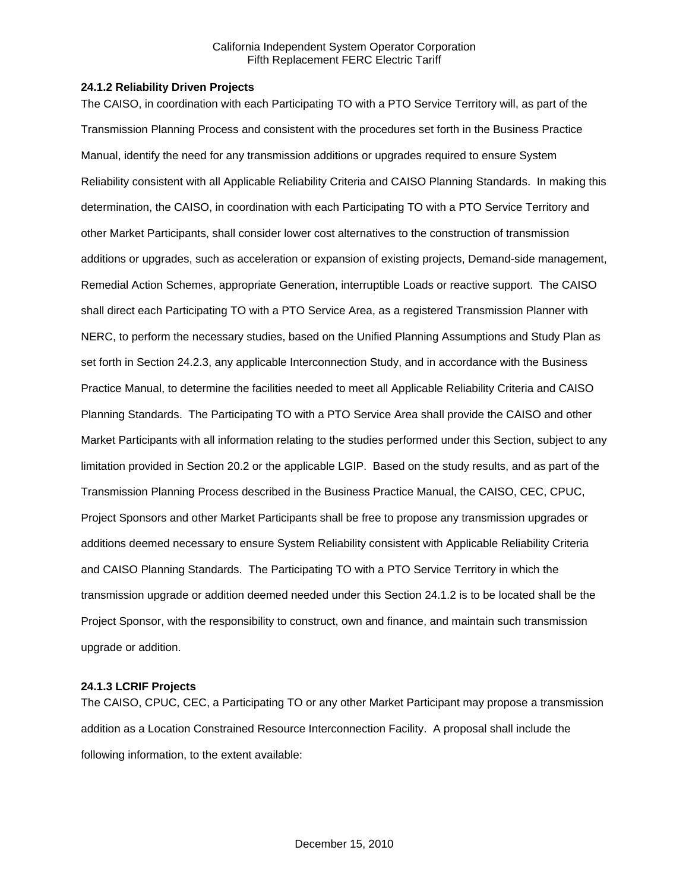**24.1.2 Reliability Driven Projects**

The CAISO, in coordination with each Participating TO with a PTO Service Territory will, as part of the Transmission Planning Process and consistent with the procedures set forth in the Business Practice Manual, identify the need for any transmission additions or upgrades required to ensure System Reliability consistent with all Applicable Reliability Criteria and CAISO Planning Standards. In making this determination, the CAISO, in coordination with each Participating TO with a PTO Service Territory and other Market Participants, shall consider lower cost alternatives to the construction of transmission additions or upgrades, such as acceleration or expansion of existing projects, Demand-side management, Remedial Action Schemes, appropriate Generation, interruptible Loads or reactive support. The CAISO shall direct each Participating TO with a PTO Service Area, as a registered Transmission Planner with NERC, to perform the necessary studies, based on the Unified Planning Assumptions and Study Plan as set forth in Section 24.2.3, any applicable Interconnection Study, and in accordance with the Business Practice Manual, to determine the facilities needed to meet all Applicable Reliability Criteria and CAISO Planning Standards. The Participating TO with a PTO Service Area shall provide the CAISO and other Market Participants with all information relating to the studies performed under this Section, subject to any limitation provided in Section 20.2 or the applicable LGIP. Based on the study results, and as part of the Transmission Planning Process described in the Business Practice Manual, the CAISO, CEC, CPUC, Project Sponsors and other Market Participants shall be free to propose any transmission upgrades or additions deemed necessary to ensure System Reliability consistent with Applicable Reliability Criteria and CAISO Planning Standards. The Participating TO with a PTO Service Territory in which the transmission upgrade or addition deemed needed under this Section 24.1.2 is to be located shall be the Project Sponsor, with the responsibility to construct, own and finance, and maintain such transmission upgrade or addition.

**24.1.3 LCRIF Projects**

The CAISO, CPUC, CEC, a Participating TO or any other Market Participant may propose a transmission addition as a Location Constrained Resource Interconnection Facility. A proposal shall include the following information, to the extent available: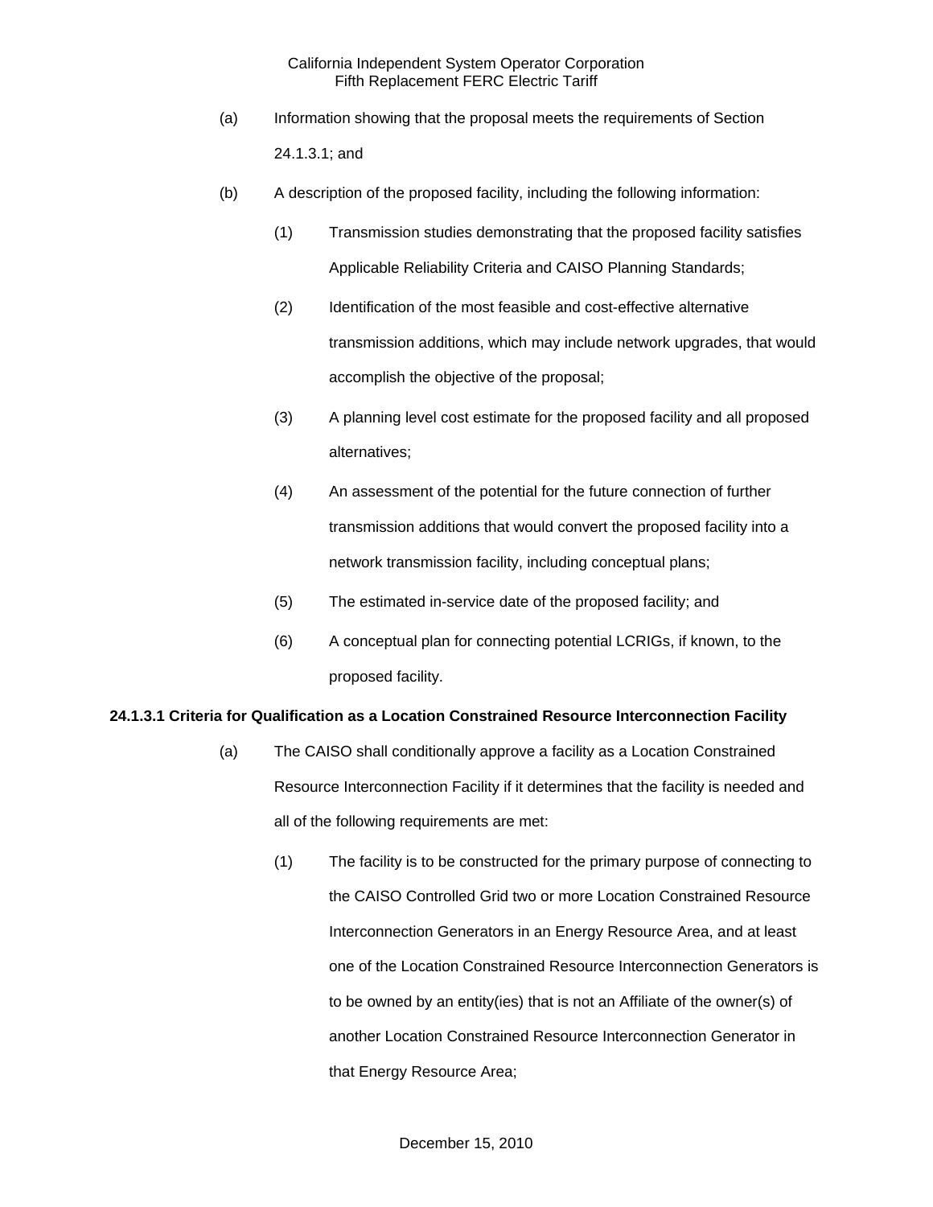(a) Information showing that the proposal meets the requirements of Section 24.1.3.1; and

(b) A description of the proposed facility, including the following information:

(1) Transmission studies demonstrating that the proposed facility satisfies Applicable Reliability Criteria and CAISO Planning Standards;

(2) Identification of the most feasible and cost-effective alternative transmission additions, which may include network upgrades, that would accomplish the objective of the proposal;

(3) A planning level cost estimate for the proposed facility and all proposed alternatives;

(4) An assessment of the potential for the future connection of further transmission additions that would convert the proposed facility into a network transmission facility, including conceptual plans;

(5) The estimated in-service date of the proposed facility; and

(6) A conceptual plan for connecting potential LCRIGs, if known, to the proposed facility.

**24.1.3.1 Criteria for Qualification as a Location Constrained Resource Interconnection Facility**

(a) The CAISO shall conditionally approve a facility as a Location Constrained Resource Interconnection Facility if it determines that the facility is needed and all of the following requirements are met:

(1) The facility is to be constructed for the primary purpose of connecting to the CAISO Controlled Grid two or more Location Constrained Resource Interconnection Generators in an Energy Resource Area, and at least one of the Location Constrained Resource Interconnection Generators is to be owned by an entity(ies) that is not an Affiliate of the owner(s) of another Location Constrained Resource Interconnection Generator in that Energy Resource Area;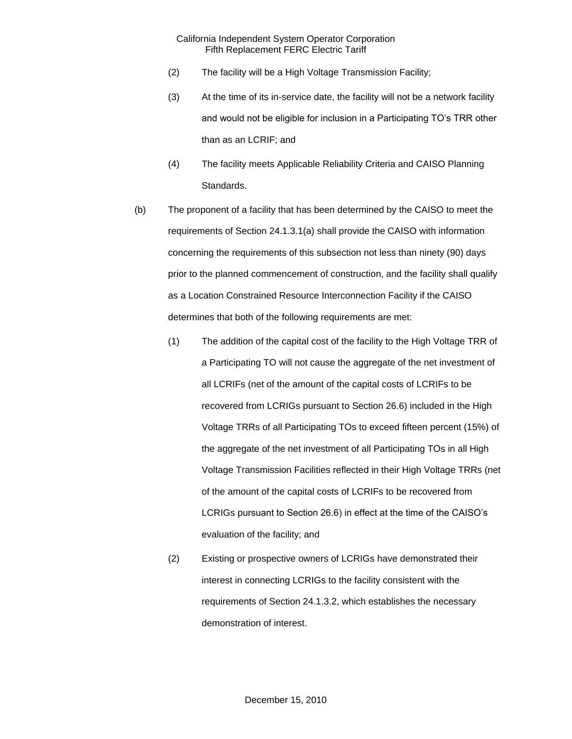(2) The facility will be a High Voltage Transmission Facility;

(3) At the time of its in-service date, the facility will not be a network facility and would not be eligible for inclusion in a Participating TO's TRR other than as an LCRIF; and

(4) The facility meets Applicable Reliability Criteria and CAISO Planning Standards.

(b) The proponent of a facility that has been determined by the CAISO to meet the requirements of Section 24.1.3.1(a) shall provide the CAISO with information concerning the requirements of this subsection not less than ninety (90) days prior to the planned commencement of construction, and the facility shall qualify as a Location Constrained Resource Interconnection Facility if the CAISO determines that both of the following requirements are met:

(1) The addition of the capital cost of the facility to the High Voltage TRR of a Participating TO will not cause the aggregate of the net investment of all LCRIFs (net of the amount of the capital costs of LCRIFs to be recovered from LCRIGs pursuant to Section 26.6) included in the High Voltage TRRs of all Participating TOs to exceed fifteen percent (15%) of the aggregate of the net investment of all Participating TOs in all High Voltage Transmission Facilities reflected in their High Voltage TRRs (net of the amount of the capital costs of LCRIFs to be recovered from LCRIGs pursuant to Section 26.6) in effect at the time of the CAISO's evaluation of the facility; and

(2) Existing or prospective owners of LCRIGs have demonstrated their interest in connecting LCRIGs to the facility consistent with the requirements of Section 24.1.3.2, which establishes the necessary demonstration of interest.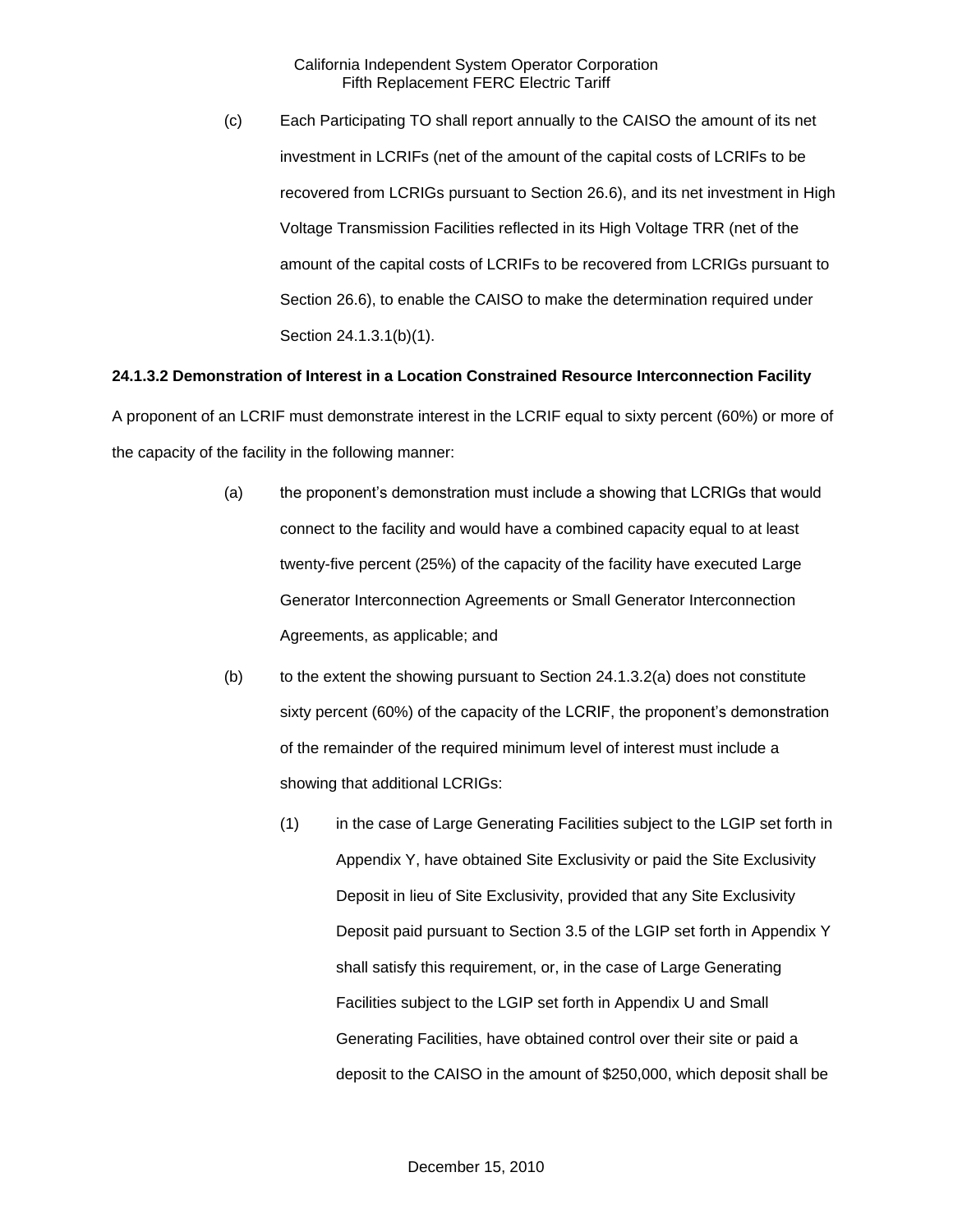(c) Each Participating TO shall report annually to the CAISO the amount of its net investment in LCRIFs (net of the amount of the capital costs of LCRIFs to be recovered from LCRIGs pursuant to Section 26.6), and its net investment in High Voltage Transmission Facilities reflected in its High Voltage TRR (net of the amount of the capital costs of LCRIFs to be recovered from LCRIGs pursuant to Section 26.6), to enable the CAISO to make the determination required under Section 24.1.3.1(b)(1).

**24.1.3.2 Demonstration of Interest in a Location Constrained Resource Interconnection Facility**

A proponent of an LCRIF must demonstrate interest in the LCRIF equal to sixty percent (60%) or more of the capacity of the facility in the following manner:

(a) the proponent's demonstration must include a showing that LCRIGs that would connect to the facility and would have a combined capacity equal to at least twenty-five percent (25%) of the capacity of the facility have executed Large Generator Interconnection Agreements or Small Generator Interconnection Agreements, as applicable; and

(b) to the extent the showing pursuant to Section 24.1.3.2(a) does not constitute sixty percent (60%) of the capacity of the LCRIF, the proponent's demonstration of the remainder of the required minimum level of interest must include a showing that additional LCRIGs:

(1) in the case of Large Generating Facilities subject to the LGIP set forth in Appendix Y, have obtained Site Exclusivity or paid the Site Exclusivity Deposit in lieu of Site Exclusivity, provided that any Site Exclusivity Deposit paid pursuant to Section 3.5 of the LGIP set forth in Appendix Y shall satisfy this requirement, or, in the case of Large Generating Facilities subject to the LGIP set forth in Appendix U and Small Generating Facilities, have obtained control over their site or paid a deposit to the CAISO in the amount of $250,000, which deposit shall be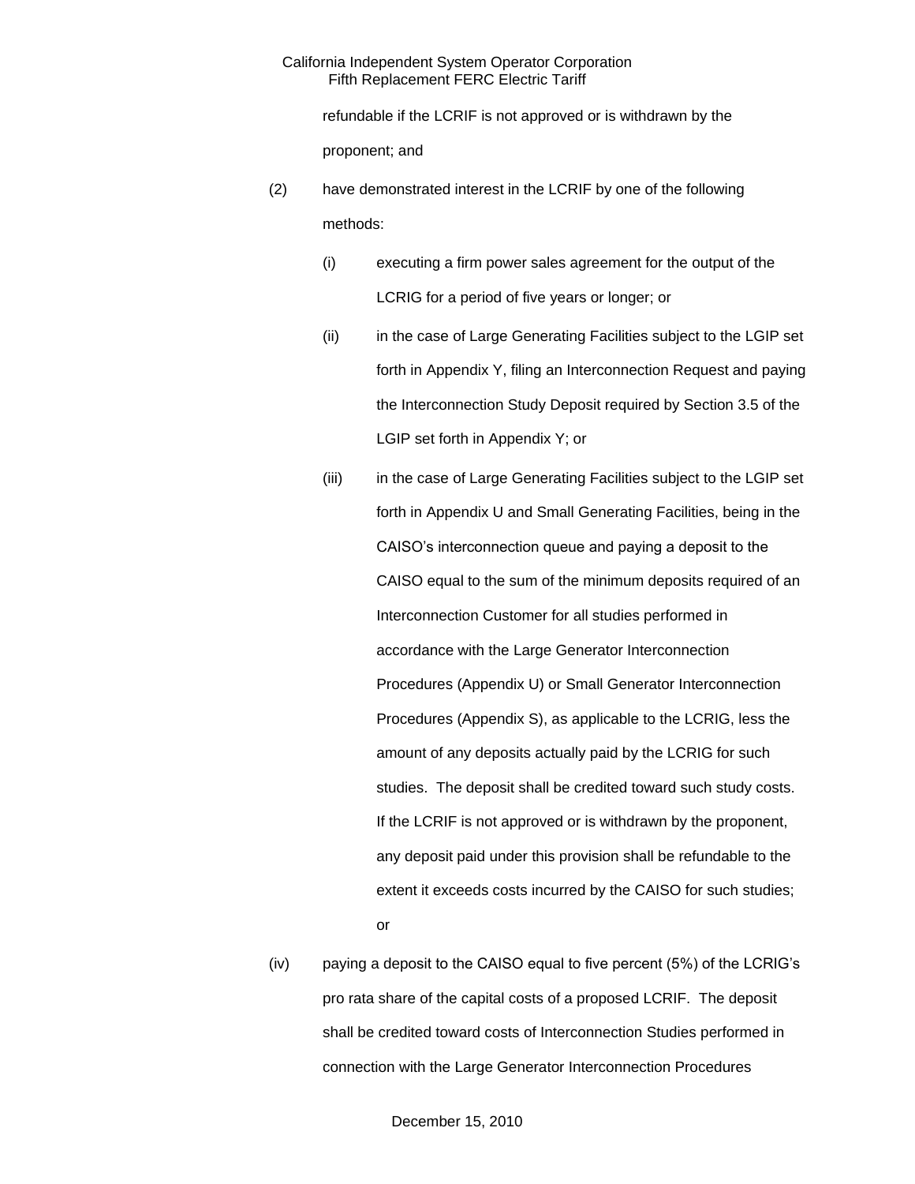refundable if the LCRIF is not approved or is withdrawn by the proponent; and

(2) have demonstrated interest in the LCRIF by one of the following methods:

(i) executing a firm power sales agreement for the output of the LCRIG for a period of five years or longer; or

(ii) in the case of Large Generating Facilities subject to the LGIP set forth in Appendix Y, filing an Interconnection Request and paying the Interconnection Study Deposit required by Section 3.5 of the LGIP set forth in Appendix Y; or

(iii) in the case of Large Generating Facilities subject to the LGIP set forth in Appendix U and Small Generating Facilities, being in the CAISO's interconnection queue and paying a deposit to the CAISO equal to the sum of the minimum deposits required of an Interconnection Customer for all studies performed in accordance with the Large Generator Interconnection Procedures (Appendix U) or Small Generator Interconnection Procedures (Appendix S), as applicable to the LCRIG, less the amount of any deposits actually paid by the LCRIG for such studies. The deposit shall be credited toward such study costs. If the LCRIF is not approved or is withdrawn by the proponent, any deposit paid under this provision shall be refundable to the extent it exceeds costs incurred by the CAISO for such studies; or

(iv) paying a deposit to the CAISO equal to five percent (5%) of the LCRIG's pro rata share of the capital costs of a proposed LCRIF. The deposit shall be credited toward costs of Interconnection Studies performed in connection with the Large Generator Interconnection Procedures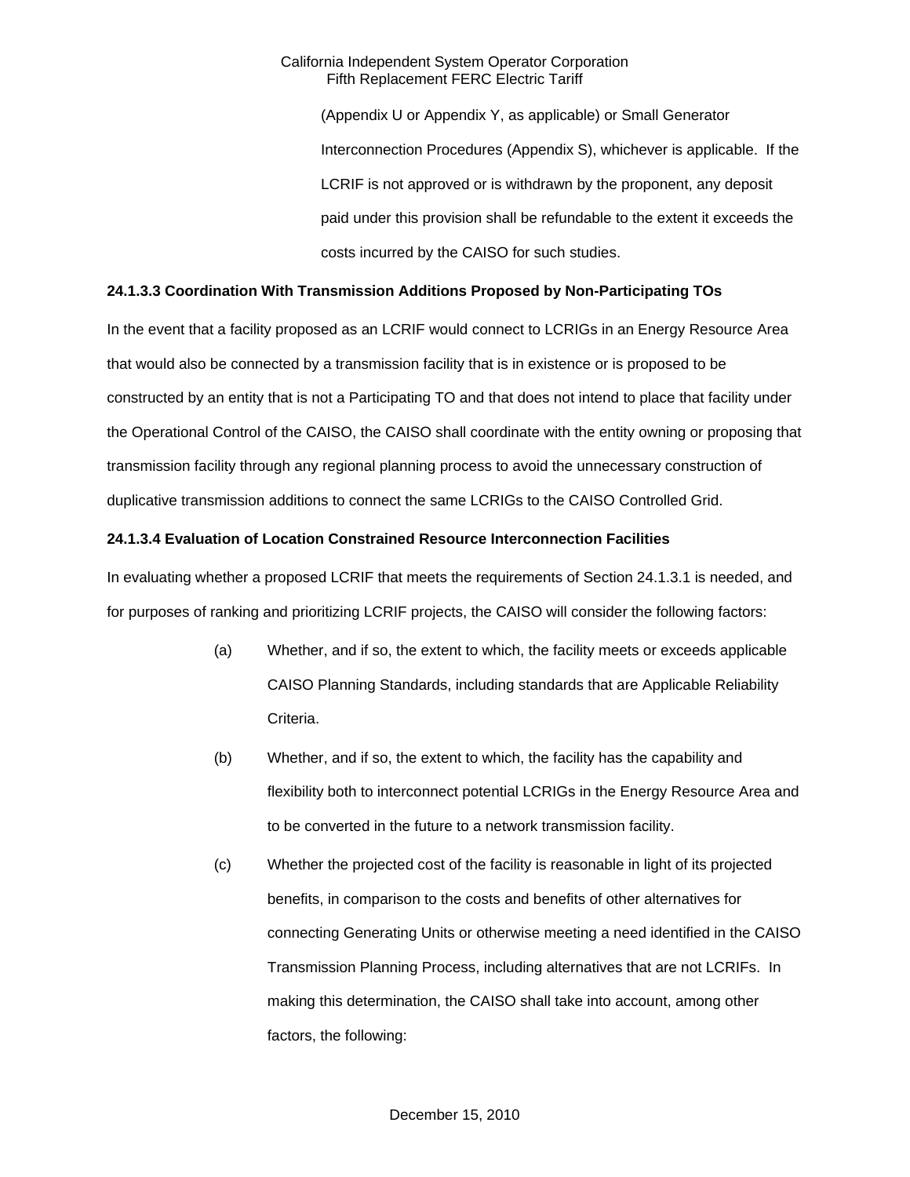(Appendix U or Appendix Y, as applicable) or Small Generator Interconnection Procedures (Appendix S), whichever is applicable. If the LCRIF is not approved or is withdrawn by the proponent, any deposit paid under this provision shall be refundable to the extent it exceeds the costs incurred by the CAISO for such studies.

**24.1.3.3 Coordination With Transmission Additions Proposed by Non-Participating TOs**

In the event that a facility proposed as an LCRIF would connect to LCRIGs in an Energy Resource Area that would also be connected by a transmission facility that is in existence or is proposed to be constructed by an entity that is not a Participating TO and that does not intend to place that facility under the Operational Control of the CAISO, the CAISO shall coordinate with the entity owning or proposing that transmission facility through any regional planning process to avoid the unnecessary construction of duplicative transmission additions to connect the same LCRIGs to the CAISO Controlled Grid.

**24.1.3.4 Evaluation of Location Constrained Resource Interconnection Facilities**

In evaluating whether a proposed LCRIF that meets the requirements of Section 24.1.3.1 is needed, and for purposes of ranking and prioritizing LCRIF projects, the CAISO will consider the following factors:

(a) Whether, and if so, the extent to which, the facility meets or exceeds applicable CAISO Planning Standards, including standards that are Applicable Reliability Criteria.

(b) Whether, and if so, the extent to which, the facility has the capability and flexibility both to interconnect potential LCRIGs in the Energy Resource Area and to be converted in the future to a network transmission facility.

(c) Whether the projected cost of the facility is reasonable in light of its projected benefits, in comparison to the costs and benefits of other alternatives for connecting Generating Units or otherwise meeting a need identified in the CAISO Transmission Planning Process, including alternatives that are not LCRIFs. In making this determination, the CAISO shall take into account, among other factors, the following: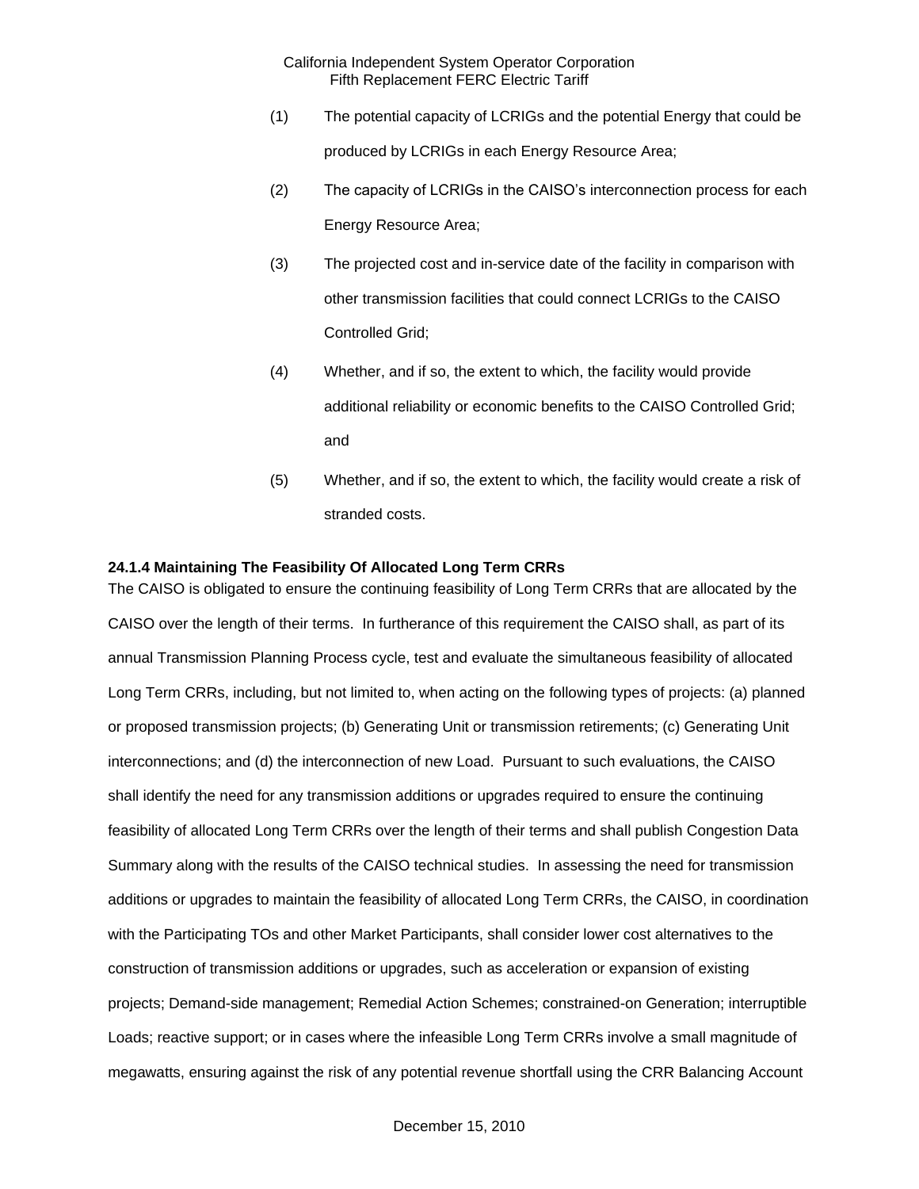(1) The potential capacity of LCRIGs and the potential Energy that could be produced by LCRIGs in each Energy Resource Area;

(2) The capacity of LCRIGs in the CAISO's interconnection process for each Energy Resource Area;

(3) The projected cost and in-service date of the facility in comparison with other transmission facilities that could connect LCRIGs to the CAISO Controlled Grid;

(4) Whether, and if so, the extent to which, the facility would provide additional reliability or economic benefits to the CAISO Controlled Grid; and

(5) Whether, and if so, the extent to which, the facility would create a risk of stranded costs.

**24.1.4 Maintaining The Feasibility Of Allocated Long Term CRRs**

The CAISO is obligated to ensure the continuing feasibility of Long Term CRRs that are allocated by the CAISO over the length of their terms. In furtherance of this requirement the CAISO shall, as part of its annual Transmission Planning Process cycle, test and evaluate the simultaneous feasibility of allocated Long Term CRRs, including, but not limited to, when acting on the following types of projects: (a) planned or proposed transmission projects; (b) Generating Unit or transmission retirements; (c) Generating Unit interconnections; and (d) the interconnection of new Load. Pursuant to such evaluations, the CAISO shall identify the need for any transmission additions or upgrades required to ensure the continuing feasibility of allocated Long Term CRRs over the length of their terms and shall publish Congestion Data Summary along with the results of the CAISO technical studies. In assessing the need for transmission additions or upgrades to maintain the feasibility of allocated Long Term CRRs, the CAISO, in coordination with the Participating TOs and other Market Participants, shall consider lower cost alternatives to the construction of transmission additions or upgrades, such as acceleration or expansion of existing projects; Demand-side management; Remedial Action Schemes; constrained-on Generation; interruptible Loads; reactive support; or in cases where the infeasible Long Term CRRs involve a small magnitude of megawatts, ensuring against the risk of any potential revenue shortfall using the CRR Balancing Account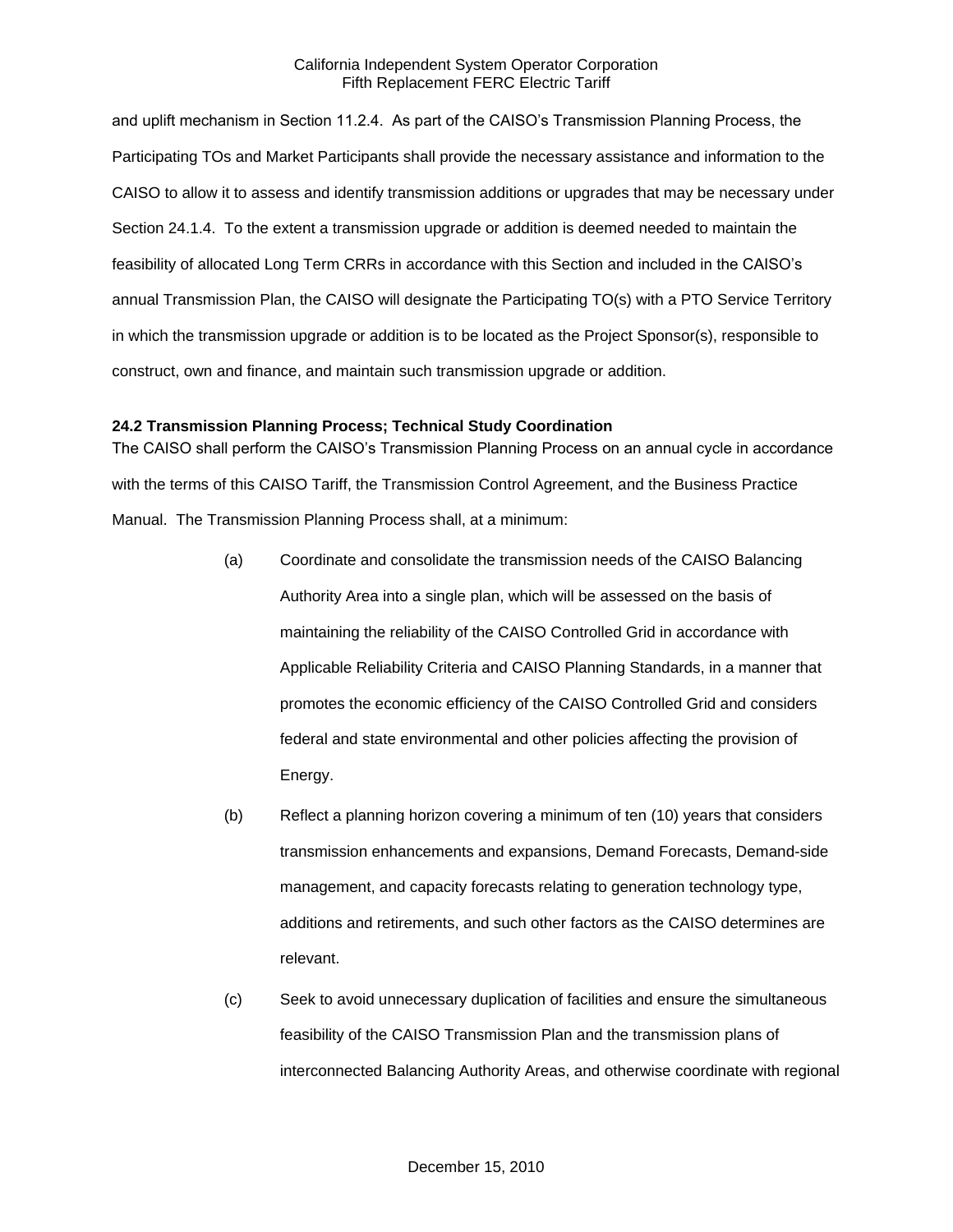and uplift mechanism in Section 11.2.4. As part of the CAISO's Transmission Planning Process, the Participating TOs and Market Participants shall provide the necessary assistance and information to the CAISO to allow it to assess and identify transmission additions or upgrades that may be necessary under Section 24.1.4. To the extent a transmission upgrade or addition is deemed needed to maintain the feasibility of allocated Long Term CRRs in accordance with this Section and included in the CAISO's annual Transmission Plan, the CAISO will designate the Participating TO(s) with a PTO Service Territory in which the transmission upgrade or addition is to be located as the Project Sponsor(s), responsible to construct, own and finance, and maintain such transmission upgrade or addition.

**24.2 Transmission Planning Process; Technical Study Coordination**

The CAISO shall perform the CAISO's Transmission Planning Process on an annual cycle in accordance with the terms of this CAISO Tariff, the Transmission Control Agreement, and the Business Practice Manual. The Transmission Planning Process shall, at a minimum:

(a) Coordinate and consolidate the transmission needs of the CAISO Balancing Authority Area into a single plan, which will be assessed on the basis of maintaining the reliability of the CAISO Controlled Grid in accordance with Applicable Reliability Criteria and CAISO Planning Standards, in a manner that promotes the economic efficiency of the CAISO Controlled Grid and considers federal and state environmental and other policies affecting the provision of Energy.

(b) Reflect a planning horizon covering a minimum of ten (10) years that considers transmission enhancements and expansions, Demand Forecasts, Demand-side management, and capacity forecasts relating to generation technology type, additions and retirements, and such other factors as the CAISO determines are relevant.

(c) Seek to avoid unnecessary duplication of facilities and ensure the simultaneous feasibility of the CAISO Transmission Plan and the transmission plans of interconnected Balancing Authority Areas, and otherwise coordinate with regional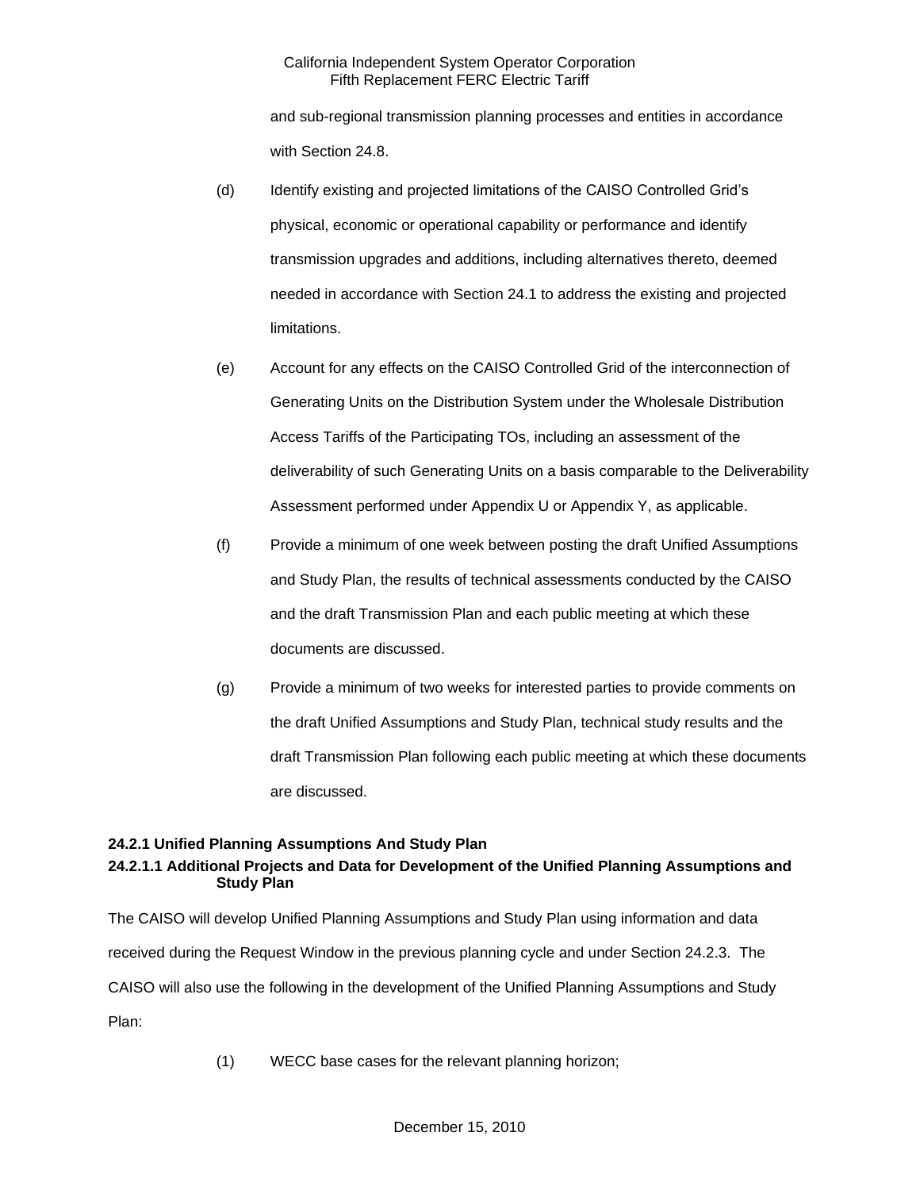and sub-regional transmission planning processes and entities in accordance with Section 24.8.

(d) Identify existing and projected limitations of the CAISO Controlled Grid's physical, economic or operational capability or performance and identify transmission upgrades and additions, including alternatives thereto, deemed needed in accordance with Section 24.1 to address the existing and projected limitations.

(e) Account for any effects on the CAISO Controlled Grid of the interconnection of Generating Units on the Distribution System under the Wholesale Distribution Access Tariffs of the Participating TOs, including an assessment of the deliverability of such Generating Units on a basis comparable to the Deliverability Assessment performed under Appendix U or Appendix Y, as applicable.

(f) Provide a minimum of one week between posting the draft Unified Assumptions and Study Plan, the results of technical assessments conducted by the CAISO and the draft Transmission Plan and each public meeting at which these documents are discussed.

(g) Provide a minimum of two weeks for interested parties to provide comments on the draft Unified Assumptions and Study Plan, technical study results and the draft Transmission Plan following each public meeting at which these documents are discussed.

**24.2.1 Unified Planning Assumptions And Study Plan**

**24.2.1.1 Additional Projects and Data for Development of the Unified Planning Assumptions and Study Plan**

The CAISO will develop Unified Planning Assumptions and Study Plan using information and data received during the Request Window in the previous planning cycle and under Section 24.2.3. The CAISO will also use the following in the development of the Unified Planning Assumptions and Study Plan:

(1) WECC base cases for the relevant planning horizon;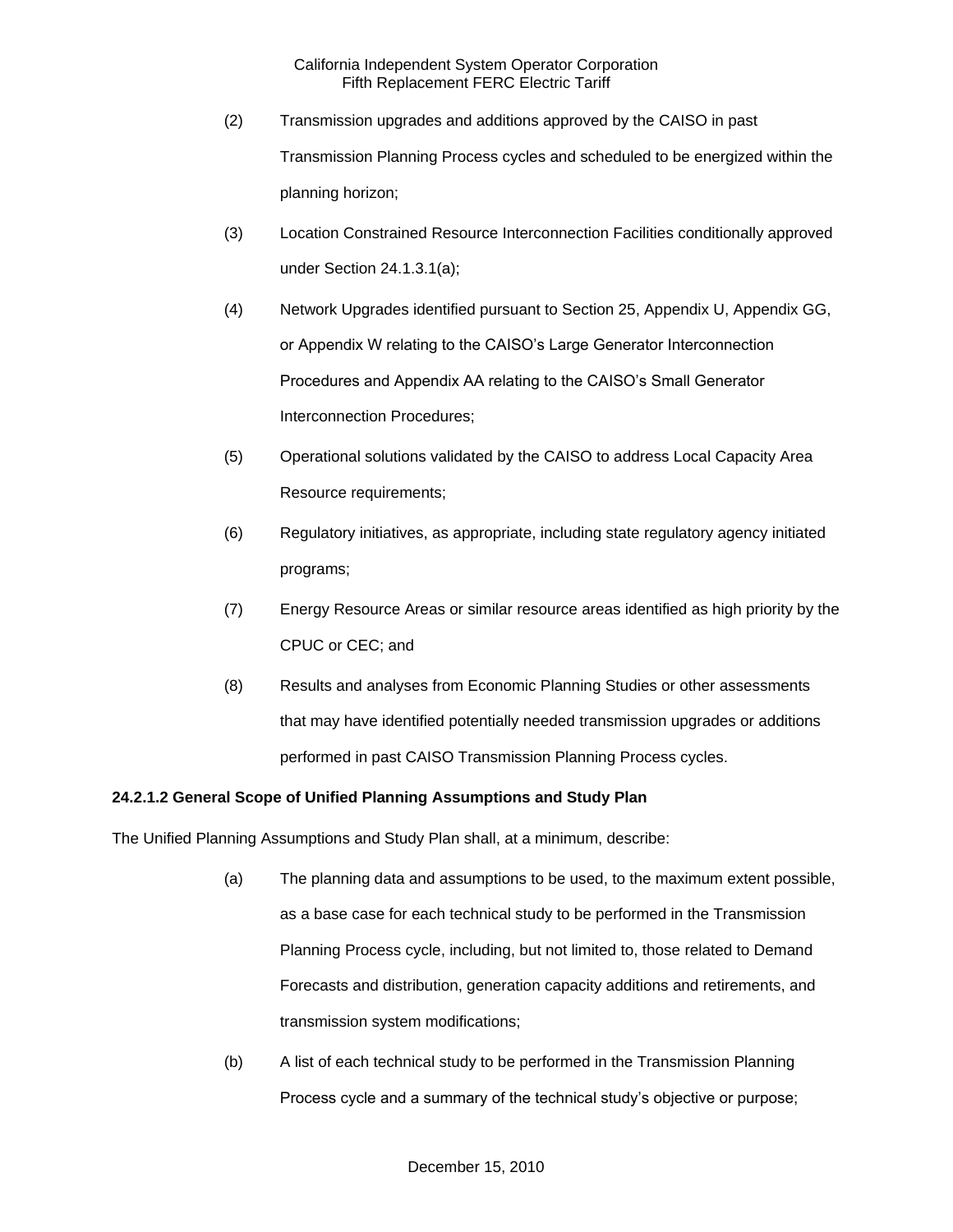(2) Transmission upgrades and additions approved by the CAISO in past Transmission Planning Process cycles and scheduled to be energized within the planning horizon;

(3) Location Constrained Resource Interconnection Facilities conditionally approved under Section 24.1.3.1(a);

(4) Network Upgrades identified pursuant to Section 25, Appendix U, Appendix GG, or Appendix W relating to the CAISO's Large Generator Interconnection Procedures and Appendix AA relating to the CAISO's Small Generator Interconnection Procedures;

(5) Operational solutions validated by the CAISO to address Local Capacity Area Resource requirements;

(6) Regulatory initiatives, as appropriate, including state regulatory agency initiated programs;

(7) Energy Resource Areas or similar resource areas identified as high priority by the CPUC or CEC; and

(8) Results and analyses from Economic Planning Studies or other assessments that may have identified potentially needed transmission upgrades or additions performed in past CAISO Transmission Planning Process cycles.

**24.2.1.2 General Scope of Unified Planning Assumptions and Study Plan**

The Unified Planning Assumptions and Study Plan shall, at a minimum, describe:

(a) The planning data and assumptions to be used, to the maximum extent possible, as a base case for each technical study to be performed in the Transmission Planning Process cycle, including, but not limited to, those related to Demand Forecasts and distribution, generation capacity additions and retirements, and transmission system modifications;

(b) A list of each technical study to be performed in the Transmission Planning Process cycle and a summary of the technical study's objective or purpose;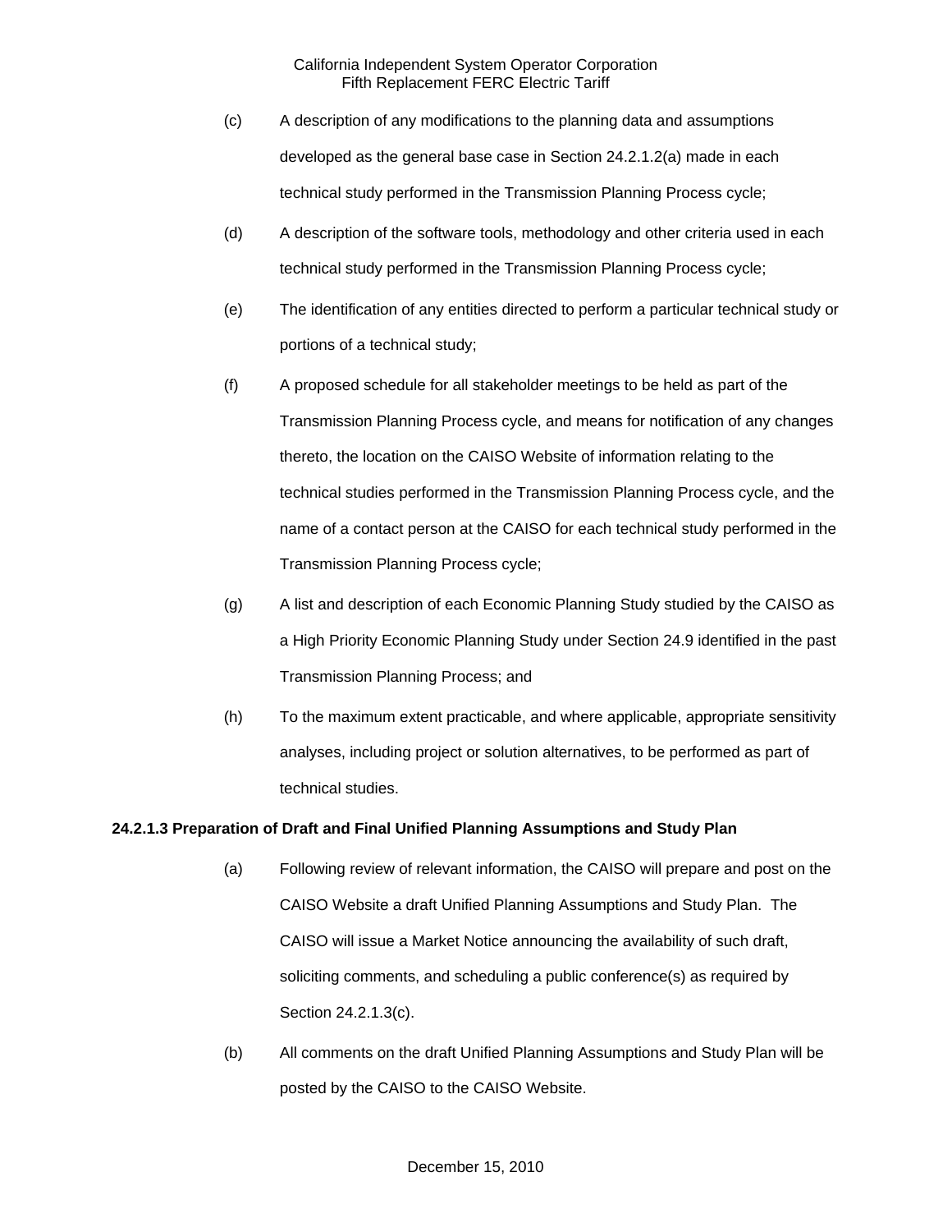(c) A description of any modifications to the planning data and assumptions developed as the general base case in Section 24.2.1.2(a) made in each technical study performed in the Transmission Planning Process cycle;

(d) A description of the software tools, methodology and other criteria used in each technical study performed in the Transmission Planning Process cycle;

(e) The identification of any entities directed to perform a particular technical study or portions of a technical study;

(f) A proposed schedule for all stakeholder meetings to be held as part of the Transmission Planning Process cycle, and means for notification of any changes thereto, the location on the CAISO Website of information relating to the technical studies performed in the Transmission Planning Process cycle, and the name of a contact person at the CAISO for each technical study performed in the Transmission Planning Process cycle;

(g) A list and description of each Economic Planning Study studied by the CAISO as a High Priority Economic Planning Study under Section 24.9 identified in the past Transmission Planning Process; and

(h) To the maximum extent practicable, and where applicable, appropriate sensitivity analyses, including project or solution alternatives, to be performed as part of technical studies.

**24.2.1.3 Preparation of Draft and Final Unified Planning Assumptions and Study Plan**

(a) Following review of relevant information, the CAISO will prepare and post on the CAISO Website a draft Unified Planning Assumptions and Study Plan. The CAISO will issue a Market Notice announcing the availability of such draft, soliciting comments, and scheduling a public conference(s) as required by Section 24.2.1.3(c).

(b) All comments on the draft Unified Planning Assumptions and Study Plan will be posted by the CAISO to the CAISO Website.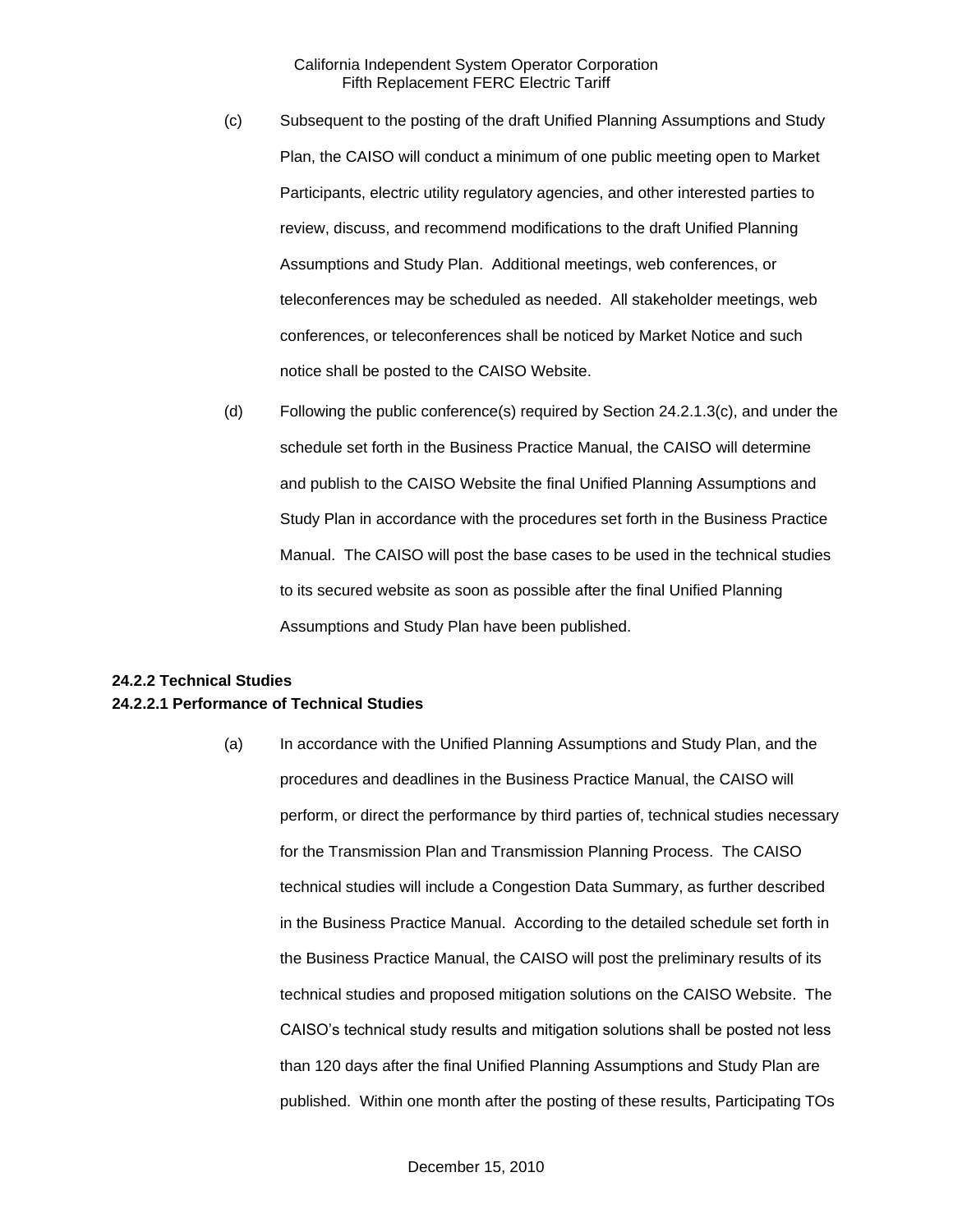(c) Subsequent to the posting of the draft Unified Planning Assumptions and Study Plan, the CAISO will conduct a minimum of one public meeting open to Market Participants, electric utility regulatory agencies, and other interested parties to review, discuss, and recommend modifications to the draft Unified Planning Assumptions and Study Plan. Additional meetings, web conferences, or teleconferences may be scheduled as needed. All stakeholder meetings, web conferences, or teleconferences shall be noticed by Market Notice and such notice shall be posted to the CAISO Website.

(d) Following the public conference(s) required by Section 24.2.1.3(c), and under the schedule set forth in the Business Practice Manual, the CAISO will determine and publish to the CAISO Website the final Unified Planning Assumptions and Study Plan in accordance with the procedures set forth in the Business Practice Manual. The CAISO will post the base cases to be used in the technical studies to its secured website as soon as possible after the final Unified Planning Assumptions and Study Plan have been published.

**24.2.2 Technical Studies**

**24.2.2.1 Performance of Technical Studies**

(a) In accordance with the Unified Planning Assumptions and Study Plan, and the procedures and deadlines in the Business Practice Manual, the CAISO will perform, or direct the performance by third parties of, technical studies necessary for the Transmission Plan and Transmission Planning Process. The CAISO technical studies will include a Congestion Data Summary, as further described in the Business Practice Manual. According to the detailed schedule set forth in the Business Practice Manual, the CAISO will post the preliminary results of its technical studies and proposed mitigation solutions on the CAISO Website. The CAISO's technical study results and mitigation solutions shall be posted not less than 120 days after the final Unified Planning Assumptions and Study Plan are published. Within one month after the posting of these results, Participating TOs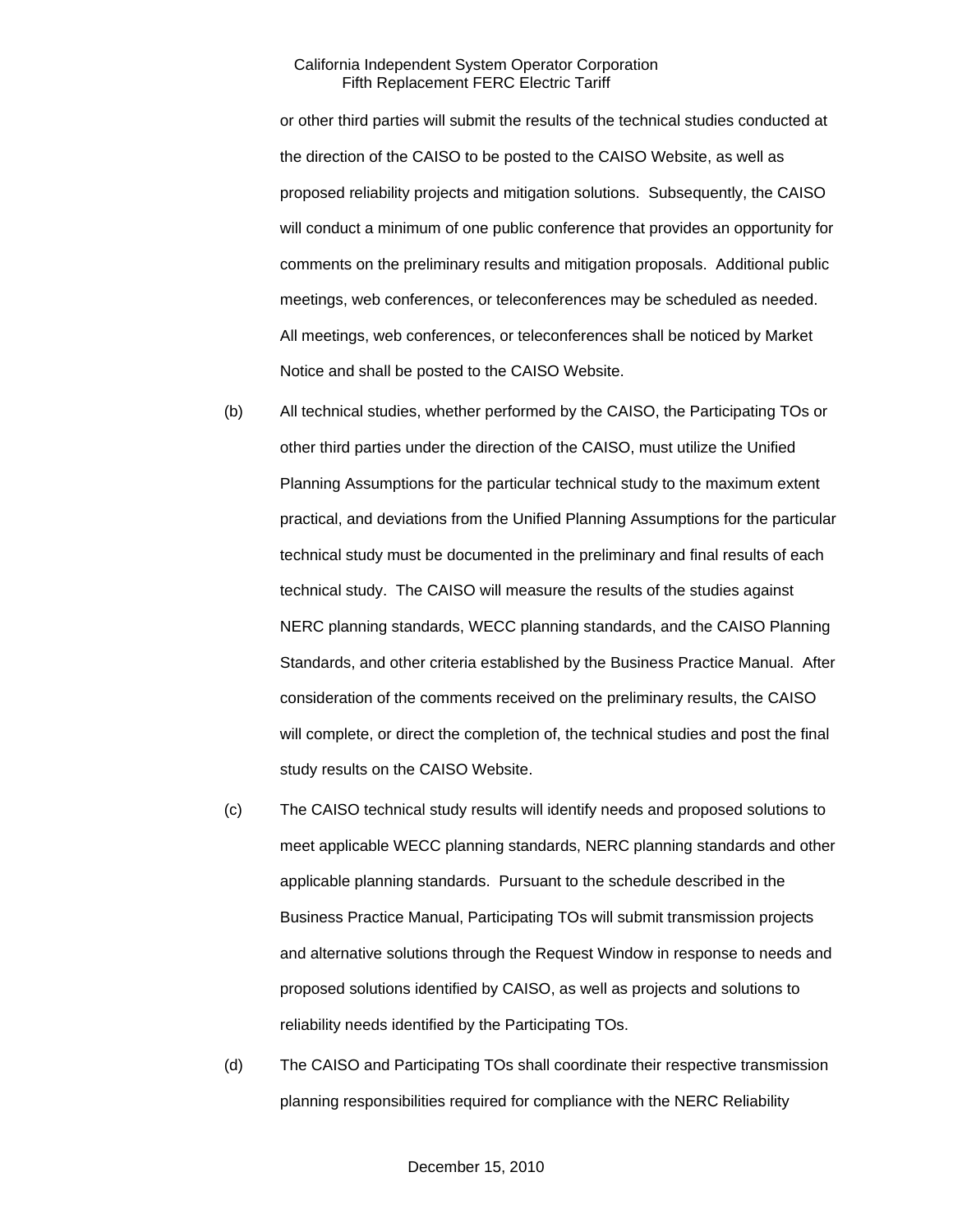or other third parties will submit the results of the technical studies conducted at the direction of the CAISO to be posted to the CAISO Website, as well as proposed reliability projects and mitigation solutions. Subsequently, the CAISO will conduct a minimum of one public conference that provides an opportunity for comments on the preliminary results and mitigation proposals. Additional public meetings, web conferences, or teleconferences may be scheduled as needed. All meetings, web conferences, or teleconferences shall be noticed by Market Notice and shall be posted to the CAISO Website.

(b) All technical studies, whether performed by the CAISO, the Participating TOs or other third parties under the direction of the CAISO, must utilize the Unified Planning Assumptions for the particular technical study to the maximum extent practical, and deviations from the Unified Planning Assumptions for the particular technical study must be documented in the preliminary and final results of each technical study. The CAISO will measure the results of the studies against NERC planning standards, WECC planning standards, and the CAISO Planning Standards, and other criteria established by the Business Practice Manual. After consideration of the comments received on the preliminary results, the CAISO will complete, or direct the completion of, the technical studies and post the final study results on the CAISO Website.

(c) The CAISO technical study results will identify needs and proposed solutions to meet applicable WECC planning standards, NERC planning standards and other applicable planning standards. Pursuant to the schedule described in the Business Practice Manual, Participating TOs will submit transmission projects and alternative solutions through the Request Window in response to needs and proposed solutions identified by CAISO, as well as projects and solutions to reliability needs identified by the Participating TOs.

(d) The CAISO and Participating TOs shall coordinate their respective transmission planning responsibilities required for compliance with the NERC Reliability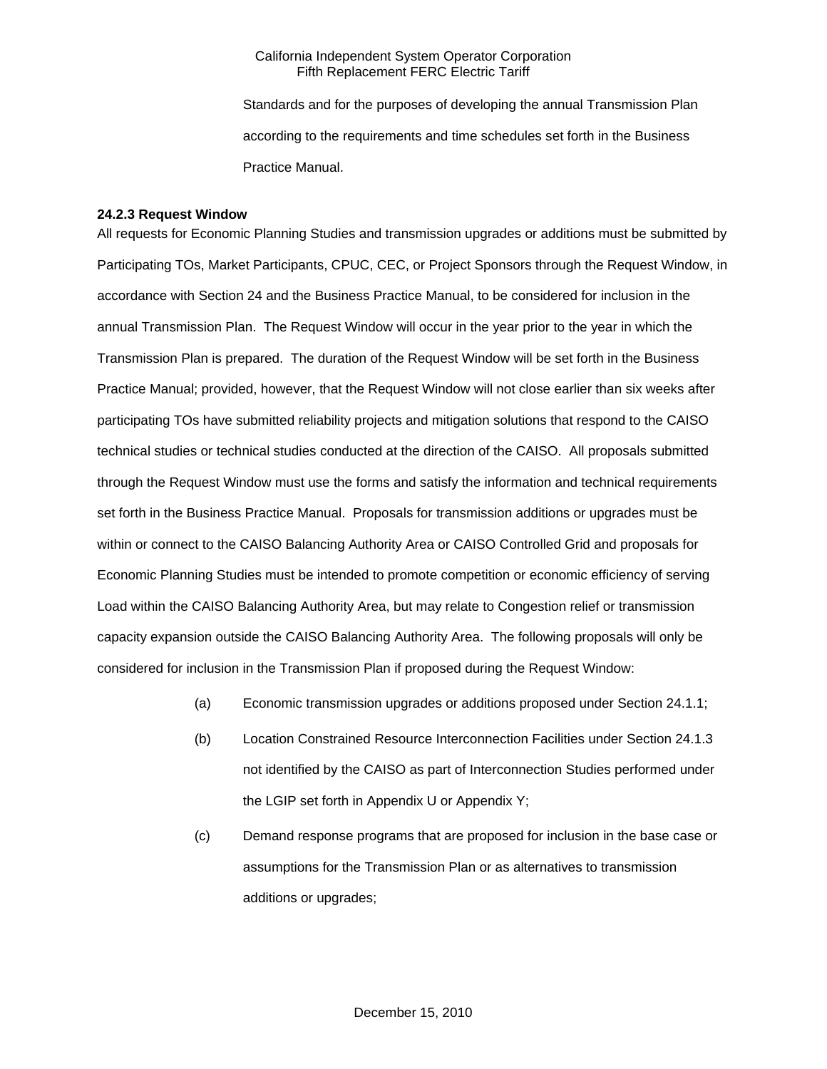Standards and for the purposes of developing the annual Transmission Plan according to the requirements and time schedules set forth in the Business Practice Manual.

**24.2.3 Request Window**

All requests for Economic Planning Studies and transmission upgrades or additions must be submitted by Participating TOs, Market Participants, CPUC, CEC, or Project Sponsors through the Request Window, in accordance with Section 24 and the Business Practice Manual, to be considered for inclusion in the annual Transmission Plan. The Request Window will occur in the year prior to the year in which the Transmission Plan is prepared. The duration of the Request Window will be set forth in the Business Practice Manual; provided, however, that the Request Window will not close earlier than six weeks after participating TOs have submitted reliability projects and mitigation solutions that respond to the CAISO technical studies or technical studies conducted at the direction of the CAISO. All proposals submitted through the Request Window must use the forms and satisfy the information and technical requirements set forth in the Business Practice Manual. Proposals for transmission additions or upgrades must be within or connect to the CAISO Balancing Authority Area or CAISO Controlled Grid and proposals for Economic Planning Studies must be intended to promote competition or economic efficiency of serving Load within the CAISO Balancing Authority Area, but may relate to Congestion relief or transmission capacity expansion outside the CAISO Balancing Authority Area. The following proposals will only be considered for inclusion in the Transmission Plan if proposed during the Request Window:

(a) Economic transmission upgrades or additions proposed under Section 24.1.1;

(b) Location Constrained Resource Interconnection Facilities under Section 24.1.3 not identified by the CAISO as part of Interconnection Studies performed under the LGIP set forth in Appendix U or Appendix Y;

(c) Demand response programs that are proposed for inclusion in the base case or assumptions for the Transmission Plan or as alternatives to transmission additions or upgrades;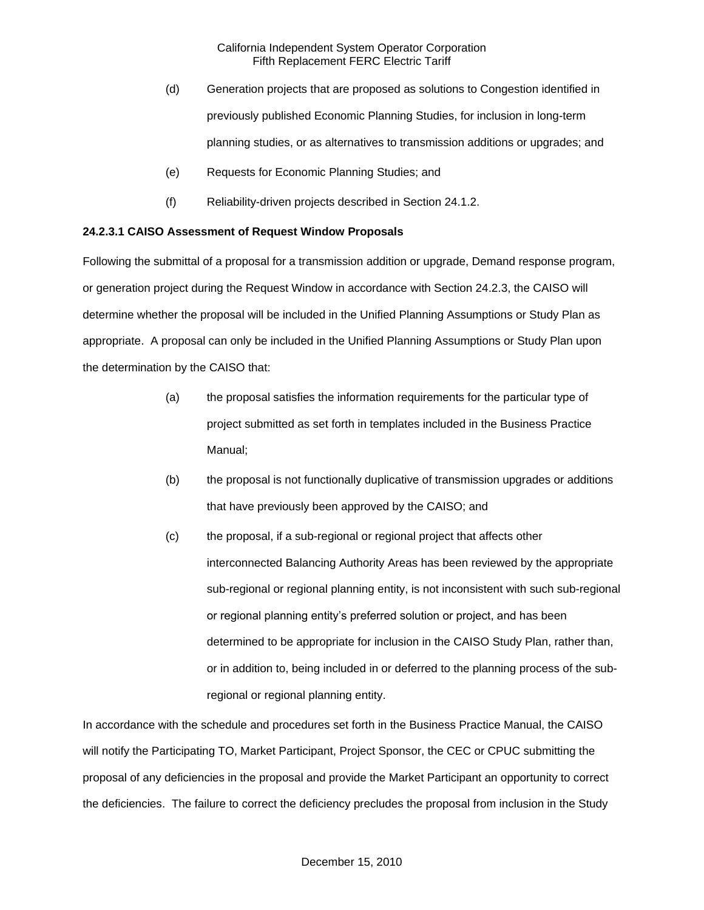(d) Generation projects that are proposed as solutions to Congestion identified in previously published Economic Planning Studies, for inclusion in long-term planning studies, or as alternatives to transmission additions or upgrades; and

(e) Requests for Economic Planning Studies; and

(f) Reliability-driven projects described in Section 24.1.2.

**24.2.3.1 CAISO Assessment of Request Window Proposals**

Following the submittal of a proposal for a transmission addition or upgrade, Demand response program, or generation project during the Request Window in accordance with Section 24.2.3, the CAISO will determine whether the proposal will be included in the Unified Planning Assumptions or Study Plan as appropriate. A proposal can only be included in the Unified Planning Assumptions or Study Plan upon the determination by the CAISO that:

(a) the proposal satisfies the information requirements for the particular type of project submitted as set forth in templates included in the Business Practice Manual;

(b) the proposal is not functionally duplicative of transmission upgrades or additions that have previously been approved by the CAISO; and

(c) the proposal, if a sub-regional or regional project that affects other interconnected Balancing Authority Areas has been reviewed by the appropriate sub-regional or regional planning entity, is not inconsistent with such sub-regional or regional planning entity's preferred solution or project, and has been determined to be appropriate for inclusion in the CAISO Study Plan, rather than, or in addition to, being included in or deferred to the planning process of the sub-regional or regional planning entity.

In accordance with the schedule and procedures set forth in the Business Practice Manual, the CAISO will notify the Participating TO, Market Participant, Project Sponsor, the CEC or CPUC submitting the proposal of any deficiencies in the proposal and provide the Market Participant an opportunity to correct the deficiencies. The failure to correct the deficiency precludes the proposal from inclusion in the Study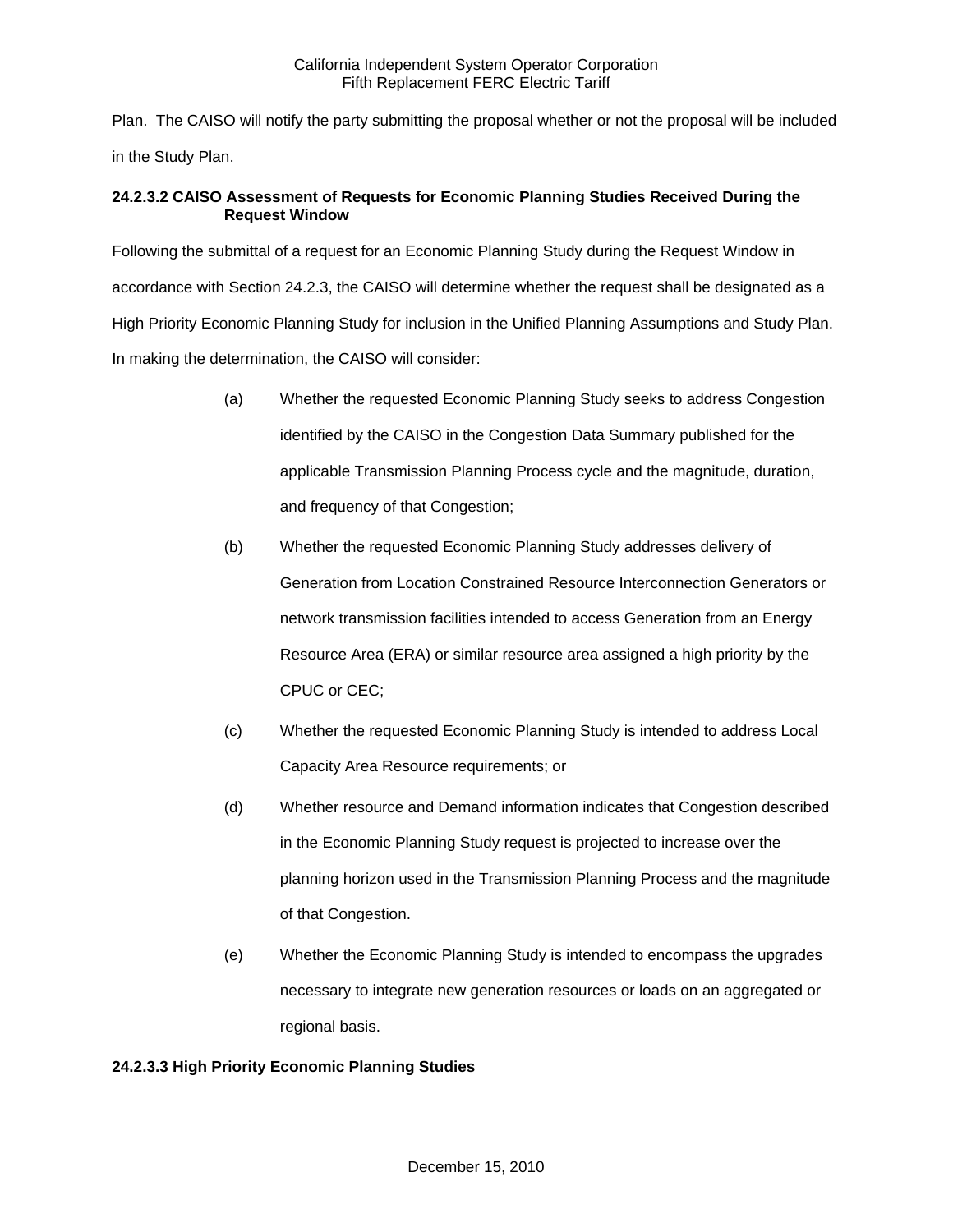Plan. The CAISO will notify the party submitting the proposal whether or not the proposal will be included in the Study Plan.

**24.2.3.2 CAISO Assessment of Requests for Economic Planning Studies Received During the Request Window**

Following the submittal of a request for an Economic Planning Study during the Request Window in accordance with Section 24.2.3, the CAISO will determine whether the request shall be designated as a High Priority Economic Planning Study for inclusion in the Unified Planning Assumptions and Study Plan. In making the determination, the CAISO will consider:

(a) Whether the requested Economic Planning Study seeks to address Congestion identified by the CAISO in the Congestion Data Summary published for the applicable Transmission Planning Process cycle and the magnitude, duration, and frequency of that Congestion;

(b) Whether the requested Economic Planning Study addresses delivery of Generation from Location Constrained Resource Interconnection Generators or network transmission facilities intended to access Generation from an Energy Resource Area (ERA) or similar resource area assigned a high priority by the CPUC or CEC;

(c) Whether the requested Economic Planning Study is intended to address Local Capacity Area Resource requirements; or

(d) Whether resource and Demand information indicates that Congestion described in the Economic Planning Study request is projected to increase over the planning horizon used in the Transmission Planning Process and the magnitude of that Congestion.

(e) Whether the Economic Planning Study is intended to encompass the upgrades necessary to integrate new generation resources or loads on an aggregated or regional basis.

**24.2.3.3 High Priority Economic Planning Studies**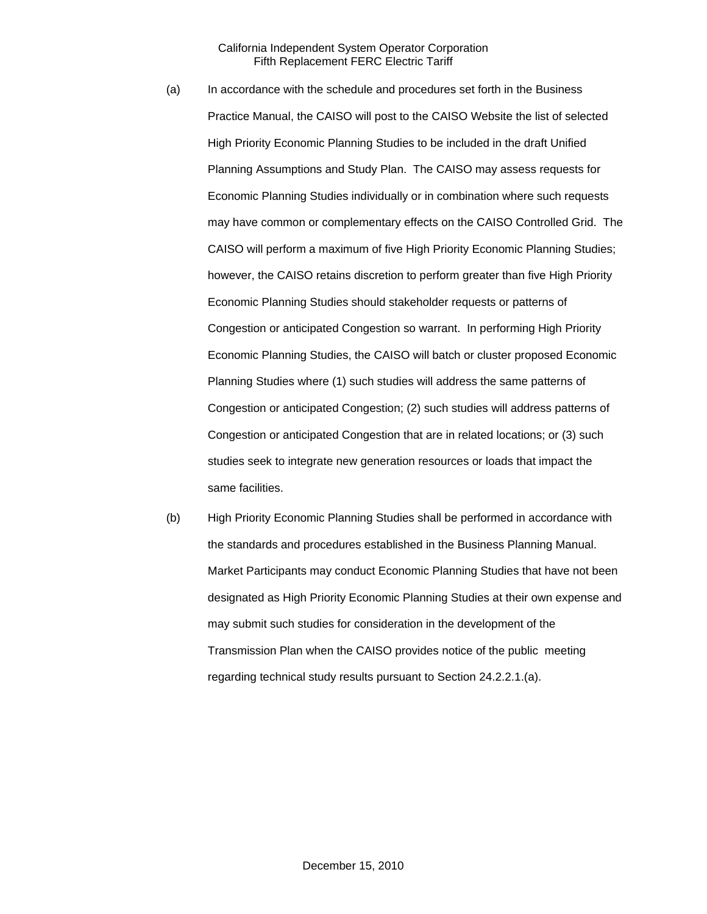(a) In accordance with the schedule and procedures set forth in the Business Practice Manual, the CAISO will post to the CAISO Website the list of selected High Priority Economic Planning Studies to be included in the draft Unified Planning Assumptions and Study Plan. The CAISO may assess requests for Economic Planning Studies individually or in combination where such requests may have common or complementary effects on the CAISO Controlled Grid. The CAISO will perform a maximum of five High Priority Economic Planning Studies; however, the CAISO retains discretion to perform greater than five High Priority Economic Planning Studies should stakeholder requests or patterns of Congestion or anticipated Congestion so warrant. In performing High Priority Economic Planning Studies, the CAISO will batch or cluster proposed Economic Planning Studies where (1) such studies will address the same patterns of Congestion or anticipated Congestion; (2) such studies will address patterns of Congestion or anticipated Congestion that are in related locations; or (3) such studies seek to integrate new generation resources or loads that impact the same facilities.

(b) High Priority Economic Planning Studies shall be performed in accordance with the standards and procedures established in the Business Planning Manual. Market Participants may conduct Economic Planning Studies that have not been designated as High Priority Economic Planning Studies at their own expense and may submit such studies for consideration in the development of the Transmission Plan when the CAISO provides notice of the public meeting regarding technical study results pursuant to Section 24.2.2.1.(a).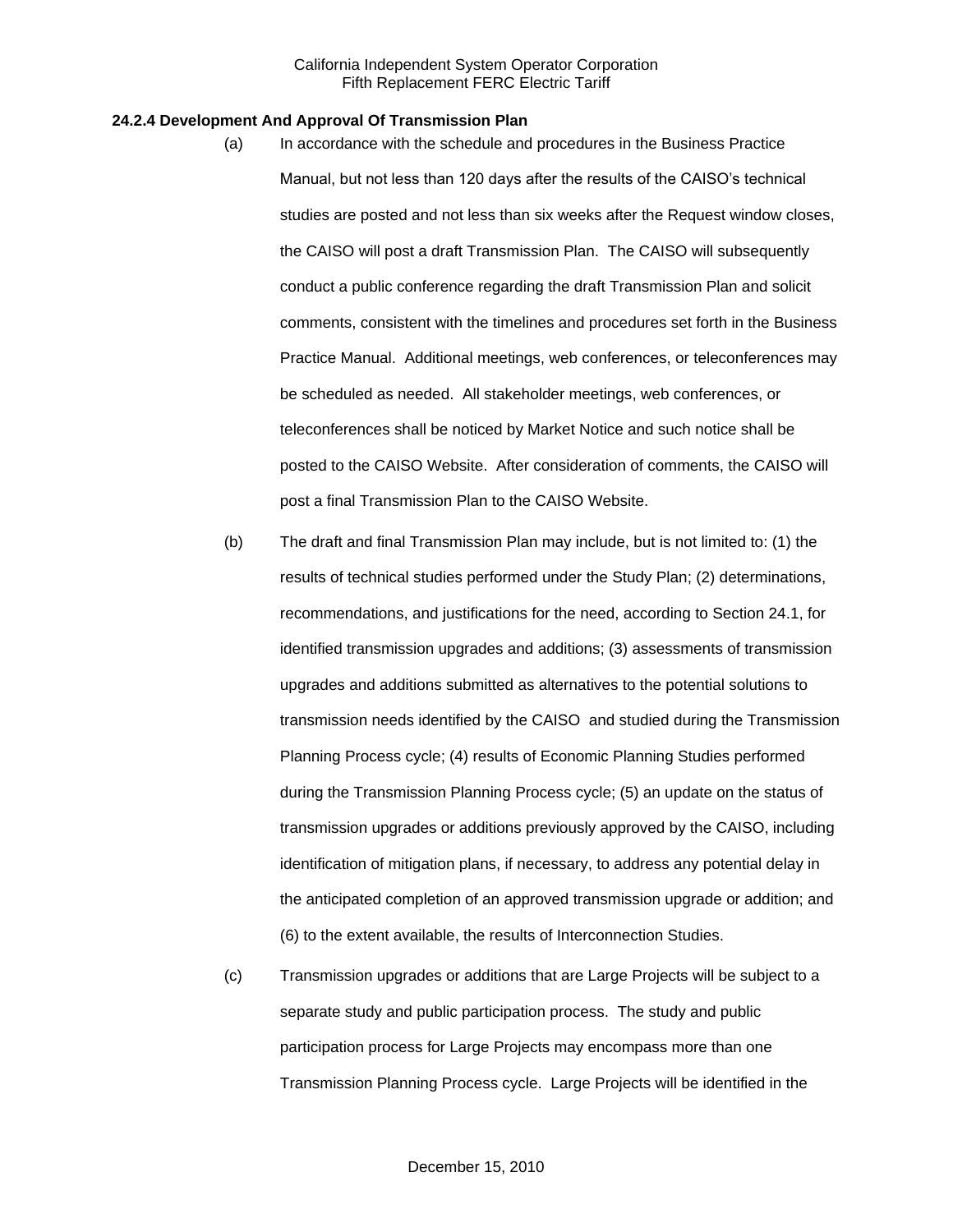**24.2.4 Development And Approval Of Transmission Plan**

(a) In accordance with the schedule and procedures in the Business Practice Manual, but not less than 120 days after the results of the CAISO's technical studies are posted and not less than six weeks after the Request window closes, the CAISO will post a draft Transmission Plan. The CAISO will subsequently conduct a public conference regarding the draft Transmission Plan and solicit comments, consistent with the timelines and procedures set forth in the Business Practice Manual. Additional meetings, web conferences, or teleconferences may be scheduled as needed. All stakeholder meetings, web conferences, or teleconferences shall be noticed by Market Notice and such notice shall be posted to the CAISO Website. After consideration of comments, the CAISO will post a final Transmission Plan to the CAISO Website.

(b) The draft and final Transmission Plan may include, but is not limited to: (1) the results of technical studies performed under the Study Plan; (2) determinations, recommendations, and justifications for the need, according to Section 24.1, for identified transmission upgrades and additions; (3) assessments of transmission upgrades and additions submitted as alternatives to the potential solutions to transmission needs identified by the CAISO and studied during the Transmission Planning Process cycle; (4) results of Economic Planning Studies performed during the Transmission Planning Process cycle; (5) an update on the status of transmission upgrades or additions previously approved by the CAISO, including identification of mitigation plans, if necessary, to address any potential delay in the anticipated completion of an approved transmission upgrade or addition; and (6) to the extent available, the results of Interconnection Studies.

(c) Transmission upgrades or additions that are Large Projects will be subject to a separate study and public participation process. The study and public participation process for Large Projects may encompass more than one Transmission Planning Process cycle. Large Projects will be identified in the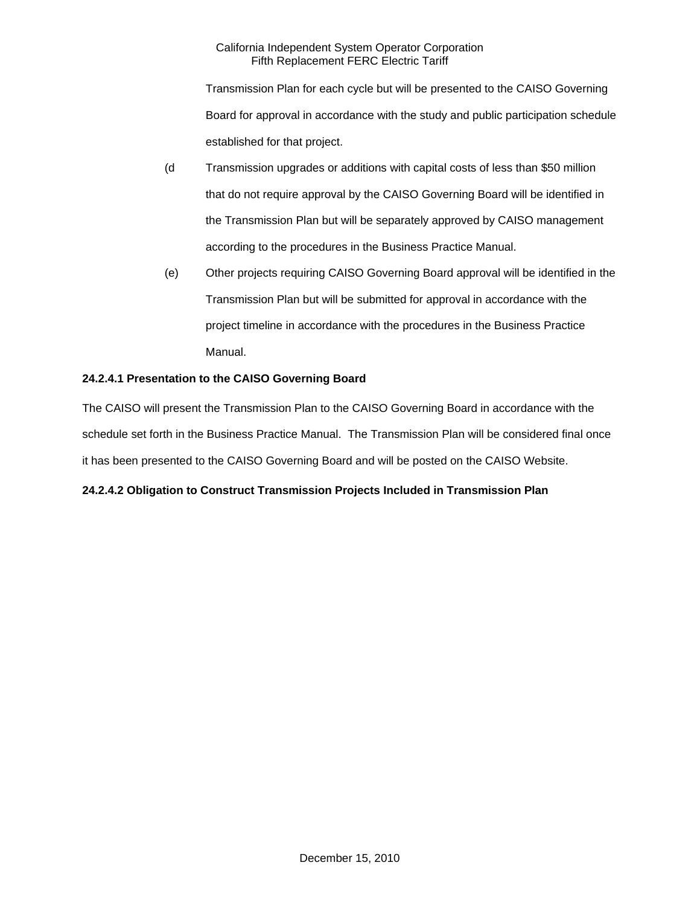Transmission Plan for each cycle but will be presented to the CAISO Governing Board for approval in accordance with the study and public participation schedule established for that project.

(d Transmission upgrades or additions with capital costs of less than $50 million that do not require approval by the CAISO Governing Board will be identified in the Transmission Plan but will be separately approved by CAISO management according to the procedures in the Business Practice Manual.

(e) Other projects requiring CAISO Governing Board approval will be identified in the Transmission Plan but will be submitted for approval in accordance with the project timeline in accordance with the procedures in the Business Practice Manual.

**24.2.4.1 Presentation to the CAISO Governing Board**

The CAISO will present the Transmission Plan to the CAISO Governing Board in accordance with the schedule set forth in the Business Practice Manual. The Transmission Plan will be considered final once it has been presented to the CAISO Governing Board and will be posted on the CAISO Website.

**24.2.4.2 Obligation to Construct Transmission Projects Included in Transmission Plan**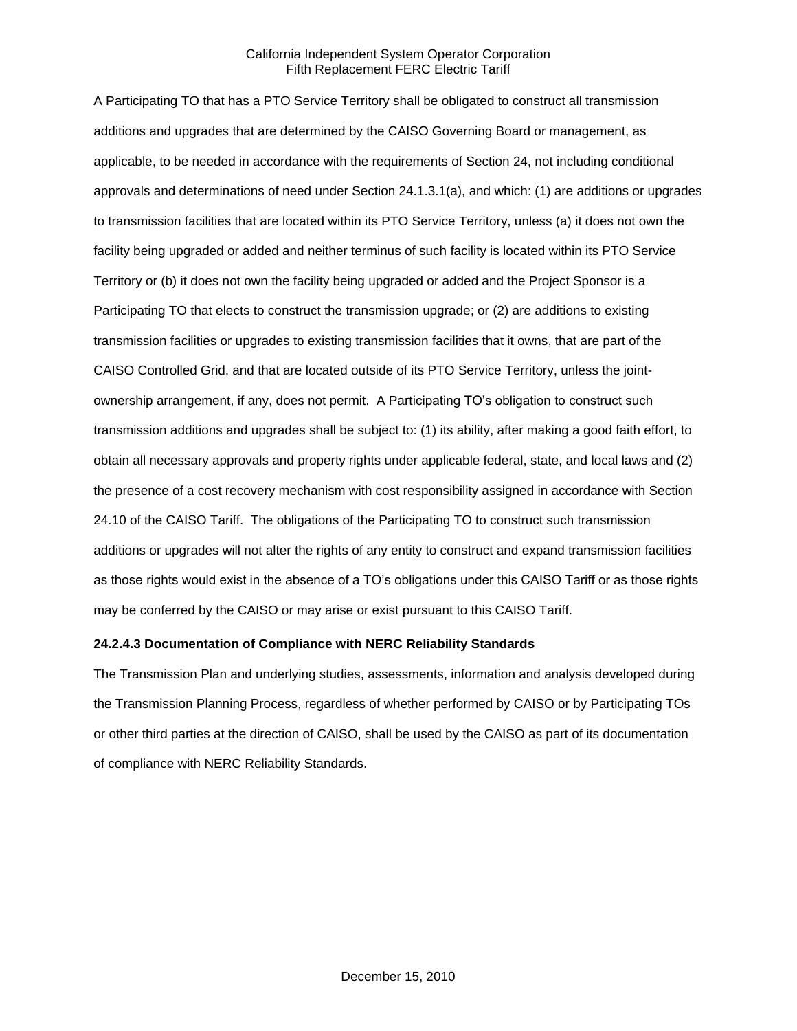A Participating TO that has a PTO Service Territory shall be obligated to construct all transmission additions and upgrades that are determined by the CAISO Governing Board or management, as applicable, to be needed in accordance with the requirements of Section 24, not including conditional approvals and determinations of need under Section 24.1.3.1(a), and which: (1) are additions or upgrades to transmission facilities that are located within its PTO Service Territory, unless (a) it does not own the facility being upgraded or added and neither terminus of such facility is located within its PTO Service Territory or (b) it does not own the facility being upgraded or added and the Project Sponsor is a Participating TO that elects to construct the transmission upgrade; or (2) are additions to existing transmission facilities or upgrades to existing transmission facilities that it owns, that are part of the CAISO Controlled Grid, and that are located outside of its PTO Service Territory, unless the joint-ownership arrangement, if any, does not permit. A Participating TO's obligation to construct such transmission additions and upgrades shall be subject to: (1) its ability, after making a good faith effort, to obtain all necessary approvals and property rights under applicable federal, state, and local laws and (2) the presence of a cost recovery mechanism with cost responsibility assigned in accordance with Section 24.10 of the CAISO Tariff. The obligations of the Participating TO to construct such transmission additions or upgrades will not alter the rights of any entity to construct and expand transmission facilities as those rights would exist in the absence of a TO's obligations under this CAISO Tariff or as those rights may be conferred by the CAISO or may arise or exist pursuant to this CAISO Tariff.

**24.2.4.3 Documentation of Compliance with NERC Reliability Standards**

The Transmission Plan and underlying studies, assessments, information and analysis developed during the Transmission Planning Process, regardless of whether performed by CAISO or by Participating TOs or other third parties at the direction of CAISO, shall be used by the CAISO as part of its documentation of compliance with NERC Reliability Standards.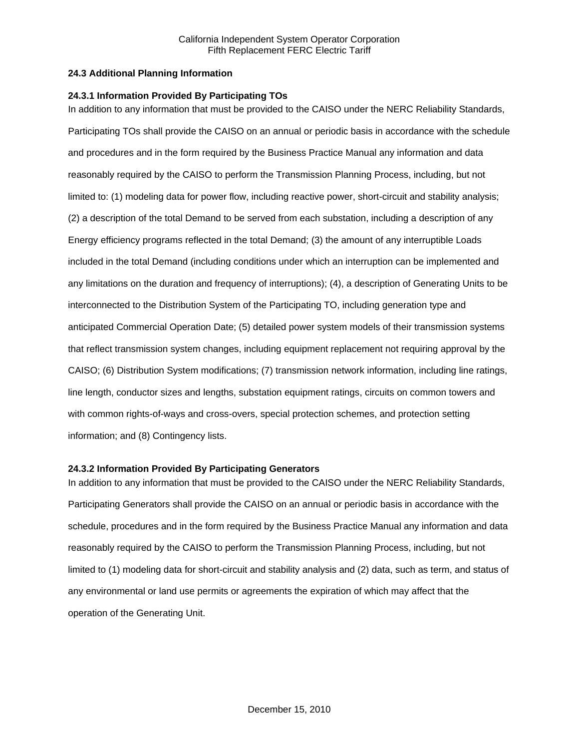### 24.3 Additional Planning Information

#### 24.3.1 Information Provided By Participating TOs

In addition to any information that must be provided to the CAISO under the NERC Reliability Standards, Participating TOs shall provide the CAISO on an annual or periodic basis in accordance with the schedule and procedures and in the form required by the Business Practice Manual any information and data reasonably required by the CAISO to perform the Transmission Planning Process, including, but not limited to: (1) modeling data for power flow, including reactive power, short-circuit and stability analysis; (2) a description of the total Demand to be served from each substation, including a description of any Energy efficiency programs reflected in the total Demand; (3) the amount of any interruptible Loads included in the total Demand (including conditions under which an interruption can be implemented and any limitations on the duration and frequency of interruptions); (4), a description of Generating Units to be interconnected to the Distribution System of the Participating TO, including generation type and anticipated Commercial Operation Date; (5) detailed power system models of their transmission systems that reflect transmission system changes, including equipment replacement not requiring approval by the CAISO; (6) Distribution System modifications; (7) transmission network information, including line ratings, line length, conductor sizes and lengths, substation equipment ratings, circuits on common towers and with common rights-of-ways and cross-overs, special protection schemes, and protection setting information; and (8) Contingency lists.

#### 24.3.2 Information Provided By Participating Generators

In addition to any information that must be provided to the CAISO under the NERC Reliability Standards, Participating Generators shall provide the CAISO on an annual or periodic basis in accordance with the schedule, procedures and in the form required by the Business Practice Manual any information and data reasonably required by the CAISO to perform the Transmission Planning Process, including, but not limited to (1) modeling data for short-circuit and stability analysis and (2) data, such as term, and status of any environmental or land use permits or agreements the expiration of which may affect that the operation of the Generating Unit.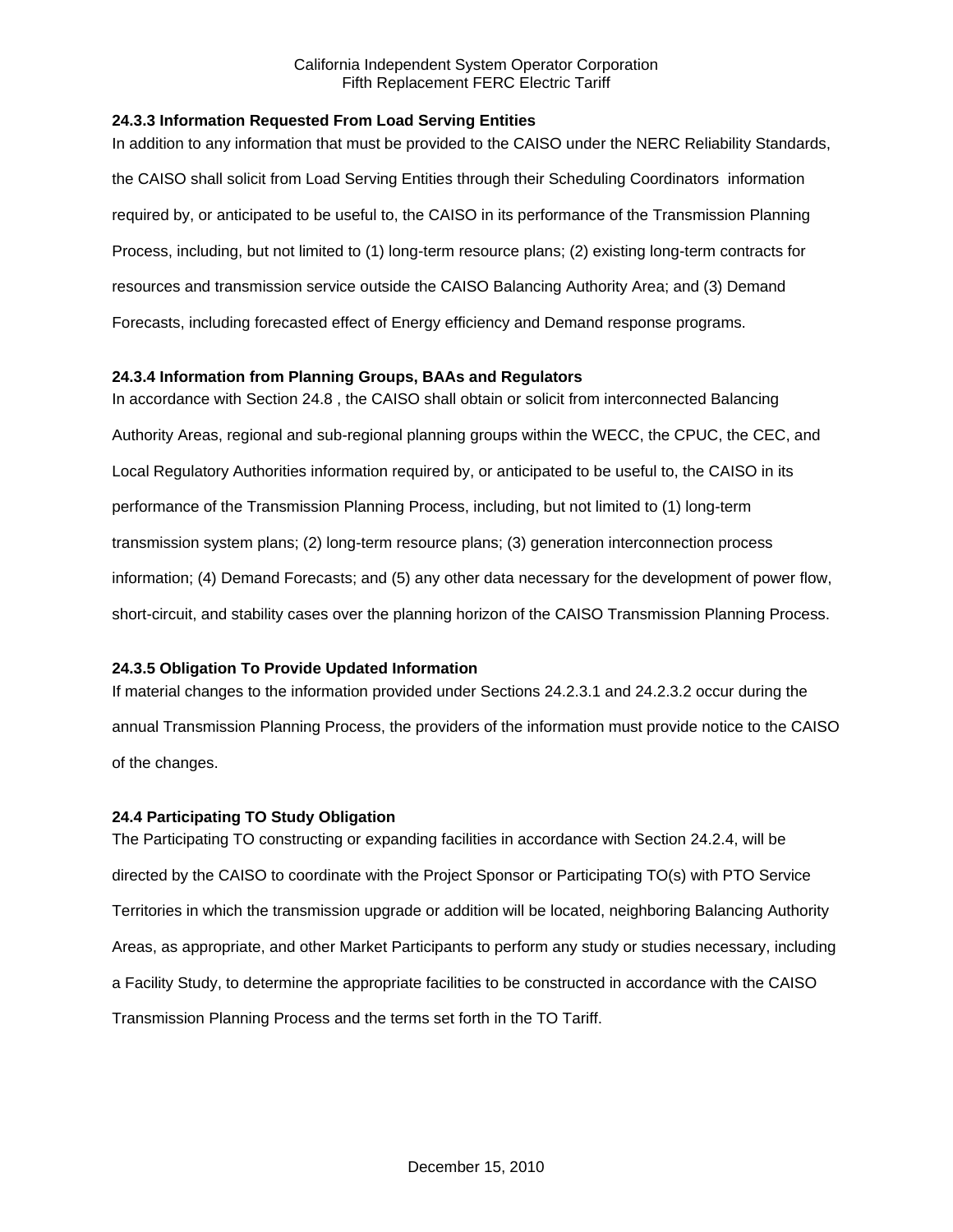### 24.3.3 Information Requested From Load Serving Entities

In addition to any information that must be provided to the CAISO under the NERC Reliability Standards, the CAISO shall solicit from Load Serving Entities through their Scheduling Coordinators information required by, or anticipated to be useful to, the CAISO in its performance of the Transmission Planning Process, including, but not limited to (1) long-term resource plans; (2) existing long-term contracts for resources and transmission service outside the CAISO Balancing Authority Area; and (3) Demand Forecasts, including forecasted effect of Energy efficiency and Demand response programs.

### 24.3.4 Information from Planning Groups, BAAs and Regulators

In accordance with Section 24.8 , the CAISO shall obtain or solicit from interconnected Balancing Authority Areas, regional and sub-regional planning groups within the WECC, the CPUC, the CEC, and Local Regulatory Authorities information required by, or anticipated to be useful to, the CAISO in its performance of the Transmission Planning Process, including, but not limited to (1) long-term transmission system plans; (2) long-term resource plans; (3) generation interconnection process information; (4) Demand Forecasts; and (5) any other data necessary for the development of power flow, short-circuit, and stability cases over the planning horizon of the CAISO Transmission Planning Process.

### 24.3.5 Obligation To Provide Updated Information

If material changes to the information provided under Sections 24.2.3.1 and 24.2.3.2 occur during the annual Transmission Planning Process, the providers of the information must provide notice to the CAISO of the changes.

## 24.4 Participating TO Study Obligation

The Participating TO constructing or expanding facilities in accordance with Section 24.2.4, will be directed by the CAISO to coordinate with the Project Sponsor or Participating TO(s) with PTO Service Territories in which the transmission upgrade or addition will be located, neighboring Balancing Authority Areas, as appropriate, and other Market Participants to perform any study or studies necessary, including a Facility Study, to determine the appropriate facilities to be constructed in accordance with the CAISO Transmission Planning Process and the terms set forth in the TO Tariff.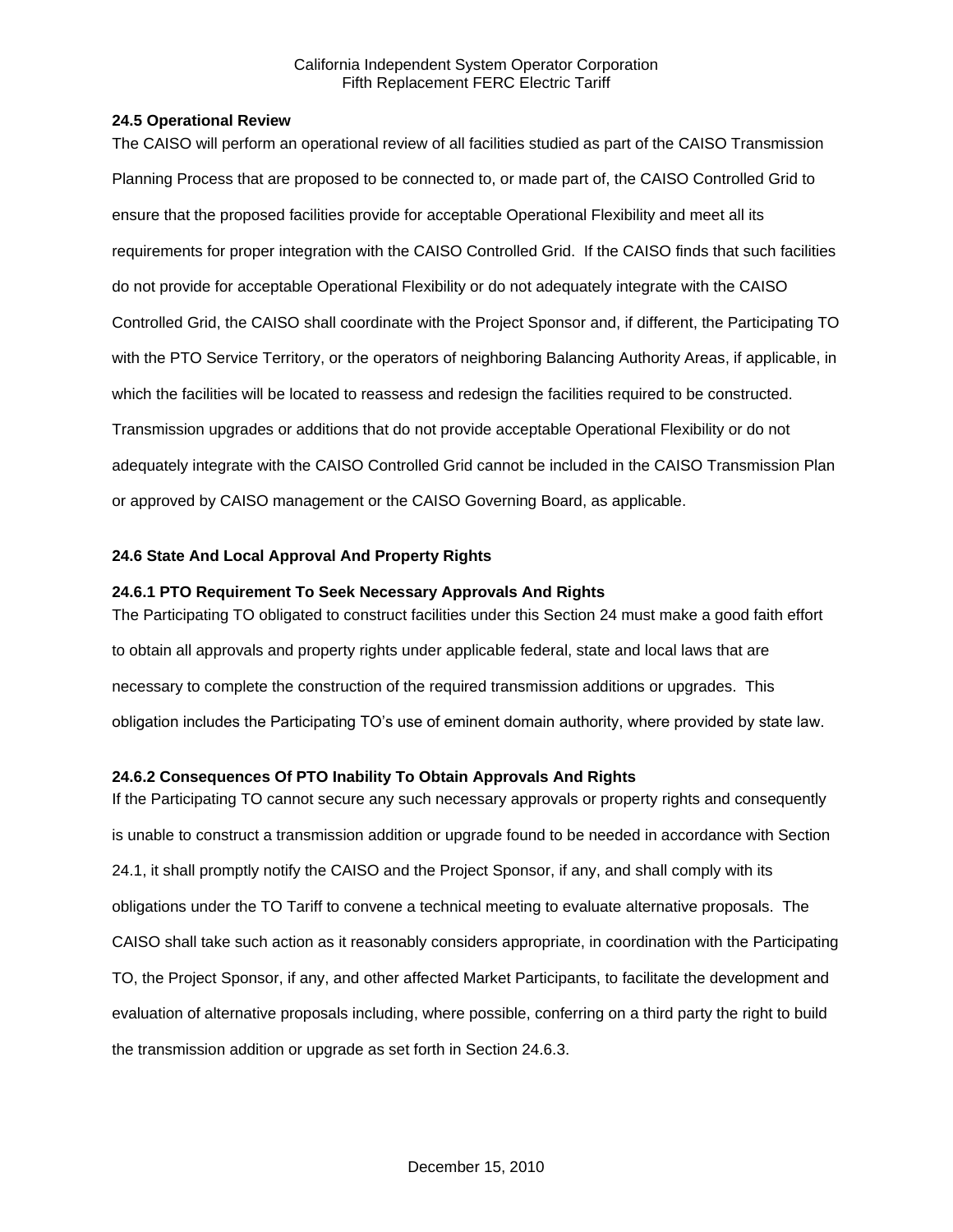### 24.5 Operational Review

The CAISO will perform an operational review of all facilities studied as part of the CAISO Transmission Planning Process that are proposed to be connected to, or made part of, the CAISO Controlled Grid to ensure that the proposed facilities provide for acceptable Operational Flexibility and meet all its requirements for proper integration with the CAISO Controlled Grid. If the CAISO finds that such facilities do not provide for acceptable Operational Flexibility or do not adequately integrate with the CAISO Controlled Grid, the CAISO shall coordinate with the Project Sponsor and, if different, the Participating TO with the PTO Service Territory, or the operators of neighboring Balancing Authority Areas, if applicable, in which the facilities will be located to reassess and redesign the facilities required to be constructed. Transmission upgrades or additions that do not provide acceptable Operational Flexibility or do not adequately integrate with the CAISO Controlled Grid cannot be included in the CAISO Transmission Plan or approved by CAISO management or the CAISO Governing Board, as applicable.

### 24.6 State And Local Approval And Property Rights

#### 24.6.1 PTO Requirement To Seek Necessary Approvals And Rights

The Participating TO obligated to construct facilities under this Section 24 must make a good faith effort to obtain all approvals and property rights under applicable federal, state and local laws that are necessary to complete the construction of the required transmission additions or upgrades. This obligation includes the Participating TO's use of eminent domain authority, where provided by state law.

#### 24.6.2 Consequences Of PTO Inability To Obtain Approvals And Rights

If the Participating TO cannot secure any such necessary approvals or property rights and consequently is unable to construct a transmission addition or upgrade found to be needed in accordance with Section 24.1, it shall promptly notify the CAISO and the Project Sponsor, if any, and shall comply with its obligations under the TO Tariff to convene a technical meeting to evaluate alternative proposals. The CAISO shall take such action as it reasonably considers appropriate, in coordination with the Participating TO, the Project Sponsor, if any, and other affected Market Participants, to facilitate the development and evaluation of alternative proposals including, where possible, conferring on a third party the right to build the transmission addition or upgrade as set forth in Section 24.6.3.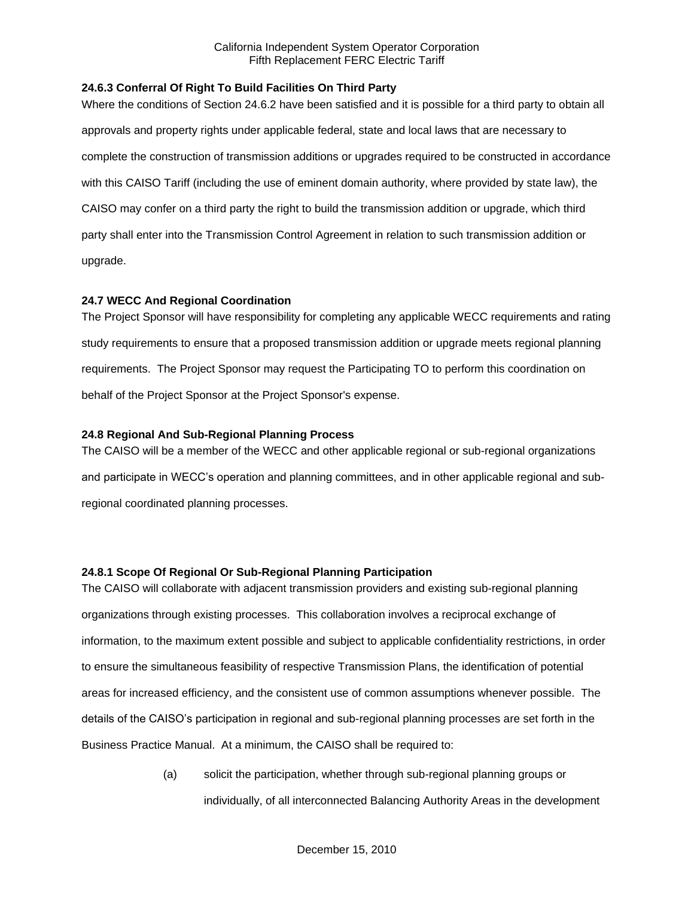### 24.6.3 Conferral Of Right To Build Facilities On Third Party

Where the conditions of Section 24.6.2 have been satisfied and it is possible for a third party to obtain all approvals and property rights under applicable federal, state and local laws that are necessary to complete the construction of transmission additions or upgrades required to be constructed in accordance with this CAISO Tariff (including the use of eminent domain authority, where provided by state law), the CAISO may confer on a third party the right to build the transmission addition or upgrade, which third party shall enter into the Transmission Control Agreement in relation to such transmission addition or upgrade.

### 24.7 WECC And Regional Coordination

The Project Sponsor will have responsibility for completing any applicable WECC requirements and rating study requirements to ensure that a proposed transmission addition or upgrade meets regional planning requirements. The Project Sponsor may request the Participating TO to perform this coordination on behalf of the Project Sponsor at the Project Sponsor's expense.

### 24.8 Regional And Sub-Regional Planning Process

The CAISO will be a member of the WECC and other applicable regional or sub-regional organizations and participate in WECC's operation and planning committees, and in other applicable regional and sub-regional coordinated planning processes.

### 24.8.1 Scope Of Regional Or Sub-Regional Planning Participation

The CAISO will collaborate with adjacent transmission providers and existing sub-regional planning organizations through existing processes. This collaboration involves a reciprocal exchange of information, to the maximum extent possible and subject to applicable confidentiality restrictions, in order to ensure the simultaneous feasibility of respective Transmission Plans, the identification of potential areas for increased efficiency, and the consistent use of common assumptions whenever possible. The details of the CAISO's participation in regional and sub-regional planning processes are set forth in the Business Practice Manual. At a minimum, the CAISO shall be required to:

(a) solicit the participation, whether through sub-regional planning groups or individually, of all interconnected Balancing Authority Areas in the development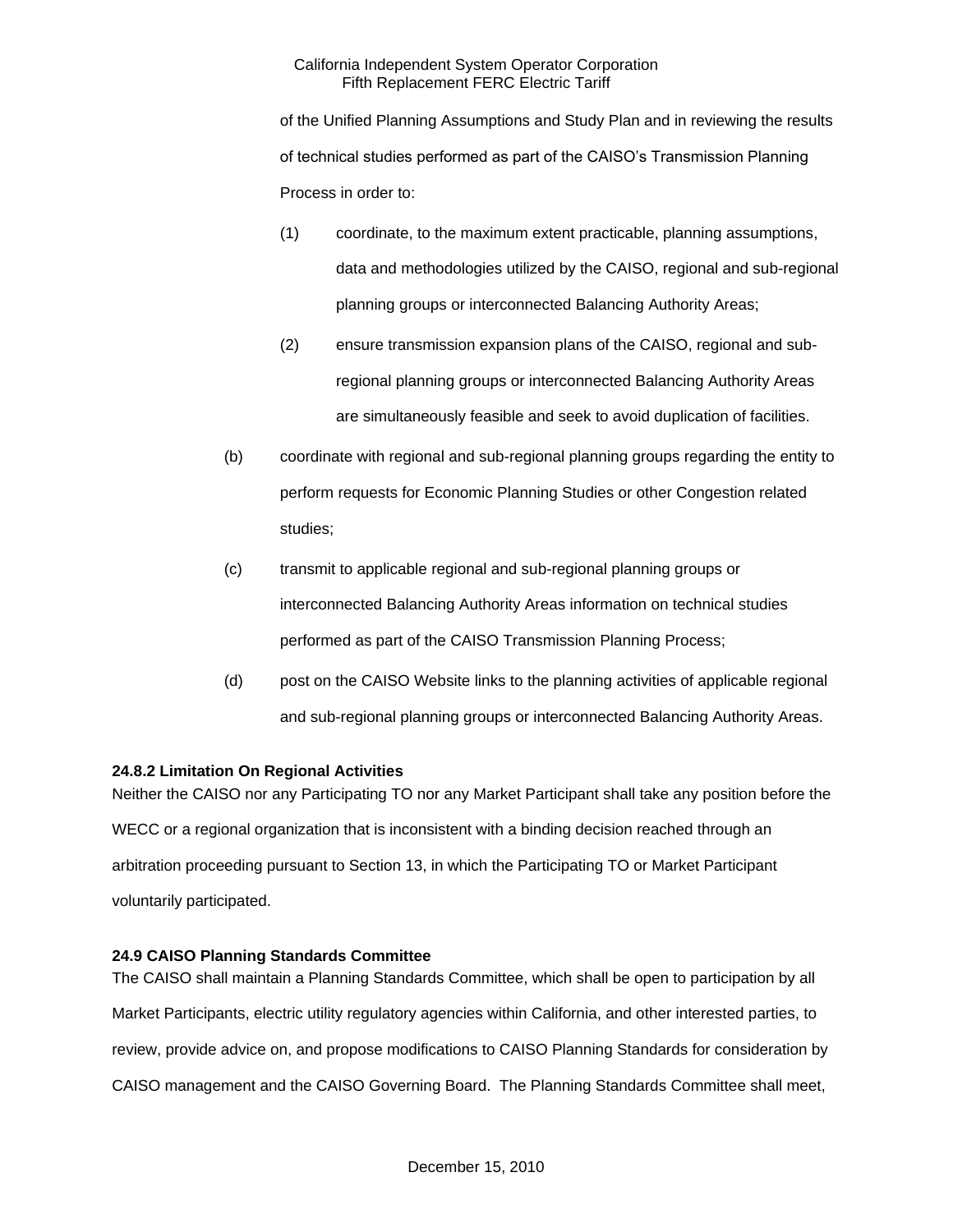of the Unified Planning Assumptions and Study Plan and in reviewing the results of technical studies performed as part of the CAISO's Transmission Planning Process in order to:

(1) coordinate, to the maximum extent practicable, planning assumptions, data and methodologies utilized by the CAISO, regional and sub-regional planning groups or interconnected Balancing Authority Areas;

(2) ensure transmission expansion plans of the CAISO, regional and sub-regional planning groups or interconnected Balancing Authority Areas are simultaneously feasible and seek to avoid duplication of facilities.

(b) coordinate with regional and sub-regional planning groups regarding the entity to perform requests for Economic Planning Studies or other Congestion related studies;

(c) transmit to applicable regional and sub-regional planning groups or interconnected Balancing Authority Areas information on technical studies performed as part of the CAISO Transmission Planning Process;

(d) post on the CAISO Website links to the planning activities of applicable regional and sub-regional planning groups or interconnected Balancing Authority Areas.

**24.8.2 Limitation On Regional Activities**

Neither the CAISO nor any Participating TO nor any Market Participant shall take any position before the WECC or a regional organization that is inconsistent with a binding decision reached through an arbitration proceeding pursuant to Section 13, in which the Participating TO or Market Participant voluntarily participated.

**24.9 CAISO Planning Standards Committee**

The CAISO shall maintain a Planning Standards Committee, which shall be open to participation by all Market Participants, electric utility regulatory agencies within California, and other interested parties, to review, provide advice on, and propose modifications to CAISO Planning Standards for consideration by CAISO management and the CAISO Governing Board. The Planning Standards Committee shall meet,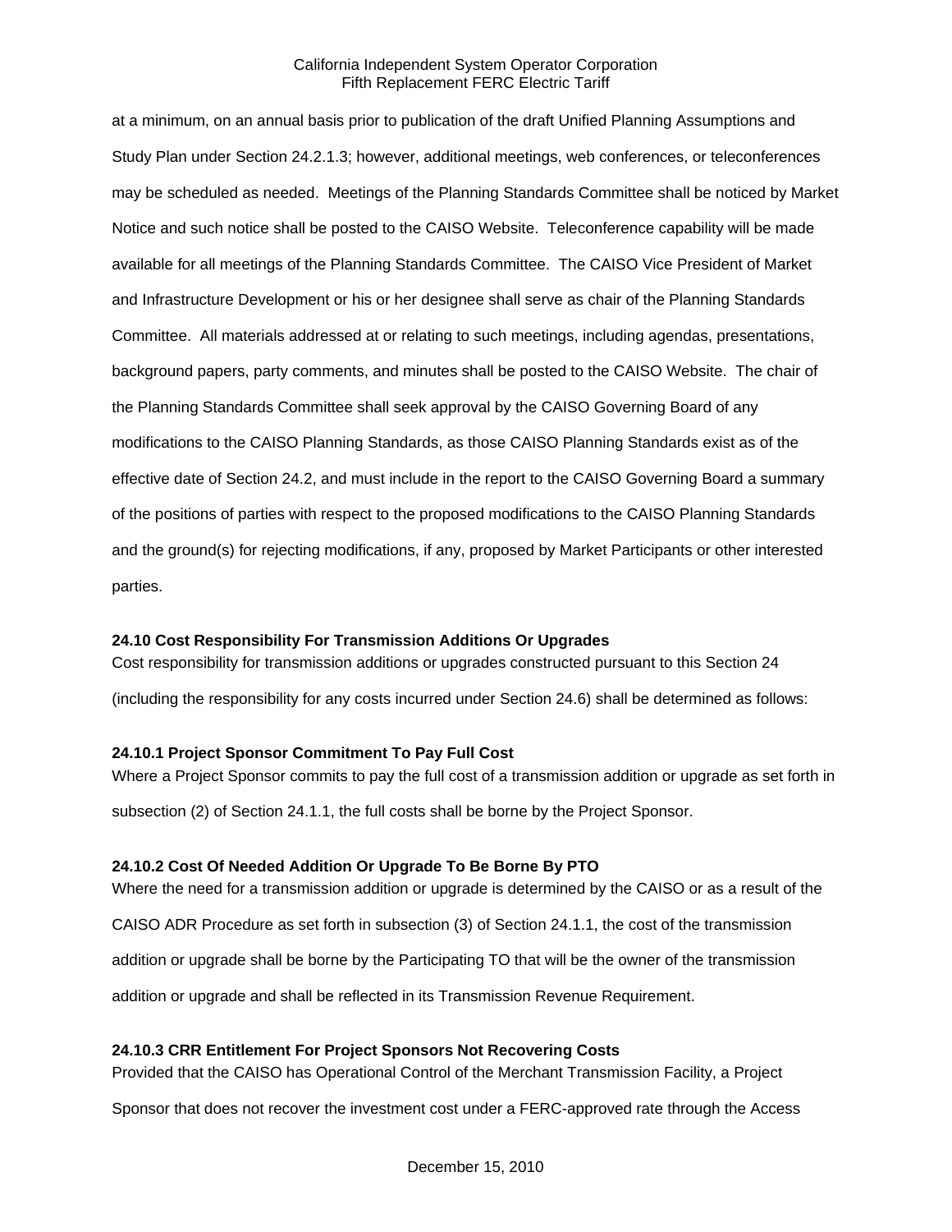at a minimum, on an annual basis prior to publication of the draft Unified Planning Assumptions and Study Plan under Section 24.2.1.3; however, additional meetings, web conferences, or teleconferences may be scheduled as needed. Meetings of the Planning Standards Committee shall be noticed by Market Notice and such notice shall be posted to the CAISO Website. Teleconference capability will be made available for all meetings of the Planning Standards Committee. The CAISO Vice President of Market and Infrastructure Development or his or her designee shall serve as chair of the Planning Standards Committee. All materials addressed at or relating to such meetings, including agendas, presentations, background papers, party comments, and minutes shall be posted to the CAISO Website. The chair of the Planning Standards Committee shall seek approval by the CAISO Governing Board of any modifications to the CAISO Planning Standards, as those CAISO Planning Standards exist as of the effective date of Section 24.2, and must include in the report to the CAISO Governing Board a summary of the positions of parties with respect to the proposed modifications to the CAISO Planning Standards and the ground(s) for rejecting modifications, if any, proposed by Market Participants or other interested parties.

### 24.10 Cost Responsibility For Transmission Additions Or Upgrades

Cost responsibility for transmission additions or upgrades constructed pursuant to this Section 24 (including the responsibility for any costs incurred under Section 24.6) shall be determined as follows:

#### 24.10.1 Project Sponsor Commitment To Pay Full Cost

Where a Project Sponsor commits to pay the full cost of a transmission addition or upgrade as set forth in subsection (2) of Section 24.1.1, the full costs shall be borne by the Project Sponsor.

#### 24.10.2 Cost Of Needed Addition Or Upgrade To Be Borne By PTO

Where the need for a transmission addition or upgrade is determined by the CAISO or as a result of the CAISO ADR Procedure as set forth in subsection (3) of Section 24.1.1, the cost of the transmission addition or upgrade shall be borne by the Participating TO that will be the owner of the transmission addition or upgrade and shall be reflected in its Transmission Revenue Requirement.

#### 24.10.3 CRR Entitlement For Project Sponsors Not Recovering Costs

Provided that the CAISO has Operational Control of the Merchant Transmission Facility, a Project Sponsor that does not recover the investment cost under a FERC-approved rate through the Access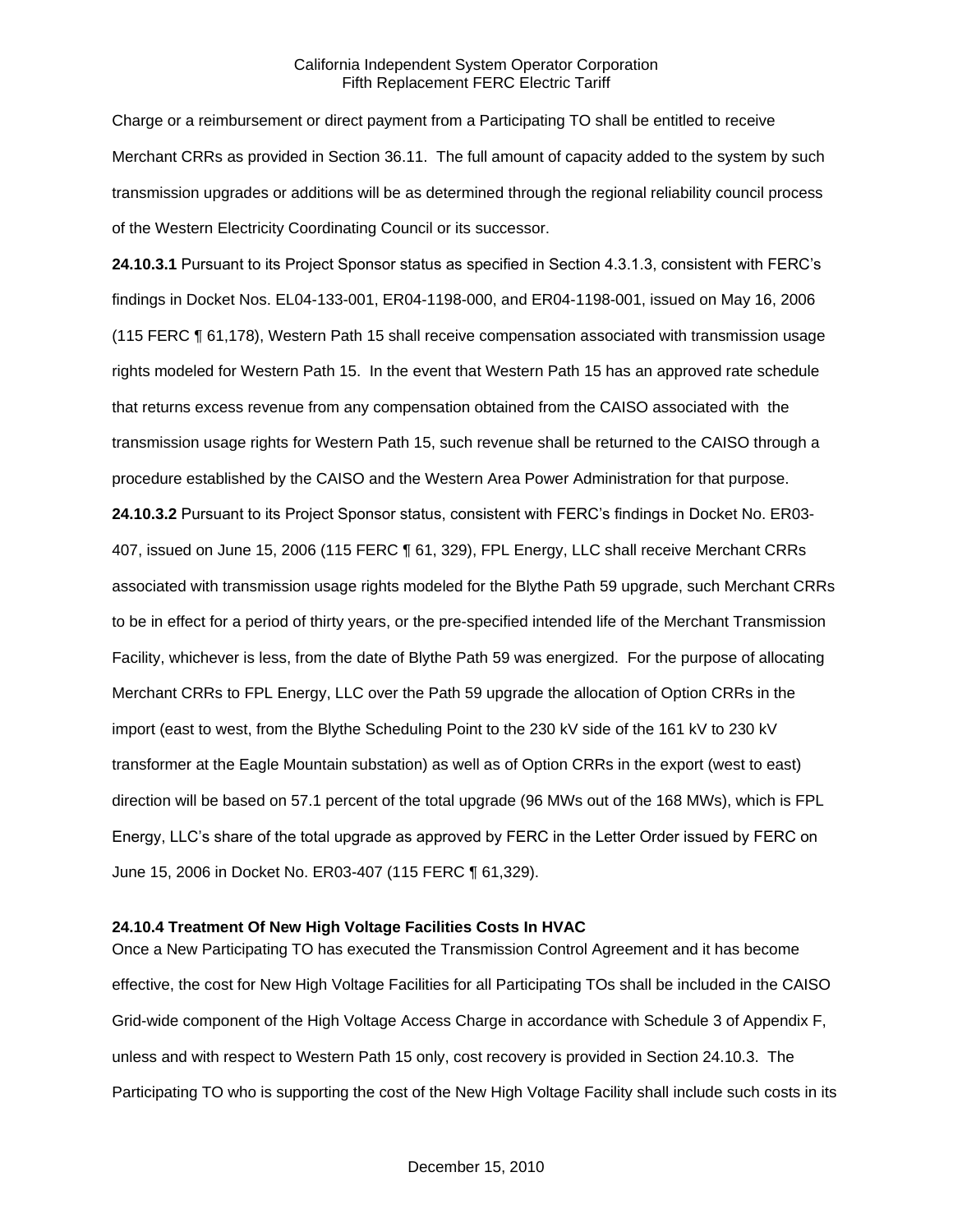Charge or a reimbursement or direct payment from a Participating TO shall be entitled to receive Merchant CRRs as provided in Section 36.11. The full amount of capacity added to the system by such transmission upgrades or additions will be as determined through the regional reliability council process of the Western Electricity Coordinating Council or its successor.

**24.10.3.1** Pursuant to its Project Sponsor status as specified in Section 4.3.1.3, consistent with FERC's findings in Docket Nos. EL04-133-001, ER04-1198-000, and ER04-1198-001, issued on May 16, 2006 (115 FERC ¶ 61,178), Western Path 15 shall receive compensation associated with transmission usage rights modeled for Western Path 15. In the event that Western Path 15 has an approved rate schedule that returns excess revenue from any compensation obtained from the CAISO associated with the transmission usage rights for Western Path 15, such revenue shall be returned to the CAISO through a procedure established by the CAISO and the Western Area Power Administration for that purpose.

**24.10.3.2** Pursuant to its Project Sponsor status, consistent with FERC's findings in Docket No. ER03-407, issued on June 15, 2006 (115 FERC ¶ 61, 329), FPL Energy, LLC shall receive Merchant CRRs associated with transmission usage rights modeled for the Blythe Path 59 upgrade, such Merchant CRRs to be in effect for a period of thirty years, or the pre-specified intended life of the Merchant Transmission Facility, whichever is less, from the date of Blythe Path 59 was energized. For the purpose of allocating Merchant CRRs to FPL Energy, LLC over the Path 59 upgrade the allocation of Option CRRs in the import (east to west, from the Blythe Scheduling Point to the 230 kV side of the 161 kV to 230 kV transformer at the Eagle Mountain substation) as well as of Option CRRs in the export (west to east) direction will be based on 57.1 percent of the total upgrade (96 MWs out of the 168 MWs), which is FPL Energy, LLC's share of the total upgrade as approved by FERC in the Letter Order issued by FERC on June 15, 2006 in Docket No. ER03-407 (115 FERC ¶ 61,329).

**24.10.4 Treatment Of New High Voltage Facilities Costs In HVAC**

Once a New Participating TO has executed the Transmission Control Agreement and it has become effective, the cost for New High Voltage Facilities for all Participating TOs shall be included in the CAISO Grid-wide component of the High Voltage Access Charge in accordance with Schedule 3 of Appendix F, unless and with respect to Western Path 15 only, cost recovery is provided in Section 24.10.3. The Participating TO who is supporting the cost of the New High Voltage Facility shall include such costs in its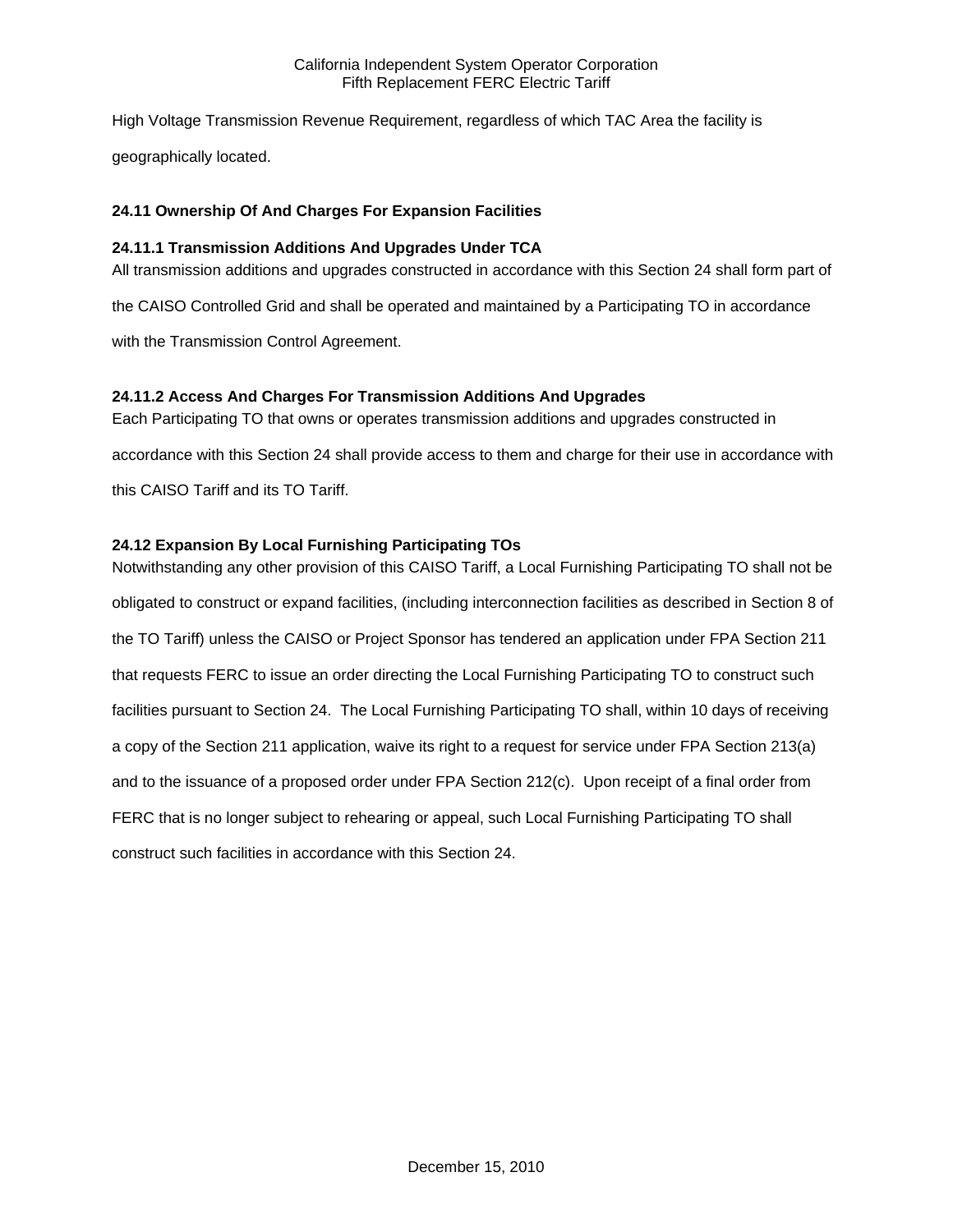High Voltage Transmission Revenue Requirement, regardless of which TAC Area the facility is geographically located.

### 24.11 Ownership Of And Charges For Expansion Facilities

#### 24.11.1 Transmission Additions And Upgrades Under TCA

All transmission additions and upgrades constructed in accordance with this Section 24 shall form part of the CAISO Controlled Grid and shall be operated and maintained by a Participating TO in accordance with the Transmission Control Agreement.

#### 24.11.2 Access And Charges For Transmission Additions And Upgrades

Each Participating TO that owns or operates transmission additions and upgrades constructed in accordance with this Section 24 shall provide access to them and charge for their use in accordance with this CAISO Tariff and its TO Tariff.

### 24.12 Expansion By Local Furnishing Participating TOs

Notwithstanding any other provision of this CAISO Tariff, a Local Furnishing Participating TO shall not be obligated to construct or expand facilities, (including interconnection facilities as described in Section 8 of the TO Tariff) unless the CAISO or Project Sponsor has tendered an application under FPA Section 211 that requests FERC to issue an order directing the Local Furnishing Participating TO to construct such facilities pursuant to Section 24. The Local Furnishing Participating TO shall, within 10 days of receiving a copy of the Section 211 application, waive its right to a request for service under FPA Section 213(a) and to the issuance of a proposed order under FPA Section 212(c). Upon receipt of a final order from FERC that is no longer subject to rehearing or appeal, such Local Furnishing Participating TO shall construct such facilities in accordance with this Section 24.